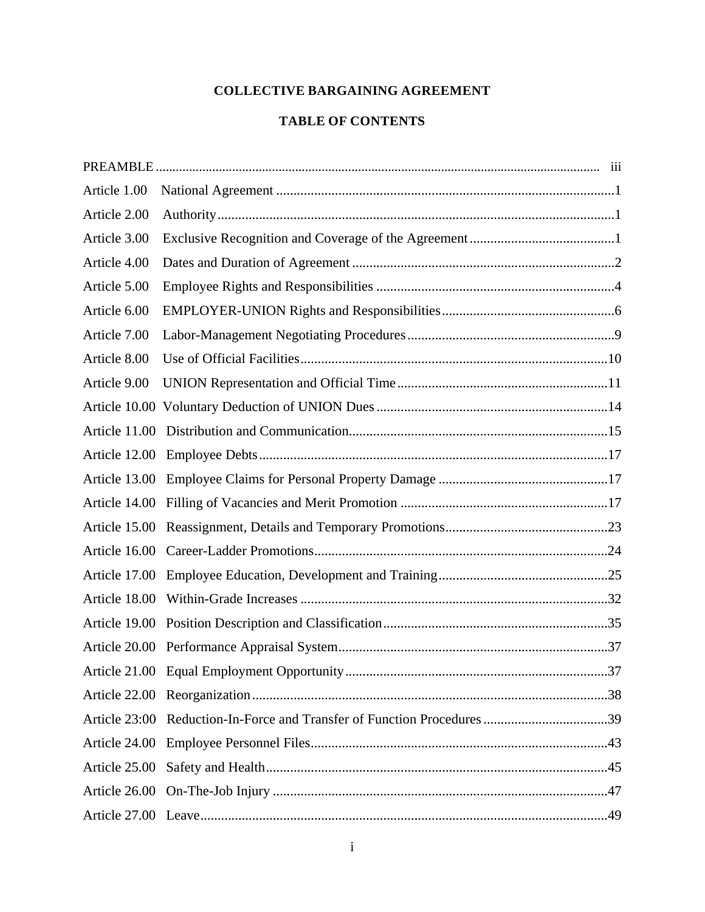# COLLECTIVE BARGAINING AGREEMENT

## TABLE OF CONTENTS

PREAMBLE ........................................................................ iii

Article 1.00 National Agreement ........................................................................ 1

Article 2.00 Authority ........................................................................ 1

Article 3.00 Exclusive Recognition and Coverage of the Agreement ........................................................................ 1

Article 4.00 Dates and Duration of Agreement ........................................................................ 2

Article 5.00 Employee Rights and Responsibilities ........................................................................ 4

Article 6.00 EMPLOYER-UNION Rights and Responsibilities ........................................................................ 6

Article 7.00 Labor-Management Negotiating Procedures ........................................................................ 9

Article 8.00 Use of Official Facilities ........................................................................ 10

Article 9.00 UNION Representation and Official Time ........................................................................ 11

Article 10.00 Voluntary Deduction of UNION Dues ........................................................................ 14

Article 11.00 Distribution and Communication ........................................................................ 15

Article 12.00 Employee Debts ........................................................................ 17

Article 13.00 Employee Claims for Personal Property Damage ........................................................................ 17

Article 14.00 Filling of Vacancies and Merit Promotion ........................................................................ 17

Article 15.00 Reassignment, Details and Temporary Promotions ........................................................................ 23

Article 16.00 Career-Ladder Promotions ........................................................................ 24

Article 17.00 Employee Education, Development and Training ........................................................................ 25

Article 18.00 Within-Grade Increases ........................................................................ 32

Article 19.00 Position Description and Classification ........................................................................ 35

Article 20.00 Performance Appraisal System ........................................................................ 37

Article 21.00 Equal Employment Opportunity ........................................................................ 37

Article 22.00 Reorganization ........................................................................ 38

Article 23:00 Reduction-In-Force and Transfer of Function Procedures ........................................................................ 39

Article 24.00 Employee Personnel Files ........................................................................ 43

Article 25.00 Safety and Health ........................................................................ 45

Article 26.00 On-The-Job Injury ........................................................................ 47

Article 27.00 Leave ........................................................................ 49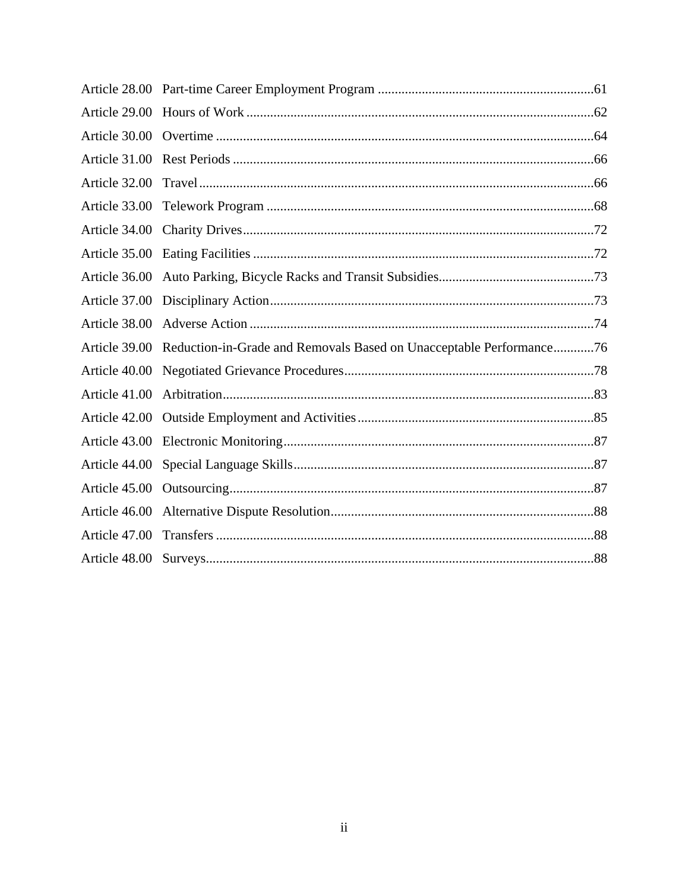| | | |
|---|---|---|
| Article 28.00 | Part-time Career Employment Program | 61 |
| Article 29.00 | Hours of Work | 62 |
| Article 30.00 | Overtime | 64 |
| Article 31.00 | Rest Periods | 66 |
| Article 32.00 | Travel | 66 |
| Article 33.00 | Telework Program | 68 |
| Article 34.00 | Charity Drives | 72 |
| Article 35.00 | Eating Facilities | 72 |
| Article 36.00 | Auto Parking, Bicycle Racks and Transit Subsidies | 73 |
| Article 37.00 | Disciplinary Action | 73 |
| Article 38.00 | Adverse Action | 74 |
| Article 39.00 | Reduction-in-Grade and Removals Based on Unacceptable Performance | 76 |
| Article 40.00 | Negotiated Grievance Procedures | 78 |
| Article 41.00 | Arbitration | 83 |
| Article 42.00 | Outside Employment and Activities | 85 |
| Article 43.00 | Electronic Monitoring | 87 |
| Article 44.00 | Special Language Skills | 87 |
| Article 45.00 | Outsourcing | 87 |
| Article 46.00 | Alternative Dispute Resolution | 88 |
| Article 47.00 | Transfers | 88 |
| Article 48.00 | Surveys | 88 |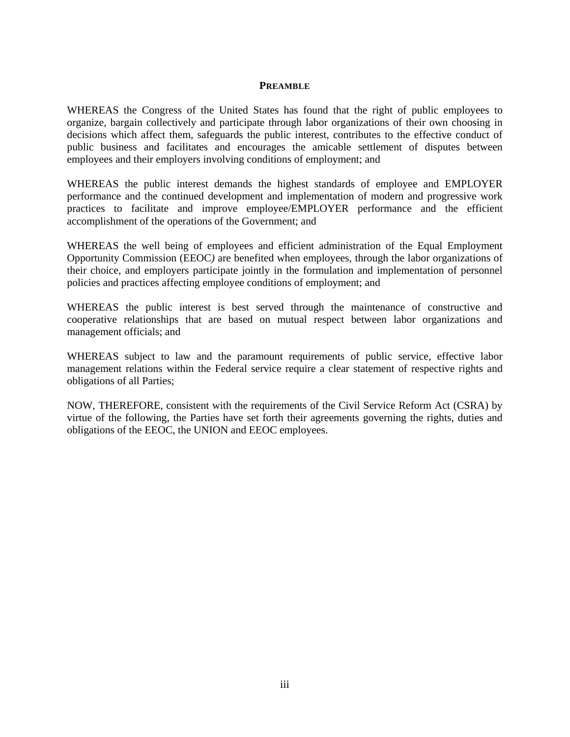## PREAMBLE

WHEREAS the Congress of the United States has found that the right of public employees to organize, bargain collectively and participate through labor organizations of their own choosing in decisions which affect them, safeguards the public interest, contributes to the effective conduct of public business and facilitates and encourages the amicable settlement of disputes between employees and their employers involving conditions of employment; and

WHEREAS the public interest demands the highest standards of employee and EMPLOYER performance and the continued development and implementation of modern and progressive work practices to facilitate and improve employee/EMPLOYER performance and the efficient accomplishment of the operations of the Government; and

WHEREAS the well being of employees and efficient administration of the Equal Employment Opportunity Commission (EEOC) are benefited when employees, through the labor organizations of their choice, and employers participate jointly in the formulation and implementation of personnel policies and practices affecting employee conditions of employment; and

WHEREAS the public interest is best served through the maintenance of constructive and cooperative relationships that are based on mutual respect between labor organizations and management officials; and

WHEREAS subject to law and the paramount requirements of public service, effective labor management relations within the Federal service require a clear statement of respective rights and obligations of all Parties;

NOW, THEREFORE, consistent with the requirements of the Civil Service Reform Act (CSRA) by virtue of the following, the Parties have set forth their agreements governing the rights, duties and obligations of the EEOC, the UNION and EEOC employees.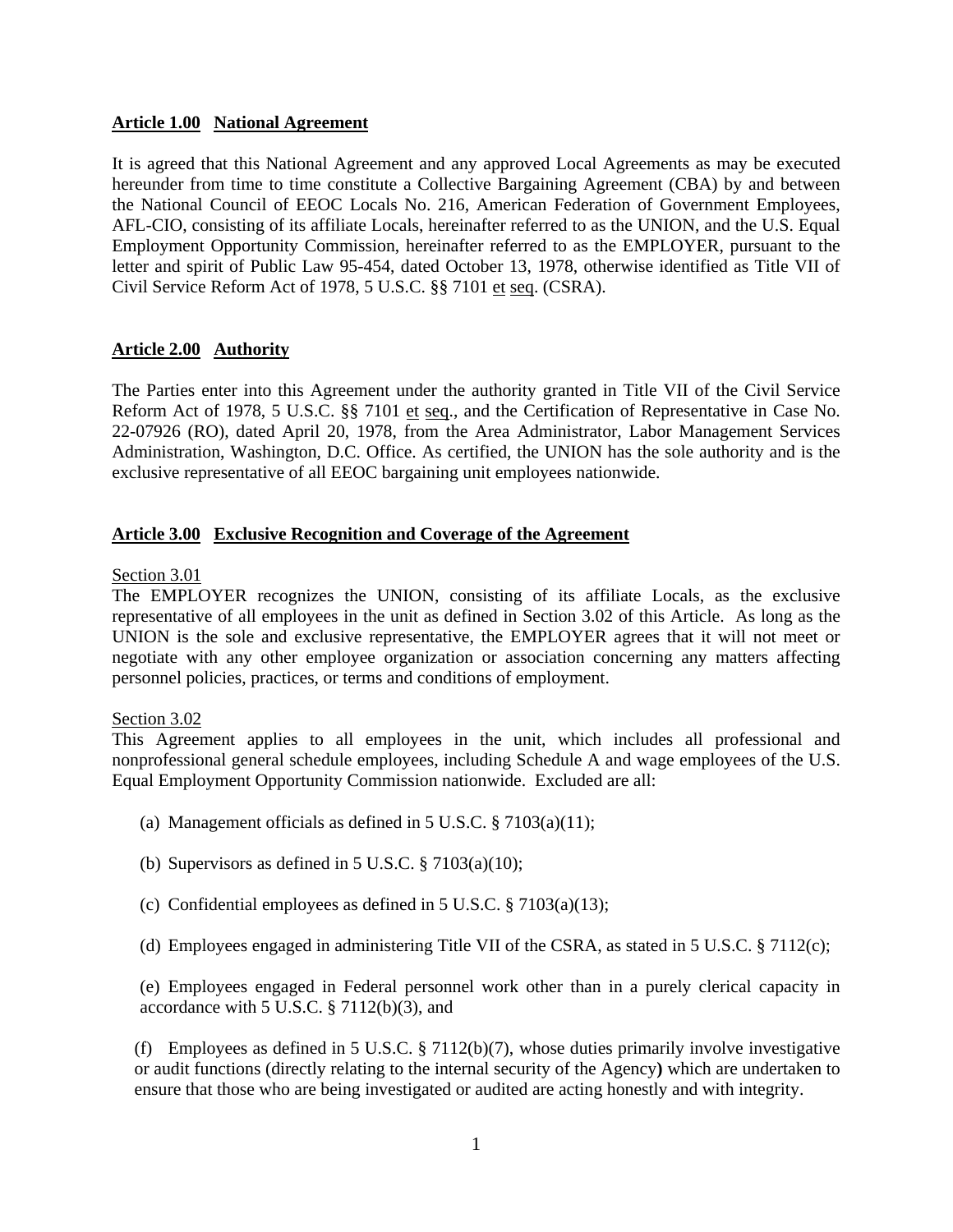## Article 1.00 National Agreement

It is agreed that this National Agreement and any approved Local Agreements as may be executed hereunder from time to time constitute a Collective Bargaining Agreement (CBA) by and between the National Council of EEOC Locals No. 216, American Federation of Government Employees, AFL-CIO, consisting of its affiliate Locals, hereinafter referred to as the UNION, and the U.S. Equal Employment Opportunity Commission, hereinafter referred to as the EMPLOYER, pursuant to the letter and spirit of Public Law 95-454, dated October 13, 1978, otherwise identified as Title VII of Civil Service Reform Act of 1978, 5 U.S.C. §§ 7101 et seq. (CSRA).

## Article 2.00 Authority

The Parties enter into this Agreement under the authority granted in Title VII of the Civil Service Reform Act of 1978, 5 U.S.C. §§ 7101 et seq., and the Certification of Representative in Case No. 22-07926 (RO), dated April 20, 1978, from the Area Administrator, Labor Management Services Administration, Washington, D.C. Office. As certified, the UNION has the sole authority and is the exclusive representative of all EEOC bargaining unit employees nationwide.

## Article 3.00 Exclusive Recognition and Coverage of the Agreement

Section 3.01

The EMPLOYER recognizes the UNION, consisting of its affiliate Locals, as the exclusive representative of all employees in the unit as defined in Section 3.02 of this Article. As long as the UNION is the sole and exclusive representative, the EMPLOYER agrees that it will not meet or negotiate with any other employee organization or association concerning any matters affecting personnel policies, practices, or terms and conditions of employment.

Section 3.02

This Agreement applies to all employees in the unit, which includes all professional and nonprofessional general schedule employees, including Schedule A and wage employees of the U.S. Equal Employment Opportunity Commission nationwide. Excluded are all:

(a) Management officials as defined in 5 U.S.C. § 7103(a)(11);

(b) Supervisors as defined in 5 U.S.C. § 7103(a)(10);

(c) Confidential employees as defined in 5 U.S.C. § 7103(a)(13);

(d) Employees engaged in administering Title VII of the CSRA, as stated in 5 U.S.C. § 7112(c);

(e) Employees engaged in Federal personnel work other than in a purely clerical capacity in accordance with 5 U.S.C. § 7112(b)(3), and

(f) Employees as defined in 5 U.S.C. § 7112(b)(7), whose duties primarily involve investigative or audit functions (directly relating to the internal security of the Agency**)** which are undertaken to ensure that those who are being investigated or audited are acting honestly and with integrity.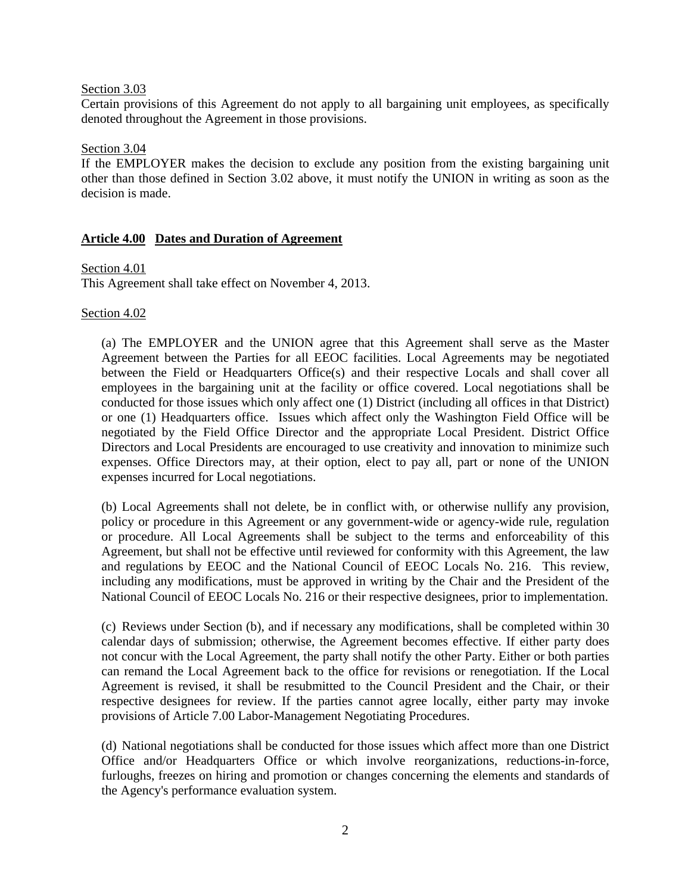Section 3.03

Certain provisions of this Agreement do not apply to all bargaining unit employees, as specifically denoted throughout the Agreement in those provisions.

Section 3.04

If the EMPLOYER makes the decision to exclude any position from the existing bargaining unit other than those defined in Section 3.02 above, it must notify the UNION in writing as soon as the decision is made.

## Article 4.00 Dates and Duration of Agreement

Section 4.01

This Agreement shall take effect on November 4, 2013.

Section 4.02

(a) The EMPLOYER and the UNION agree that this Agreement shall serve as the Master Agreement between the Parties for all EEOC facilities. Local Agreements may be negotiated between the Field or Headquarters Office(s) and their respective Locals and shall cover all employees in the bargaining unit at the facility or office covered. Local negotiations shall be conducted for those issues which only affect one (1) District (including all offices in that District) or one (1) Headquarters office. Issues which affect only the Washington Field Office will be negotiated by the Field Office Director and the appropriate Local President. District Office Directors and Local Presidents are encouraged to use creativity and innovation to minimize such expenses. Office Directors may, at their option, elect to pay all, part or none of the UNION expenses incurred for Local negotiations.

(b) Local Agreements shall not delete, be in conflict with, or otherwise nullify any provision, policy or procedure in this Agreement or any government-wide or agency-wide rule, regulation or procedure. All Local Agreements shall be subject to the terms and enforceability of this Agreement, but shall not be effective until reviewed for conformity with this Agreement, the law and regulations by EEOC and the National Council of EEOC Locals No. 216. This review, including any modifications, must be approved in writing by the Chair and the President of the National Council of EEOC Locals No. 216 or their respective designees, prior to implementation.

(c) Reviews under Section (b), and if necessary any modifications, shall be completed within 30 calendar days of submission; otherwise, the Agreement becomes effective. If either party does not concur with the Local Agreement, the party shall notify the other Party. Either or both parties can remand the Local Agreement back to the office for revisions or renegotiation. If the Local Agreement is revised, it shall be resubmitted to the Council President and the Chair, or their respective designees for review. If the parties cannot agree locally, either party may invoke provisions of Article 7.00 Labor-Management Negotiating Procedures.

(d) National negotiations shall be conducted for those issues which affect more than one District Office and/or Headquarters Office or which involve reorganizations, reductions-in-force, furloughs, freezes on hiring and promotion or changes concerning the elements and standards of the Agency's performance evaluation system.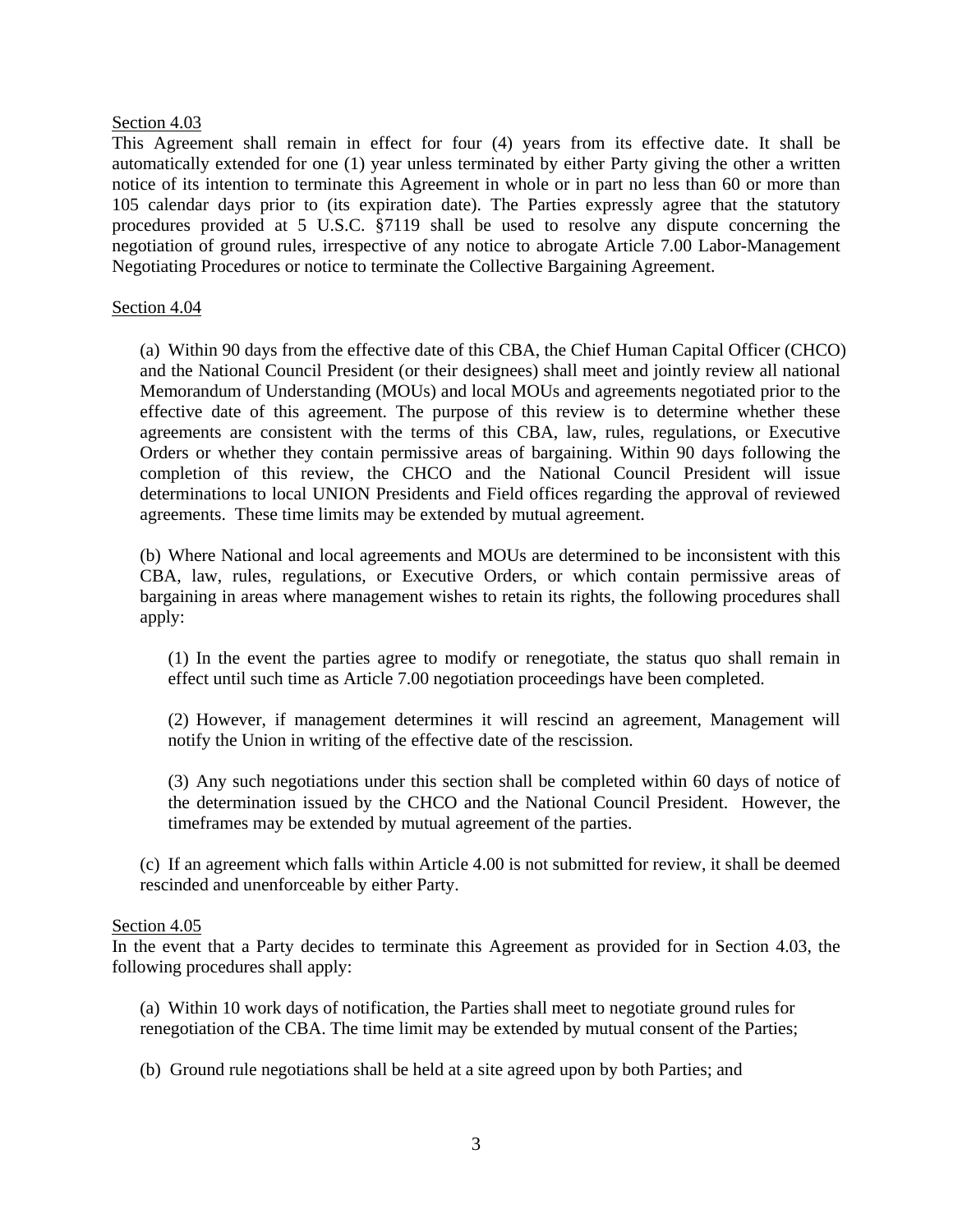Section 4.03

This Agreement shall remain in effect for four (4) years from its effective date. It shall be automatically extended for one (1) year unless terminated by either Party giving the other a written notice of its intention to terminate this Agreement in whole or in part no less than 60 or more than 105 calendar days prior to (its expiration date). The Parties expressly agree that the statutory procedures provided at 5 U.S.C. §7119 shall be used to resolve any dispute concerning the negotiation of ground rules, irrespective of any notice to abrogate Article 7.00 Labor-Management Negotiating Procedures or notice to terminate the Collective Bargaining Agreement.

Section 4.04

(a) Within 90 days from the effective date of this CBA, the Chief Human Capital Officer (CHCO) and the National Council President (or their designees) shall meet and jointly review all national Memorandum of Understanding (MOUs) and local MOUs and agreements negotiated prior to the effective date of this agreement. The purpose of this review is to determine whether these agreements are consistent with the terms of this CBA, law, rules, regulations, or Executive Orders or whether they contain permissive areas of bargaining. Within 90 days following the completion of this review, the CHCO and the National Council President will issue determinations to local UNION Presidents and Field offices regarding the approval of reviewed agreements. These time limits may be extended by mutual agreement.

(b) Where National and local agreements and MOUs are determined to be inconsistent with this CBA, law, rules, regulations, or Executive Orders, or which contain permissive areas of bargaining in areas where management wishes to retain its rights, the following procedures shall apply:

(1) In the event the parties agree to modify or renegotiate, the status quo shall remain in effect until such time as Article 7.00 negotiation proceedings have been completed.

(2) However, if management determines it will rescind an agreement, Management will notify the Union in writing of the effective date of the rescission.

(3) Any such negotiations under this section shall be completed within 60 days of notice of the determination issued by the CHCO and the National Council President. However, the timeframes may be extended by mutual agreement of the parties.

(c) If an agreement which falls within Article 4.00 is not submitted for review, it shall be deemed rescinded and unenforceable by either Party.

Section 4.05

In the event that a Party decides to terminate this Agreement as provided for in Section 4.03, the following procedures shall apply:

(a) Within 10 work days of notification, the Parties shall meet to negotiate ground rules for renegotiation of the CBA. The time limit may be extended by mutual consent of the Parties;

(b) Ground rule negotiations shall be held at a site agreed upon by both Parties; and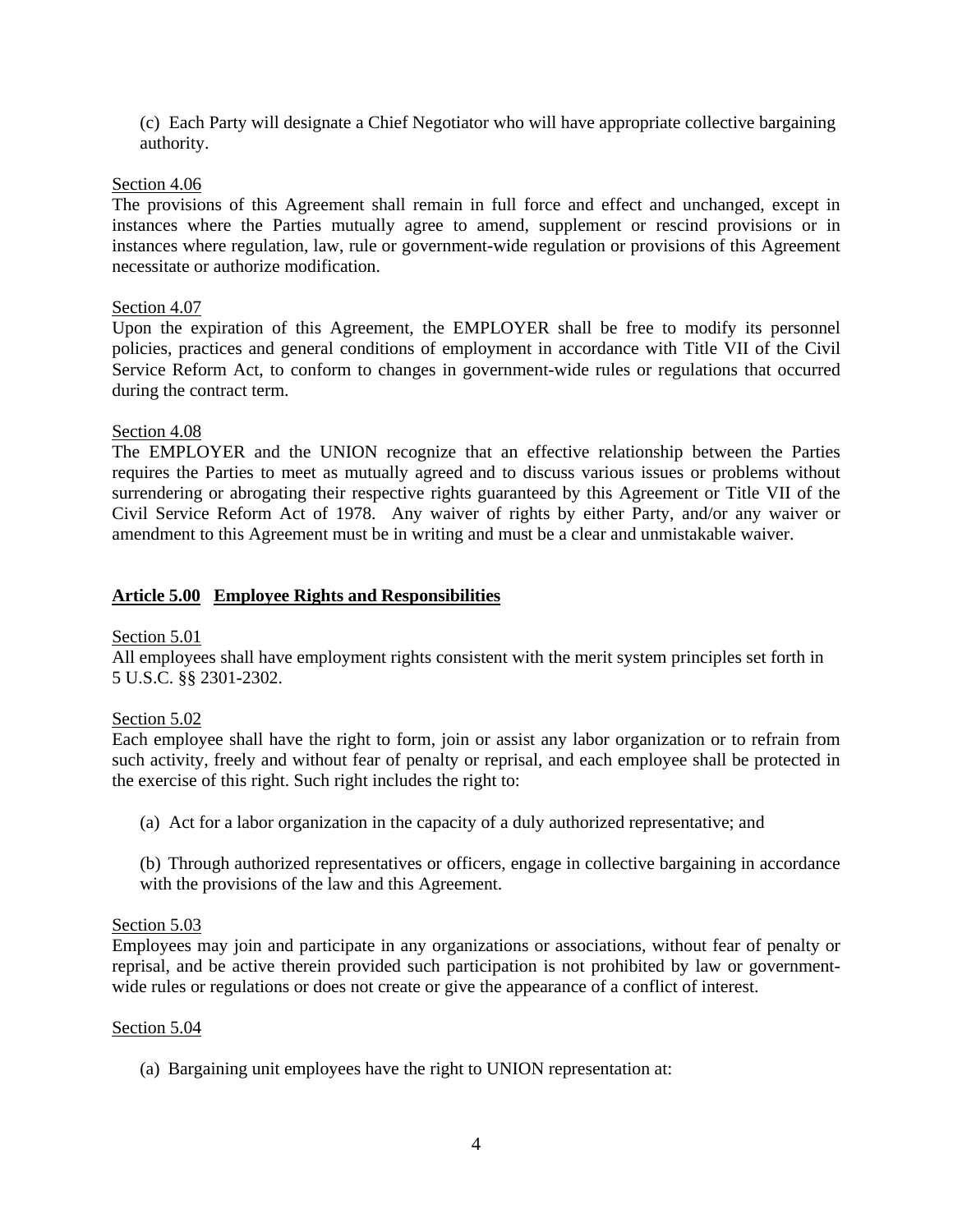(c) Each Party will designate a Chief Negotiator who will have appropriate collective bargaining authority.

Section 4.06

The provisions of this Agreement shall remain in full force and effect and unchanged, except in instances where the Parties mutually agree to amend, supplement or rescind provisions or in instances where regulation, law, rule or government-wide regulation or provisions of this Agreement necessitate or authorize modification.

Section 4.07

Upon the expiration of this Agreement, the EMPLOYER shall be free to modify its personnel policies, practices and general conditions of employment in accordance with Title VII of the Civil Service Reform Act, to conform to changes in government-wide rules or regulations that occurred during the contract term.

Section 4.08

The EMPLOYER and the UNION recognize that an effective relationship between the Parties requires the Parties to meet as mutually agreed and to discuss various issues or problems without surrendering or abrogating their respective rights guaranteed by this Agreement or Title VII of the Civil Service Reform Act of 1978. Any waiver of rights by either Party, and/or any waiver or amendment to this Agreement must be in writing and must be a clear and unmistakable waiver.

## Article 5.00 Employee Rights and Responsibilities

Section 5.01

All employees shall have employment rights consistent with the merit system principles set forth in 5 U.S.C. §§ 2301-2302.

Section 5.02

Each employee shall have the right to form, join or assist any labor organization or to refrain from such activity, freely and without fear of penalty or reprisal, and each employee shall be protected in the exercise of this right. Such right includes the right to:

(a) Act for a labor organization in the capacity of a duly authorized representative; and

(b) Through authorized representatives or officers, engage in collective bargaining in accordance with the provisions of the law and this Agreement.

Section 5.03

Employees may join and participate in any organizations or associations, without fear of penalty or reprisal, and be active therein provided such participation is not prohibited by law or government-wide rules or regulations or does not create or give the appearance of a conflict of interest.

Section 5.04

(a) Bargaining unit employees have the right to UNION representation at: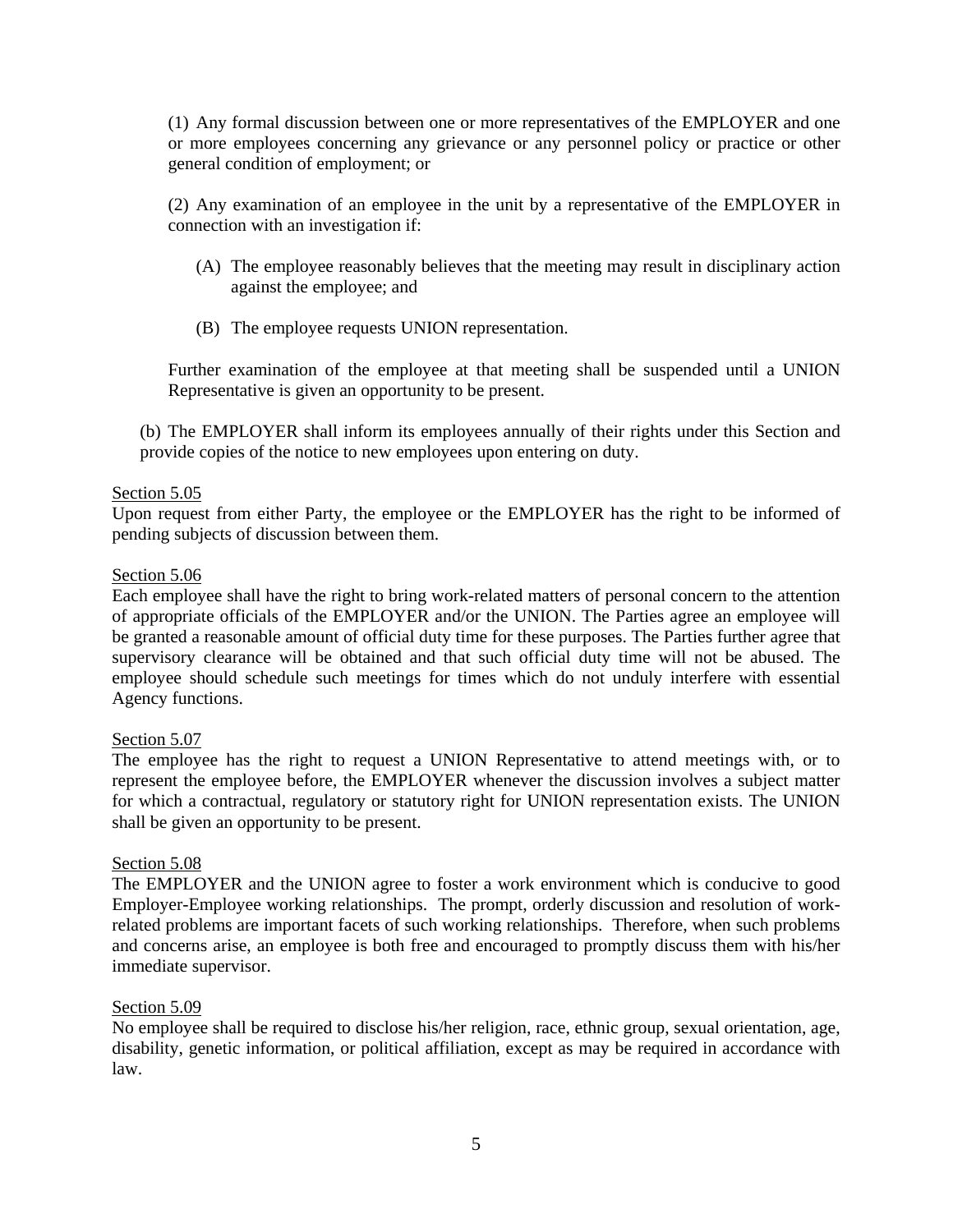(1) Any formal discussion between one or more representatives of the EMPLOYER and one or more employees concerning any grievance or any personnel policy or practice or other general condition of employment; or

(2) Any examination of an employee in the unit by a representative of the EMPLOYER in connection with an investigation if:

(A) The employee reasonably believes that the meeting may result in disciplinary action against the employee; and

(B) The employee requests UNION representation.

Further examination of the employee at that meeting shall be suspended until a UNION Representative is given an opportunity to be present.

(b) The EMPLOYER shall inform its employees annually of their rights under this Section and provide copies of the notice to new employees upon entering on duty.

Section 5.05

Upon request from either Party, the employee or the EMPLOYER has the right to be informed of pending subjects of discussion between them.

Section 5.06

Each employee shall have the right to bring work-related matters of personal concern to the attention of appropriate officials of the EMPLOYER and/or the UNION. The Parties agree an employee will be granted a reasonable amount of official duty time for these purposes. The Parties further agree that supervisory clearance will be obtained and that such official duty time will not be abused. The employee should schedule such meetings for times which do not unduly interfere with essential Agency functions.

Section 5.07

The employee has the right to request a UNION Representative to attend meetings with, or to represent the employee before, the EMPLOYER whenever the discussion involves a subject matter for which a contractual, regulatory or statutory right for UNION representation exists. The UNION shall be given an opportunity to be present.

Section 5.08

The EMPLOYER and the UNION agree to foster a work environment which is conducive to good Employer-Employee working relationships. The prompt, orderly discussion and resolution of work-related problems are important facets of such working relationships. Therefore, when such problems and concerns arise, an employee is both free and encouraged to promptly discuss them with his/her immediate supervisor.

Section 5.09

No employee shall be required to disclose his/her religion, race, ethnic group, sexual orientation, age, disability, genetic information, or political affiliation, except as may be required in accordance with law.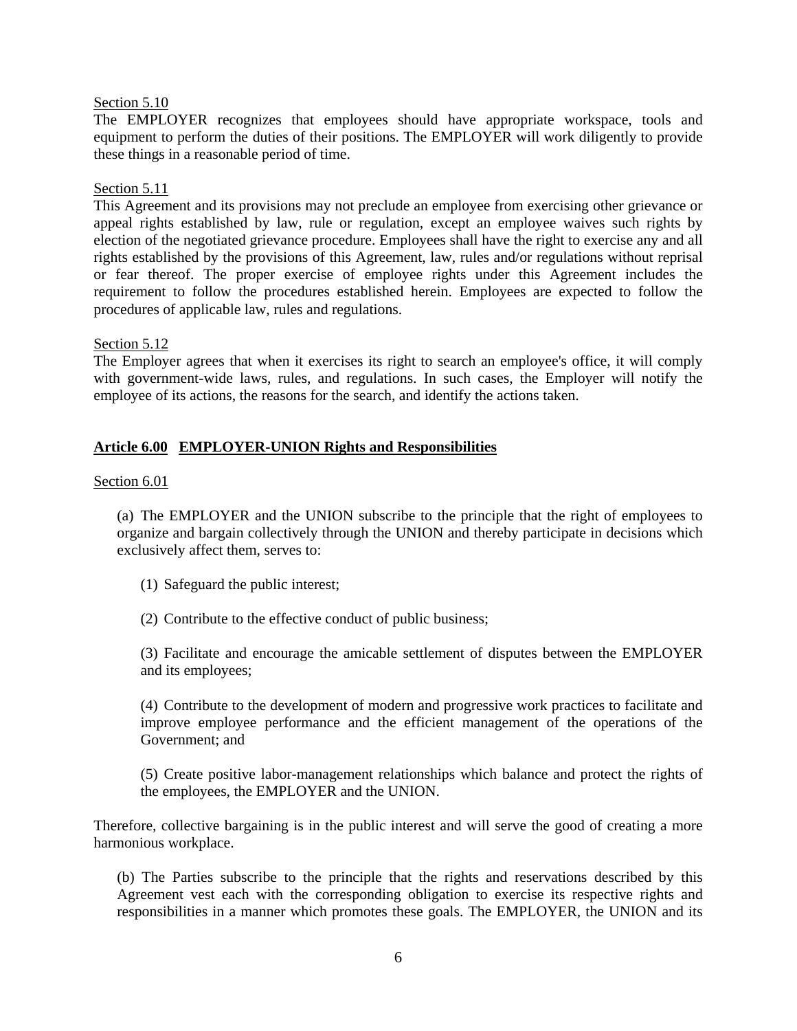Section 5.10

The EMPLOYER recognizes that employees should have appropriate workspace, tools and equipment to perform the duties of their positions. The EMPLOYER will work diligently to provide these things in a reasonable period of time.

Section 5.11

This Agreement and its provisions may not preclude an employee from exercising other grievance or appeal rights established by law, rule or regulation, except an employee waives such rights by election of the negotiated grievance procedure. Employees shall have the right to exercise any and all rights established by the provisions of this Agreement, law, rules and/or regulations without reprisal or fear thereof. The proper exercise of employee rights under this Agreement includes the requirement to follow the procedures established herein. Employees are expected to follow the procedures of applicable law, rules and regulations.

Section 5.12

The Employer agrees that when it exercises its right to search an employee's office, it will comply with government-wide laws, rules, and regulations. In such cases, the Employer will notify the employee of its actions, the reasons for the search, and identify the actions taken.

## Article 6.00 EMPLOYER-UNION Rights and Responsibilities

Section 6.01

(a) The EMPLOYER and the UNION subscribe to the principle that the right of employees to organize and bargain collectively through the UNION and thereby participate in decisions which exclusively affect them, serves to:

(1) Safeguard the public interest;

(2) Contribute to the effective conduct of public business;

(3) Facilitate and encourage the amicable settlement of disputes between the EMPLOYER and its employees;

(4) Contribute to the development of modern and progressive work practices to facilitate and improve employee performance and the efficient management of the operations of the Government; and

(5) Create positive labor-management relationships which balance and protect the rights of the employees, the EMPLOYER and the UNION.

Therefore, collective bargaining is in the public interest and will serve the good of creating a more harmonious workplace.

(b) The Parties subscribe to the principle that the rights and reservations described by this Agreement vest each with the corresponding obligation to exercise its respective rights and responsibilities in a manner which promotes these goals. The EMPLOYER, the UNION and its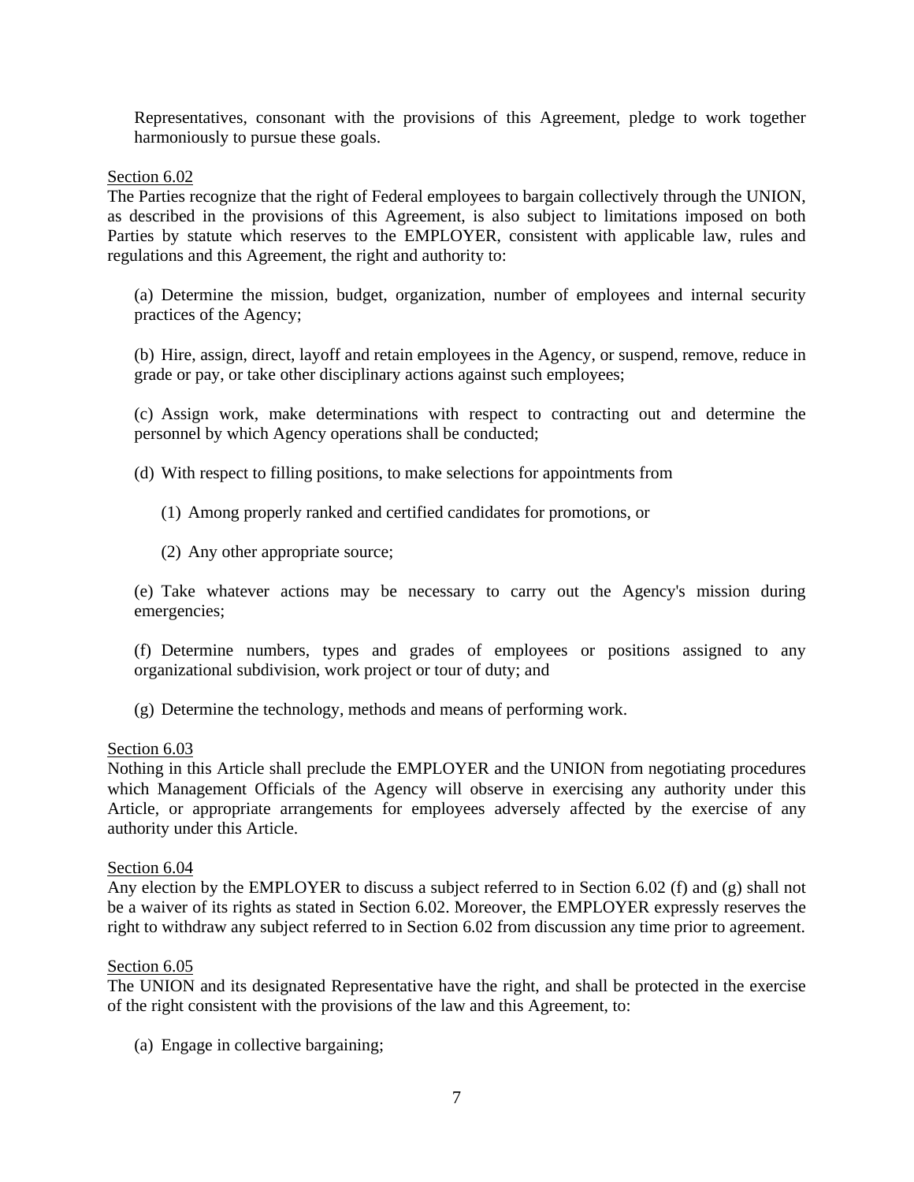Representatives, consonant with the provisions of this Agreement, pledge to work together harmoniously to pursue these goals.

Section 6.02

The Parties recognize that the right of Federal employees to bargain collectively through the UNION, as described in the provisions of this Agreement, is also subject to limitations imposed on both Parties by statute which reserves to the EMPLOYER, consistent with applicable law, rules and regulations and this Agreement, the right and authority to:

(a) Determine the mission, budget, organization, number of employees and internal security practices of the Agency;

(b) Hire, assign, direct, layoff and retain employees in the Agency, or suspend, remove, reduce in grade or pay, or take other disciplinary actions against such employees;

(c) Assign work, make determinations with respect to contracting out and determine the personnel by which Agency operations shall be conducted;

(d) With respect to filling positions, to make selections for appointments from

(1) Among properly ranked and certified candidates for promotions, or

(2) Any other appropriate source;

(e) Take whatever actions may be necessary to carry out the Agency's mission during emergencies;

(f) Determine numbers, types and grades of employees or positions assigned to any organizational subdivision, work project or tour of duty; and

(g) Determine the technology, methods and means of performing work.

Section 6.03

Nothing in this Article shall preclude the EMPLOYER and the UNION from negotiating procedures which Management Officials of the Agency will observe in exercising any authority under this Article, or appropriate arrangements for employees adversely affected by the exercise of any authority under this Article.

Section 6.04

Any election by the EMPLOYER to discuss a subject referred to in Section 6.02 (f) and (g) shall not be a waiver of its rights as stated in Section 6.02. Moreover, the EMPLOYER expressly reserves the right to withdraw any subject referred to in Section 6.02 from discussion any time prior to agreement.

Section 6.05

The UNION and its designated Representative have the right, and shall be protected in the exercise of the right consistent with the provisions of the law and this Agreement, to:

(a) Engage in collective bargaining;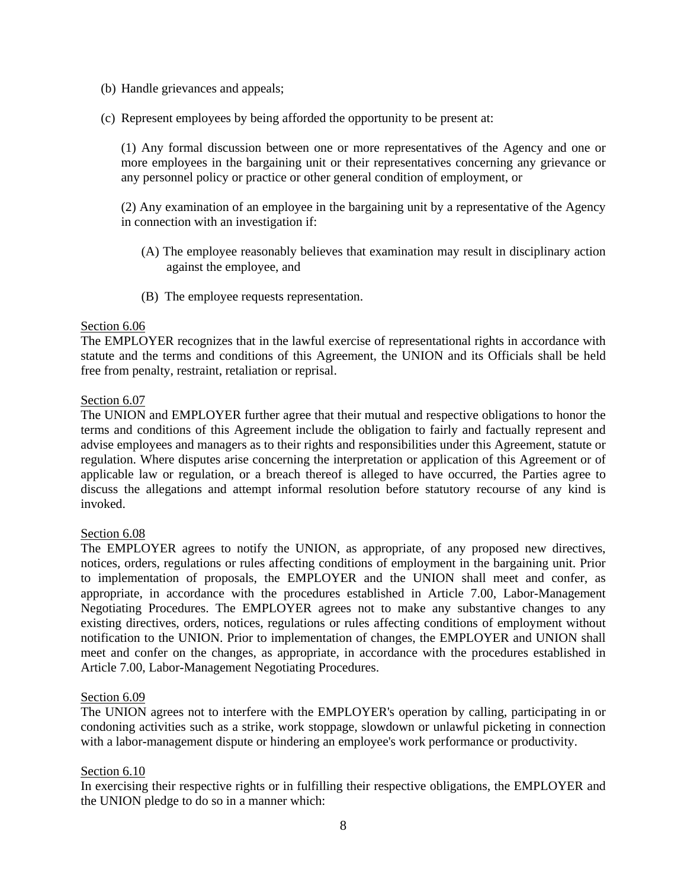(b) Handle grievances and appeals;

(c) Represent employees by being afforded the opportunity to be present at:

(1) Any formal discussion between one or more representatives of the Agency and one or more employees in the bargaining unit or their representatives concerning any grievance or any personnel policy or practice or other general condition of employment, or

(2) Any examination of an employee in the bargaining unit by a representative of the Agency in connection with an investigation if:

(A) The employee reasonably believes that examination may result in disciplinary action against the employee, and

(B) The employee requests representation.

Section 6.06

The EMPLOYER recognizes that in the lawful exercise of representational rights in accordance with statute and the terms and conditions of this Agreement, the UNION and its Officials shall be held free from penalty, restraint, retaliation or reprisal.

Section 6.07

The UNION and EMPLOYER further agree that their mutual and respective obligations to honor the terms and conditions of this Agreement include the obligation to fairly and factually represent and advise employees and managers as to their rights and responsibilities under this Agreement, statute or regulation. Where disputes arise concerning the interpretation or application of this Agreement or of applicable law or regulation, or a breach thereof is alleged to have occurred, the Parties agree to discuss the allegations and attempt informal resolution before statutory recourse of any kind is invoked.

Section 6.08

The EMPLOYER agrees to notify the UNION, as appropriate, of any proposed new directives, notices, orders, regulations or rules affecting conditions of employment in the bargaining unit. Prior to implementation of proposals, the EMPLOYER and the UNION shall meet and confer, as appropriate, in accordance with the procedures established in Article 7.00, Labor-Management Negotiating Procedures. The EMPLOYER agrees not to make any substantive changes to any existing directives, orders, notices, regulations or rules affecting conditions of employment without notification to the UNION. Prior to implementation of changes, the EMPLOYER and UNION shall meet and confer on the changes, as appropriate, in accordance with the procedures established in Article 7.00, Labor-Management Negotiating Procedures.

Section 6.09

The UNION agrees not to interfere with the EMPLOYER's operation by calling, participating in or condoning activities such as a strike, work stoppage, slowdown or unlawful picketing in connection with a labor-management dispute or hindering an employee's work performance or productivity.

Section 6.10

In exercising their respective rights or in fulfilling their respective obligations, the EMPLOYER and the UNION pledge to do so in a manner which: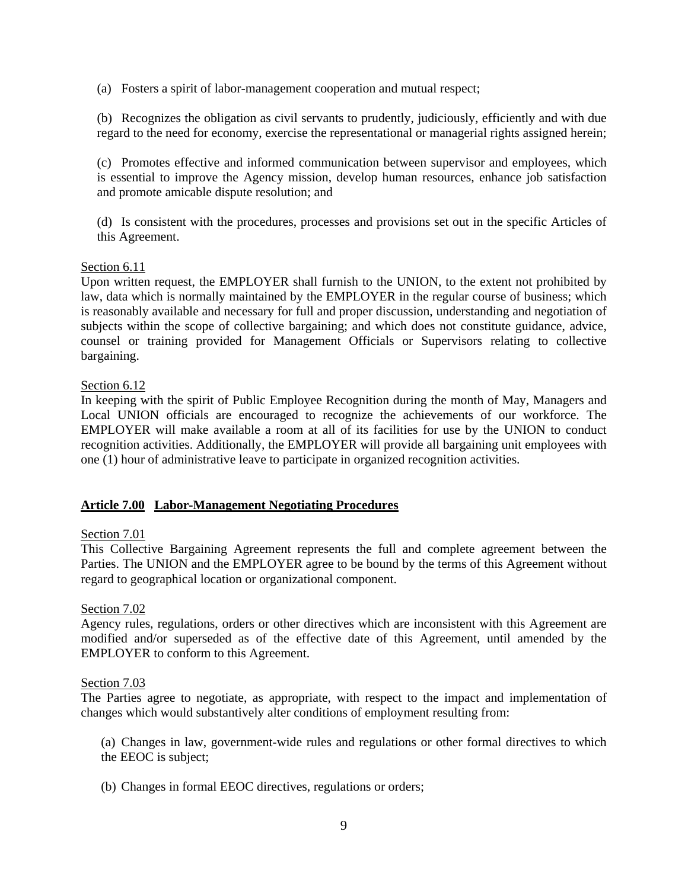(a) Fosters a spirit of labor-management cooperation and mutual respect;

(b) Recognizes the obligation as civil servants to prudently, judiciously, efficiently and with due regard to the need for economy, exercise the representational or managerial rights assigned herein;

(c) Promotes effective and informed communication between supervisor and employees, which is essential to improve the Agency mission, develop human resources, enhance job satisfaction and promote amicable dispute resolution; and

(d) Is consistent with the procedures, processes and provisions set out in the specific Articles of this Agreement.

Section 6.11

Upon written request, the EMPLOYER shall furnish to the UNION, to the extent not prohibited by law, data which is normally maintained by the EMPLOYER in the regular course of business; which is reasonably available and necessary for full and proper discussion, understanding and negotiation of subjects within the scope of collective bargaining; and which does not constitute guidance, advice, counsel or training provided for Management Officials or Supervisors relating to collective bargaining.

Section 6.12

In keeping with the spirit of Public Employee Recognition during the month of May, Managers and Local UNION officials are encouraged to recognize the achievements of our workforce. The EMPLOYER will make available a room at all of its facilities for use by the UNION to conduct recognition activities. Additionally, the EMPLOYER will provide all bargaining unit employees with one (1) hour of administrative leave to participate in organized recognition activities.

## Article 7.00 Labor-Management Negotiating Procedures

Section 7.01

This Collective Bargaining Agreement represents the full and complete agreement between the Parties. The UNION and the EMPLOYER agree to be bound by the terms of this Agreement without regard to geographical location or organizational component.

Section 7.02

Agency rules, regulations, orders or other directives which are inconsistent with this Agreement are modified and/or superseded as of the effective date of this Agreement, until amended by the EMPLOYER to conform to this Agreement.

Section 7.03

The Parties agree to negotiate, as appropriate, with respect to the impact and implementation of changes which would substantively alter conditions of employment resulting from:

(a) Changes in law, government-wide rules and regulations or other formal directives to which the EEOC is subject;

(b) Changes in formal EEOC directives, regulations or orders;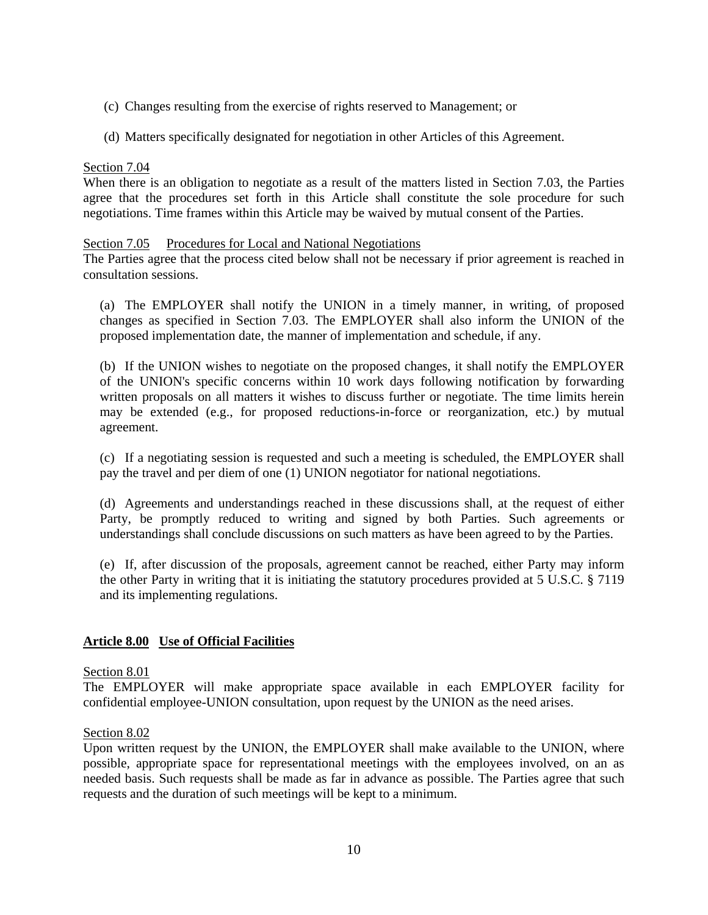(c) Changes resulting from the exercise of rights reserved to Management; or

(d) Matters specifically designated for negotiation in other Articles of this Agreement.

Section 7.04

When there is an obligation to negotiate as a result of the matters listed in Section 7.03, the Parties agree that the procedures set forth in this Article shall constitute the sole procedure for such negotiations. Time frames within this Article may be waived by mutual consent of the Parties.

Section 7.05 Procedures for Local and National Negotiations

The Parties agree that the process cited below shall not be necessary if prior agreement is reached in consultation sessions.

(a) The EMPLOYER shall notify the UNION in a timely manner, in writing, of proposed changes as specified in Section 7.03. The EMPLOYER shall also inform the UNION of the proposed implementation date, the manner of implementation and schedule, if any.

(b) If the UNION wishes to negotiate on the proposed changes, it shall notify the EMPLOYER of the UNION's specific concerns within 10 work days following notification by forwarding written proposals on all matters it wishes to discuss further or negotiate. The time limits herein may be extended (e.g., for proposed reductions-in-force or reorganization, etc.) by mutual agreement.

(c) If a negotiating session is requested and such a meeting is scheduled, the EMPLOYER shall pay the travel and per diem of one (1) UNION negotiator for national negotiations.

(d) Agreements and understandings reached in these discussions shall, at the request of either Party, be promptly reduced to writing and signed by both Parties. Such agreements or understandings shall conclude discussions on such matters as have been agreed to by the Parties.

(e) If, after discussion of the proposals, agreement cannot be reached, either Party may inform the other Party in writing that it is initiating the statutory procedures provided at 5 U.S.C. § 7119 and its implementing regulations.

## Article 8.00 Use of Official Facilities

Section 8.01

The EMPLOYER will make appropriate space available in each EMPLOYER facility for confidential employee-UNION consultation, upon request by the UNION as the need arises.

Section 8.02

Upon written request by the UNION, the EMPLOYER shall make available to the UNION, where possible, appropriate space for representational meetings with the employees involved, on an as needed basis. Such requests shall be made as far in advance as possible. The Parties agree that such requests and the duration of such meetings will be kept to a minimum.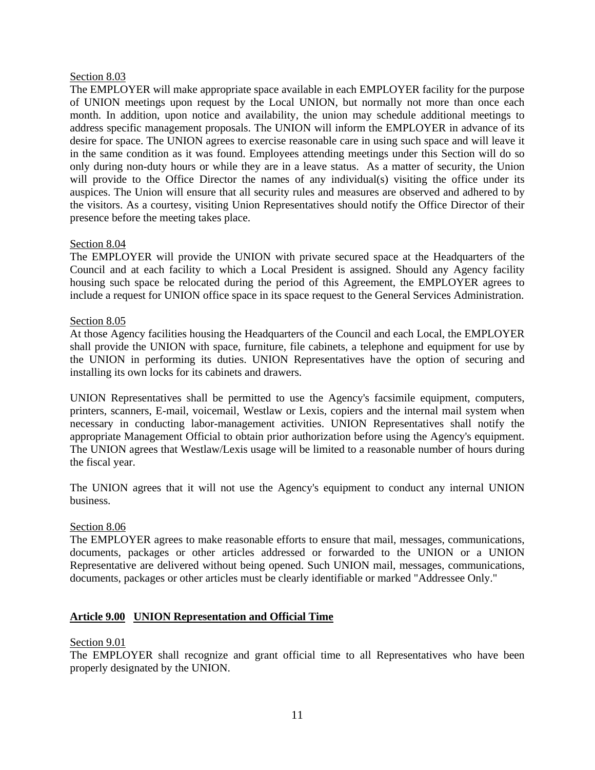Section 8.03

The EMPLOYER will make appropriate space available in each EMPLOYER facility for the purpose of UNION meetings upon request by the Local UNION, but normally not more than once each month. In addition, upon notice and availability, the union may schedule additional meetings to address specific management proposals. The UNION will inform the EMPLOYER in advance of its desire for space. The UNION agrees to exercise reasonable care in using such space and will leave it in the same condition as it was found. Employees attending meetings under this Section will do so only during non-duty hours or while they are in a leave status. As a matter of security, the Union will provide to the Office Director the names of any individual(s) visiting the office under its auspices. The Union will ensure that all security rules and measures are observed and adhered to by the visitors. As a courtesy, visiting Union Representatives should notify the Office Director of their presence before the meeting takes place.

Section 8.04

The EMPLOYER will provide the UNION with private secured space at the Headquarters of the Council and at each facility to which a Local President is assigned. Should any Agency facility housing such space be relocated during the period of this Agreement, the EMPLOYER agrees to include a request for UNION office space in its space request to the General Services Administration.

Section 8.05

At those Agency facilities housing the Headquarters of the Council and each Local, the EMPLOYER shall provide the UNION with space, furniture, file cabinets, a telephone and equipment for use by the UNION in performing its duties. UNION Representatives have the option of securing and installing its own locks for its cabinets and drawers.

UNION Representatives shall be permitted to use the Agency's facsimile equipment, computers, printers, scanners, E-mail, voicemail, Westlaw or Lexis, copiers and the internal mail system when necessary in conducting labor-management activities. UNION Representatives shall notify the appropriate Management Official to obtain prior authorization before using the Agency's equipment. The UNION agrees that Westlaw/Lexis usage will be limited to a reasonable number of hours during the fiscal year.

The UNION agrees that it will not use the Agency's equipment to conduct any internal UNION business.

Section 8.06

The EMPLOYER agrees to make reasonable efforts to ensure that mail, messages, communications, documents, packages or other articles addressed or forwarded to the UNION or a UNION Representative are delivered without being opened. Such UNION mail, messages, communications, documents, packages or other articles must be clearly identifiable or marked "Addressee Only."

## Article 9.00 UNION Representation and Official Time

Section 9.01

The EMPLOYER shall recognize and grant official time to all Representatives who have been properly designated by the UNION.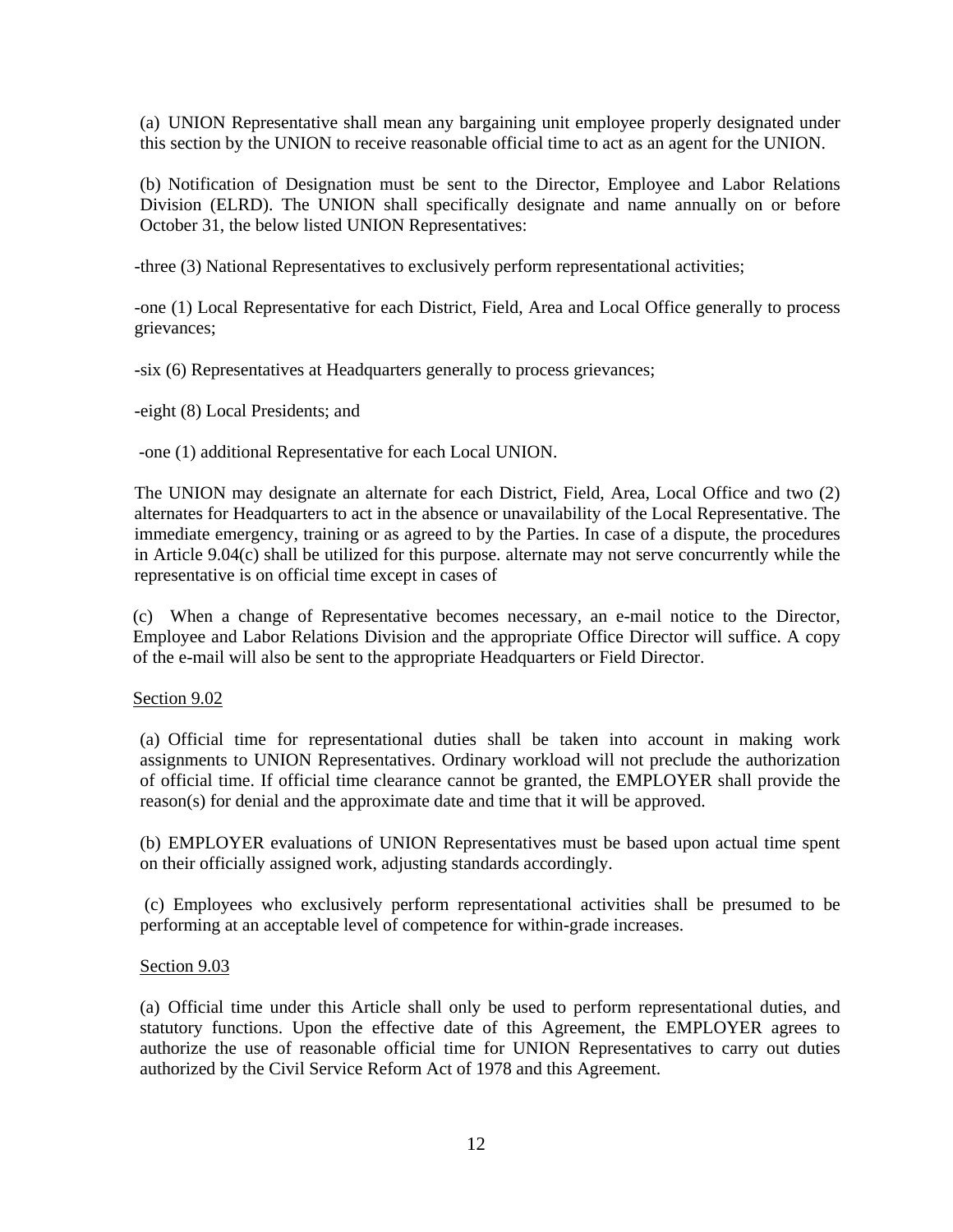(a) UNION Representative shall mean any bargaining unit employee properly designated under this section by the UNION to receive reasonable official time to act as an agent for the UNION.

(b) Notification of Designation must be sent to the Director, Employee and Labor Relations Division (ELRD). The UNION shall specifically designate and name annually on or before October 31, the below listed UNION Representatives:

-three (3) National Representatives to exclusively perform representational activities;

-one (1) Local Representative for each District, Field, Area and Local Office generally to process grievances;

-six (6) Representatives at Headquarters generally to process grievances;

-eight (8) Local Presidents; and

-one (1) additional Representative for each Local UNION.

The UNION may designate an alternate for each District, Field, Area, Local Office and two (2) alternates for Headquarters to act in the absence or unavailability of the Local Representative. The immediate emergency, training or as agreed to by the Parties. In case of a dispute, the procedures in Article 9.04(c) shall be utilized for this purpose. alternate may not serve concurrently while the representative is on official time except in cases of

(c) When a change of Representative becomes necessary, an e-mail notice to the Director, Employee and Labor Relations Division and the appropriate Office Director will suffice. A copy of the e-mail will also be sent to the appropriate Headquarters or Field Director.

Section 9.02

(a) Official time for representational duties shall be taken into account in making work assignments to UNION Representatives. Ordinary workload will not preclude the authorization of official time. If official time clearance cannot be granted, the EMPLOYER shall provide the reason(s) for denial and the approximate date and time that it will be approved.

(b) EMPLOYER evaluations of UNION Representatives must be based upon actual time spent on their officially assigned work, adjusting standards accordingly.

(c) Employees who exclusively perform representational activities shall be presumed to be performing at an acceptable level of competence for within-grade increases.

Section 9.03

(a) Official time under this Article shall only be used to perform representational duties, and statutory functions. Upon the effective date of this Agreement, the EMPLOYER agrees to authorize the use of reasonable official time for UNION Representatives to carry out duties authorized by the Civil Service Reform Act of 1978 and this Agreement.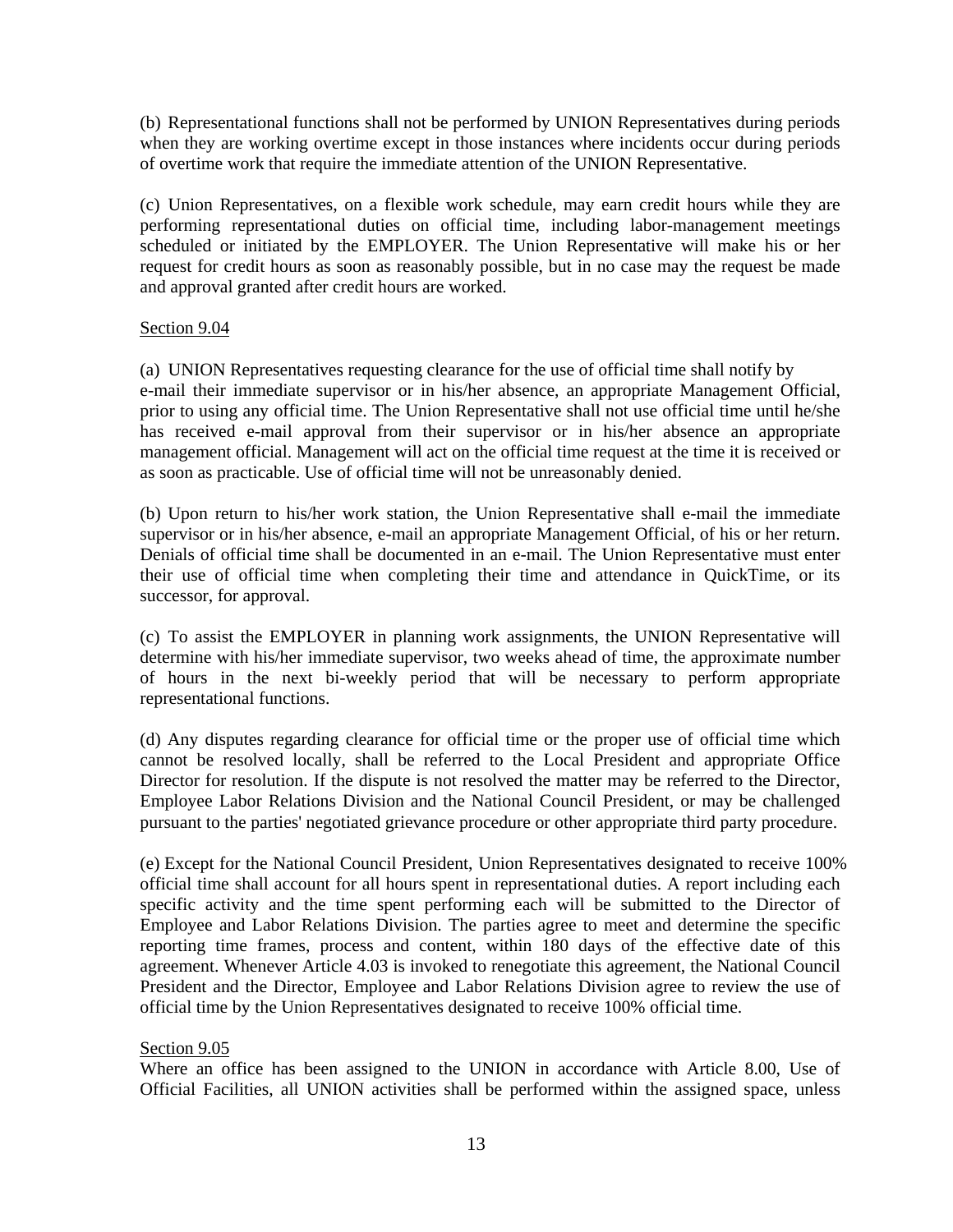(b) Representational functions shall not be performed by UNION Representatives during periods when they are working overtime except in those instances where incidents occur during periods of overtime work that require the immediate attention of the UNION Representative.

(c) Union Representatives, on a flexible work schedule, may earn credit hours while they are performing representational duties on official time, including labor-management meetings scheduled or initiated by the EMPLOYER. The Union Representative will make his or her request for credit hours as soon as reasonably possible, but in no case may the request be made and approval granted after credit hours are worked.

Section 9.04

(a) UNION Representatives requesting clearance for the use of official time shall notify by e-mail their immediate supervisor or in his/her absence, an appropriate Management Official, prior to using any official time. The Union Representative shall not use official time until he/she has received e-mail approval from their supervisor or in his/her absence an appropriate management official. Management will act on the official time request at the time it is received or as soon as practicable. Use of official time will not be unreasonably denied.

(b) Upon return to his/her work station, the Union Representative shall e-mail the immediate supervisor or in his/her absence, e-mail an appropriate Management Official, of his or her return. Denials of official time shall be documented in an e-mail. The Union Representative must enter their use of official time when completing their time and attendance in QuickTime, or its successor, for approval.

(c) To assist the EMPLOYER in planning work assignments, the UNION Representative will determine with his/her immediate supervisor, two weeks ahead of time, the approximate number of hours in the next bi-weekly period that will be necessary to perform appropriate representational functions.

(d) Any disputes regarding clearance for official time or the proper use of official time which cannot be resolved locally, shall be referred to the Local President and appropriate Office Director for resolution. If the dispute is not resolved the matter may be referred to the Director, Employee Labor Relations Division and the National Council President, or may be challenged pursuant to the parties' negotiated grievance procedure or other appropriate third party procedure.

(e) Except for the National Council President, Union Representatives designated to receive 100% official time shall account for all hours spent in representational duties. A report including each specific activity and the time spent performing each will be submitted to the Director of Employee and Labor Relations Division. The parties agree to meet and determine the specific reporting time frames, process and content, within 180 days of the effective date of this agreement. Whenever Article 4.03 is invoked to renegotiate this agreement, the National Council President and the Director, Employee and Labor Relations Division agree to review the use of official time by the Union Representatives designated to receive 100% official time.

Section 9.05

Where an office has been assigned to the UNION in accordance with Article 8.00, Use of Official Facilities, all UNION activities shall be performed within the assigned space, unless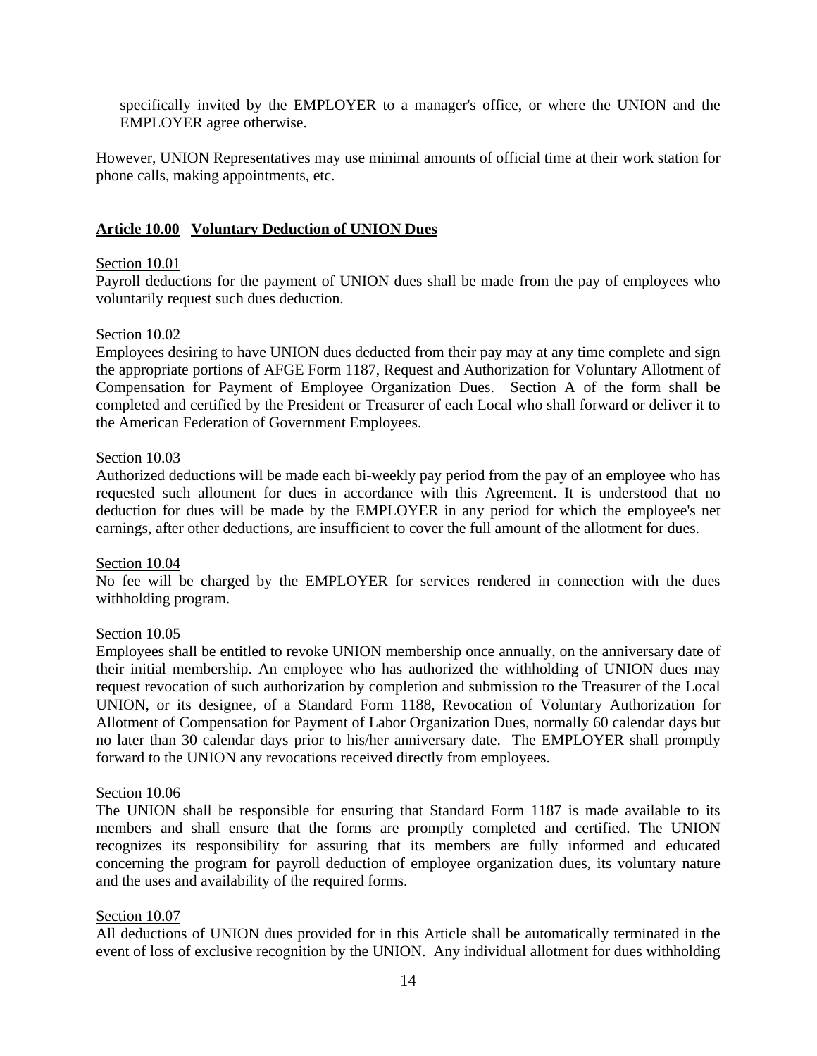specifically invited by the EMPLOYER to a manager's office, or where the UNION and the EMPLOYER agree otherwise.

However, UNION Representatives may use minimal amounts of official time at their work station for phone calls, making appointments, etc.

## Article 10.00 Voluntary Deduction of UNION Dues

Section 10.01
Payroll deductions for the payment of UNION dues shall be made from the pay of employees who voluntarily request such dues deduction.

Section 10.02
Employees desiring to have UNION dues deducted from their pay may at any time complete and sign the appropriate portions of AFGE Form 1187, Request and Authorization for Voluntary Allotment of Compensation for Payment of Employee Organization Dues. Section A of the form shall be completed and certified by the President or Treasurer of each Local who shall forward or deliver it to the American Federation of Government Employees.

Section 10.03
Authorized deductions will be made each bi-weekly pay period from the pay of an employee who has requested such allotment for dues in accordance with this Agreement. It is understood that no deduction for dues will be made by the EMPLOYER in any period for which the employee's net earnings, after other deductions, are insufficient to cover the full amount of the allotment for dues.

Section 10.04
No fee will be charged by the EMPLOYER for services rendered in connection with the dues withholding program.

Section 10.05
Employees shall be entitled to revoke UNION membership once annually, on the anniversary date of their initial membership. An employee who has authorized the withholding of UNION dues may request revocation of such authorization by completion and submission to the Treasurer of the Local UNION, or its designee, of a Standard Form 1188, Revocation of Voluntary Authorization for Allotment of Compensation for Payment of Labor Organization Dues, normally 60 calendar days but no later than 30 calendar days prior to his/her anniversary date. The EMPLOYER shall promptly forward to the UNION any revocations received directly from employees.

Section 10.06
The UNION shall be responsible for ensuring that Standard Form 1187 is made available to its members and shall ensure that the forms are promptly completed and certified. The UNION recognizes its responsibility for assuring that its members are fully informed and educated concerning the program for payroll deduction of employee organization dues, its voluntary nature and the uses and availability of the required forms.

Section 10.07
All deductions of UNION dues provided for in this Article shall be automatically terminated in the event of loss of exclusive recognition by the UNION. Any individual allotment for dues withholding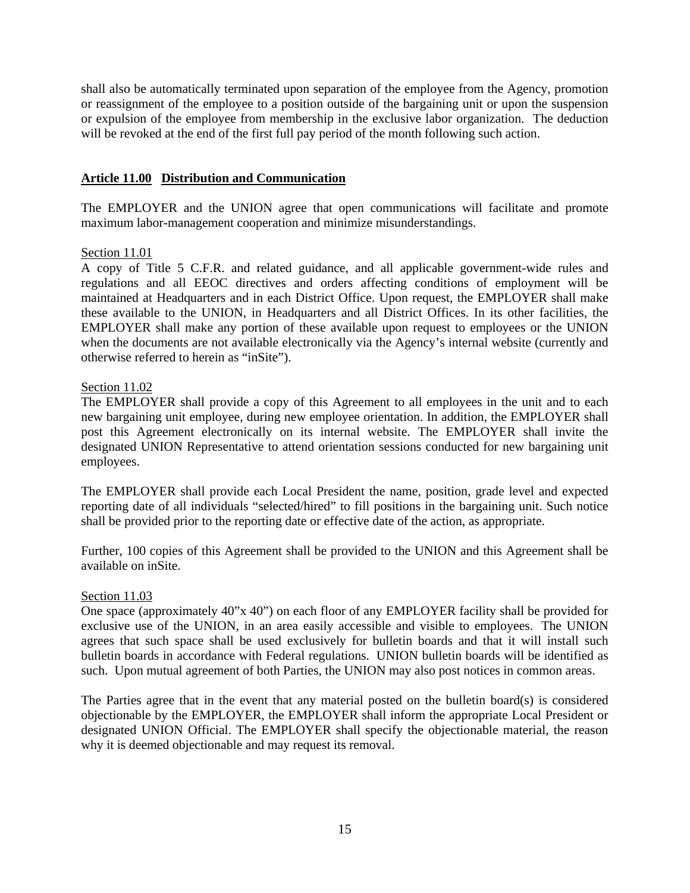shall also be automatically terminated upon separation of the employee from the Agency, promotion or reassignment of the employee to a position outside of the bargaining unit or upon the suspension or expulsion of the employee from membership in the exclusive labor organization. The deduction will be revoked at the end of the first full pay period of the month following such action.

## Article 11.00 Distribution and Communication

The EMPLOYER and the UNION agree that open communications will facilitate and promote maximum labor-management cooperation and minimize misunderstandings.

### Section 11.01

A copy of Title 5 C.F.R. and related guidance, and all applicable government-wide rules and regulations and all EEOC directives and orders affecting conditions of employment will be maintained at Headquarters and in each District Office. Upon request, the EMPLOYER shall make these available to the UNION, in Headquarters and all District Offices. In its other facilities, the EMPLOYER shall make any portion of these available upon request to employees or the UNION when the documents are not available electronically via the Agency's internal website (currently and otherwise referred to herein as "inSite").

### Section 11.02

The EMPLOYER shall provide a copy of this Agreement to all employees in the unit and to each new bargaining unit employee, during new employee orientation. In addition, the EMPLOYER shall post this Agreement electronically on its internal website. The EMPLOYER shall invite the designated UNION Representative to attend orientation sessions conducted for new bargaining unit employees.

The EMPLOYER shall provide each Local President the name, position, grade level and expected reporting date of all individuals "selected/hired" to fill positions in the bargaining unit. Such notice shall be provided prior to the reporting date or effective date of the action, as appropriate.

Further, 100 copies of this Agreement shall be provided to the UNION and this Agreement shall be available on inSite.

### Section 11.03

One space (approximately 40"x 40") on each floor of any EMPLOYER facility shall be provided for exclusive use of the UNION, in an area easily accessible and visible to employees. The UNION agrees that such space shall be used exclusively for bulletin boards and that it will install such bulletin boards in accordance with Federal regulations. UNION bulletin boards will be identified as such. Upon mutual agreement of both Parties, the UNION may also post notices in common areas.

The Parties agree that in the event that any material posted on the bulletin board(s) is considered objectionable by the EMPLOYER, the EMPLOYER shall inform the appropriate Local President or designated UNION Official. The EMPLOYER shall specify the objectionable material, the reason why it is deemed objectionable and may request its removal.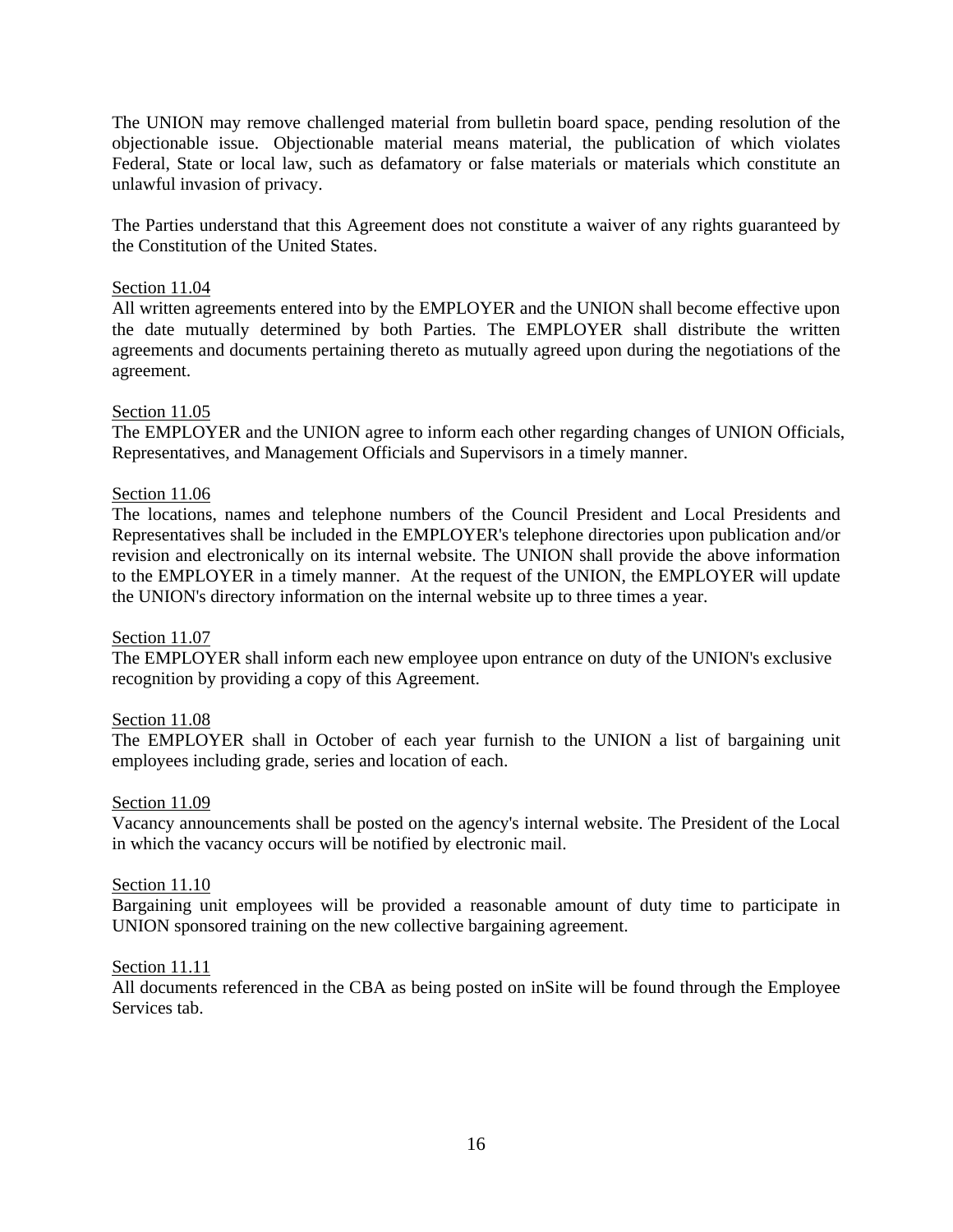The UNION may remove challenged material from bulletin board space, pending resolution of the objectionable issue. Objectionable material means material, the publication of which violates Federal, State or local law, such as defamatory or false materials or materials which constitute an unlawful invasion of privacy.

The Parties understand that this Agreement does not constitute a waiver of any rights guaranteed by the Constitution of the United States.

Section 11.04

All written agreements entered into by the EMPLOYER and the UNION shall become effective upon the date mutually determined by both Parties. The EMPLOYER shall distribute the written agreements and documents pertaining thereto as mutually agreed upon during the negotiations of the agreement.

Section 11.05

The EMPLOYER and the UNION agree to inform each other regarding changes of UNION Officials, Representatives, and Management Officials and Supervisors in a timely manner.

Section 11.06

The locations, names and telephone numbers of the Council President and Local Presidents and Representatives shall be included in the EMPLOYER's telephone directories upon publication and/or revision and electronically on its internal website. The UNION shall provide the above information to the EMPLOYER in a timely manner. At the request of the UNION, the EMPLOYER will update the UNION's directory information on the internal website up to three times a year.

Section 11.07

The EMPLOYER shall inform each new employee upon entrance on duty of the UNION's exclusive recognition by providing a copy of this Agreement.

Section 11.08

The EMPLOYER shall in October of each year furnish to the UNION a list of bargaining unit employees including grade, series and location of each.

Section 11.09

Vacancy announcements shall be posted on the agency's internal website. The President of the Local in which the vacancy occurs will be notified by electronic mail.

Section 11.10

Bargaining unit employees will be provided a reasonable amount of duty time to participate in UNION sponsored training on the new collective bargaining agreement.

Section 11.11

All documents referenced in the CBA as being posted on inSite will be found through the Employee Services tab.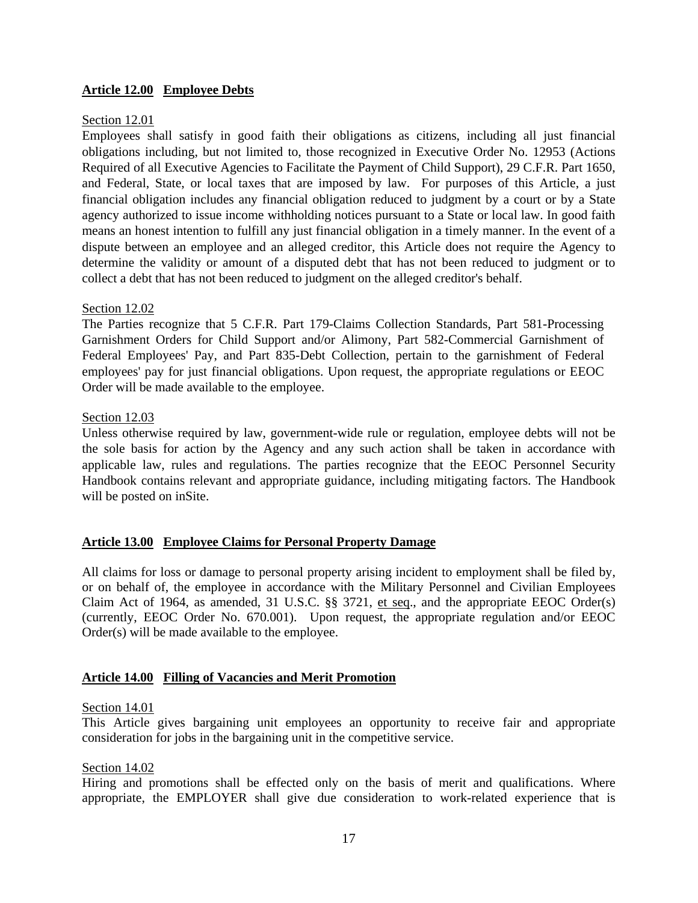## **Article 12.00 Employee Debts**

Section 12.01

Employees shall satisfy in good faith their obligations as citizens, including all just financial obligations including, but not limited to, those recognized in Executive Order No. 12953 (Actions Required of all Executive Agencies to Facilitate the Payment of Child Support), 29 C.F.R. Part 1650, and Federal, State, or local taxes that are imposed by law. For purposes of this Article, a just financial obligation includes any financial obligation reduced to judgment by a court or by a State agency authorized to issue income withholding notices pursuant to a State or local law. In good faith means an honest intention to fulfill any just financial obligation in a timely manner. In the event of a dispute between an employee and an alleged creditor, this Article does not require the Agency to determine the validity or amount of a disputed debt that has not been reduced to judgment or to collect a debt that has not been reduced to judgment on the alleged creditor's behalf.

Section 12.02

The Parties recognize that 5 C.F.R. Part 179-Claims Collection Standards, Part 581-Processing Garnishment Orders for Child Support and/or Alimony, Part 582-Commercial Garnishment of Federal Employees' Pay, and Part 835-Debt Collection, pertain to the garnishment of Federal employees' pay for just financial obligations. Upon request, the appropriate regulations or EEOC Order will be made available to the employee.

Section 12.03

Unless otherwise required by law, government-wide rule or regulation, employee debts will not be the sole basis for action by the Agency and any such action shall be taken in accordance with applicable law, rules and regulations. The parties recognize that the EEOC Personnel Security Handbook contains relevant and appropriate guidance, including mitigating factors. The Handbook will be posted on inSite.

## **Article 13.00 Employee Claims for Personal Property Damage**

All claims for loss or damage to personal property arising incident to employment shall be filed by, or on behalf of, the employee in accordance with the Military Personnel and Civilian Employees Claim Act of 1964, as amended, 31 U.S.C. §§ 3721, et seq., and the appropriate EEOC Order(s) (currently, EEOC Order No. 670.001). Upon request, the appropriate regulation and/or EEOC Order(s) will be made available to the employee.

## **Article 14.00 Filling of Vacancies and Merit Promotion**

Section 14.01

This Article gives bargaining unit employees an opportunity to receive fair and appropriate consideration for jobs in the bargaining unit in the competitive service.

Section 14.02

Hiring and promotions shall be effected only on the basis of merit and qualifications. Where appropriate, the EMPLOYER shall give due consideration to work-related experience that is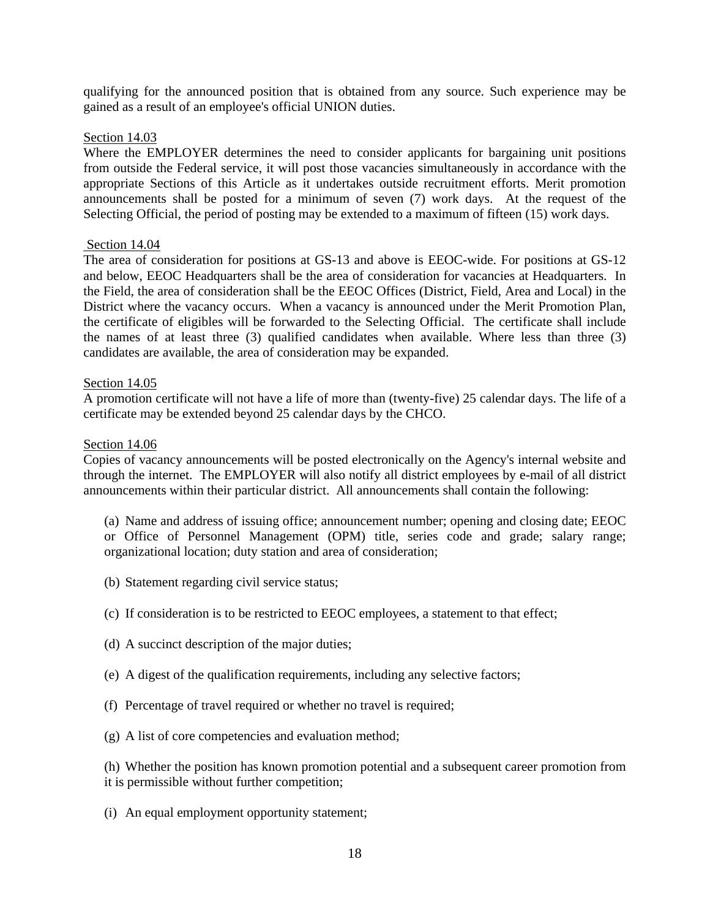qualifying for the announced position that is obtained from any source. Such experience may be gained as a result of an employee's official UNION duties.

Section 14.03

Where the EMPLOYER determines the need to consider applicants for bargaining unit positions from outside the Federal service, it will post those vacancies simultaneously in accordance with the appropriate Sections of this Article as it undertakes outside recruitment efforts. Merit promotion announcements shall be posted for a minimum of seven (7) work days. At the request of the Selecting Official, the period of posting may be extended to a maximum of fifteen (15) work days.

Section 14.04

The area of consideration for positions at GS-13 and above is EEOC-wide. For positions at GS-12 and below, EEOC Headquarters shall be the area of consideration for vacancies at Headquarters. In the Field, the area of consideration shall be the EEOC Offices (District, Field, Area and Local) in the District where the vacancy occurs. When a vacancy is announced under the Merit Promotion Plan, the certificate of eligibles will be forwarded to the Selecting Official. The certificate shall include the names of at least three (3) qualified candidates when available. Where less than three (3) candidates are available, the area of consideration may be expanded.

Section 14.05

A promotion certificate will not have a life of more than (twenty-five) 25 calendar days. The life of a certificate may be extended beyond 25 calendar days by the CHCO.

Section 14.06

Copies of vacancy announcements will be posted electronically on the Agency's internal website and through the internet. The EMPLOYER will also notify all district employees by e-mail of all district announcements within their particular district. All announcements shall contain the following:

(a) Name and address of issuing office; announcement number; opening and closing date; EEOC or Office of Personnel Management (OPM) title, series code and grade; salary range; organizational location; duty station and area of consideration;

(b) Statement regarding civil service status;

(c) If consideration is to be restricted to EEOC employees, a statement to that effect;

(d) A succinct description of the major duties;

(e) A digest of the qualification requirements, including any selective factors;

(f) Percentage of travel required or whether no travel is required;

(g) A list of core competencies and evaluation method;

(h) Whether the position has known promotion potential and a subsequent career promotion from it is permissible without further competition;

(i) An equal employment opportunity statement;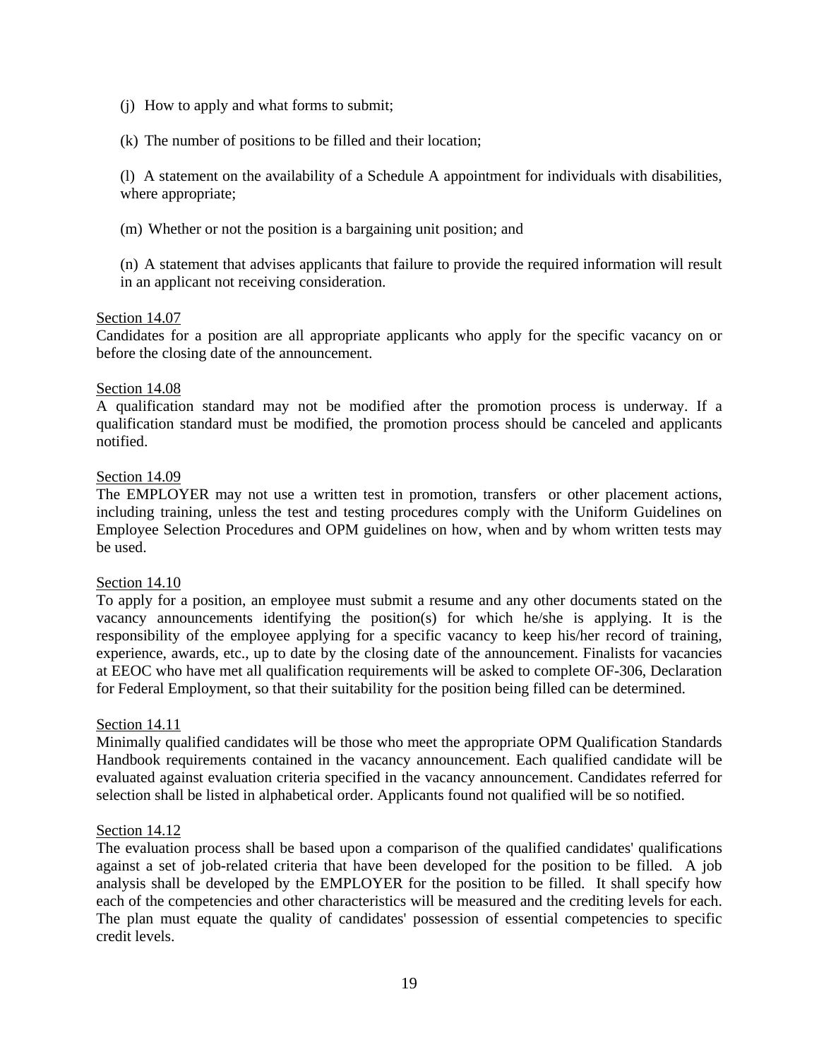(j) How to apply and what forms to submit;

(k) The number of positions to be filled and their location;

(l) A statement on the availability of a Schedule A appointment for individuals with disabilities, where appropriate;

(m) Whether or not the position is a bargaining unit position; and

(n) A statement that advises applicants that failure to provide the required information will result in an applicant not receiving consideration.

<u>Section 14.07</u>
Candidates for a position are all appropriate applicants who apply for the specific vacancy on or before the closing date of the announcement.

<u>Section 14.08</u>
A qualification standard may not be modified after the promotion process is underway. If a qualification standard must be modified, the promotion process should be canceled and applicants notified.

<u>Section 14.09</u>
The EMPLOYER may not use a written test in promotion, transfers or other placement actions, including training, unless the test and testing procedures comply with the Uniform Guidelines on Employee Selection Procedures and OPM guidelines on how, when and by whom written tests may be used.

<u>Section 14.10</u>
To apply for a position, an employee must submit a resume and any other documents stated on the vacancy announcements identifying the position(s) for which he/she is applying. It is the responsibility of the employee applying for a specific vacancy to keep his/her record of training, experience, awards, etc., up to date by the closing date of the announcement. Finalists for vacancies at EEOC who have met all qualification requirements will be asked to complete OF-306, Declaration for Federal Employment, so that their suitability for the position being filled can be determined.

<u>Section 14.11</u>
Minimally qualified candidates will be those who meet the appropriate OPM Qualification Standards Handbook requirements contained in the vacancy announcement. Each qualified candidate will be evaluated against evaluation criteria specified in the vacancy announcement. Candidates referred for selection shall be listed in alphabetical order. Applicants found not qualified will be so notified.

<u>Section 14.12</u>
The evaluation process shall be based upon a comparison of the qualified candidates' qualifications against a set of job-related criteria that have been developed for the position to be filled. A job analysis shall be developed by the EMPLOYER for the position to be filled. It shall specify how each of the competencies and other characteristics will be measured and the crediting levels for each. The plan must equate the quality of candidates' possession of essential competencies to specific credit levels.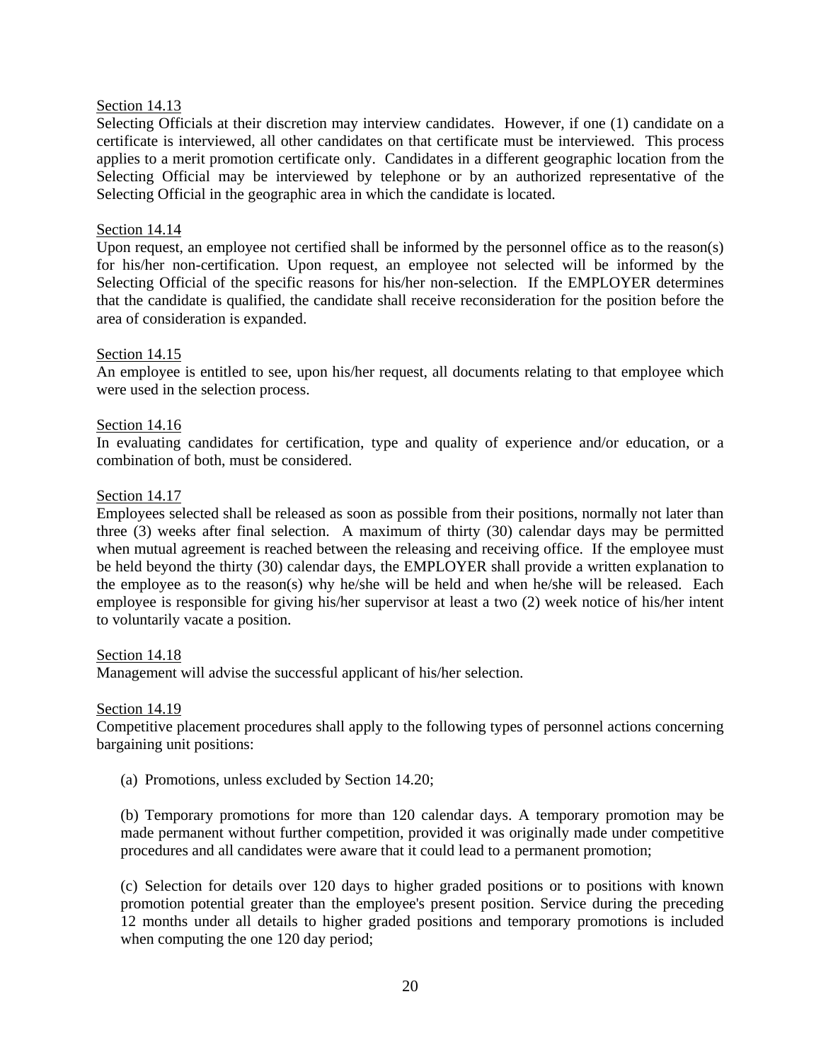Section 14.13

Selecting Officials at their discretion may interview candidates. However, if one (1) candidate on a certificate is interviewed, all other candidates on that certificate must be interviewed. This process applies to a merit promotion certificate only. Candidates in a different geographic location from the Selecting Official may be interviewed by telephone or by an authorized representative of the Selecting Official in the geographic area in which the candidate is located.

Section 14.14

Upon request, an employee not certified shall be informed by the personnel office as to the reason(s) for his/her non-certification. Upon request, an employee not selected will be informed by the Selecting Official of the specific reasons for his/her non-selection. If the EMPLOYER determines that the candidate is qualified, the candidate shall receive reconsideration for the position before the area of consideration is expanded.

Section 14.15

An employee is entitled to see, upon his/her request, all documents relating to that employee which were used in the selection process.

Section 14.16

In evaluating candidates for certification, type and quality of experience and/or education, or a combination of both, must be considered.

Section 14.17

Employees selected shall be released as soon as possible from their positions, normally not later than three (3) weeks after final selection. A maximum of thirty (30) calendar days may be permitted when mutual agreement is reached between the releasing and receiving office. If the employee must be held beyond the thirty (30) calendar days, the EMPLOYER shall provide a written explanation to the employee as to the reason(s) why he/she will be held and when he/she will be released. Each employee is responsible for giving his/her supervisor at least a two (2) week notice of his/her intent to voluntarily vacate a position.

Section 14.18

Management will advise the successful applicant of his/her selection.

Section 14.19

Competitive placement procedures shall apply to the following types of personnel actions concerning bargaining unit positions:

(a) Promotions, unless excluded by Section 14.20;

(b) Temporary promotions for more than 120 calendar days. A temporary promotion may be made permanent without further competition, provided it was originally made under competitive procedures and all candidates were aware that it could lead to a permanent promotion;

(c) Selection for details over 120 days to higher graded positions or to positions with known promotion potential greater than the employee's present position. Service during the preceding 12 months under all details to higher graded positions and temporary promotions is included when computing the one 120 day period;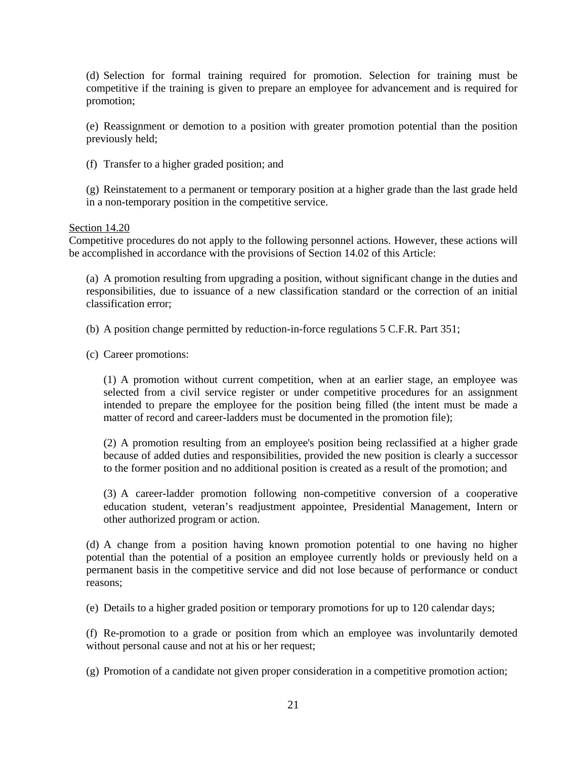(d) Selection for formal training required for promotion. Selection for training must be competitive if the training is given to prepare an employee for advancement and is required for promotion;

(e) Reassignment or demotion to a position with greater promotion potential than the position previously held;

(f) Transfer to a higher graded position; and

(g) Reinstatement to a permanent or temporary position at a higher grade than the last grade held in a non-temporary position in the competitive service.

Section 14.20

Competitive procedures do not apply to the following personnel actions. However, these actions will be accomplished in accordance with the provisions of Section 14.02 of this Article:

(a) A promotion resulting from upgrading a position, without significant change in the duties and responsibilities, due to issuance of a new classification standard or the correction of an initial classification error;

(b) A position change permitted by reduction-in-force regulations 5 C.F.R. Part 351;

(c) Career promotions:

(1) A promotion without current competition, when at an earlier stage, an employee was selected from a civil service register or under competitive procedures for an assignment intended to prepare the employee for the position being filled (the intent must be made a matter of record and career-ladders must be documented in the promotion file);

(2) A promotion resulting from an employee's position being reclassified at a higher grade because of added duties and responsibilities, provided the new position is clearly a successor to the former position and no additional position is created as a result of the promotion; and

(3) A career-ladder promotion following non-competitive conversion of a cooperative education student, veteran's readjustment appointee, Presidential Management, Intern or other authorized program or action.

(d) A change from a position having known promotion potential to one having no higher potential than the potential of a position an employee currently holds or previously held on a permanent basis in the competitive service and did not lose because of performance or conduct reasons;

(e) Details to a higher graded position or temporary promotions for up to 120 calendar days;

(f) Re-promotion to a grade or position from which an employee was involuntarily demoted without personal cause and not at his or her request;

(g) Promotion of a candidate not given proper consideration in a competitive promotion action;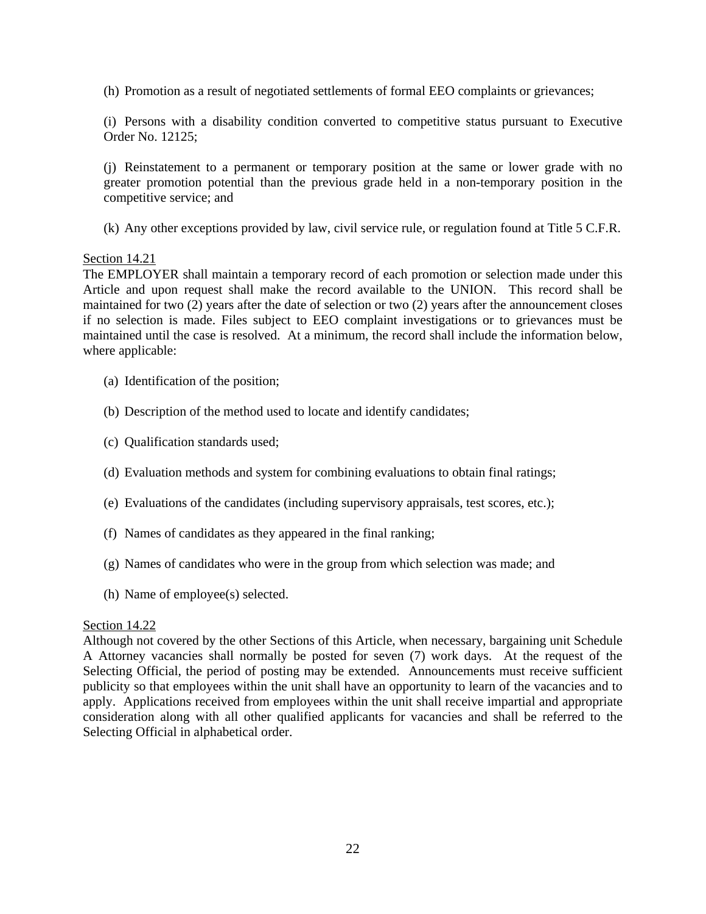(h) Promotion as a result of negotiated settlements of formal EEO complaints or grievances;

(i) Persons with a disability condition converted to competitive status pursuant to Executive Order No. 12125;

(j) Reinstatement to a permanent or temporary position at the same or lower grade with no greater promotion potential than the previous grade held in a non-temporary position in the competitive service; and

(k) Any other exceptions provided by law, civil service rule, or regulation found at Title 5 C.F.R.

Section 14.21

The EMPLOYER shall maintain a temporary record of each promotion or selection made under this Article and upon request shall make the record available to the UNION. This record shall be maintained for two (2) years after the date of selection or two (2) years after the announcement closes if no selection is made. Files subject to EEO complaint investigations or to grievances must be maintained until the case is resolved. At a minimum, the record shall include the information below, where applicable:

(a) Identification of the position;

(b) Description of the method used to locate and identify candidates;

(c) Qualification standards used;

(d) Evaluation methods and system for combining evaluations to obtain final ratings;

(e) Evaluations of the candidates (including supervisory appraisals, test scores, etc.);

(f) Names of candidates as they appeared in the final ranking;

(g) Names of candidates who were in the group from which selection was made; and

(h) Name of employee(s) selected.

Section 14.22

Although not covered by the other Sections of this Article, when necessary, bargaining unit Schedule A Attorney vacancies shall normally be posted for seven (7) work days. At the request of the Selecting Official, the period of posting may be extended. Announcements must receive sufficient publicity so that employees within the unit shall have an opportunity to learn of the vacancies and to apply. Applications received from employees within the unit shall receive impartial and appropriate consideration along with all other qualified applicants for vacancies and shall be referred to the Selecting Official in alphabetical order.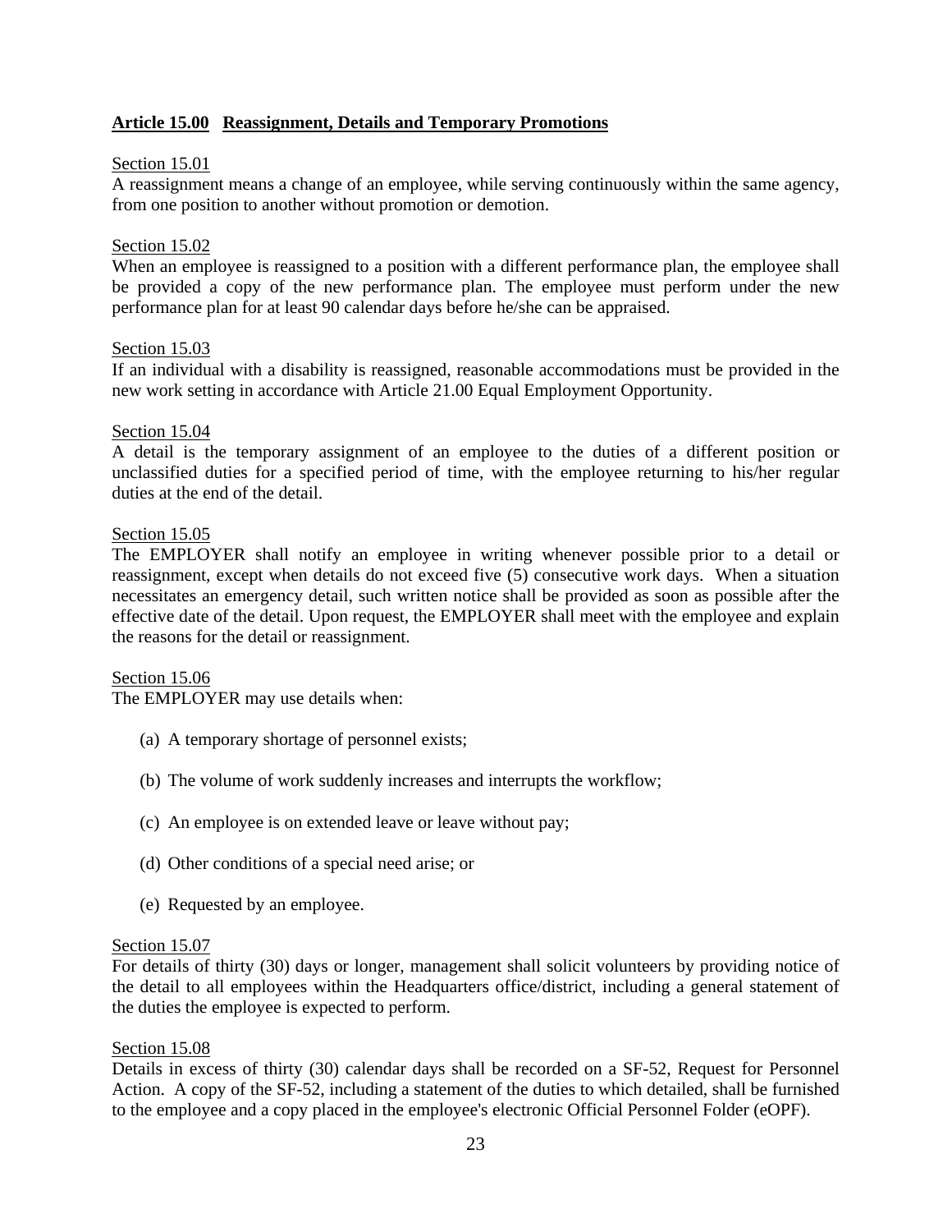## **Article 15.00 Reassignment, Details and Temporary Promotions**

Section 15.01

A reassignment means a change of an employee, while serving continuously within the same agency, from one position to another without promotion or demotion.

Section 15.02

When an employee is reassigned to a position with a different performance plan, the employee shall be provided a copy of the new performance plan. The employee must perform under the new performance plan for at least 90 calendar days before he/she can be appraised.

Section 15.03

If an individual with a disability is reassigned, reasonable accommodations must be provided in the new work setting in accordance with Article 21.00 Equal Employment Opportunity.

Section 15.04

A detail is the temporary assignment of an employee to the duties of a different position or unclassified duties for a specified period of time, with the employee returning to his/her regular duties at the end of the detail.

Section 15.05

The EMPLOYER shall notify an employee in writing whenever possible prior to a detail or reassignment, except when details do not exceed five (5) consecutive work days. When a situation necessitates an emergency detail, such written notice shall be provided as soon as possible after the effective date of the detail. Upon request, the EMPLOYER shall meet with the employee and explain the reasons for the detail or reassignment.

Section 15.06

The EMPLOYER may use details when:

(a) A temporary shortage of personnel exists;

(b) The volume of work suddenly increases and interrupts the workflow;

(c) An employee is on extended leave or leave without pay;

(d) Other conditions of a special need arise; or

(e) Requested by an employee.

Section 15.07

For details of thirty (30) days or longer, management shall solicit volunteers by providing notice of the detail to all employees within the Headquarters office/district, including a general statement of the duties the employee is expected to perform.

Section 15.08

Details in excess of thirty (30) calendar days shall be recorded on a SF-52, Request for Personnel Action. A copy of the SF-52, including a statement of the duties to which detailed, shall be furnished to the employee and a copy placed in the employee's electronic Official Personnel Folder (eOPF).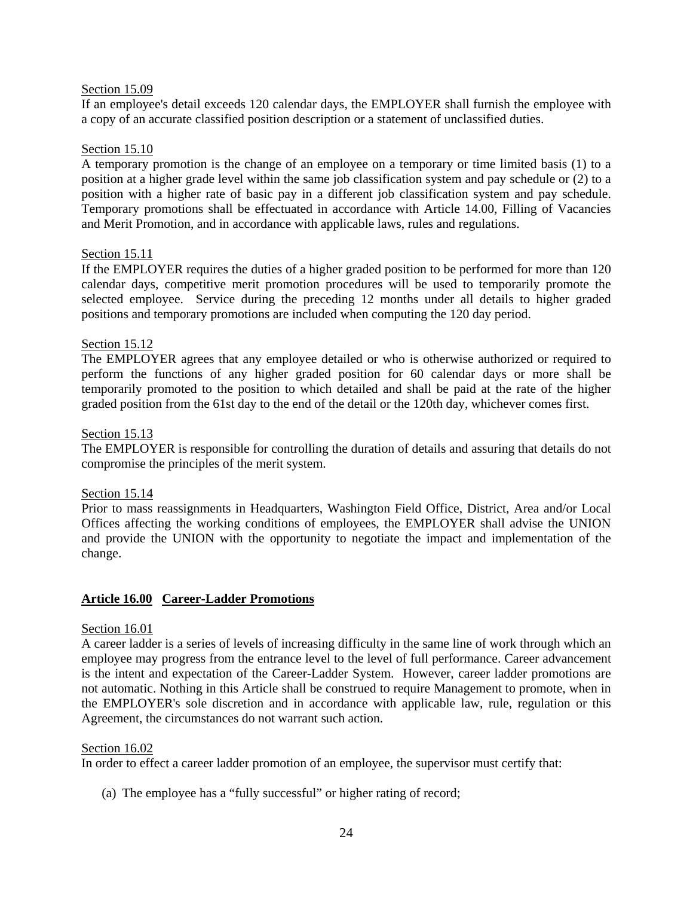Section 15.09

If an employee's detail exceeds 120 calendar days, the EMPLOYER shall furnish the employee with a copy of an accurate classified position description or a statement of unclassified duties.

Section 15.10

A temporary promotion is the change of an employee on a temporary or time limited basis (1) to a position at a higher grade level within the same job classification system and pay schedule or (2) to a position with a higher rate of basic pay in a different job classification system and pay schedule. Temporary promotions shall be effectuated in accordance with Article 14.00, Filling of Vacancies and Merit Promotion, and in accordance with applicable laws, rules and regulations.

Section 15.11

If the EMPLOYER requires the duties of a higher graded position to be performed for more than 120 calendar days, competitive merit promotion procedures will be used to temporarily promote the selected employee. Service during the preceding 12 months under all details to higher graded positions and temporary promotions are included when computing the 120 day period.

Section 15.12

The EMPLOYER agrees that any employee detailed or who is otherwise authorized or required to perform the functions of any higher graded position for 60 calendar days or more shall be temporarily promoted to the position to which detailed and shall be paid at the rate of the higher graded position from the 61st day to the end of the detail or the 120th day, whichever comes first.

Section 15.13

The EMPLOYER is responsible for controlling the duration of details and assuring that details do not compromise the principles of the merit system.

Section 15.14

Prior to mass reassignments in Headquarters, Washington Field Office, District, Area and/or Local Offices affecting the working conditions of employees, the EMPLOYER shall advise the UNION and provide the UNION with the opportunity to negotiate the impact and implementation of the change.

## Article 16.00 Career-Ladder Promotions

Section 16.01

A career ladder is a series of levels of increasing difficulty in the same line of work through which an employee may progress from the entrance level to the level of full performance. Career advancement is the intent and expectation of the Career-Ladder System. However, career ladder promotions are not automatic. Nothing in this Article shall be construed to require Management to promote, when in the EMPLOYER's sole discretion and in accordance with applicable law, rule, regulation or this Agreement, the circumstances do not warrant such action.

Section 16.02

In order to effect a career ladder promotion of an employee, the supervisor must certify that:

(a) The employee has a "fully successful" or higher rating of record;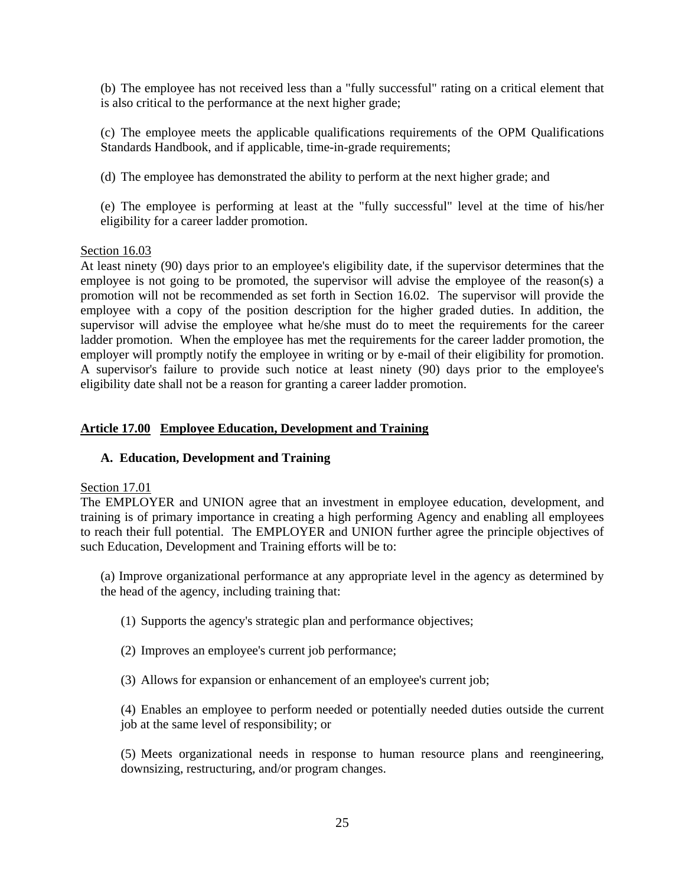(b) The employee has not received less than a "fully successful" rating on a critical element that is also critical to the performance at the next higher grade;

(c) The employee meets the applicable qualifications requirements of the OPM Qualifications Standards Handbook, and if applicable, time-in-grade requirements;

(d) The employee has demonstrated the ability to perform at the next higher grade; and

(e) The employee is performing at least at the "fully successful" level at the time of his/her eligibility for a career ladder promotion.

Section 16.03

At least ninety (90) days prior to an employee's eligibility date, if the supervisor determines that the employee is not going to be promoted, the supervisor will advise the employee of the reason(s) a promotion will not be recommended as set forth in Section 16.02. The supervisor will provide the employee with a copy of the position description for the higher graded duties. In addition, the supervisor will advise the employee what he/she must do to meet the requirements for the career ladder promotion. When the employee has met the requirements for the career ladder promotion, the employer will promptly notify the employee in writing or by e-mail of their eligibility for promotion. A supervisor's failure to provide such notice at least ninety (90) days prior to the employee's eligibility date shall not be a reason for granting a career ladder promotion.

## Article 17.00 Employee Education, Development and Training

### A. Education, Development and Training

Section 17.01

The EMPLOYER and UNION agree that an investment in employee education, development, and training is of primary importance in creating a high performing Agency and enabling all employees to reach their full potential. The EMPLOYER and UNION further agree the principle objectives of such Education, Development and Training efforts will be to:

(a) Improve organizational performance at any appropriate level in the agency as determined by the head of the agency, including training that:

(1) Supports the agency's strategic plan and performance objectives;

(2) Improves an employee's current job performance;

(3) Allows for expansion or enhancement of an employee's current job;

(4) Enables an employee to perform needed or potentially needed duties outside the current job at the same level of responsibility; or

(5) Meets organizational needs in response to human resource plans and reengineering, downsizing, restructuring, and/or program changes.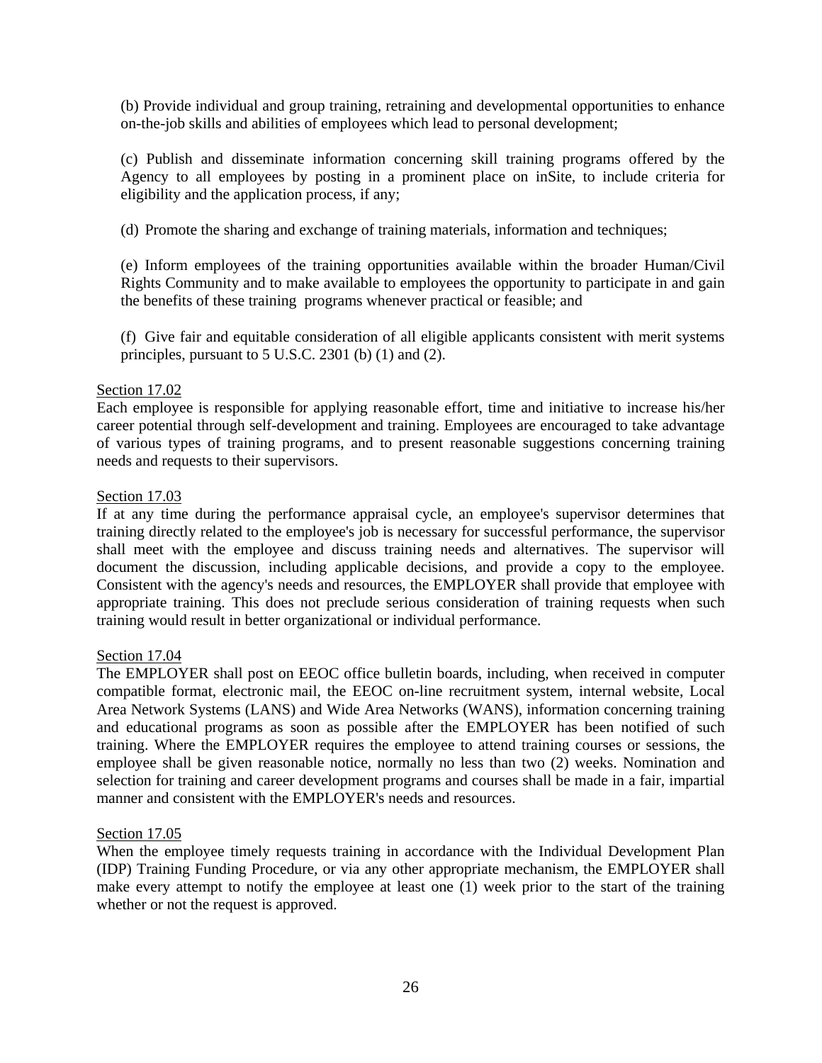(b) Provide individual and group training, retraining and developmental opportunities to enhance on-the-job skills and abilities of employees which lead to personal development;

(c) Publish and disseminate information concerning skill training programs offered by the Agency to all employees by posting in a prominent place on inSite, to include criteria for eligibility and the application process, if any;

(d) Promote the sharing and exchange of training materials, information and techniques;

(e) Inform employees of the training opportunities available within the broader Human/Civil Rights Community and to make available to employees the opportunity to participate in and gain the benefits of these training programs whenever practical or feasible; and

(f) Give fair and equitable consideration of all eligible applicants consistent with merit systems principles, pursuant to 5 U.S.C. 2301 (b) (1) and (2).

Section 17.02

Each employee is responsible for applying reasonable effort, time and initiative to increase his/her career potential through self-development and training. Employees are encouraged to take advantage of various types of training programs, and to present reasonable suggestions concerning training needs and requests to their supervisors.

Section 17.03

If at any time during the performance appraisal cycle, an employee's supervisor determines that training directly related to the employee's job is necessary for successful performance, the supervisor shall meet with the employee and discuss training needs and alternatives. The supervisor will document the discussion, including applicable decisions, and provide a copy to the employee. Consistent with the agency's needs and resources, the EMPLOYER shall provide that employee with appropriate training. This does not preclude serious consideration of training requests when such training would result in better organizational or individual performance.

Section 17.04

The EMPLOYER shall post on EEOC office bulletin boards, including, when received in computer compatible format, electronic mail, the EEOC on-line recruitment system, internal website, Local Area Network Systems (LANS) and Wide Area Networks (WANS), information concerning training and educational programs as soon as possible after the EMPLOYER has been notified of such training. Where the EMPLOYER requires the employee to attend training courses or sessions, the employee shall be given reasonable notice, normally no less than two (2) weeks. Nomination and selection for training and career development programs and courses shall be made in a fair, impartial manner and consistent with the EMPLOYER's needs and resources.

Section 17.05

When the employee timely requests training in accordance with the Individual Development Plan (IDP) Training Funding Procedure, or via any other appropriate mechanism, the EMPLOYER shall make every attempt to notify the employee at least one (1) week prior to the start of the training whether or not the request is approved.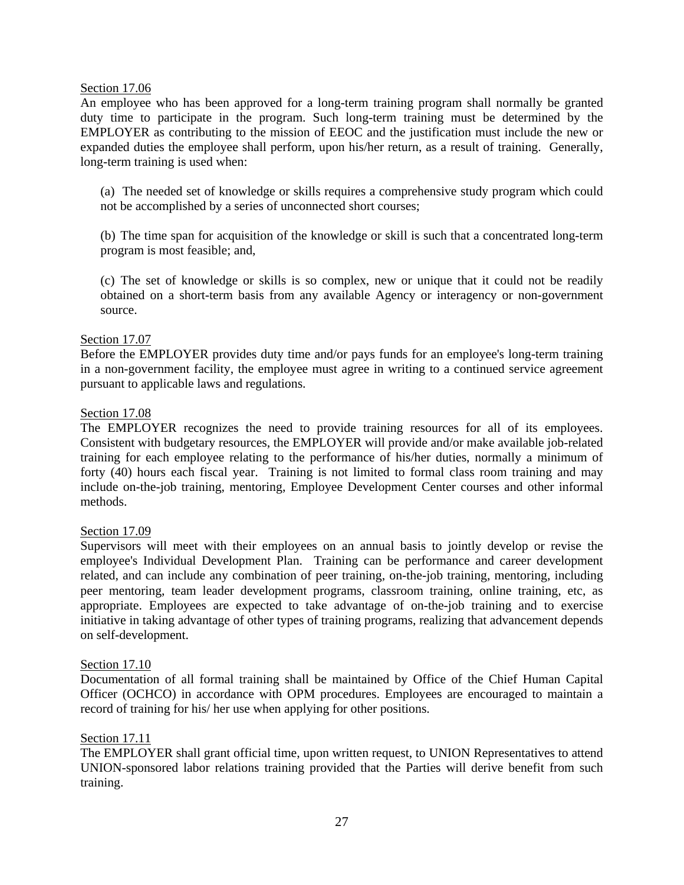Section 17.06

An employee who has been approved for a long-term training program shall normally be granted duty time to participate in the program. Such long-term training must be determined by the EMPLOYER as contributing to the mission of EEOC and the justification must include the new or expanded duties the employee shall perform, upon his/her return, as a result of training. Generally, long-term training is used when:

(a) The needed set of knowledge or skills requires a comprehensive study program which could not be accomplished by a series of unconnected short courses;

(b) The time span for acquisition of the knowledge or skill is such that a concentrated long-term program is most feasible; and,

(c) The set of knowledge or skills is so complex, new or unique that it could not be readily obtained on a short-term basis from any available Agency or interagency or non-government source.

Section 17.07

Before the EMPLOYER provides duty time and/or pays funds for an employee's long-term training in a non-government facility, the employee must agree in writing to a continued service agreement pursuant to applicable laws and regulations.

Section 17.08

The EMPLOYER recognizes the need to provide training resources for all of its employees. Consistent with budgetary resources, the EMPLOYER will provide and/or make available job-related training for each employee relating to the performance of his/her duties, normally a minimum of forty (40) hours each fiscal year. Training is not limited to formal class room training and may include on-the-job training, mentoring, Employee Development Center courses and other informal methods.

Section 17.09

Supervisors will meet with their employees on an annual basis to jointly develop or revise the employee's Individual Development Plan. Training can be performance and career development related, and can include any combination of peer training, on-the-job training, mentoring, including peer mentoring, team leader development programs, classroom training, online training, etc, as appropriate. Employees are expected to take advantage of on-the-job training and to exercise initiative in taking advantage of other types of training programs, realizing that advancement depends on self-development.

Section 17.10

Documentation of all formal training shall be maintained by Office of the Chief Human Capital Officer (OCHCO) in accordance with OPM procedures. Employees are encouraged to maintain a record of training for his/ her use when applying for other positions.

Section 17.11

The EMPLOYER shall grant official time, upon written request, to UNION Representatives to attend UNION-sponsored labor relations training provided that the Parties will derive benefit from such training.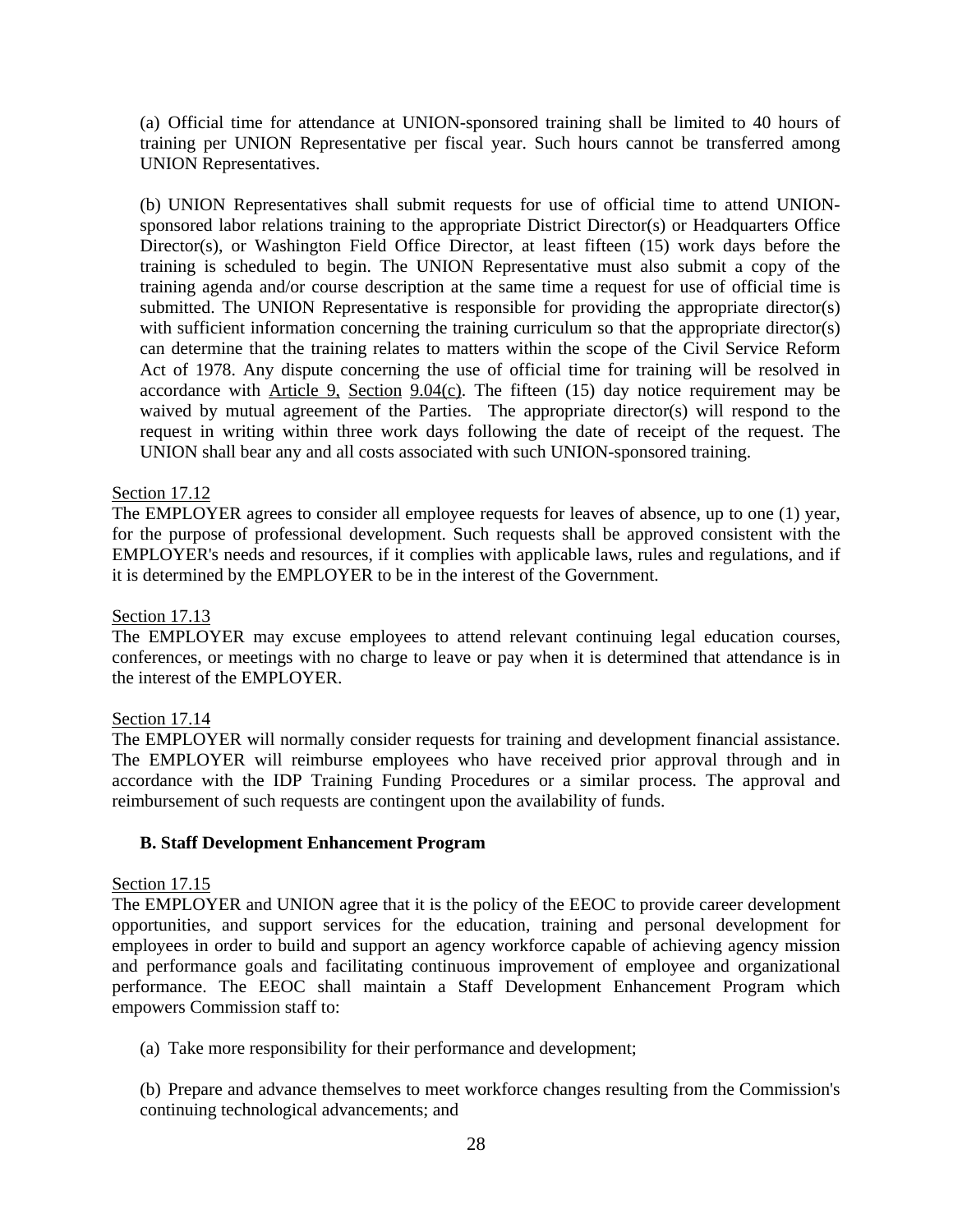(a) Official time for attendance at UNION-sponsored training shall be limited to 40 hours of training per UNION Representative per fiscal year. Such hours cannot be transferred among UNION Representatives.

(b) UNION Representatives shall submit requests for use of official time to attend UNION-sponsored labor relations training to the appropriate District Director(s) or Headquarters Office Director(s), or Washington Field Office Director, at least fifteen (15) work days before the training is scheduled to begin. The UNION Representative must also submit a copy of the training agenda and/or course description at the same time a request for use of official time is submitted. The UNION Representative is responsible for providing the appropriate director(s) with sufficient information concerning the training curriculum so that the appropriate director(s) can determine that the training relates to matters within the scope of the Civil Service Reform Act of 1978. Any dispute concerning the use of official time for training will be resolved in accordance with Article 9, Section 9.04(c). The fifteen (15) day notice requirement may be waived by mutual agreement of the Parties. The appropriate director(s) will respond to the request in writing within three work days following the date of receipt of the request. The UNION shall bear any and all costs associated with such UNION-sponsored training.

Section 17.12
The EMPLOYER agrees to consider all employee requests for leaves of absence, up to one (1) year, for the purpose of professional development. Such requests shall be approved consistent with the EMPLOYER's needs and resources, if it complies with applicable laws, rules and regulations, and if it is determined by the EMPLOYER to be in the interest of the Government.

Section 17.13
The EMPLOYER may excuse employees to attend relevant continuing legal education courses, conferences, or meetings with no charge to leave or pay when it is determined that attendance is in the interest of the EMPLOYER.

Section 17.14
The EMPLOYER will normally consider requests for training and development financial assistance. The EMPLOYER will reimburse employees who have received prior approval through and in accordance with the IDP Training Funding Procedures or a similar process. The approval and reimbursement of such requests are contingent upon the availability of funds.

**B. Staff Development Enhancement Program**

Section 17.15
The EMPLOYER and UNION agree that it is the policy of the EEOC to provide career development opportunities, and support services for the education, training and personal development for employees in order to build and support an agency workforce capable of achieving agency mission and performance goals and facilitating continuous improvement of employee and organizational performance. The EEOC shall maintain a Staff Development Enhancement Program which empowers Commission staff to:

(a) Take more responsibility for their performance and development;

(b) Prepare and advance themselves to meet workforce changes resulting from the Commission's continuing technological advancements; and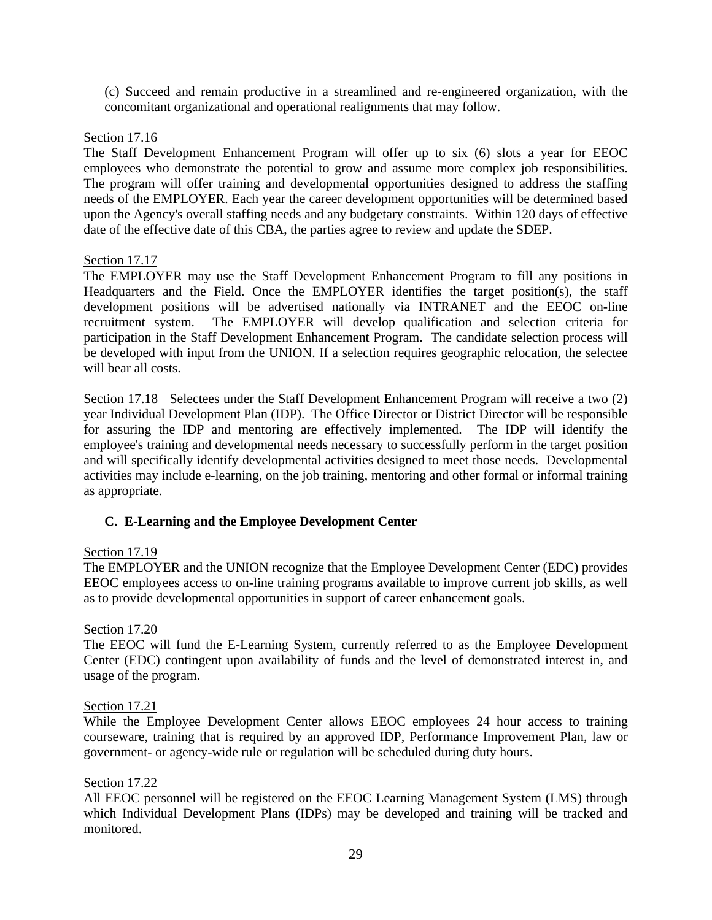(c) Succeed and remain productive in a streamlined and re-engineered organization, with the concomitant organizational and operational realignments that may follow.

Section 17.16
The Staff Development Enhancement Program will offer up to six (6) slots a year for EEOC employees who demonstrate the potential to grow and assume more complex job responsibilities. The program will offer training and developmental opportunities designed to address the staffing needs of the EMPLOYER. Each year the career development opportunities will be determined based upon the Agency's overall staffing needs and any budgetary constraints. Within 120 days of effective date of the effective date of this CBA, the parties agree to review and update the SDEP.

Section 17.17
The EMPLOYER may use the Staff Development Enhancement Program to fill any positions in Headquarters and the Field. Once the EMPLOYER identifies the target position(s), the staff development positions will be advertised nationally via INTRANET and the EEOC on-line recruitment system. The EMPLOYER will develop qualification and selection criteria for participation in the Staff Development Enhancement Program. The candidate selection process will be developed with input from the UNION. If a selection requires geographic relocation, the selectee will bear all costs.

Section 17.18 Selectees under the Staff Development Enhancement Program will receive a two (2) year Individual Development Plan (IDP). The Office Director or District Director will be responsible for assuring the IDP and mentoring are effectively implemented. The IDP will identify the employee's training and developmental needs necessary to successfully perform in the target position and will specifically identify developmental activities designed to meet those needs. Developmental activities may include e-learning, on the job training, mentoring and other formal or informal training as appropriate.

### C. E-Learning and the Employee Development Center

Section 17.19
The EMPLOYER and the UNION recognize that the Employee Development Center (EDC) provides EEOC employees access to on-line training programs available to improve current job skills, as well as to provide developmental opportunities in support of career enhancement goals.

Section 17.20
The EEOC will fund the E-Learning System, currently referred to as the Employee Development Center (EDC) contingent upon availability of funds and the level of demonstrated interest in, and usage of the program.

Section 17.21
While the Employee Development Center allows EEOC employees 24 hour access to training courseware, training that is required by an approved IDP, Performance Improvement Plan, law or government- or agency-wide rule or regulation will be scheduled during duty hours.

Section 17.22
All EEOC personnel will be registered on the EEOC Learning Management System (LMS) through which Individual Development Plans (IDPs) may be developed and training will be tracked and monitored.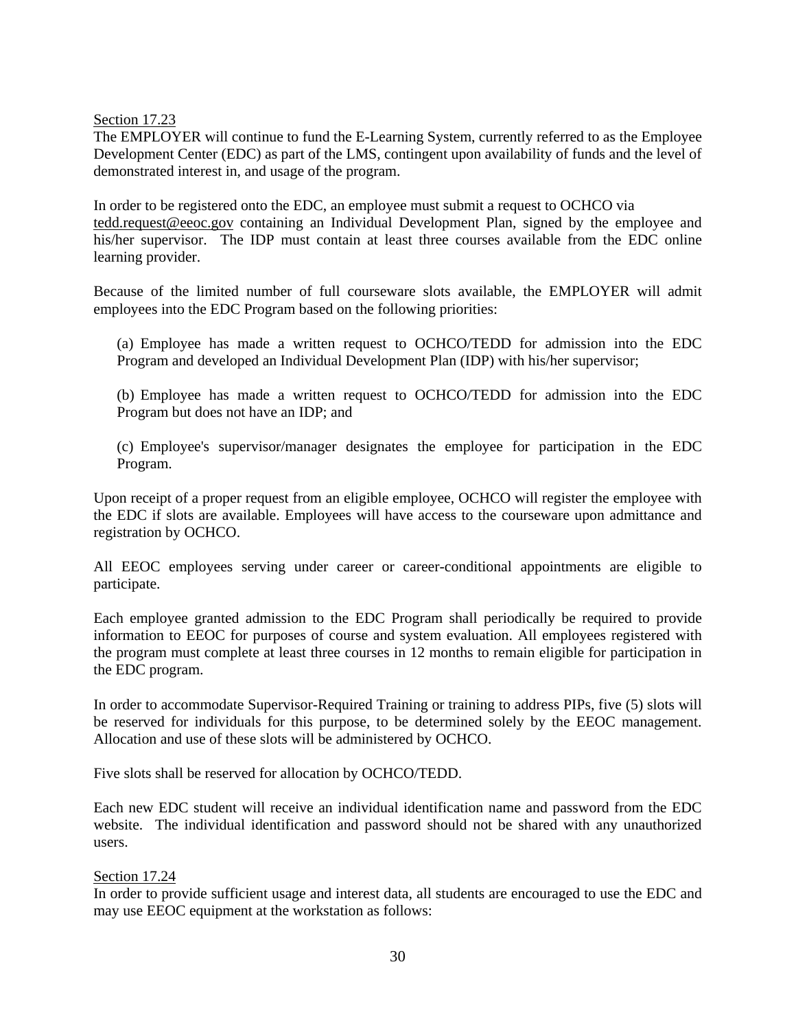<u>Section 17.23</u>

The EMPLOYER will continue to fund the E-Learning System, currently referred to as the Employee Development Center (EDC) as part of the LMS, contingent upon availability of funds and the level of demonstrated interest in, and usage of the program.

In order to be registered onto the EDC, an employee must submit a request to OCHCO via tedd.request@eeoc.gov containing an Individual Development Plan, signed by the employee and his/her supervisor. The IDP must contain at least three courses available from the EDC online learning provider.

Because of the limited number of full courseware slots available, the EMPLOYER will admit employees into the EDC Program based on the following priorities:

(a) Employee has made a written request to OCHCO/TEDD for admission into the EDC Program and developed an Individual Development Plan (IDP) with his/her supervisor;

(b) Employee has made a written request to OCHCO/TEDD for admission into the EDC Program but does not have an IDP; and

(c) Employee's supervisor/manager designates the employee for participation in the EDC Program.

Upon receipt of a proper request from an eligible employee, OCHCO will register the employee with the EDC if slots are available. Employees will have access to the courseware upon admittance and registration by OCHCO.

All EEOC employees serving under career or career-conditional appointments are eligible to participate.

Each employee granted admission to the EDC Program shall periodically be required to provide information to EEOC for purposes of course and system evaluation. All employees registered with the program must complete at least three courses in 12 months to remain eligible for participation in the EDC program.

In order to accommodate Supervisor-Required Training or training to address PIPs, five (5) slots will be reserved for individuals for this purpose, to be determined solely by the EEOC management. Allocation and use of these slots will be administered by OCHCO.

Five slots shall be reserved for allocation by OCHCO/TEDD.

Each new EDC student will receive an individual identification name and password from the EDC website. The individual identification and password should not be shared with any unauthorized users.

<u>Section 17.24</u>

In order to provide sufficient usage and interest data, all students are encouraged to use the EDC and may use EEOC equipment at the workstation as follows: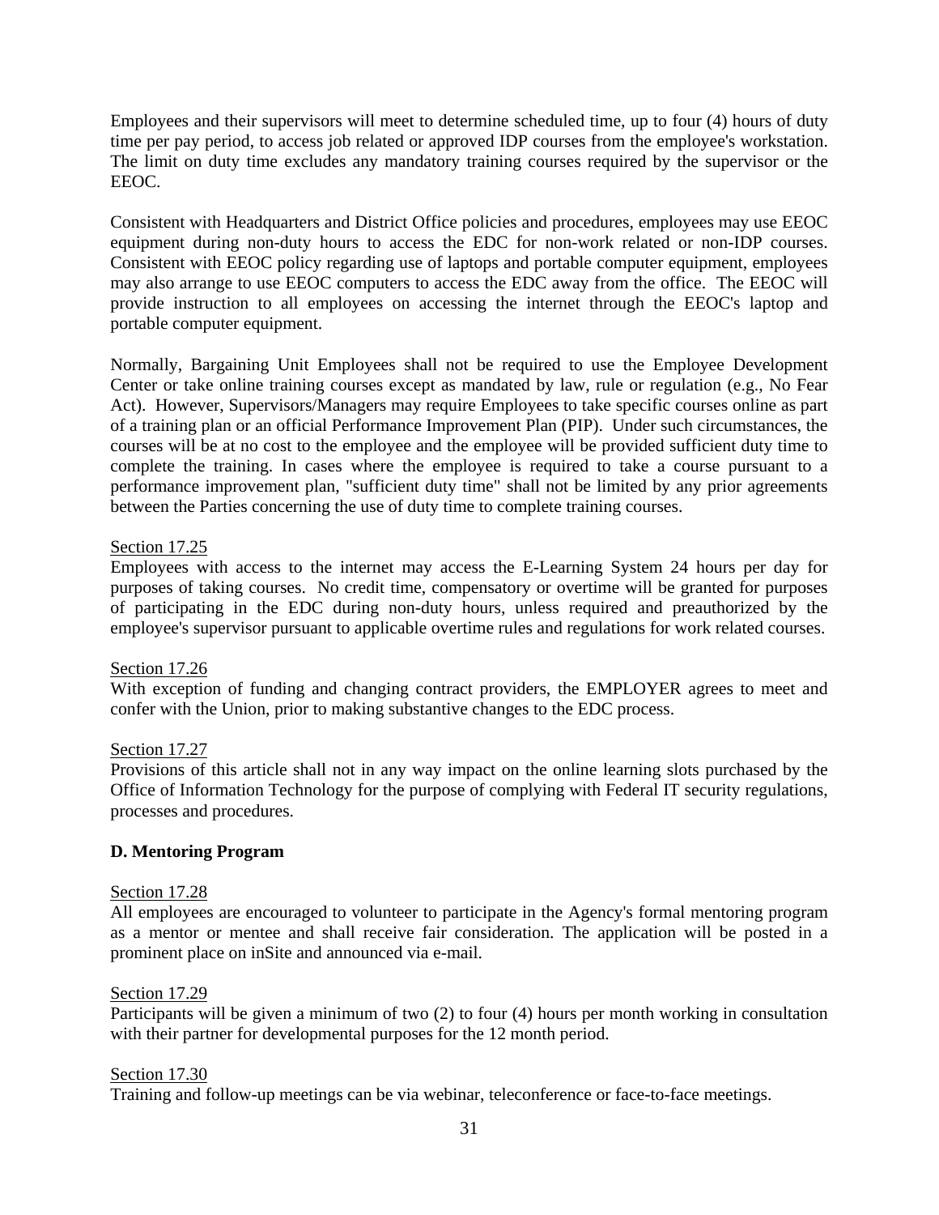Employees and their supervisors will meet to determine scheduled time, up to four (4) hours of duty time per pay period, to access job related or approved IDP courses from the employee's workstation. The limit on duty time excludes any mandatory training courses required by the supervisor or the EEOC.

Consistent with Headquarters and District Office policies and procedures, employees may use EEOC equipment during non-duty hours to access the EDC for non-work related or non-IDP courses. Consistent with EEOC policy regarding use of laptops and portable computer equipment, employees may also arrange to use EEOC computers to access the EDC away from the office. The EEOC will provide instruction to all employees on accessing the internet through the EEOC's laptop and portable computer equipment.

Normally, Bargaining Unit Employees shall not be required to use the Employee Development Center or take online training courses except as mandated by law, rule or regulation (e.g., No Fear Act). However, Supervisors/Managers may require Employees to take specific courses online as part of a training plan or an official Performance Improvement Plan (PIP). Under such circumstances, the courses will be at no cost to the employee and the employee will be provided sufficient duty time to complete the training. In cases where the employee is required to take a course pursuant to a performance improvement plan, "sufficient duty time" shall not be limited by any prior agreements between the Parties concerning the use of duty time to complete training courses.

Section 17.25

Employees with access to the internet may access the E-Learning System 24 hours per day for purposes of taking courses. No credit time, compensatory or overtime will be granted for purposes of participating in the EDC during non-duty hours, unless required and preauthorized by the employee's supervisor pursuant to applicable overtime rules and regulations for work related courses.

Section 17.26

With exception of funding and changing contract providers, the EMPLOYER agrees to meet and confer with the Union, prior to making substantive changes to the EDC process.

Section 17.27

Provisions of this article shall not in any way impact on the online learning slots purchased by the Office of Information Technology for the purpose of complying with Federal IT security regulations, processes and procedures.

**D. Mentoring Program**

Section 17.28

All employees are encouraged to volunteer to participate in the Agency's formal mentoring program as a mentor or mentee and shall receive fair consideration. The application will be posted in a prominent place on inSite and announced via e-mail.

Section 17.29

Participants will be given a minimum of two (2) to four (4) hours per month working in consultation with their partner for developmental purposes for the 12 month period.

Section 17.30

Training and follow-up meetings can be via webinar, teleconference or face-to-face meetings.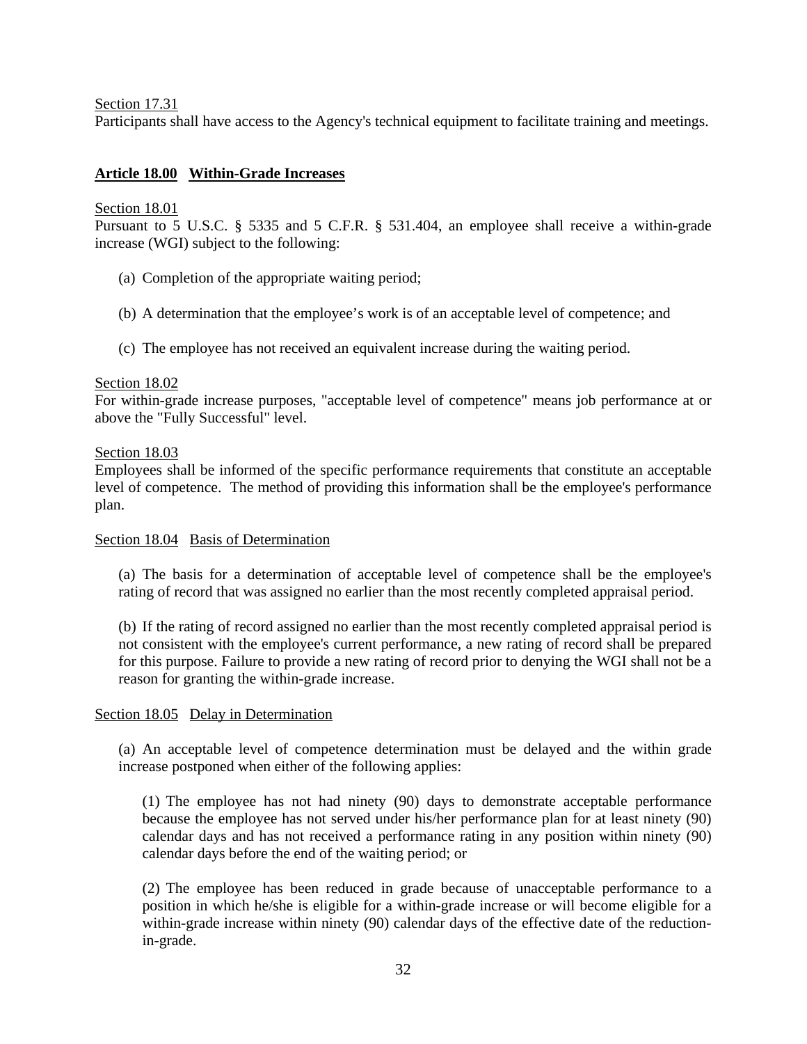Section 17.31

Participants shall have access to the Agency's technical equipment to facilitate training and meetings.

## **Article 18.00 Within-Grade Increases**

Section 18.01

Pursuant to 5 U.S.C. § 5335 and 5 C.F.R. § 531.404, an employee shall receive a within-grade increase (WGI) subject to the following:

(a) Completion of the appropriate waiting period;

(b) A determination that the employee's work is of an acceptable level of competence; and

(c) The employee has not received an equivalent increase during the waiting period.

Section 18.02

For within-grade increase purposes, "acceptable level of competence" means job performance at or above the "Fully Successful" level.

Section 18.03

Employees shall be informed of the specific performance requirements that constitute an acceptable level of competence. The method of providing this information shall be the employee's performance plan.

Section 18.04 Basis of Determination

(a) The basis for a determination of acceptable level of competence shall be the employee's rating of record that was assigned no earlier than the most recently completed appraisal period.

(b) If the rating of record assigned no earlier than the most recently completed appraisal period is not consistent with the employee's current performance, a new rating of record shall be prepared for this purpose. Failure to provide a new rating of record prior to denying the WGI shall not be a reason for granting the within-grade increase.

Section 18.05 Delay in Determination

(a) An acceptable level of competence determination must be delayed and the within grade increase postponed when either of the following applies:

(1) The employee has not had ninety (90) days to demonstrate acceptable performance because the employee has not served under his/her performance plan for at least ninety (90) calendar days and has not received a performance rating in any position within ninety (90) calendar days before the end of the waiting period; or

(2) The employee has been reduced in grade because of unacceptable performance to a position in which he/she is eligible for a within-grade increase or will become eligible for a within-grade increase within ninety (90) calendar days of the effective date of the reduction-in-grade.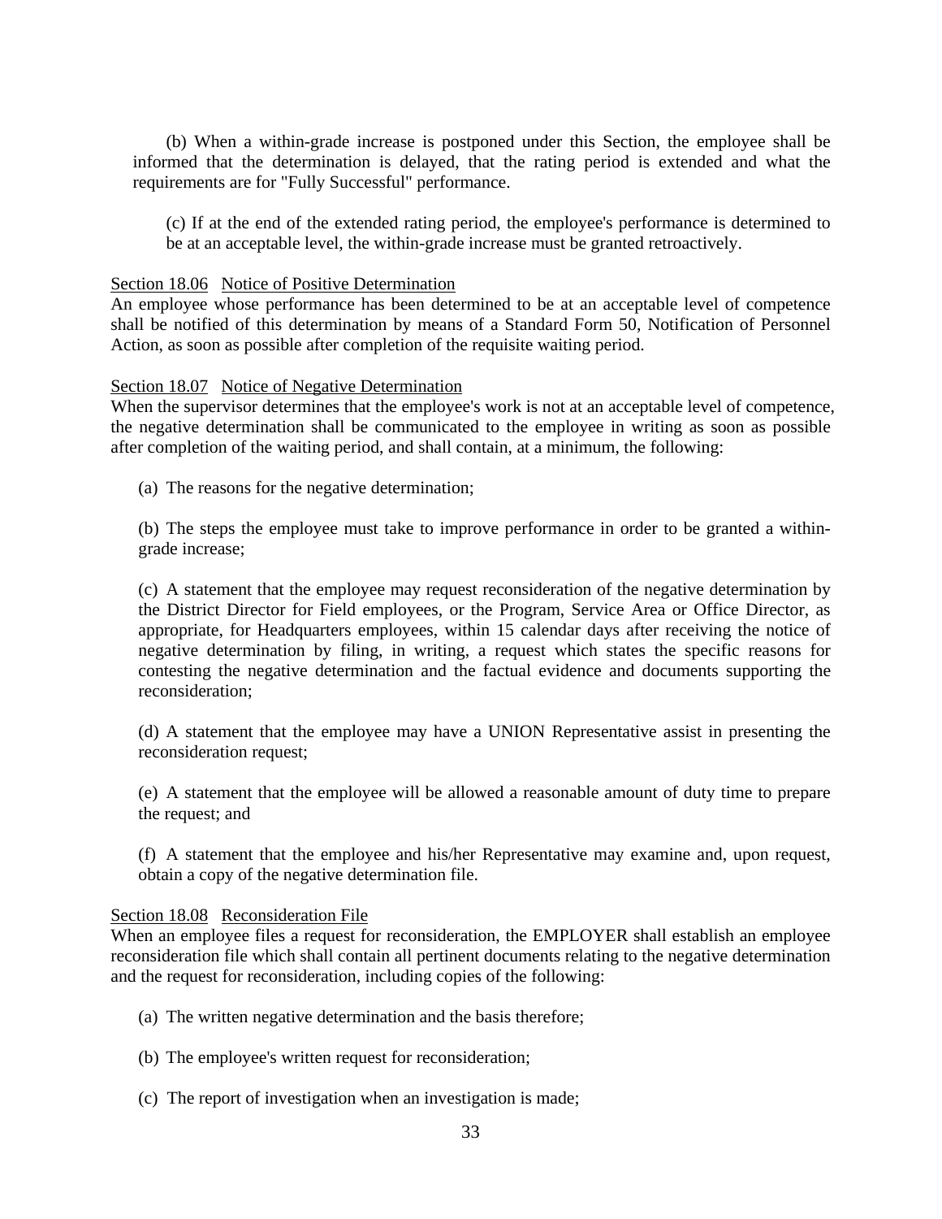(b) When a within-grade increase is postponed under this Section, the employee shall be informed that the determination is delayed, that the rating period is extended and what the requirements are for "Fully Successful" performance.

(c) If at the end of the extended rating period, the employee's performance is determined to be at an acceptable level, the within-grade increase must be granted retroactively.

Section 18.06 Notice of Positive Determination

An employee whose performance has been determined to be at an acceptable level of competence shall be notified of this determination by means of a Standard Form 50, Notification of Personnel Action, as soon as possible after completion of the requisite waiting period.

Section 18.07 Notice of Negative Determination

When the supervisor determines that the employee's work is not at an acceptable level of competence, the negative determination shall be communicated to the employee in writing as soon as possible after completion of the waiting period, and shall contain, at a minimum, the following:

(a) The reasons for the negative determination;

(b) The steps the employee must take to improve performance in order to be granted a within-grade increase;

(c) A statement that the employee may request reconsideration of the negative determination by the District Director for Field employees, or the Program, Service Area or Office Director, as appropriate, for Headquarters employees, within 15 calendar days after receiving the notice of negative determination by filing, in writing, a request which states the specific reasons for contesting the negative determination and the factual evidence and documents supporting the reconsideration;

(d) A statement that the employee may have a UNION Representative assist in presenting the reconsideration request;

(e) A statement that the employee will be allowed a reasonable amount of duty time to prepare the request; and

(f) A statement that the employee and his/her Representative may examine and, upon request, obtain a copy of the negative determination file.

Section 18.08 Reconsideration File

When an employee files a request for reconsideration, the EMPLOYER shall establish an employee reconsideration file which shall contain all pertinent documents relating to the negative determination and the request for reconsideration, including copies of the following:

(a) The written negative determination and the basis therefore;

(b) The employee's written request for reconsideration;

(c) The report of investigation when an investigation is made;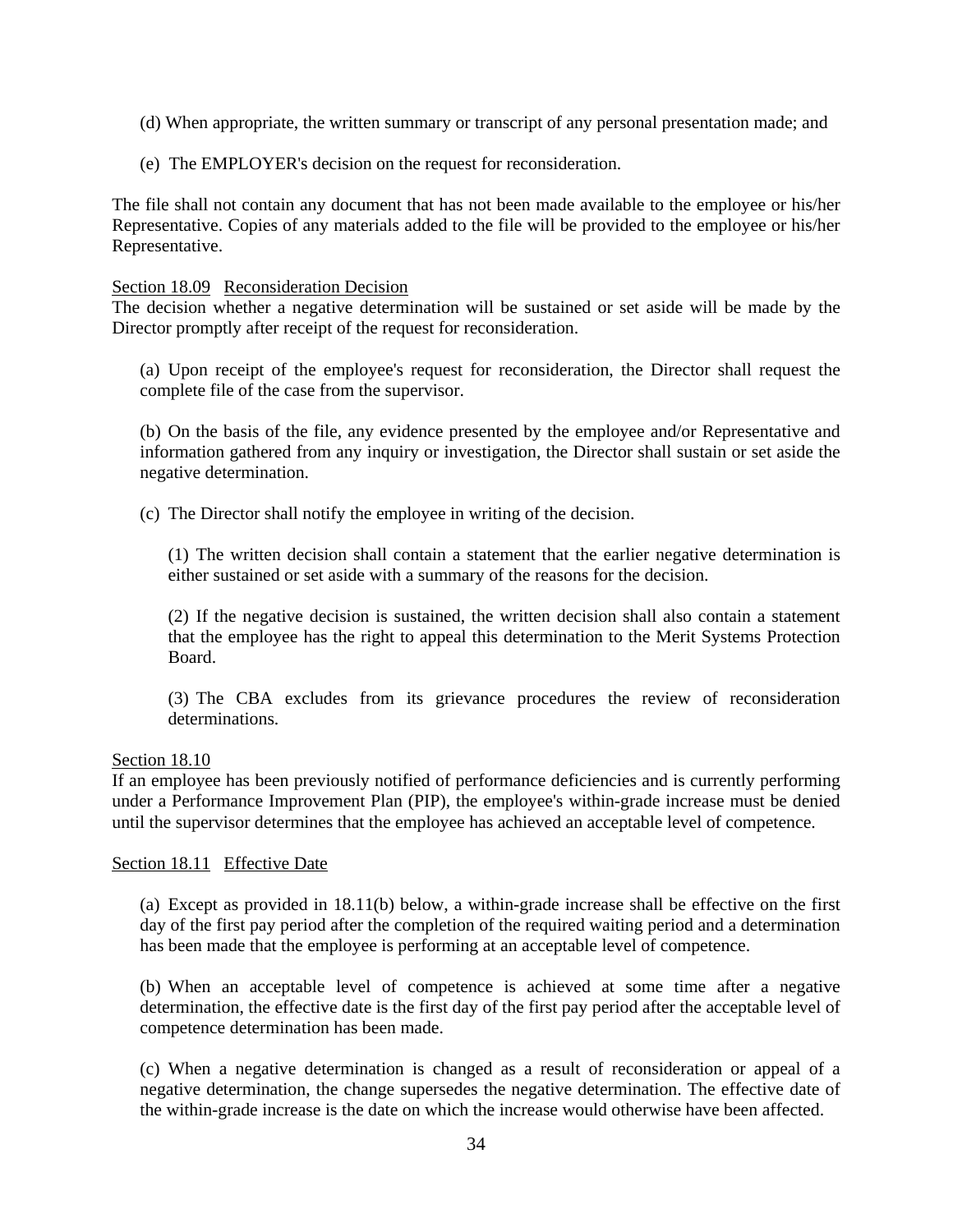(d) When appropriate, the written summary or transcript of any personal presentation made; and

(e) The EMPLOYER's decision on the request for reconsideration.

The file shall not contain any document that has not been made available to the employee or his/her Representative. Copies of any materials added to the file will be provided to the employee or his/her Representative.

<u>Section 18.09</u> <u>Reconsideration Decision</u>
The decision whether a negative determination will be sustained or set aside will be made by the Director promptly after receipt of the request for reconsideration.

(a) Upon receipt of the employee's request for reconsideration, the Director shall request the complete file of the case from the supervisor.

(b) On the basis of the file, any evidence presented by the employee and/or Representative and information gathered from any inquiry or investigation, the Director shall sustain or set aside the negative determination.

(c) The Director shall notify the employee in writing of the decision.

(1) The written decision shall contain a statement that the earlier negative determination is either sustained or set aside with a summary of the reasons for the decision.

(2) If the negative decision is sustained, the written decision shall also contain a statement that the employee has the right to appeal this determination to the Merit Systems Protection Board.

(3) The CBA excludes from its grievance procedures the review of reconsideration determinations.

<u>Section 18.10</u>
If an employee has been previously notified of performance deficiencies and is currently performing under a Performance Improvement Plan (PIP), the employee's within-grade increase must be denied until the supervisor determines that the employee has achieved an acceptable level of competence.

<u>Section 18.11</u> <u>Effective Date</u>

(a) Except as provided in 18.11(b) below, a within-grade increase shall be effective on the first day of the first pay period after the completion of the required waiting period and a determination has been made that the employee is performing at an acceptable level of competence.

(b) When an acceptable level of competence is achieved at some time after a negative determination, the effective date is the first day of the first pay period after the acceptable level of competence determination has been made.

(c) When a negative determination is changed as a result of reconsideration or appeal of a negative determination, the change supersedes the negative determination. The effective date of the within-grade increase is the date on which the increase would otherwise have been affected.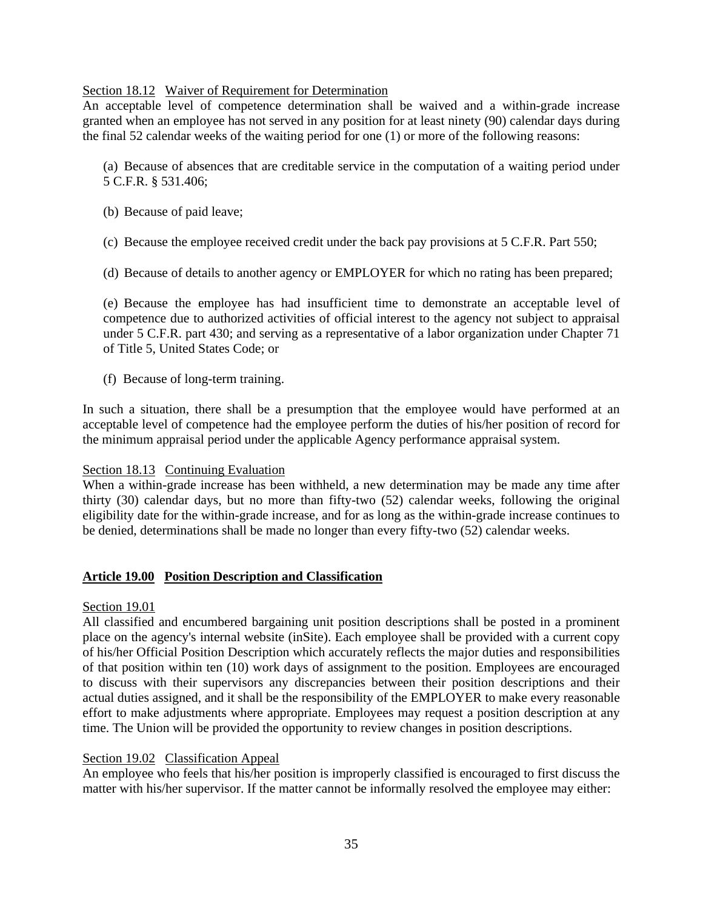Section 18.12 Waiver of Requirement for Determination

An acceptable level of competence determination shall be waived and a within-grade increase granted when an employee has not served in any position for at least ninety (90) calendar days during the final 52 calendar weeks of the waiting period for one (1) or more of the following reasons:

(a) Because of absences that are creditable service in the computation of a waiting period under 5 C.F.R. § 531.406;

(b) Because of paid leave;

(c) Because the employee received credit under the back pay provisions at 5 C.F.R. Part 550;

(d) Because of details to another agency or EMPLOYER for which no rating has been prepared;

(e) Because the employee has had insufficient time to demonstrate an acceptable level of competence due to authorized activities of official interest to the agency not subject to appraisal under 5 C.F.R. part 430; and serving as a representative of a labor organization under Chapter 71 of Title 5, United States Code; or

(f) Because of long-term training.

In such a situation, there shall be a presumption that the employee would have performed at an acceptable level of competence had the employee perform the duties of his/her position of record for the minimum appraisal period under the applicable Agency performance appraisal system.

Section 18.13 Continuing Evaluation

When a within-grade increase has been withheld, a new determination may be made any time after thirty (30) calendar days, but no more than fifty-two (52) calendar weeks, following the original eligibility date for the within-grade increase, and for as long as the within-grade increase continues to be denied, determinations shall be made no longer than every fifty-two (52) calendar weeks.

## Article 19.00 Position Description and Classification

Section 19.01

All classified and encumbered bargaining unit position descriptions shall be posted in a prominent place on the agency's internal website (inSite). Each employee shall be provided with a current copy of his/her Official Position Description which accurately reflects the major duties and responsibilities of that position within ten (10) work days of assignment to the position. Employees are encouraged to discuss with their supervisors any discrepancies between their position descriptions and their actual duties assigned, and it shall be the responsibility of the EMPLOYER to make every reasonable effort to make adjustments where appropriate. Employees may request a position description at any time. The Union will be provided the opportunity to review changes in position descriptions.

Section 19.02 Classification Appeal

An employee who feels that his/her position is improperly classified is encouraged to first discuss the matter with his/her supervisor. If the matter cannot be informally resolved the employee may either: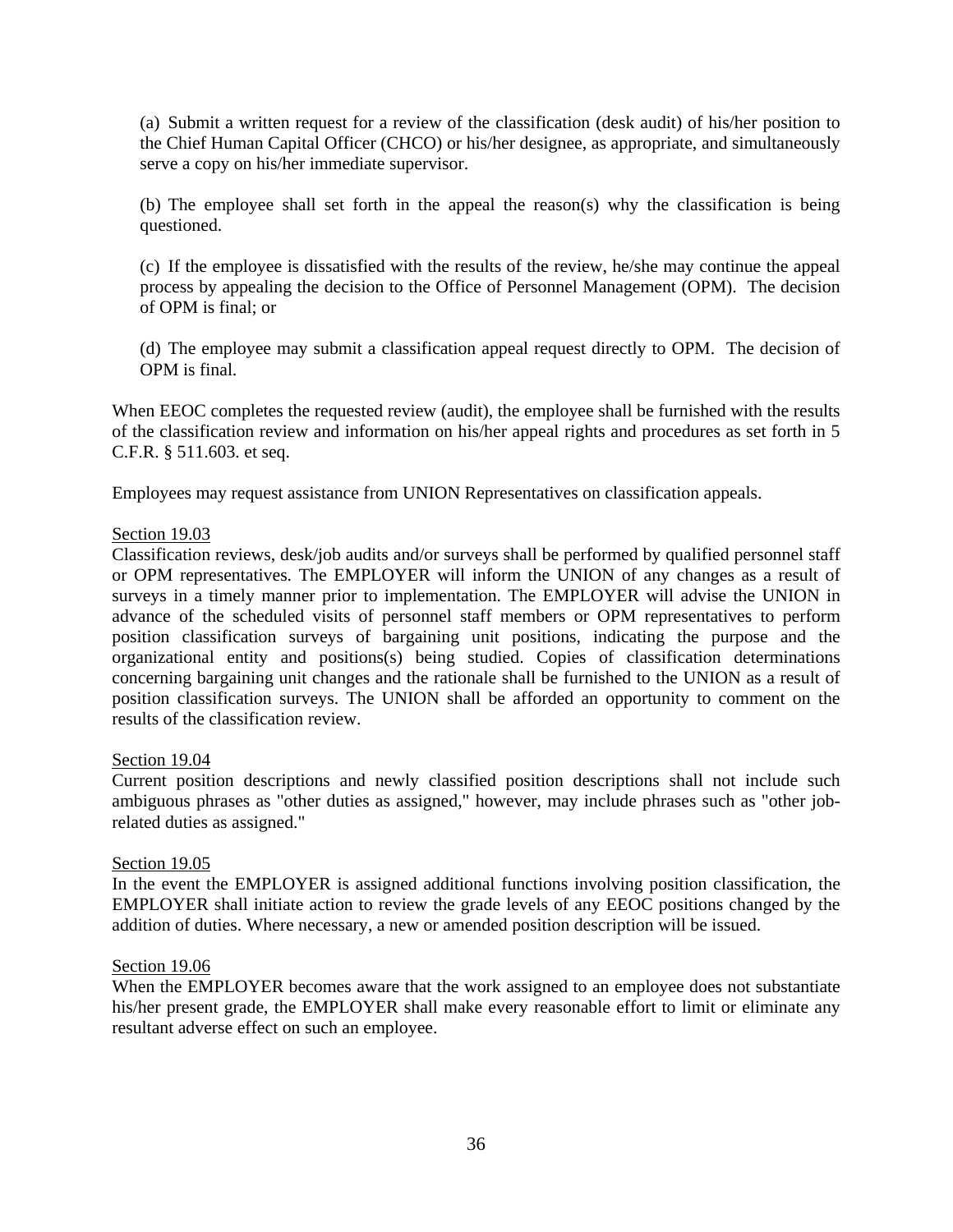(a) Submit a written request for a review of the classification (desk audit) of his/her position to the Chief Human Capital Officer (CHCO) or his/her designee, as appropriate, and simultaneously serve a copy on his/her immediate supervisor.

(b) The employee shall set forth in the appeal the reason(s) why the classification is being questioned.

(c) If the employee is dissatisfied with the results of the review, he/she may continue the appeal process by appealing the decision to the Office of Personnel Management (OPM). The decision of OPM is final; or

(d) The employee may submit a classification appeal request directly to OPM. The decision of OPM is final.

When EEOC completes the requested review (audit), the employee shall be furnished with the results of the classification review and information on his/her appeal rights and procedures as set forth in 5 C.F.R. § 511.603. et seq.

Employees may request assistance from UNION Representatives on classification appeals.

Section 19.03

Classification reviews, desk/job audits and/or surveys shall be performed by qualified personnel staff or OPM representatives. The EMPLOYER will inform the UNION of any changes as a result of surveys in a timely manner prior to implementation. The EMPLOYER will advise the UNION in advance of the scheduled visits of personnel staff members or OPM representatives to perform position classification surveys of bargaining unit positions, indicating the purpose and the organizational entity and positions(s) being studied. Copies of classification determinations concerning bargaining unit changes and the rationale shall be furnished to the UNION as a result of position classification surveys. The UNION shall be afforded an opportunity to comment on the results of the classification review.

Section 19.04

Current position descriptions and newly classified position descriptions shall not include such ambiguous phrases as "other duties as assigned," however, may include phrases such as "other job-related duties as assigned."

Section 19.05

In the event the EMPLOYER is assigned additional functions involving position classification, the EMPLOYER shall initiate action to review the grade levels of any EEOC positions changed by the addition of duties. Where necessary, a new or amended position description will be issued.

Section 19.06

When the EMPLOYER becomes aware that the work assigned to an employee does not substantiate his/her present grade, the EMPLOYER shall make every reasonable effort to limit or eliminate any resultant adverse effect on such an employee.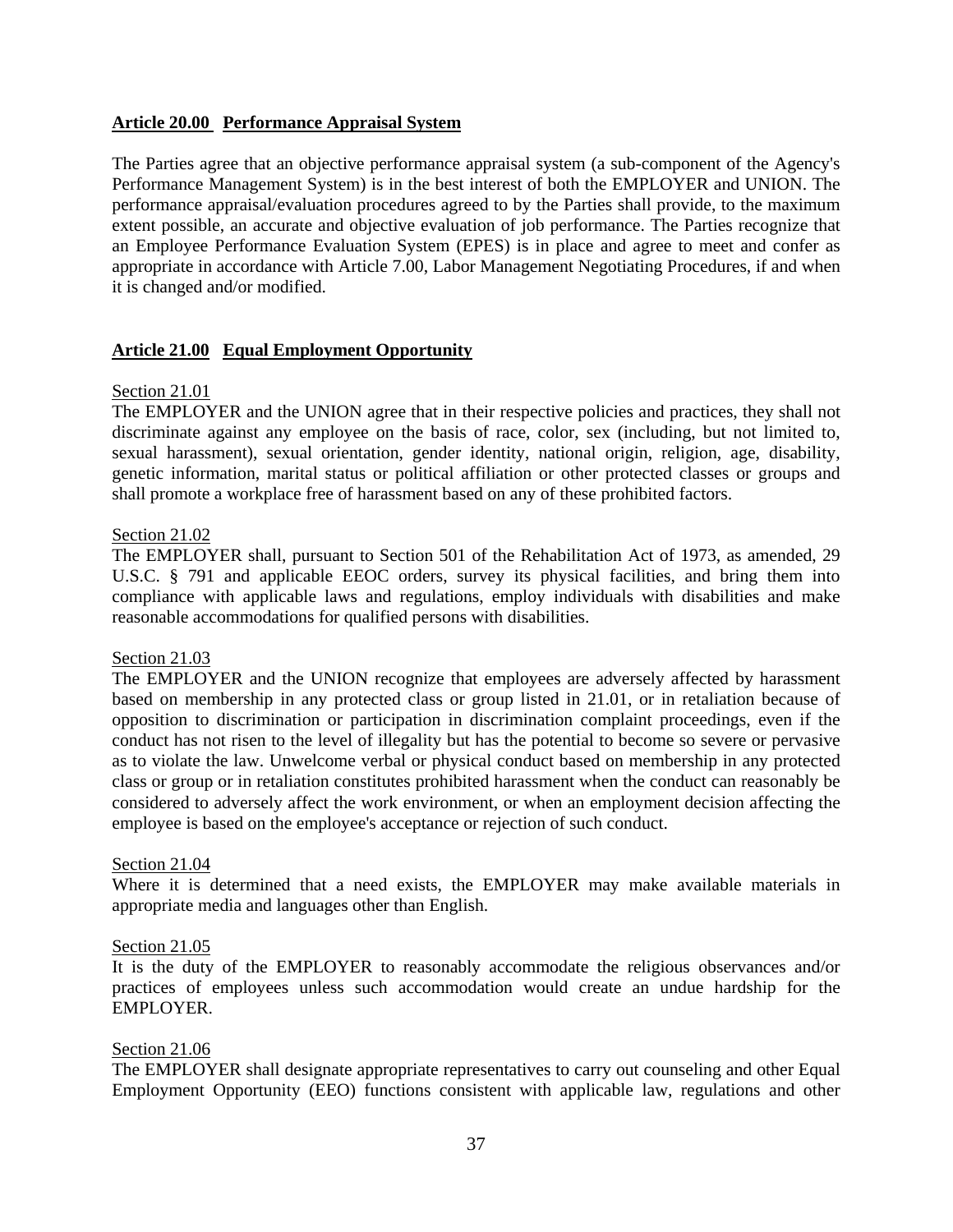## Article 20.00 Performance Appraisal System

The Parties agree that an objective performance appraisal system (a sub-component of the Agency's Performance Management System) is in the best interest of both the EMPLOYER and UNION. The performance appraisal/evaluation procedures agreed to by the Parties shall provide, to the maximum extent possible, an accurate and objective evaluation of job performance. The Parties recognize that an Employee Performance Evaluation System (EPES) is in place and agree to meet and confer as appropriate in accordance with Article 7.00, Labor Management Negotiating Procedures, if and when it is changed and/or modified.

## Article 21.00 Equal Employment Opportunity

Section 21.01

The EMPLOYER and the UNION agree that in their respective policies and practices, they shall not discriminate against any employee on the basis of race, color, sex (including, but not limited to, sexual harassment), sexual orientation, gender identity, national origin, religion, age, disability, genetic information, marital status or political affiliation or other protected classes or groups and shall promote a workplace free of harassment based on any of these prohibited factors.

Section 21.02

The EMPLOYER shall, pursuant to Section 501 of the Rehabilitation Act of 1973, as amended, 29 U.S.C. § 791 and applicable EEOC orders, survey its physical facilities, and bring them into compliance with applicable laws and regulations, employ individuals with disabilities and make reasonable accommodations for qualified persons with disabilities.

Section 21.03

The EMPLOYER and the UNION recognize that employees are adversely affected by harassment based on membership in any protected class or group listed in 21.01, or in retaliation because of opposition to discrimination or participation in discrimination complaint proceedings, even if the conduct has not risen to the level of illegality but has the potential to become so severe or pervasive as to violate the law. Unwelcome verbal or physical conduct based on membership in any protected class or group or in retaliation constitutes prohibited harassment when the conduct can reasonably be considered to adversely affect the work environment, or when an employment decision affecting the employee is based on the employee's acceptance or rejection of such conduct.

Section 21.04

Where it is determined that a need exists, the EMPLOYER may make available materials in appropriate media and languages other than English.

Section 21.05

It is the duty of the EMPLOYER to reasonably accommodate the religious observances and/or practices of employees unless such accommodation would create an undue hardship for the EMPLOYER.

Section 21.06

The EMPLOYER shall designate appropriate representatives to carry out counseling and other Equal Employment Opportunity (EEO) functions consistent with applicable law, regulations and other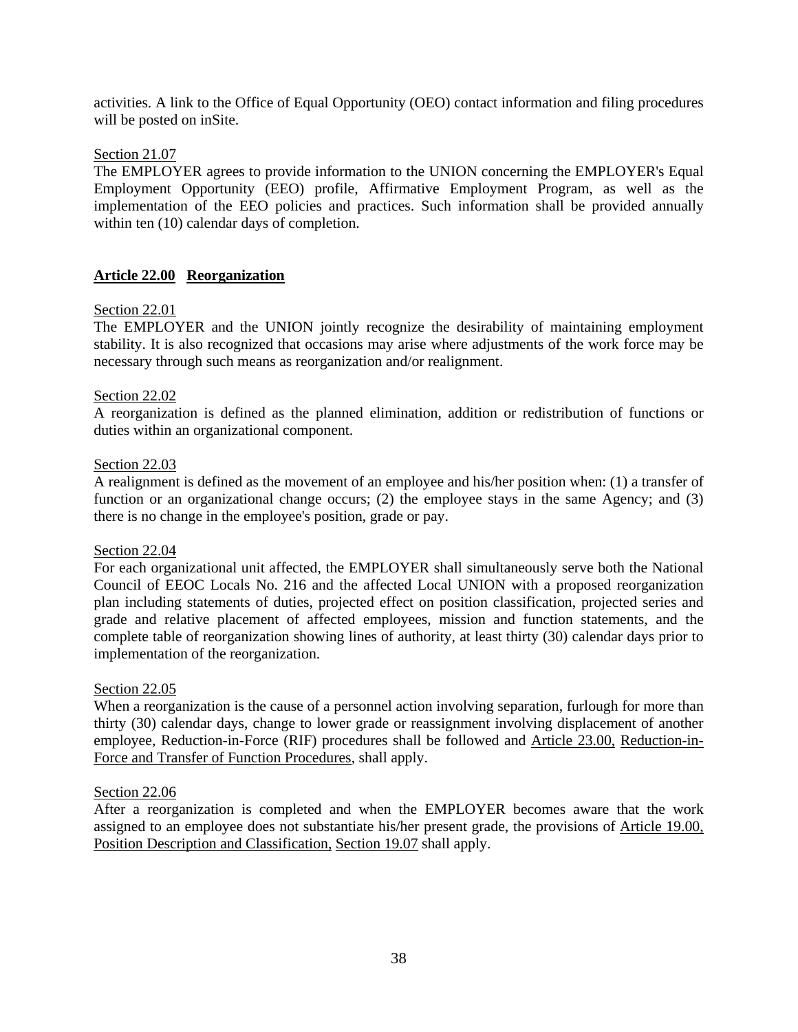activities. A link to the Office of Equal Opportunity (OEO) contact information and filing procedures will be posted on inSite.

Section 21.07

The EMPLOYER agrees to provide information to the UNION concerning the EMPLOYER's Equal Employment Opportunity (EEO) profile, Affirmative Employment Program, as well as the implementation of the EEO policies and practices. Such information shall be provided annually within ten (10) calendar days of completion.

## Article 22.00 Reorganization

Section 22.01

The EMPLOYER and the UNION jointly recognize the desirability of maintaining employment stability. It is also recognized that occasions may arise where adjustments of the work force may be necessary through such means as reorganization and/or realignment.

Section 22.02

A reorganization is defined as the planned elimination, addition or redistribution of functions or duties within an organizational component.

Section 22.03

A realignment is defined as the movement of an employee and his/her position when: (1) a transfer of function or an organizational change occurs; (2) the employee stays in the same Agency; and (3) there is no change in the employee's position, grade or pay.

Section 22.04

For each organizational unit affected, the EMPLOYER shall simultaneously serve both the National Council of EEOC Locals No. 216 and the affected Local UNION with a proposed reorganization plan including statements of duties, projected effect on position classification, projected series and grade and relative placement of affected employees, mission and function statements, and the complete table of reorganization showing lines of authority, at least thirty (30) calendar days prior to implementation of the reorganization.

Section 22.05

When a reorganization is the cause of a personnel action involving separation, furlough for more than thirty (30) calendar days, change to lower grade or reassignment involving displacement of another employee, Reduction-in-Force (RIF) procedures shall be followed and Article 23.00, Reduction-in-Force and Transfer of Function Procedures, shall apply.

Section 22.06

After a reorganization is completed and when the EMPLOYER becomes aware that the work assigned to an employee does not substantiate his/her present grade, the provisions of Article 19.00, Position Description and Classification, Section 19.07 shall apply.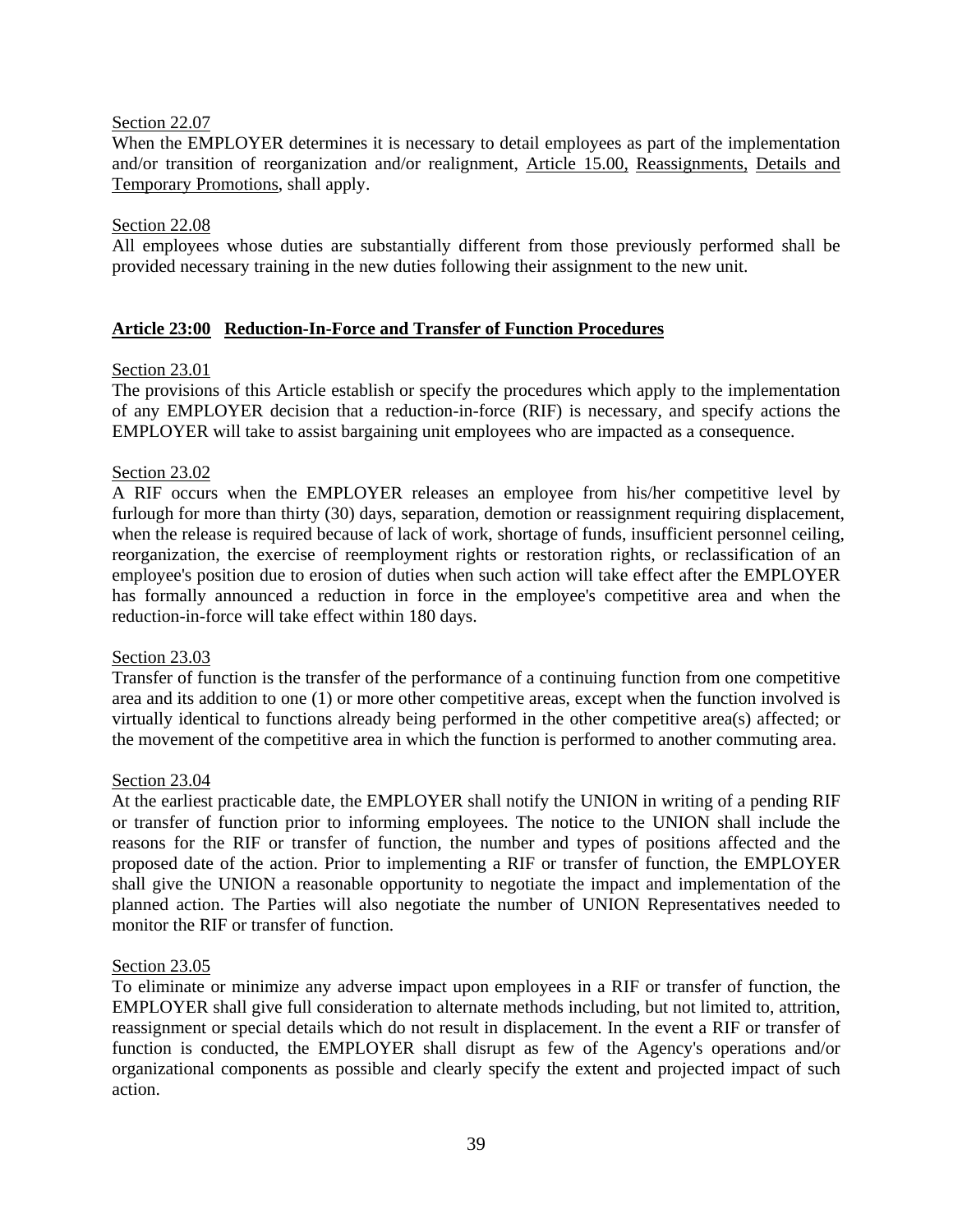Section 22.07

When the EMPLOYER determines it is necessary to detail employees as part of the implementation and/or transition of reorganization and/or realignment, Article 15.00, Reassignments, Details and Temporary Promotions, shall apply.

Section 22.08

All employees whose duties are substantially different from those previously performed shall be provided necessary training in the new duties following their assignment to the new unit.

## Article 23:00 Reduction-In-Force and Transfer of Function Procedures

Section 23.01

The provisions of this Article establish or specify the procedures which apply to the implementation of any EMPLOYER decision that a reduction-in-force (RIF) is necessary, and specify actions the EMPLOYER will take to assist bargaining unit employees who are impacted as a consequence.

Section 23.02

A RIF occurs when the EMPLOYER releases an employee from his/her competitive level by furlough for more than thirty (30) days, separation, demotion or reassignment requiring displacement, when the release is required because of lack of work, shortage of funds, insufficient personnel ceiling, reorganization, the exercise of reemployment rights or restoration rights, or reclassification of an employee's position due to erosion of duties when such action will take effect after the EMPLOYER has formally announced a reduction in force in the employee's competitive area and when the reduction-in-force will take effect within 180 days.

Section 23.03

Transfer of function is the transfer of the performance of a continuing function from one competitive area and its addition to one (1) or more other competitive areas, except when the function involved is virtually identical to functions already being performed in the other competitive area(s) affected; or the movement of the competitive area in which the function is performed to another commuting area.

Section 23.04

At the earliest practicable date, the EMPLOYER shall notify the UNION in writing of a pending RIF or transfer of function prior to informing employees. The notice to the UNION shall include the reasons for the RIF or transfer of function, the number and types of positions affected and the proposed date of the action. Prior to implementing a RIF or transfer of function, the EMPLOYER shall give the UNION a reasonable opportunity to negotiate the impact and implementation of the planned action. The Parties will also negotiate the number of UNION Representatives needed to monitor the RIF or transfer of function.

Section 23.05

To eliminate or minimize any adverse impact upon employees in a RIF or transfer of function, the EMPLOYER shall give full consideration to alternate methods including, but not limited to, attrition, reassignment or special details which do not result in displacement. In the event a RIF or transfer of function is conducted, the EMPLOYER shall disrupt as few of the Agency's operations and/or organizational components as possible and clearly specify the extent and projected impact of such action.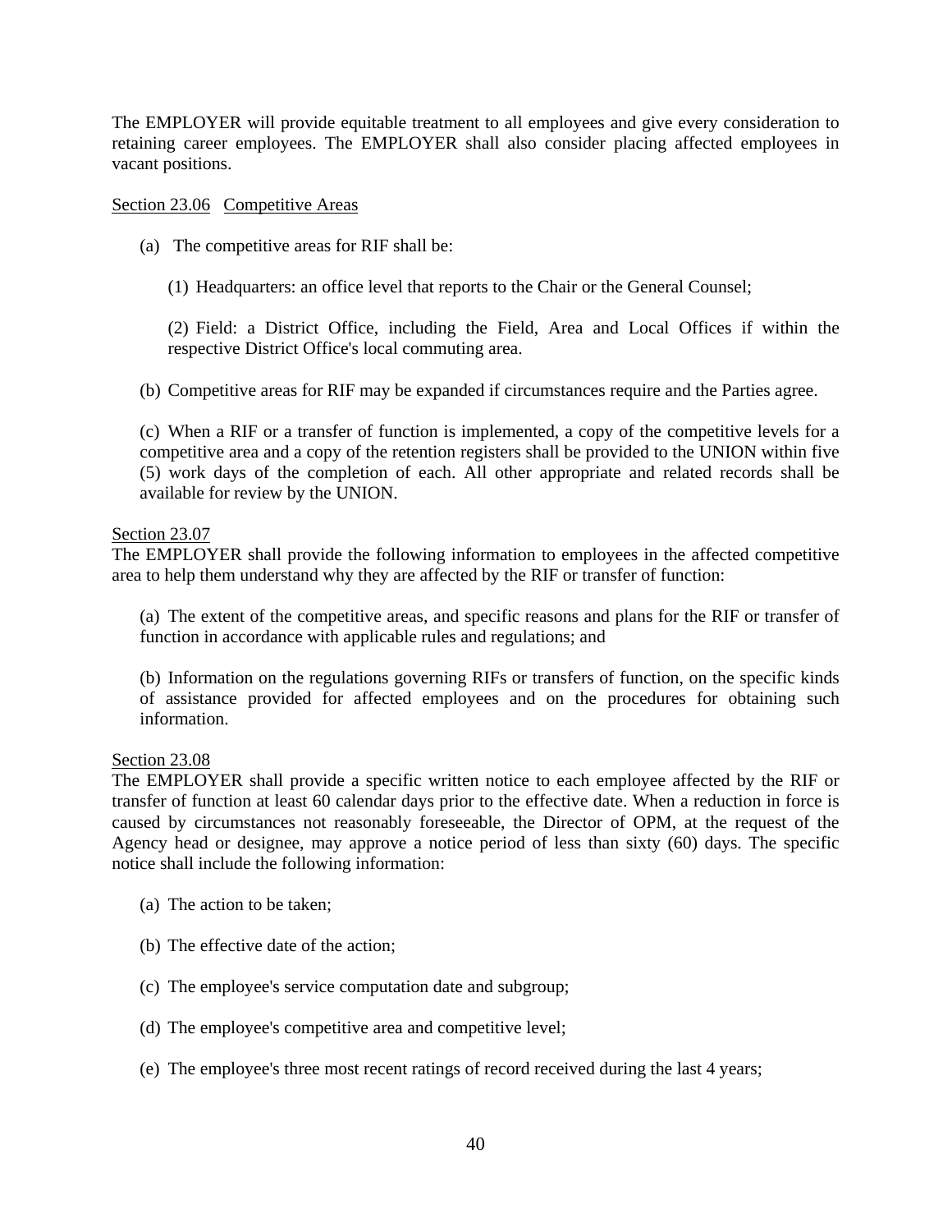The EMPLOYER will provide equitable treatment to all employees and give every consideration to retaining career employees. The EMPLOYER shall also consider placing affected employees in vacant positions.

Section 23.06 Competitive Areas

(a) The competitive areas for RIF shall be:

(1) Headquarters: an office level that reports to the Chair or the General Counsel;

(2) Field: a District Office, including the Field, Area and Local Offices if within the respective District Office's local commuting area.

(b) Competitive areas for RIF may be expanded if circumstances require and the Parties agree.

(c) When a RIF or a transfer of function is implemented, a copy of the competitive levels for a competitive area and a copy of the retention registers shall be provided to the UNION within five (5) work days of the completion of each. All other appropriate and related records shall be available for review by the UNION.

Section 23.07

The EMPLOYER shall provide the following information to employees in the affected competitive area to help them understand why they are affected by the RIF or transfer of function:

(a) The extent of the competitive areas, and specific reasons and plans for the RIF or transfer of function in accordance with applicable rules and regulations; and

(b) Information on the regulations governing RIFs or transfers of function, on the specific kinds of assistance provided for affected employees and on the procedures for obtaining such information.

Section 23.08

The EMPLOYER shall provide a specific written notice to each employee affected by the RIF or transfer of function at least 60 calendar days prior to the effective date. When a reduction in force is caused by circumstances not reasonably foreseeable, the Director of OPM, at the request of the Agency head or designee, may approve a notice period of less than sixty (60) days. The specific notice shall include the following information:

(a) The action to be taken;

(b) The effective date of the action;

(c) The employee's service computation date and subgroup;

(d) The employee's competitive area and competitive level;

(e) The employee's three most recent ratings of record received during the last 4 years;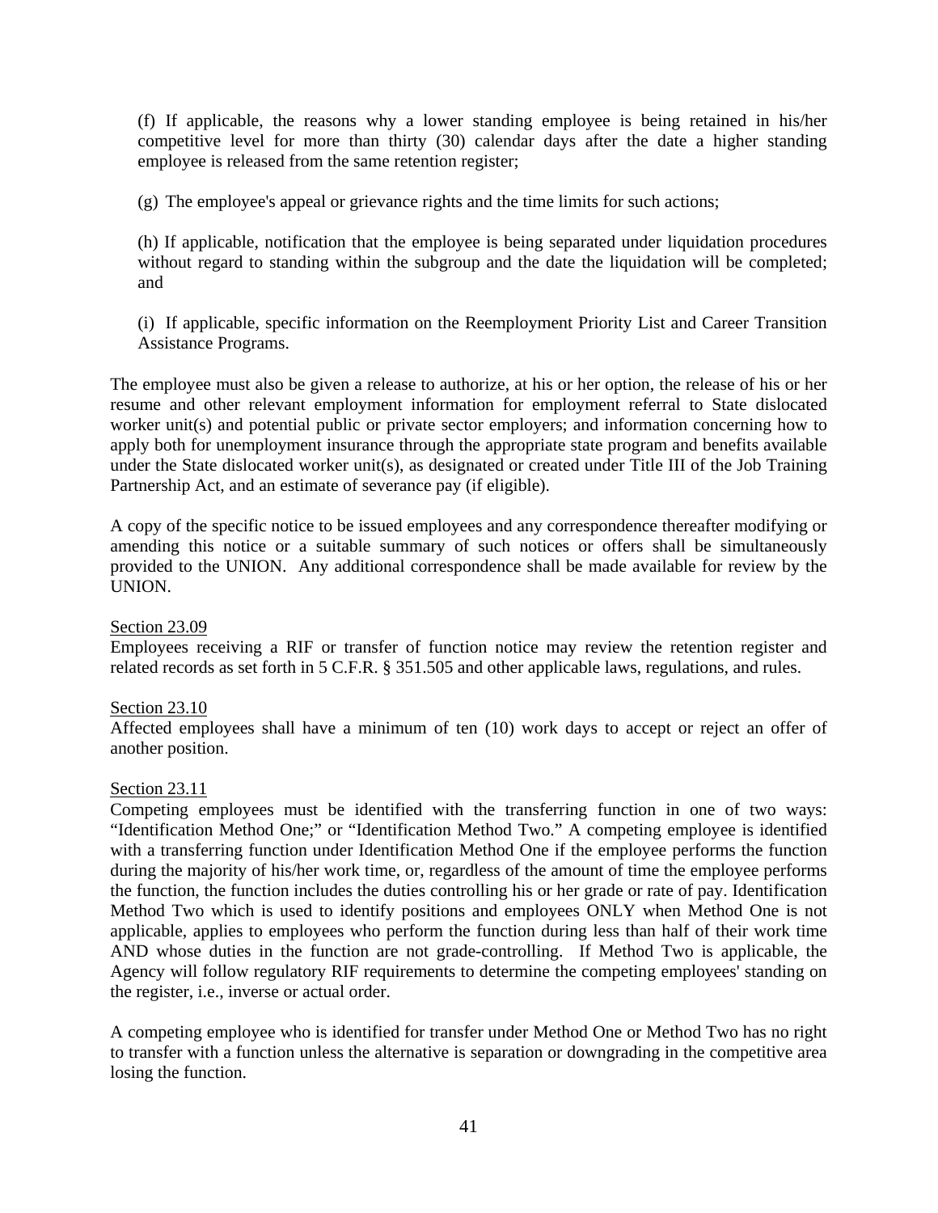(f) If applicable, the reasons why a lower standing employee is being retained in his/her competitive level for more than thirty (30) calendar days after the date a higher standing employee is released from the same retention register;

(g) The employee's appeal or grievance rights and the time limits for such actions;

(h) If applicable, notification that the employee is being separated under liquidation procedures without regard to standing within the subgroup and the date the liquidation will be completed; and

(i) If applicable, specific information on the Reemployment Priority List and Career Transition Assistance Programs.

The employee must also be given a release to authorize, at his or her option, the release of his or her resume and other relevant employment information for employment referral to State dislocated worker unit(s) and potential public or private sector employers; and information concerning how to apply both for unemployment insurance through the appropriate state program and benefits available under the State dislocated worker unit(s), as designated or created under Title III of the Job Training Partnership Act, and an estimate of severance pay (if eligible).

A copy of the specific notice to be issued employees and any correspondence thereafter modifying or amending this notice or a suitable summary of such notices or offers shall be simultaneously provided to the UNION. Any additional correspondence shall be made available for review by the UNION.

Section 23.09

Employees receiving a RIF or transfer of function notice may review the retention register and related records as set forth in 5 C.F.R. § 351.505 and other applicable laws, regulations, and rules.

Section 23.10

Affected employees shall have a minimum of ten (10) work days to accept or reject an offer of another position.

Section 23.11

Competing employees must be identified with the transferring function in one of two ways: “Identification Method One;” or “Identification Method Two.” A competing employee is identified with a transferring function under Identification Method One if the employee performs the function during the majority of his/her work time, or, regardless of the amount of time the employee performs the function, the function includes the duties controlling his or her grade or rate of pay. Identification Method Two which is used to identify positions and employees ONLY when Method One is not applicable, applies to employees who perform the function during less than half of their work time AND whose duties in the function are not grade-controlling. If Method Two is applicable, the Agency will follow regulatory RIF requirements to determine the competing employees' standing on the register, i.e., inverse or actual order.

A competing employee who is identified for transfer under Method One or Method Two has no right to transfer with a function unless the alternative is separation or downgrading in the competitive area losing the function.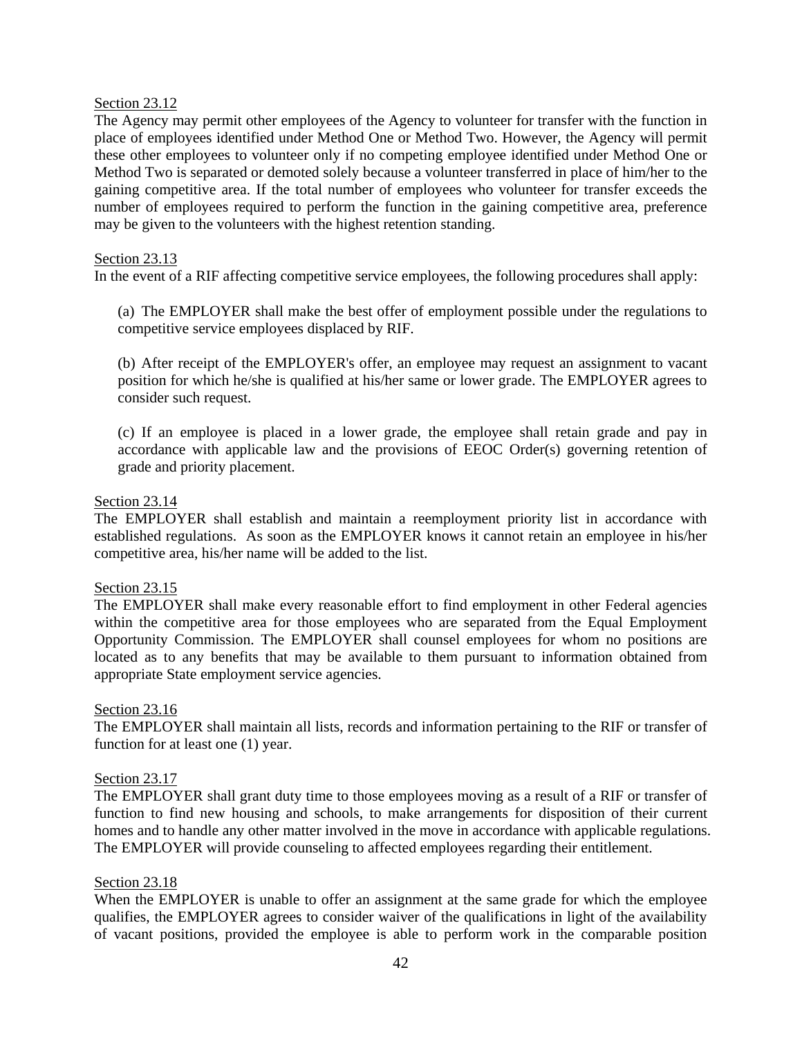Section 23.12

The Agency may permit other employees of the Agency to volunteer for transfer with the function in place of employees identified under Method One or Method Two. However, the Agency will permit these other employees to volunteer only if no competing employee identified under Method One or Method Two is separated or demoted solely because a volunteer transferred in place of him/her to the gaining competitive area. If the total number of employees who volunteer for transfer exceeds the number of employees required to perform the function in the gaining competitive area, preference may be given to the volunteers with the highest retention standing.

Section 23.13

In the event of a RIF affecting competitive service employees, the following procedures shall apply:

(a) The EMPLOYER shall make the best offer of employment possible under the regulations to competitive service employees displaced by RIF.

(b) After receipt of the EMPLOYER's offer, an employee may request an assignment to vacant position for which he/she is qualified at his/her same or lower grade. The EMPLOYER agrees to consider such request.

(c) If an employee is placed in a lower grade, the employee shall retain grade and pay in accordance with applicable law and the provisions of EEOC Order(s) governing retention of grade and priority placement.

Section 23.14

The EMPLOYER shall establish and maintain a reemployment priority list in accordance with established regulations. As soon as the EMPLOYER knows it cannot retain an employee in his/her competitive area, his/her name will be added to the list.

Section 23.15

The EMPLOYER shall make every reasonable effort to find employment in other Federal agencies within the competitive area for those employees who are separated from the Equal Employment Opportunity Commission. The EMPLOYER shall counsel employees for whom no positions are located as to any benefits that may be available to them pursuant to information obtained from appropriate State employment service agencies.

Section 23.16

The EMPLOYER shall maintain all lists, records and information pertaining to the RIF or transfer of function for at least one (1) year.

Section 23.17

The EMPLOYER shall grant duty time to those employees moving as a result of a RIF or transfer of function to find new housing and schools, to make arrangements for disposition of their current homes and to handle any other matter involved in the move in accordance with applicable regulations. The EMPLOYER will provide counseling to affected employees regarding their entitlement.

Section 23.18

When the EMPLOYER is unable to offer an assignment at the same grade for which the employee qualifies, the EMPLOYER agrees to consider waiver of the qualifications in light of the availability of vacant positions, provided the employee is able to perform work in the comparable position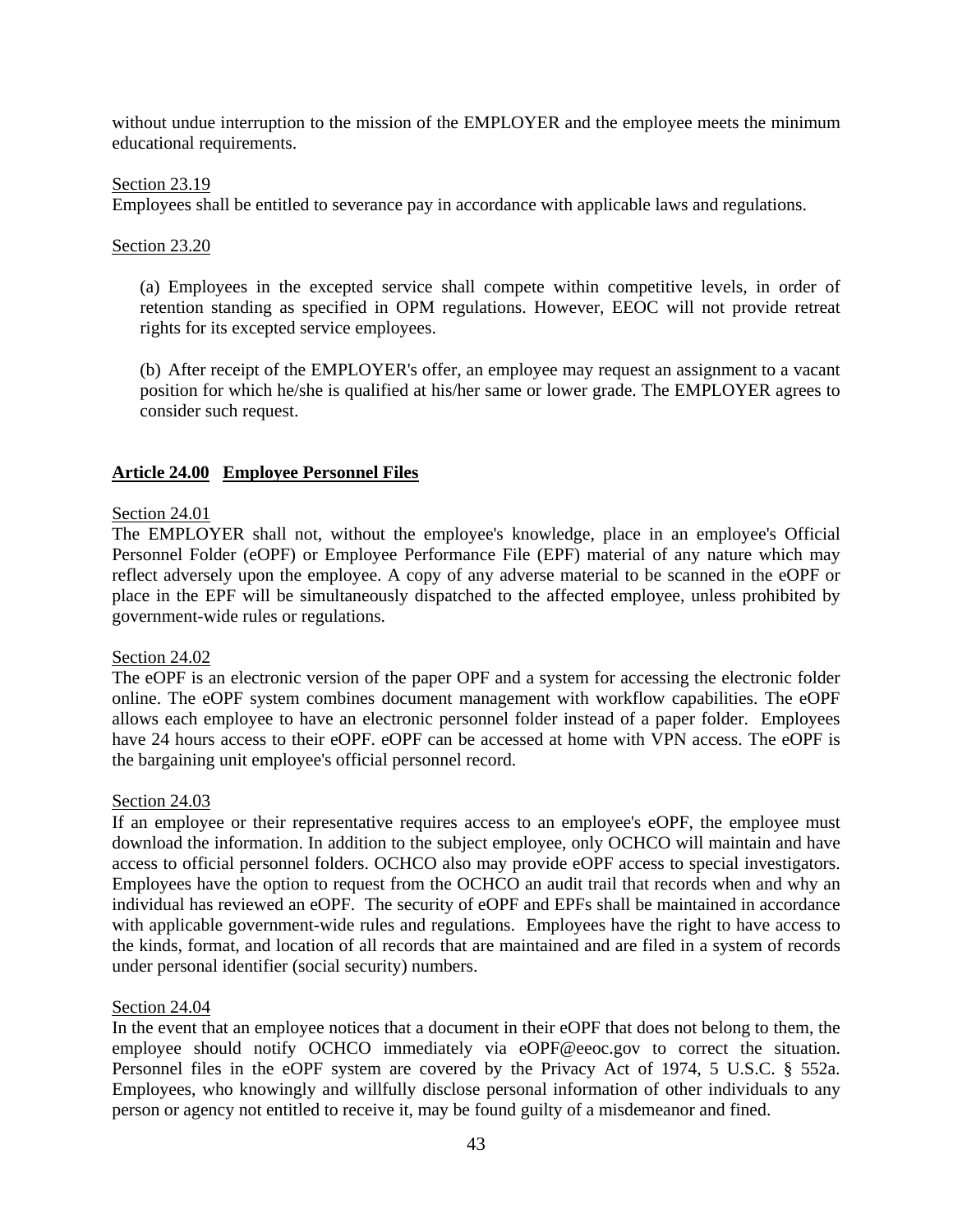without undue interruption to the mission of the EMPLOYER and the employee meets the minimum educational requirements.

Section 23.19
Employees shall be entitled to severance pay in accordance with applicable laws and regulations.

Section 23.20

(a) Employees in the excepted service shall compete within competitive levels, in order of retention standing as specified in OPM regulations. However, EEOC will not provide retreat rights for its excepted service employees.

(b) After receipt of the EMPLOYER's offer, an employee may request an assignment to a vacant position for which he/she is qualified at his/her same or lower grade. The EMPLOYER agrees to consider such request.

## Article 24.00 Employee Personnel Files

Section 24.01
The EMPLOYER shall not, without the employee's knowledge, place in an employee's Official Personnel Folder (eOPF) or Employee Performance File (EPF) material of any nature which may reflect adversely upon the employee. A copy of any adverse material to be scanned in the eOPF or place in the EPF will be simultaneously dispatched to the affected employee, unless prohibited by government-wide rules or regulations.

Section 24.02
The eOPF is an electronic version of the paper OPF and a system for accessing the electronic folder online. The eOPF system combines document management with workflow capabilities. The eOPF allows each employee to have an electronic personnel folder instead of a paper folder. Employees have 24 hours access to their eOPF. eOPF can be accessed at home with VPN access. The eOPF is the bargaining unit employee's official personnel record.

Section 24.03
If an employee or their representative requires access to an employee's eOPF, the employee must download the information. In addition to the subject employee, only OCHCO will maintain and have access to official personnel folders. OCHCO also may provide eOPF access to special investigators. Employees have the option to request from the OCHCO an audit trail that records when and why an individual has reviewed an eOPF. The security of eOPF and EPFs shall be maintained in accordance with applicable government-wide rules and regulations. Employees have the right to have access to the kinds, format, and location of all records that are maintained and are filed in a system of records under personal identifier (social security) numbers.

Section 24.04
In the event that an employee notices that a document in their eOPF that does not belong to them, the employee should notify OCHCO immediately via eOPF@eeoc.gov to correct the situation. Personnel files in the eOPF system are covered by the Privacy Act of 1974, 5 U.S.C. § 552a. Employees, who knowingly and willfully disclose personal information of other individuals to any person or agency not entitled to receive it, may be found guilty of a misdemeanor and fined.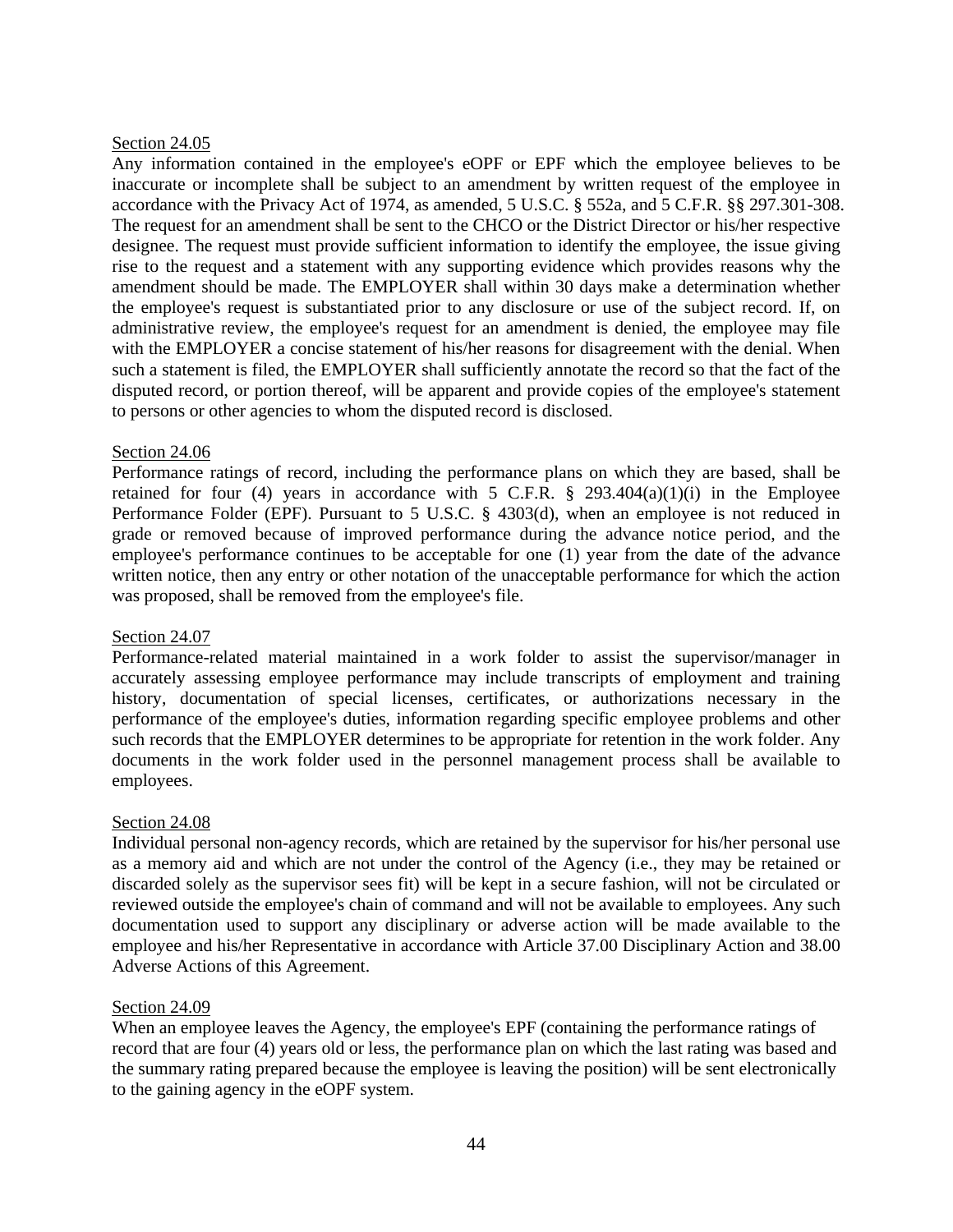<u>Section 24.05</u>
Any information contained in the employee's eOPF or EPF which the employee believes to be inaccurate or incomplete shall be subject to an amendment by written request of the employee in accordance with the Privacy Act of 1974, as amended, 5 U.S.C. § 552a, and 5 C.F.R. §§ 297.301-308. The request for an amendment shall be sent to the CHCO or the District Director or his/her respective designee. The request must provide sufficient information to identify the employee, the issue giving rise to the request and a statement with any supporting evidence which provides reasons why the amendment should be made. The EMPLOYER shall within 30 days make a determination whether the employee's request is substantiated prior to any disclosure or use of the subject record. If, on administrative review, the employee's request for an amendment is denied, the employee may file with the EMPLOYER a concise statement of his/her reasons for disagreement with the denial. When such a statement is filed, the EMPLOYER shall sufficiently annotate the record so that the fact of the disputed record, or portion thereof, will be apparent and provide copies of the employee's statement to persons or other agencies to whom the disputed record is disclosed.

<u>Section 24.06</u>
Performance ratings of record, including the performance plans on which they are based, shall be retained for four (4) years in accordance with 5 C.F.R. § 293.404(a)(1)(i) in the Employee Performance Folder (EPF). Pursuant to 5 U.S.C. § 4303(d), when an employee is not reduced in grade or removed because of improved performance during the advance notice period, and the employee's performance continues to be acceptable for one (1) year from the date of the advance written notice, then any entry or other notation of the unacceptable performance for which the action was proposed, shall be removed from the employee's file.

<u>Section 24.07</u>
Performance-related material maintained in a work folder to assist the supervisor/manager in accurately assessing employee performance may include transcripts of employment and training history, documentation of special licenses, certificates, or authorizations necessary in the performance of the employee's duties, information regarding specific employee problems and other such records that the EMPLOYER determines to be appropriate for retention in the work folder. Any documents in the work folder used in the personnel management process shall be available to employees.

<u>Section 24.08</u>
Individual personal non-agency records, which are retained by the supervisor for his/her personal use as a memory aid and which are not under the control of the Agency (i.e., they may be retained or discarded solely as the supervisor sees fit) will be kept in a secure fashion, will not be circulated or reviewed outside the employee's chain of command and will not be available to employees. Any such documentation used to support any disciplinary or adverse action will be made available to the employee and his/her Representative in accordance with Article 37.00 Disciplinary Action and 38.00 Adverse Actions of this Agreement.

<u>Section 24.09</u>
When an employee leaves the Agency, the employee's EPF (containing the performance ratings of record that are four (4) years old or less, the performance plan on which the last rating was based and the summary rating prepared because the employee is leaving the position) will be sent electronically to the gaining agency in the eOPF system.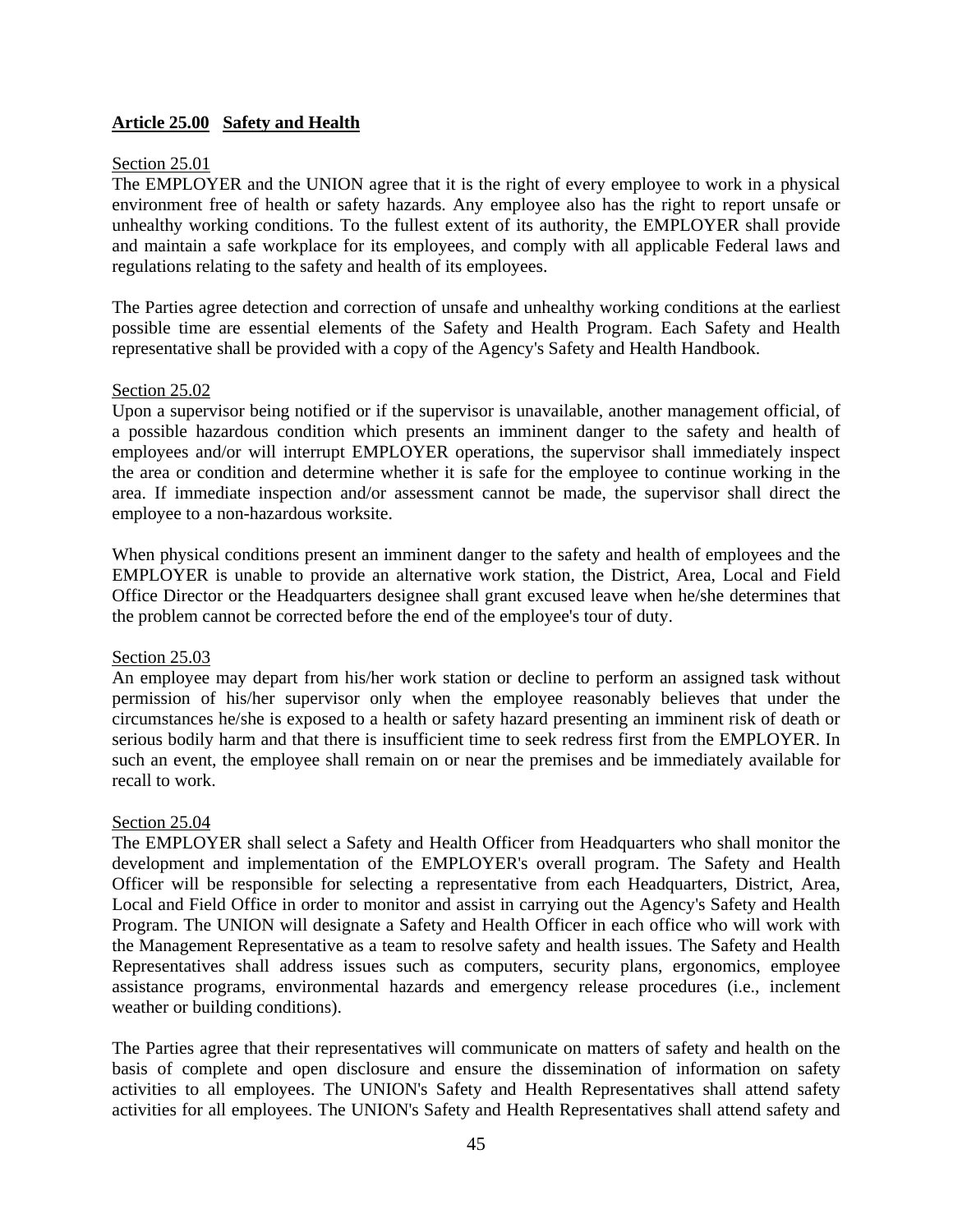## **Article 25.00 Safety and Health**

Section 25.01

The EMPLOYER and the UNION agree that it is the right of every employee to work in a physical environment free of health or safety hazards. Any employee also has the right to report unsafe or unhealthy working conditions. To the fullest extent of its authority, the EMPLOYER shall provide and maintain a safe workplace for its employees, and comply with all applicable Federal laws and regulations relating to the safety and health of its employees.

The Parties agree detection and correction of unsafe and unhealthy working conditions at the earliest possible time are essential elements of the Safety and Health Program. Each Safety and Health representative shall be provided with a copy of the Agency's Safety and Health Handbook.

Section 25.02

Upon a supervisor being notified or if the supervisor is unavailable, another management official, of a possible hazardous condition which presents an imminent danger to the safety and health of employees and/or will interrupt EMPLOYER operations, the supervisor shall immediately inspect the area or condition and determine whether it is safe for the employee to continue working in the area. If immediate inspection and/or assessment cannot be made, the supervisor shall direct the employee to a non-hazardous worksite.

When physical conditions present an imminent danger to the safety and health of employees and the EMPLOYER is unable to provide an alternative work station, the District, Area, Local and Field Office Director or the Headquarters designee shall grant excused leave when he/she determines that the problem cannot be corrected before the end of the employee's tour of duty.

Section 25.03

An employee may depart from his/her work station or decline to perform an assigned task without permission of his/her supervisor only when the employee reasonably believes that under the circumstances he/she is exposed to a health or safety hazard presenting an imminent risk of death or serious bodily harm and that there is insufficient time to seek redress first from the EMPLOYER. In such an event, the employee shall remain on or near the premises and be immediately available for recall to work.

Section 25.04

The EMPLOYER shall select a Safety and Health Officer from Headquarters who shall monitor the development and implementation of the EMPLOYER's overall program. The Safety and Health Officer will be responsible for selecting a representative from each Headquarters, District, Area, Local and Field Office in order to monitor and assist in carrying out the Agency's Safety and Health Program. The UNION will designate a Safety and Health Officer in each office who will work with the Management Representative as a team to resolve safety and health issues. The Safety and Health Representatives shall address issues such as computers, security plans, ergonomics, employee assistance programs, environmental hazards and emergency release procedures (i.e., inclement weather or building conditions).

The Parties agree that their representatives will communicate on matters of safety and health on the basis of complete and open disclosure and ensure the dissemination of information on safety activities to all employees. The UNION's Safety and Health Representatives shall attend safety activities for all employees. The UNION's Safety and Health Representatives shall attend safety and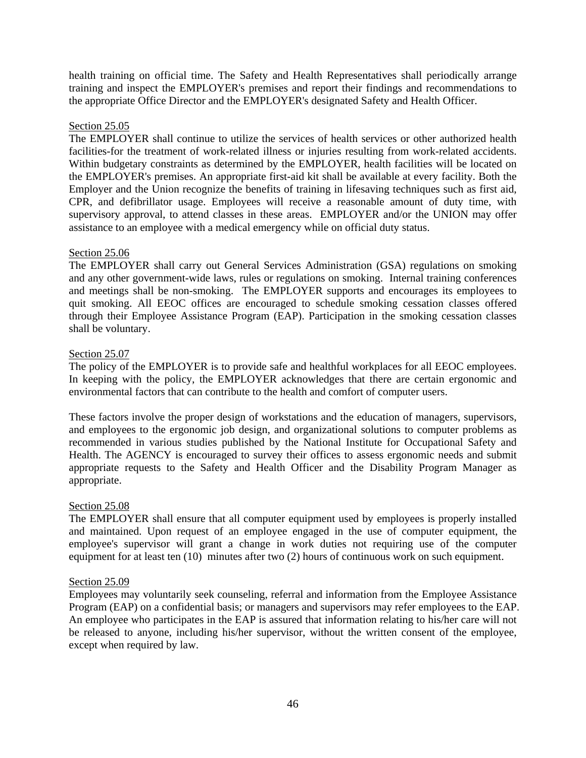health training on official time. The Safety and Health Representatives shall periodically arrange training and inspect the EMPLOYER's premises and report their findings and recommendations to the appropriate Office Director and the EMPLOYER's designated Safety and Health Officer.

Section 25.05

The EMPLOYER shall continue to utilize the services of health services or other authorized health facilities-for the treatment of work-related illness or injuries resulting from work-related accidents. Within budgetary constraints as determined by the EMPLOYER, health facilities will be located on the EMPLOYER's premises. An appropriate first-aid kit shall be available at every facility. Both the Employer and the Union recognize the benefits of training in lifesaving techniques such as first aid, CPR, and defibrillator usage. Employees will receive a reasonable amount of duty time, with supervisory approval, to attend classes in these areas. EMPLOYER and/or the UNION may offer assistance to an employee with a medical emergency while on official duty status.

Section 25.06

The EMPLOYER shall carry out General Services Administration (GSA) regulations on smoking and any other government-wide laws, rules or regulations on smoking. Internal training conferences and meetings shall be non-smoking. The EMPLOYER supports and encourages its employees to quit smoking. All EEOC offices are encouraged to schedule smoking cessation classes offered through their Employee Assistance Program (EAP). Participation in the smoking cessation classes shall be voluntary.

Section 25.07

The policy of the EMPLOYER is to provide safe and healthful workplaces for all EEOC employees. In keeping with the policy, the EMPLOYER acknowledges that there are certain ergonomic and environmental factors that can contribute to the health and comfort of computer users.

These factors involve the proper design of workstations and the education of managers, supervisors, and employees to the ergonomic job design, and organizational solutions to computer problems as recommended in various studies published by the National Institute for Occupational Safety and Health. The AGENCY is encouraged to survey their offices to assess ergonomic needs and submit appropriate requests to the Safety and Health Officer and the Disability Program Manager as appropriate.

Section 25.08

The EMPLOYER shall ensure that all computer equipment used by employees is properly installed and maintained. Upon request of an employee engaged in the use of computer equipment, the employee's supervisor will grant a change in work duties not requiring use of the computer equipment for at least ten (10) minutes after two (2) hours of continuous work on such equipment.

Section 25.09

Employees may voluntarily seek counseling, referral and information from the Employee Assistance Program (EAP) on a confidential basis; or managers and supervisors may refer employees to the EAP. An employee who participates in the EAP is assured that information relating to his/her care will not be released to anyone, including his/her supervisor, without the written consent of the employee, except when required by law.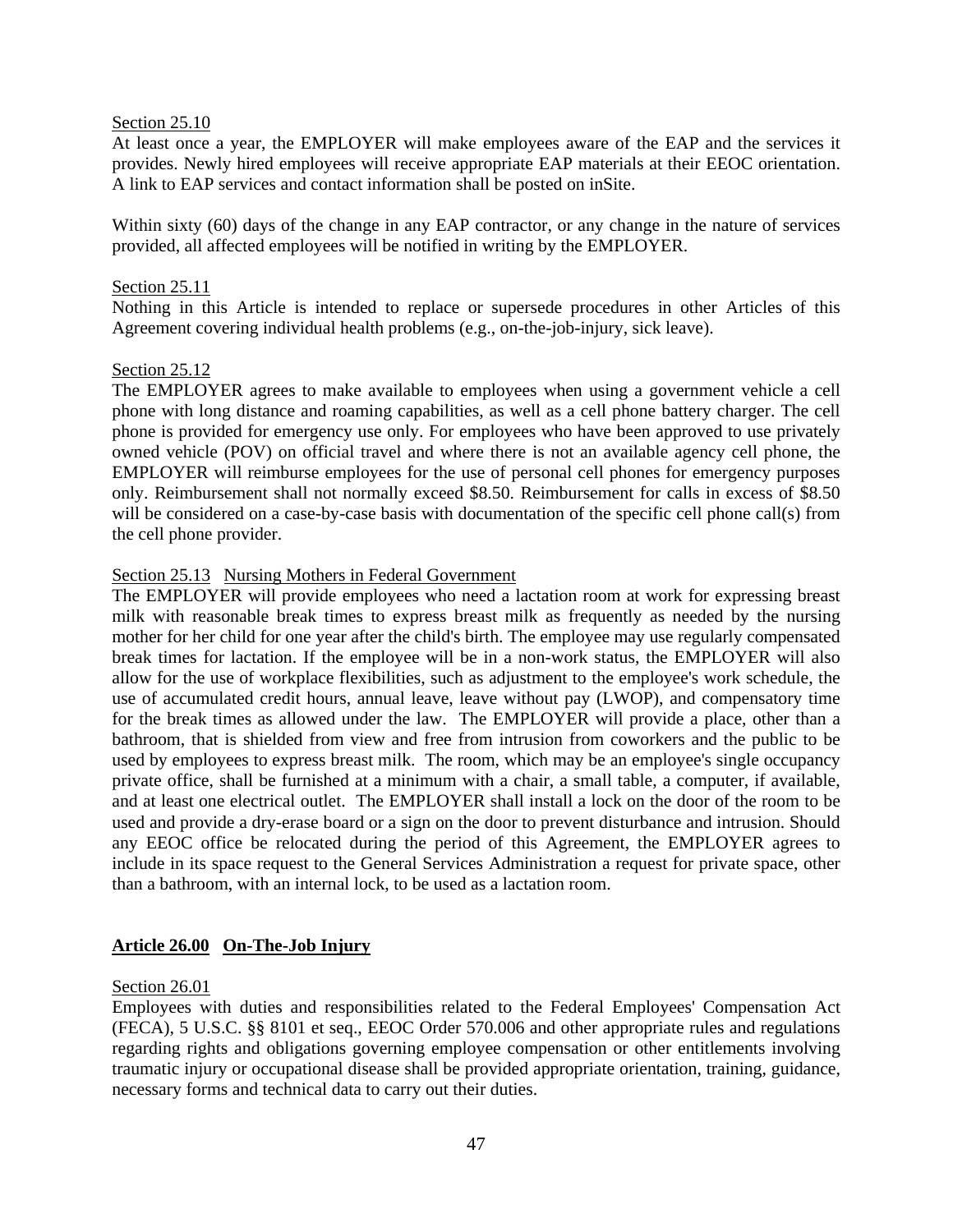Section 25.10

At least once a year, the EMPLOYER will make employees aware of the EAP and the services it provides. Newly hired employees will receive appropriate EAP materials at their EEOC orientation. A link to EAP services and contact information shall be posted on inSite.

Within sixty (60) days of the change in any EAP contractor, or any change in the nature of services provided, all affected employees will be notified in writing by the EMPLOYER.

Section 25.11

Nothing in this Article is intended to replace or supersede procedures in other Articles of this Agreement covering individual health problems (e.g., on-the-job-injury, sick leave).

Section 25.12

The EMPLOYER agrees to make available to employees when using a government vehicle a cell phone with long distance and roaming capabilities, as well as a cell phone battery charger. The cell phone is provided for emergency use only. For employees who have been approved to use privately owned vehicle (POV) on official travel and where there is not an available agency cell phone, the EMPLOYER will reimburse employees for the use of personal cell phones for emergency purposes only. Reimbursement shall not normally exceed $8.50. Reimbursement for calls in excess of $8.50 will be considered on a case-by-case basis with documentation of the specific cell phone call(s) from the cell phone provider.

Section 25.13 Nursing Mothers in Federal Government

The EMPLOYER will provide employees who need a lactation room at work for expressing breast milk with reasonable break times to express breast milk as frequently as needed by the nursing mother for her child for one year after the child's birth. The employee may use regularly compensated break times for lactation. If the employee will be in a non-work status, the EMPLOYER will also allow for the use of workplace flexibilities, such as adjustment to the employee's work schedule, the use of accumulated credit hours, annual leave, leave without pay (LWOP), and compensatory time for the break times as allowed under the law. The EMPLOYER will provide a place, other than a bathroom, that is shielded from view and free from intrusion from coworkers and the public to be used by employees to express breast milk. The room, which may be an employee's single occupancy private office, shall be furnished at a minimum with a chair, a small table, a computer, if available, and at least one electrical outlet. The EMPLOYER shall install a lock on the door of the room to be used and provide a dry-erase board or a sign on the door to prevent disturbance and intrusion. Should any EEOC office be relocated during the period of this Agreement, the EMPLOYER agrees to include in its space request to the General Services Administration a request for private space, other than a bathroom, with an internal lock, to be used as a lactation room.

## Article 26.00 On-The-Job Injury

Section 26.01

Employees with duties and responsibilities related to the Federal Employees' Compensation Act (FECA), 5 U.S.C. §§ 8101 et seq., EEOC Order 570.006 and other appropriate rules and regulations regarding rights and obligations governing employee compensation or other entitlements involving traumatic injury or occupational disease shall be provided appropriate orientation, training, guidance, necessary forms and technical data to carry out their duties.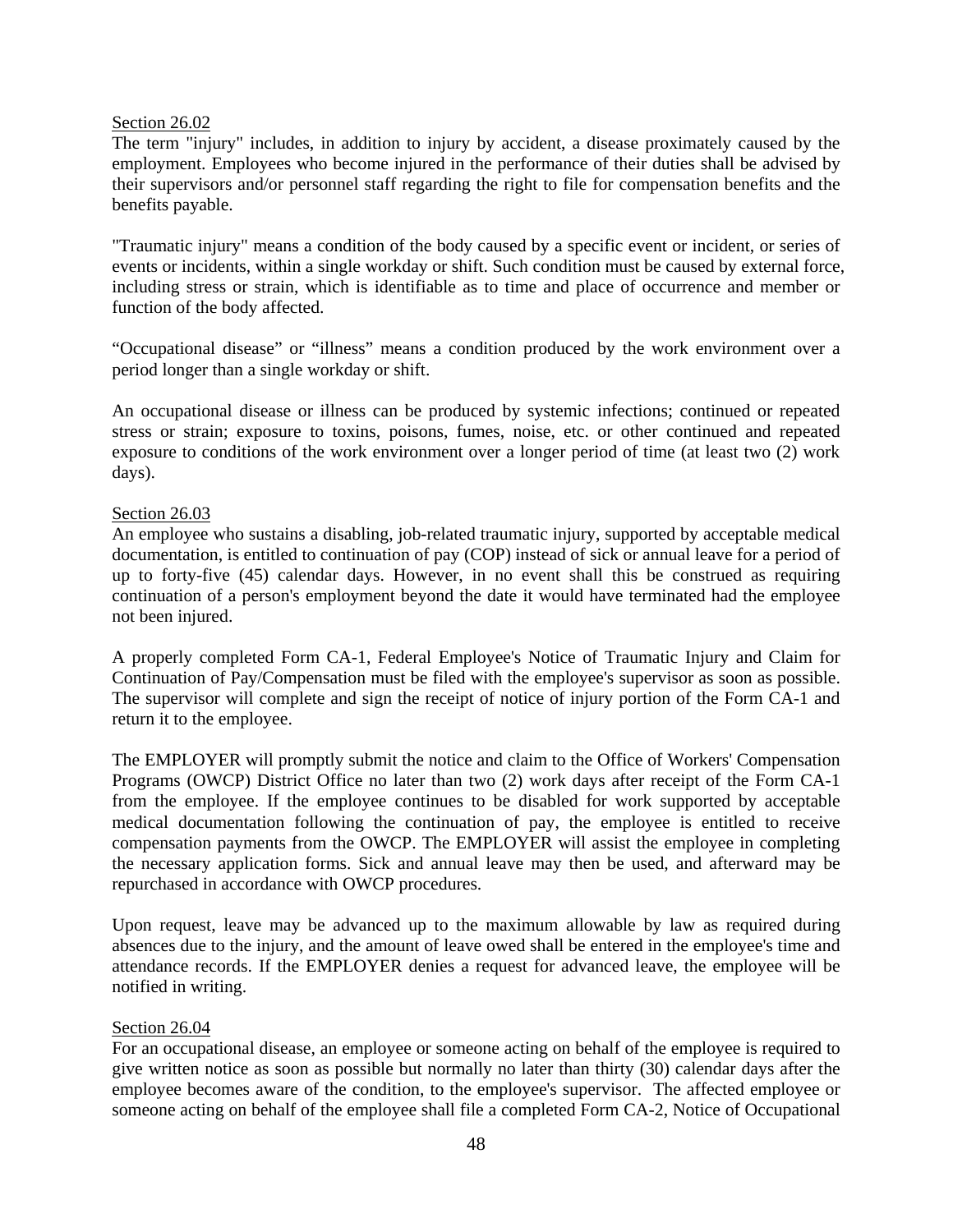Section 26.02

The term "injury" includes, in addition to injury by accident, a disease proximately caused by the employment. Employees who become injured in the performance of their duties shall be advised by their supervisors and/or personnel staff regarding the right to file for compensation benefits and the benefits payable.

"Traumatic injury" means a condition of the body caused by a specific event or incident, or series of events or incidents, within a single workday or shift. Such condition must be caused by external force, including stress or strain, which is identifiable as to time and place of occurrence and member or function of the body affected.

“Occupational disease” or “illness” means a condition produced by the work environment over a period longer than a single workday or shift.

An occupational disease or illness can be produced by systemic infections; continued or repeated stress or strain; exposure to toxins, poisons, fumes, noise, etc. or other continued and repeated exposure to conditions of the work environment over a longer period of time (at least two (2) work days).

Section 26.03

An employee who sustains a disabling, job-related traumatic injury, supported by acceptable medical documentation, is entitled to continuation of pay (COP) instead of sick or annual leave for a period of up to forty-five (45) calendar days. However, in no event shall this be construed as requiring continuation of a person's employment beyond the date it would have terminated had the employee not been injured.

A properly completed Form CA-1, Federal Employee's Notice of Traumatic Injury and Claim for Continuation of Pay/Compensation must be filed with the employee's supervisor as soon as possible. The supervisor will complete and sign the receipt of notice of injury portion of the Form CA-1 and return it to the employee.

The EMPLOYER will promptly submit the notice and claim to the Office of Workers' Compensation Programs (OWCP) District Office no later than two (2) work days after receipt of the Form CA-1 from the employee. If the employee continues to be disabled for work supported by acceptable medical documentation following the continuation of pay, the employee is entitled to receive compensation payments from the OWCP. The EMPLOYER will assist the employee in completing the necessary application forms. Sick and annual leave may then be used, and afterward may be repurchased in accordance with OWCP procedures.

Upon request, leave may be advanced up to the maximum allowable by law as required during absences due to the injury, and the amount of leave owed shall be entered in the employee's time and attendance records. If the EMPLOYER denies a request for advanced leave, the employee will be notified in writing.

Section 26.04

For an occupational disease, an employee or someone acting on behalf of the employee is required to give written notice as soon as possible but normally no later than thirty (30) calendar days after the employee becomes aware of the condition, to the employee's supervisor. The affected employee or someone acting on behalf of the employee shall file a completed Form CA-2, Notice of Occupational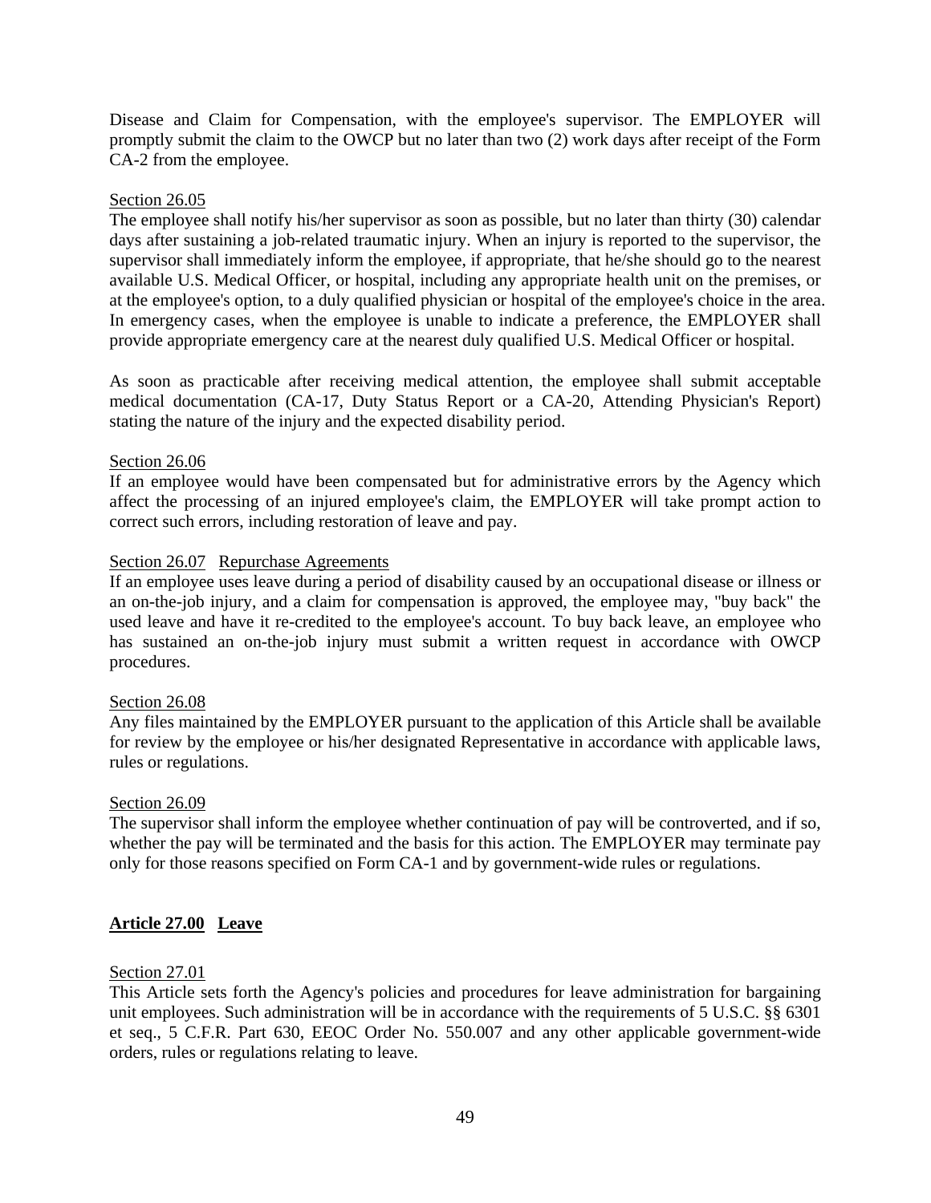Disease and Claim for Compensation, with the employee's supervisor. The EMPLOYER will promptly submit the claim to the OWCP but no later than two (2) work days after receipt of the Form CA-2 from the employee.

Section 26.05

The employee shall notify his/her supervisor as soon as possible, but no later than thirty (30) calendar days after sustaining a job-related traumatic injury. When an injury is reported to the supervisor, the supervisor shall immediately inform the employee, if appropriate, that he/she should go to the nearest available U.S. Medical Officer, or hospital, including any appropriate health unit on the premises, or at the employee's option, to a duly qualified physician or hospital of the employee's choice in the area. In emergency cases, when the employee is unable to indicate a preference, the EMPLOYER shall provide appropriate emergency care at the nearest duly qualified U.S. Medical Officer or hospital.

As soon as practicable after receiving medical attention, the employee shall submit acceptable medical documentation (CA-17, Duty Status Report or a CA-20, Attending Physician's Report) stating the nature of the injury and the expected disability period.

Section 26.06

If an employee would have been compensated but for administrative errors by the Agency which affect the processing of an injured employee's claim, the EMPLOYER will take prompt action to correct such errors, including restoration of leave and pay.

Section 26.07 Repurchase Agreements

If an employee uses leave during a period of disability caused by an occupational disease or illness or an on-the-job injury, and a claim for compensation is approved, the employee may, "buy back" the used leave and have it re-credited to the employee's account. To buy back leave, an employee who has sustained an on-the-job injury must submit a written request in accordance with OWCP procedures.

Section 26.08

Any files maintained by the EMPLOYER pursuant to the application of this Article shall be available for review by the employee or his/her designated Representative in accordance with applicable laws, rules or regulations.

Section 26.09

The supervisor shall inform the employee whether continuation of pay will be controverted, and if so, whether the pay will be terminated and the basis for this action. The EMPLOYER may terminate pay only for those reasons specified on Form CA-1 and by government-wide rules or regulations.

## Article 27.00 Leave

Section 27.01

This Article sets forth the Agency's policies and procedures for leave administration for bargaining unit employees. Such administration will be in accordance with the requirements of 5 U.S.C. §§ 6301 et seq., 5 C.F.R. Part 630, EEOC Order No. 550.007 and any other applicable government-wide orders, rules or regulations relating to leave.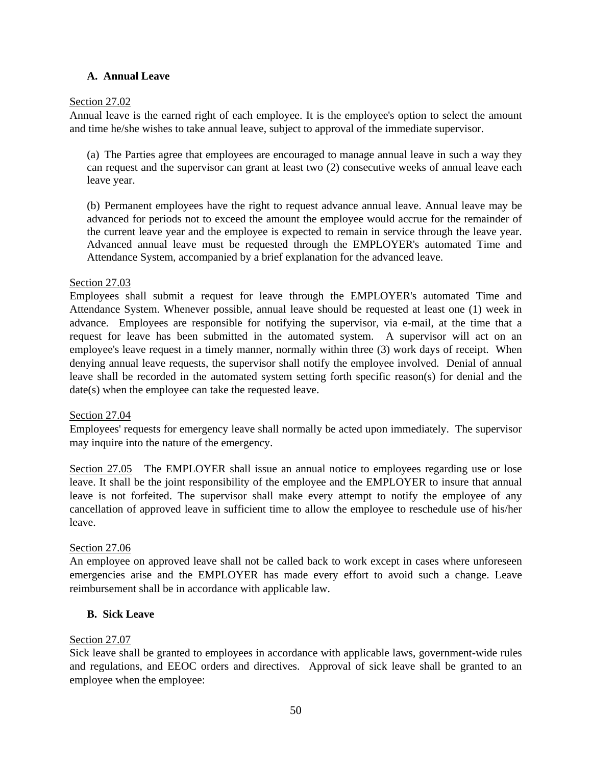### A. Annual Leave

Section 27.02

Annual leave is the earned right of each employee. It is the employee's option to select the amount and time he/she wishes to take annual leave, subject to approval of the immediate supervisor.

(a) The Parties agree that employees are encouraged to manage annual leave in such a way they can request and the supervisor can grant at least two (2) consecutive weeks of annual leave each leave year.

(b) Permanent employees have the right to request advance annual leave. Annual leave may be advanced for periods not to exceed the amount the employee would accrue for the remainder of the current leave year and the employee is expected to remain in service through the leave year. Advanced annual leave must be requested through the EMPLOYER's automated Time and Attendance System, accompanied by a brief explanation for the advanced leave.

Section 27.03

Employees shall submit a request for leave through the EMPLOYER's automated Time and Attendance System. Whenever possible, annual leave should be requested at least one (1) week in advance. Employees are responsible for notifying the supervisor, via e-mail, at the time that a request for leave has been submitted in the automated system. A supervisor will act on an employee's leave request in a timely manner, normally within three (3) work days of receipt. When denying annual leave requests, the supervisor shall notify the employee involved. Denial of annual leave shall be recorded in the automated system setting forth specific reason(s) for denial and the date(s) when the employee can take the requested leave.

Section 27.04

Employees' requests for emergency leave shall normally be acted upon immediately. The supervisor may inquire into the nature of the emergency.

Section 27.05 The EMPLOYER shall issue an annual notice to employees regarding use or lose leave. It shall be the joint responsibility of the employee and the EMPLOYER to insure that annual leave is not forfeited. The supervisor shall make every attempt to notify the employee of any cancellation of approved leave in sufficient time to allow the employee to reschedule use of his/her leave.

Section 27.06

An employee on approved leave shall not be called back to work except in cases where unforeseen emergencies arise and the EMPLOYER has made every effort to avoid such a change. Leave reimbursement shall be in accordance with applicable law.

### B. Sick Leave

Section 27.07

Sick leave shall be granted to employees in accordance with applicable laws, government-wide rules and regulations, and EEOC orders and directives. Approval of sick leave shall be granted to an employee when the employee: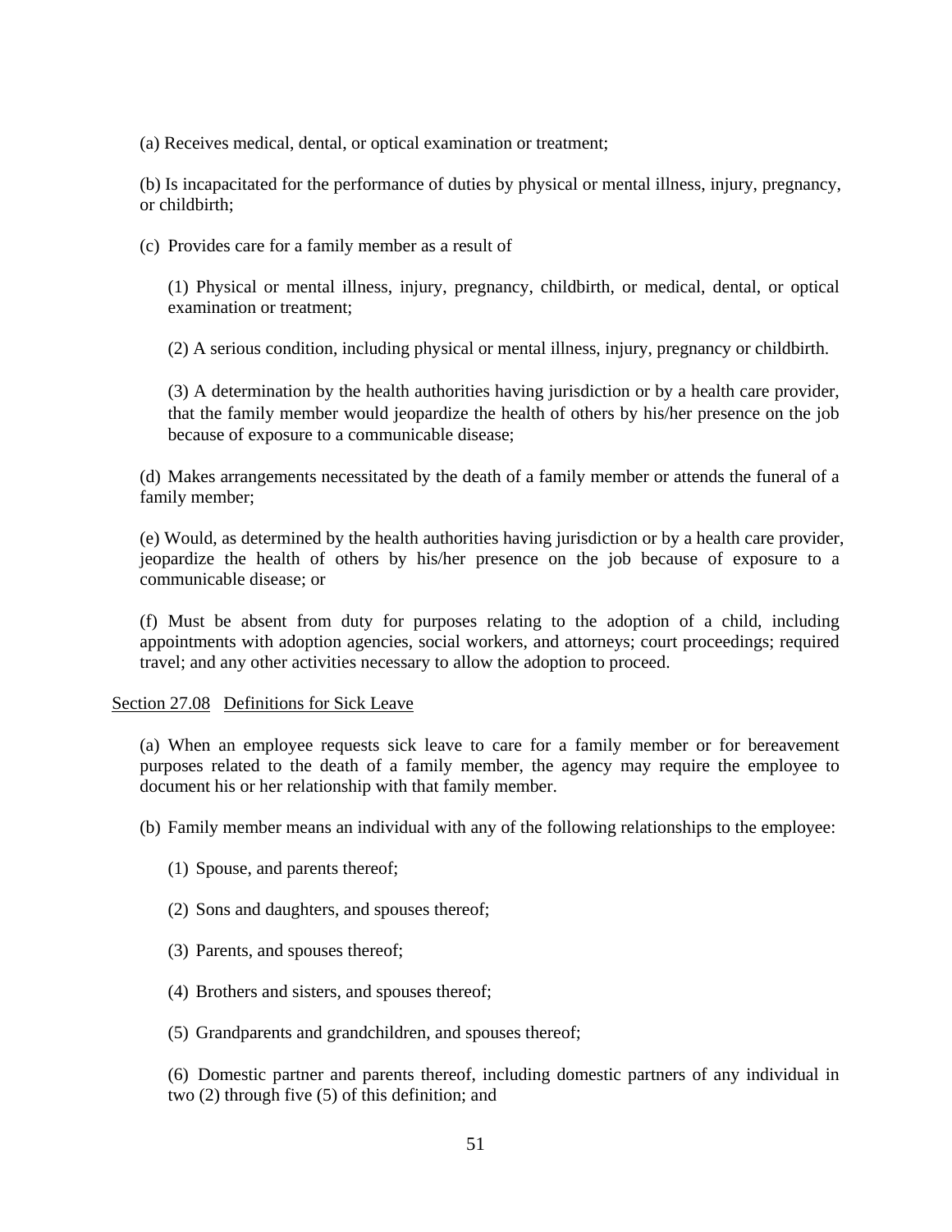(a) Receives medical, dental, or optical examination or treatment;

(b) Is incapacitated for the performance of duties by physical or mental illness, injury, pregnancy, or childbirth;

(c) Provides care for a family member as a result of

(1) Physical or mental illness, injury, pregnancy, childbirth, or medical, dental, or optical examination or treatment;

(2) A serious condition, including physical or mental illness, injury, pregnancy or childbirth.

(3) A determination by the health authorities having jurisdiction or by a health care provider, that the family member would jeopardize the health of others by his/her presence on the job because of exposure to a communicable disease;

(d) Makes arrangements necessitated by the death of a family member or attends the funeral of a family member;

(e) Would, as determined by the health authorities having jurisdiction or by a health care provider, jeopardize the health of others by his/her presence on the job because of exposure to a communicable disease; or

(f) Must be absent from duty for purposes relating to the adoption of a child, including appointments with adoption agencies, social workers, and attorneys; court proceedings; required travel; and any other activities necessary to allow the adoption to proceed.

Section 27.08 Definitions for Sick Leave

(a) When an employee requests sick leave to care for a family member or for bereavement purposes related to the death of a family member, the agency may require the employee to document his or her relationship with that family member.

(b) Family member means an individual with any of the following relationships to the employee:

(1) Spouse, and parents thereof;

(2) Sons and daughters, and spouses thereof;

(3) Parents, and spouses thereof;

(4) Brothers and sisters, and spouses thereof;

(5) Grandparents and grandchildren, and spouses thereof;

(6) Domestic partner and parents thereof, including domestic partners of any individual in two (2) through five (5) of this definition; and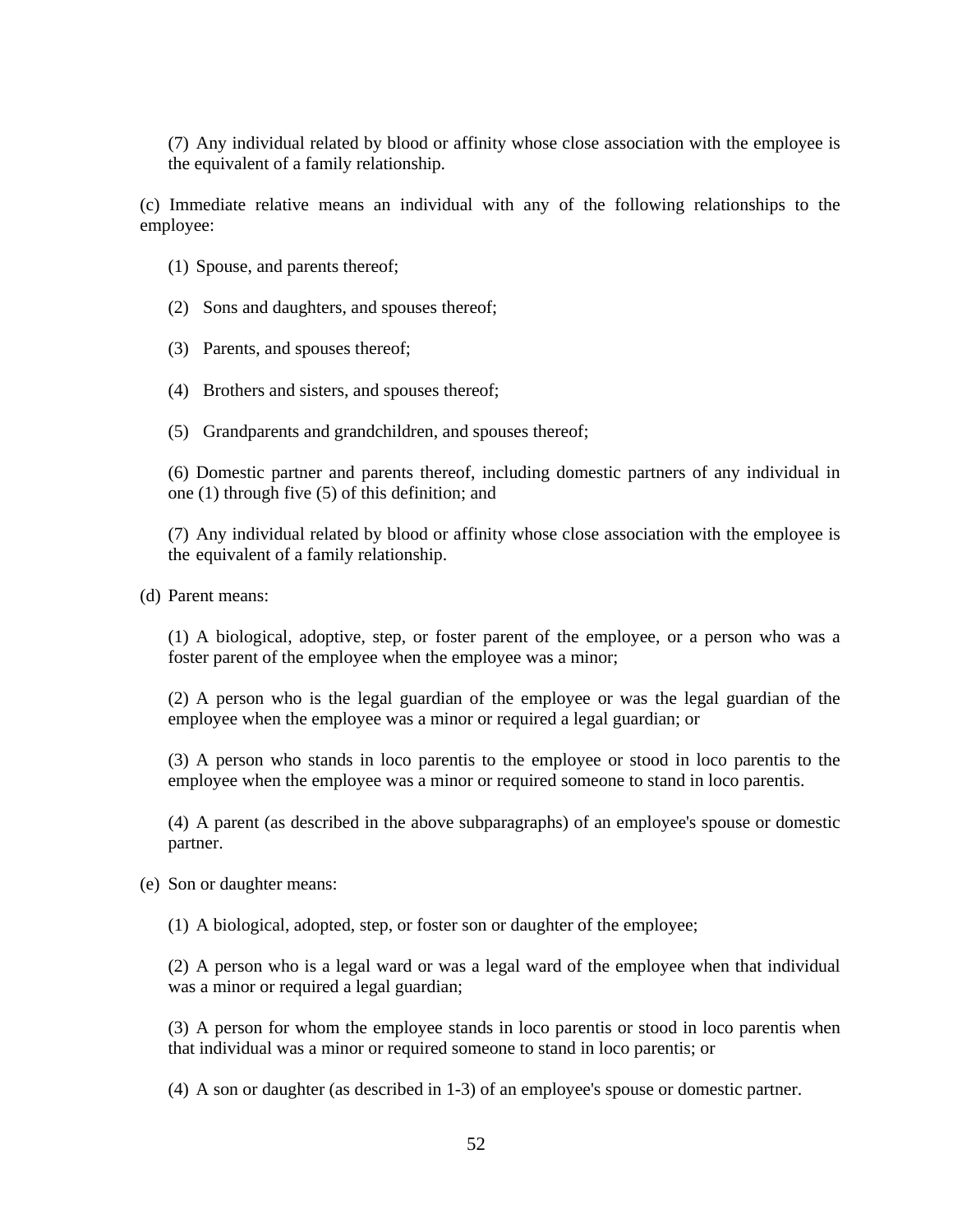(7) Any individual related by blood or affinity whose close association with the employee is the equivalent of a family relationship.

(c) Immediate relative means an individual with any of the following relationships to the employee:

(1) Spouse, and parents thereof;

(2) Sons and daughters, and spouses thereof;

(3) Parents, and spouses thereof;

(4) Brothers and sisters, and spouses thereof;

(5) Grandparents and grandchildren, and spouses thereof;

(6) Domestic partner and parents thereof, including domestic partners of any individual in one (1) through five (5) of this definition; and

(7) Any individual related by blood or affinity whose close association with the employee is the equivalent of a family relationship.

(d) Parent means:

(1) A biological, adoptive, step, or foster parent of the employee, or a person who was a foster parent of the employee when the employee was a minor;

(2) A person who is the legal guardian of the employee or was the legal guardian of the employee when the employee was a minor or required a legal guardian; or

(3) A person who stands in loco parentis to the employee or stood in loco parentis to the employee when the employee was a minor or required someone to stand in loco parentis.

(4) A parent (as described in the above subparagraphs) of an employee's spouse or domestic partner.

(e) Son or daughter means:

(1) A biological, adopted, step, or foster son or daughter of the employee;

(2) A person who is a legal ward or was a legal ward of the employee when that individual was a minor or required a legal guardian;

(3) A person for whom the employee stands in loco parentis or stood in loco parentis when that individual was a minor or required someone to stand in loco parentis; or

(4) A son or daughter (as described in 1-3) of an employee's spouse or domestic partner.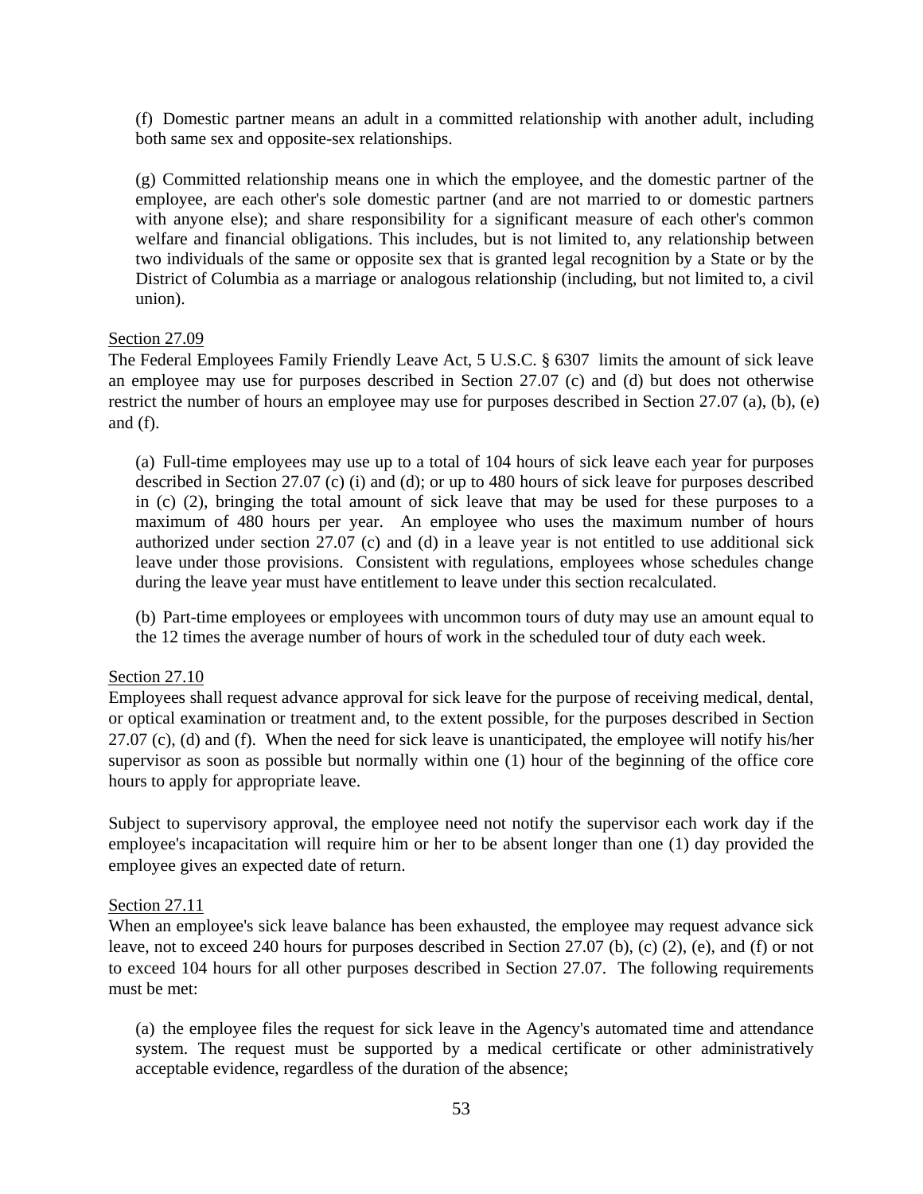(f) Domestic partner means an adult in a committed relationship with another adult, including both same sex and opposite-sex relationships.

(g) Committed relationship means one in which the employee, and the domestic partner of the employee, are each other's sole domestic partner (and are not married to or domestic partners with anyone else); and share responsibility for a significant measure of each other's common welfare and financial obligations. This includes, but is not limited to, any relationship between two individuals of the same or opposite sex that is granted legal recognition by a State or by the District of Columbia as a marriage or analogous relationship (including, but not limited to, a civil union).

Section 27.09

The Federal Employees Family Friendly Leave Act, 5 U.S.C. § 6307 limits the amount of sick leave an employee may use for purposes described in Section 27.07 (c) and (d) but does not otherwise restrict the number of hours an employee may use for purposes described in Section 27.07 (a), (b), (e) and (f).

(a) Full-time employees may use up to a total of 104 hours of sick leave each year for purposes described in Section 27.07 (c) (i) and (d); or up to 480 hours of sick leave for purposes described in (c) (2), bringing the total amount of sick leave that may be used for these purposes to a maximum of 480 hours per year. An employee who uses the maximum number of hours authorized under section 27.07 (c) and (d) in a leave year is not entitled to use additional sick leave under those provisions. Consistent with regulations, employees whose schedules change during the leave year must have entitlement to leave under this section recalculated.

(b) Part-time employees or employees with uncommon tours of duty may use an amount equal to the 12 times the average number of hours of work in the scheduled tour of duty each week.

Section 27.10

Employees shall request advance approval for sick leave for the purpose of receiving medical, dental, or optical examination or treatment and, to the extent possible, for the purposes described in Section 27.07 (c), (d) and (f). When the need for sick leave is unanticipated, the employee will notify his/her supervisor as soon as possible but normally within one (1) hour of the beginning of the office core hours to apply for appropriate leave.

Subject to supervisory approval, the employee need not notify the supervisor each work day if the employee's incapacitation will require him or her to be absent longer than one (1) day provided the employee gives an expected date of return.

Section 27.11

When an employee's sick leave balance has been exhausted, the employee may request advance sick leave, not to exceed 240 hours for purposes described in Section 27.07 (b), (c) (2), (e), and (f) or not to exceed 104 hours for all other purposes described in Section 27.07. The following requirements must be met:

(a) the employee files the request for sick leave in the Agency's automated time and attendance system. The request must be supported by a medical certificate or other administratively acceptable evidence, regardless of the duration of the absence;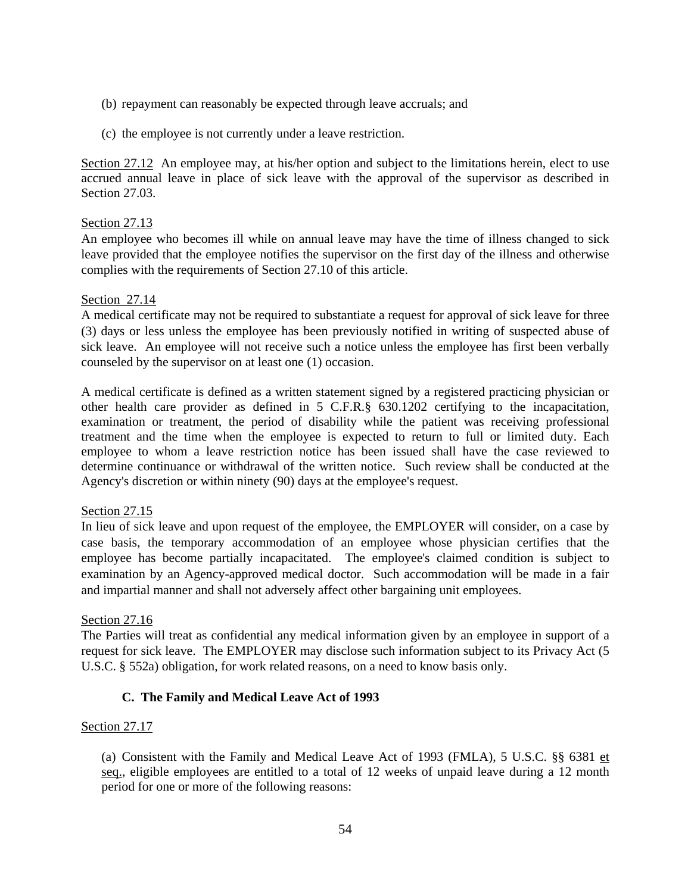(b) repayment can reasonably be expected through leave accruals; and

(c) the employee is not currently under a leave restriction.

Section 27.12 An employee may, at his/her option and subject to the limitations herein, elect to use accrued annual leave in place of sick leave with the approval of the supervisor as described in Section 27.03.

Section 27.13
An employee who becomes ill while on annual leave may have the time of illness changed to sick leave provided that the employee notifies the supervisor on the first day of the illness and otherwise complies with the requirements of Section 27.10 of this article.

Section 27.14
A medical certificate may not be required to substantiate a request for approval of sick leave for three (3) days or less unless the employee has been previously notified in writing of suspected abuse of sick leave. An employee will not receive such a notice unless the employee has first been verbally counseled by the supervisor on at least one (1) occasion.

A medical certificate is defined as a written statement signed by a registered practicing physician or other health care provider as defined in 5 C.F.R.§ 630.1202 certifying to the incapacitation, examination or treatment, the period of disability while the patient was receiving professional treatment and the time when the employee is expected to return to full or limited duty. Each employee to whom a leave restriction notice has been issued shall have the case reviewed to determine continuance or withdrawal of the written notice. Such review shall be conducted at the Agency's discretion or within ninety (90) days at the employee's request.

Section 27.15
In lieu of sick leave and upon request of the employee, the EMPLOYER will consider, on a case by case basis, the temporary accommodation of an employee whose physician certifies that the employee has become partially incapacitated. The employee's claimed condition is subject to examination by an Agency-approved medical doctor. Such accommodation will be made in a fair and impartial manner and shall not adversely affect other bargaining unit employees.

Section 27.16
The Parties will treat as confidential any medical information given by an employee in support of a request for sick leave. The EMPLOYER may disclose such information subject to its Privacy Act (5 U.S.C. § 552a) obligation, for work related reasons, on a need to know basis only.

### C. The Family and Medical Leave Act of 1993

Section 27.17

(a) Consistent with the Family and Medical Leave Act of 1993 (FMLA), 5 U.S.C. §§ 6381 et seq., eligible employees are entitled to a total of 12 weeks of unpaid leave during a 12 month period for one or more of the following reasons: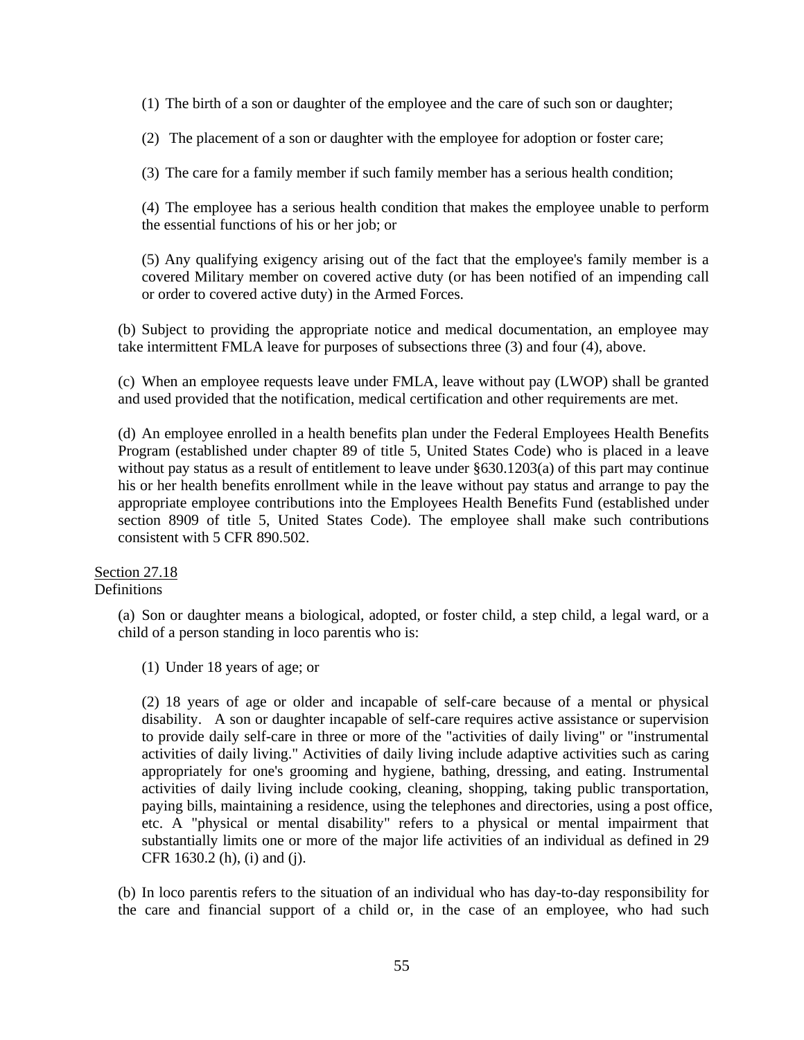(1) The birth of a son or daughter of the employee and the care of such son or daughter;

(2) The placement of a son or daughter with the employee for adoption or foster care;

(3) The care for a family member if such family member has a serious health condition;

(4) The employee has a serious health condition that makes the employee unable to perform the essential functions of his or her job; or

(5) Any qualifying exigency arising out of the fact that the employee's family member is a covered Military member on covered active duty (or has been notified of an impending call or order to covered active duty) in the Armed Forces.

(b) Subject to providing the appropriate notice and medical documentation, an employee may take intermittent FMLA leave for purposes of subsections three (3) and four (4), above.

(c) When an employee requests leave under FMLA, leave without pay (LWOP) shall be granted and used provided that the notification, medical certification and other requirements are met.

(d) An employee enrolled in a health benefits plan under the Federal Employees Health Benefits Program (established under chapter 89 of title 5, United States Code) who is placed in a leave without pay status as a result of entitlement to leave under §630.1203(a) of this part may continue his or her health benefits enrollment while in the leave without pay status and arrange to pay the appropriate employee contributions into the Employees Health Benefits Fund (established under section 8909 of title 5, United States Code). The employee shall make such contributions consistent with 5 CFR 890.502.

Section 27.18
Definitions

(a) Son or daughter means a biological, adopted, or foster child, a step child, a legal ward, or a child of a person standing in loco parentis who is:

(1) Under 18 years of age; or

(2) 18 years of age or older and incapable of self-care because of a mental or physical disability. A son or daughter incapable of self-care requires active assistance or supervision to provide daily self-care in three or more of the "activities of daily living" or "instrumental activities of daily living." Activities of daily living include adaptive activities such as caring appropriately for one's grooming and hygiene, bathing, dressing, and eating. Instrumental activities of daily living include cooking, cleaning, shopping, taking public transportation, paying bills, maintaining a residence, using the telephones and directories, using a post office, etc. A "physical or mental disability" refers to a physical or mental impairment that substantially limits one or more of the major life activities of an individual as defined in 29 CFR 1630.2 (h), (i) and (j).

(b) In loco parentis refers to the situation of an individual who has day-to-day responsibility for the care and financial support of a child or, in the case of an employee, who had such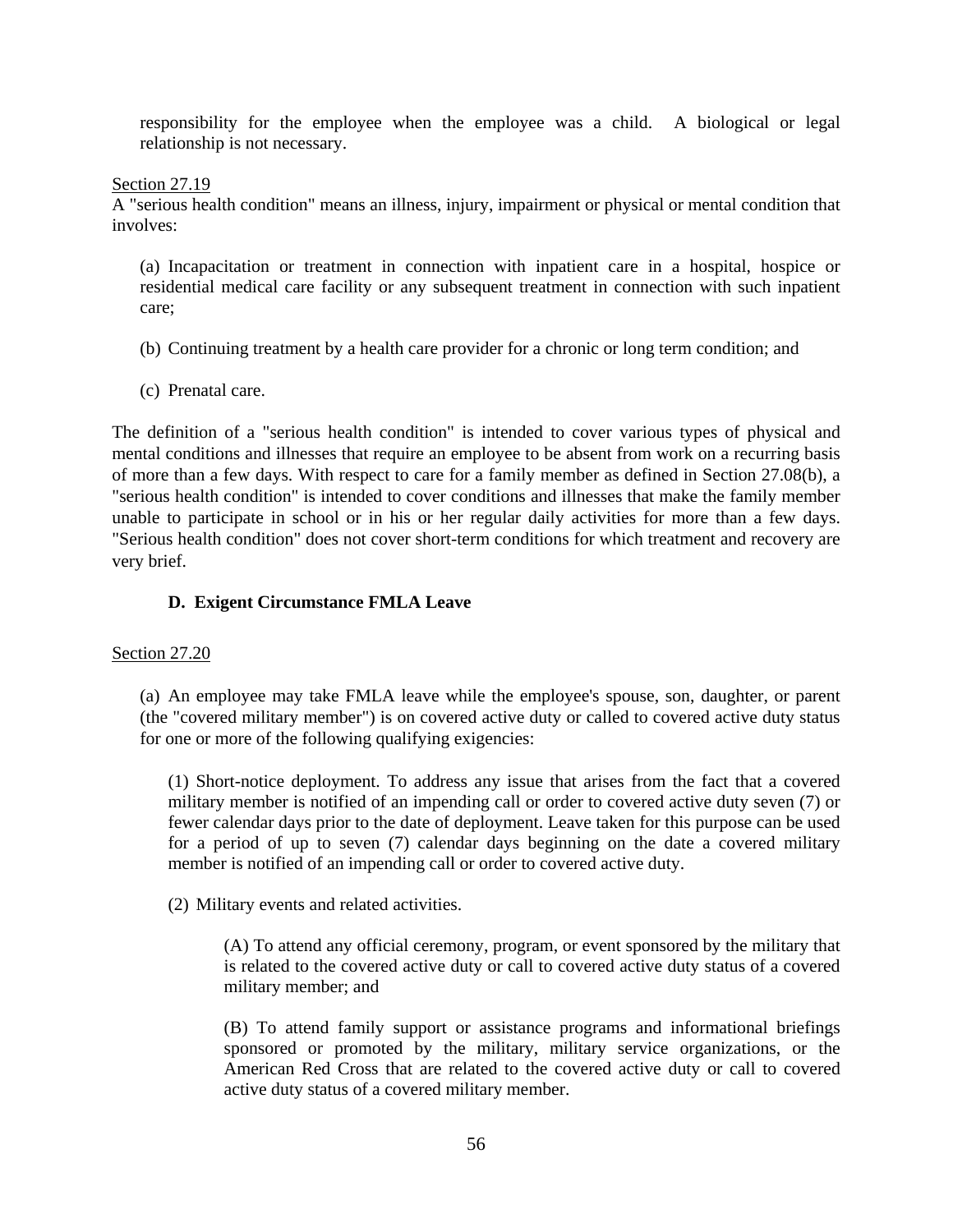responsibility for the employee when the employee was a child. A biological or legal relationship is not necessary.

Section 27.19

A "serious health condition" means an illness, injury, impairment or physical or mental condition that involves:

(a) Incapacitation or treatment in connection with inpatient care in a hospital, hospice or residential medical care facility or any subsequent treatment in connection with such inpatient care;

(b) Continuing treatment by a health care provider for a chronic or long term condition; and

(c) Prenatal care.

The definition of a "serious health condition" is intended to cover various types of physical and mental conditions and illnesses that require an employee to be absent from work on a recurring basis of more than a few days. With respect to care for a family member as defined in Section 27.08(b), a "serious health condition" is intended to cover conditions and illnesses that make the family member unable to participate in school or in his or her regular daily activities for more than a few days. "Serious health condition" does not cover short-term conditions for which treatment and recovery are very brief.

### D. Exigent Circumstance FMLA Leave

Section 27.20

(a) An employee may take FMLA leave while the employee's spouse, son, daughter, or parent (the "covered military member") is on covered active duty or called to covered active duty status for one or more of the following qualifying exigencies:

(1) Short-notice deployment. To address any issue that arises from the fact that a covered military member is notified of an impending call or order to covered active duty seven (7) or fewer calendar days prior to the date of deployment. Leave taken for this purpose can be used for a period of up to seven (7) calendar days beginning on the date a covered military member is notified of an impending call or order to covered active duty.

(2) Military events and related activities.

(A) To attend any official ceremony, program, or event sponsored by the military that is related to the covered active duty or call to covered active duty status of a covered military member; and

(B) To attend family support or assistance programs and informational briefings sponsored or promoted by the military, military service organizations, or the American Red Cross that are related to the covered active duty or call to covered active duty status of a covered military member.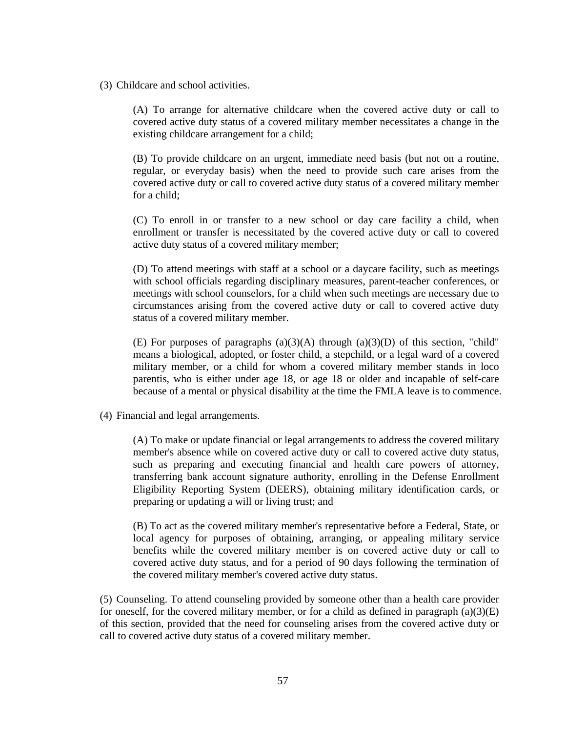(3) Childcare and school activities.

(A) To arrange for alternative childcare when the covered active duty or call to covered active duty status of a covered military member necessitates a change in the existing childcare arrangement for a child;

(B) To provide childcare on an urgent, immediate need basis (but not on a routine, regular, or everyday basis) when the need to provide such care arises from the covered active duty or call to covered active duty status of a covered military member for a child;

(C) To enroll in or transfer to a new school or day care facility a child, when enrollment or transfer is necessitated by the covered active duty or call to covered active duty status of a covered military member;

(D) To attend meetings with staff at a school or a daycare facility, such as meetings with school officials regarding disciplinary measures, parent-teacher conferences, or meetings with school counselors, for a child when such meetings are necessary due to circumstances arising from the covered active duty or call to covered active duty status of a covered military member.

(E) For purposes of paragraphs (a)(3)(A) through (a)(3)(D) of this section, "child" means a biological, adopted, or foster child, a stepchild, or a legal ward of a covered military member, or a child for whom a covered military member stands in loco parentis, who is either under age 18, or age 18 or older and incapable of self-care because of a mental or physical disability at the time the FMLA leave is to commence.

(4) Financial and legal arrangements.

(A) To make or update financial or legal arrangements to address the covered military member's absence while on covered active duty or call to covered active duty status, such as preparing and executing financial and health care powers of attorney, transferring bank account signature authority, enrolling in the Defense Enrollment Eligibility Reporting System (DEERS), obtaining military identification cards, or preparing or updating a will or living trust; and

(B) To act as the covered military member's representative before a Federal, State, or local agency for purposes of obtaining, arranging, or appealing military service benefits while the covered military member is on covered active duty or call to covered active duty status, and for a period of 90 days following the termination of the covered military member's covered active duty status.

(5) Counseling. To attend counseling provided by someone other than a health care provider for oneself, for the covered military member, or for a child as defined in paragraph (a)(3)(E) of this section, provided that the need for counseling arises from the covered active duty or call to covered active duty status of a covered military member.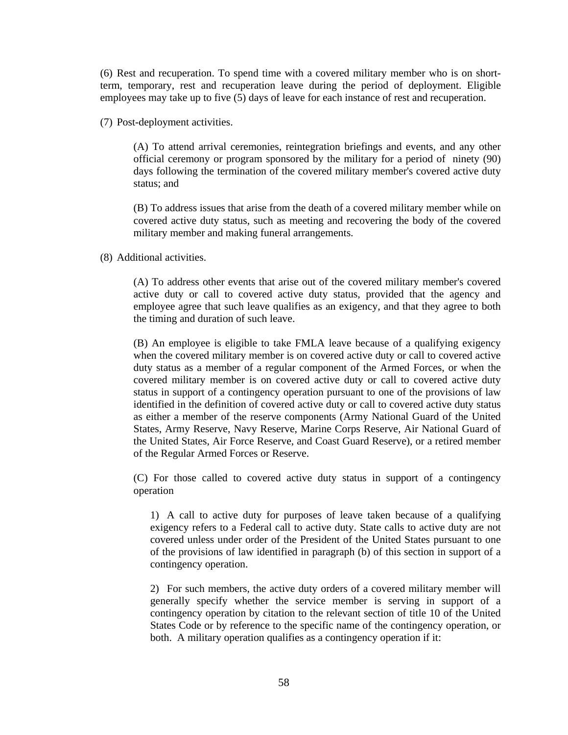(6) Rest and recuperation. To spend time with a covered military member who is on short-term, temporary, rest and recuperation leave during the period of deployment. Eligible employees may take up to five (5) days of leave for each instance of rest and recuperation.

(7) Post-deployment activities.

> (A) To attend arrival ceremonies, reintegration briefings and events, and any other official ceremony or program sponsored by the military for a period of ninety (90) days following the termination of the covered military member's covered active duty status; and
>
> (B) To address issues that arise from the death of a covered military member while on covered active duty status, such as meeting and recovering the body of the covered military member and making funeral arrangements.

(8) Additional activities.

> (A) To address other events that arise out of the covered military member's covered active duty or call to covered active duty status, provided that the agency and employee agree that such leave qualifies as an exigency, and that they agree to both the timing and duration of such leave.
>
> (B) An employee is eligible to take FMLA leave because of a qualifying exigency when the covered military member is on covered active duty or call to covered active duty status as a member of a regular component of the Armed Forces, or when the covered military member is on covered active duty or call to covered active duty status in support of a contingency operation pursuant to one of the provisions of law identified in the definition of covered active duty or call to covered active duty status as either a member of the reserve components (Army National Guard of the United States, Army Reserve, Navy Reserve, Marine Corps Reserve, Air National Guard of the United States, Air Force Reserve, and Coast Guard Reserve), or a retired member of the Regular Armed Forces or Reserve.
>
> (C) For those called to covered active duty status in support of a contingency operation
>
> > 1) A call to active duty for purposes of leave taken because of a qualifying exigency refers to a Federal call to active duty. State calls to active duty are not covered unless under order of the President of the United States pursuant to one of the provisions of law identified in paragraph (b) of this section in support of a contingency operation.
> >
> > 2) For such members, the active duty orders of a covered military member will generally specify whether the service member is serving in support of a contingency operation by citation to the relevant section of title 10 of the United States Code or by reference to the specific name of the contingency operation, or both. A military operation qualifies as a contingency operation if it: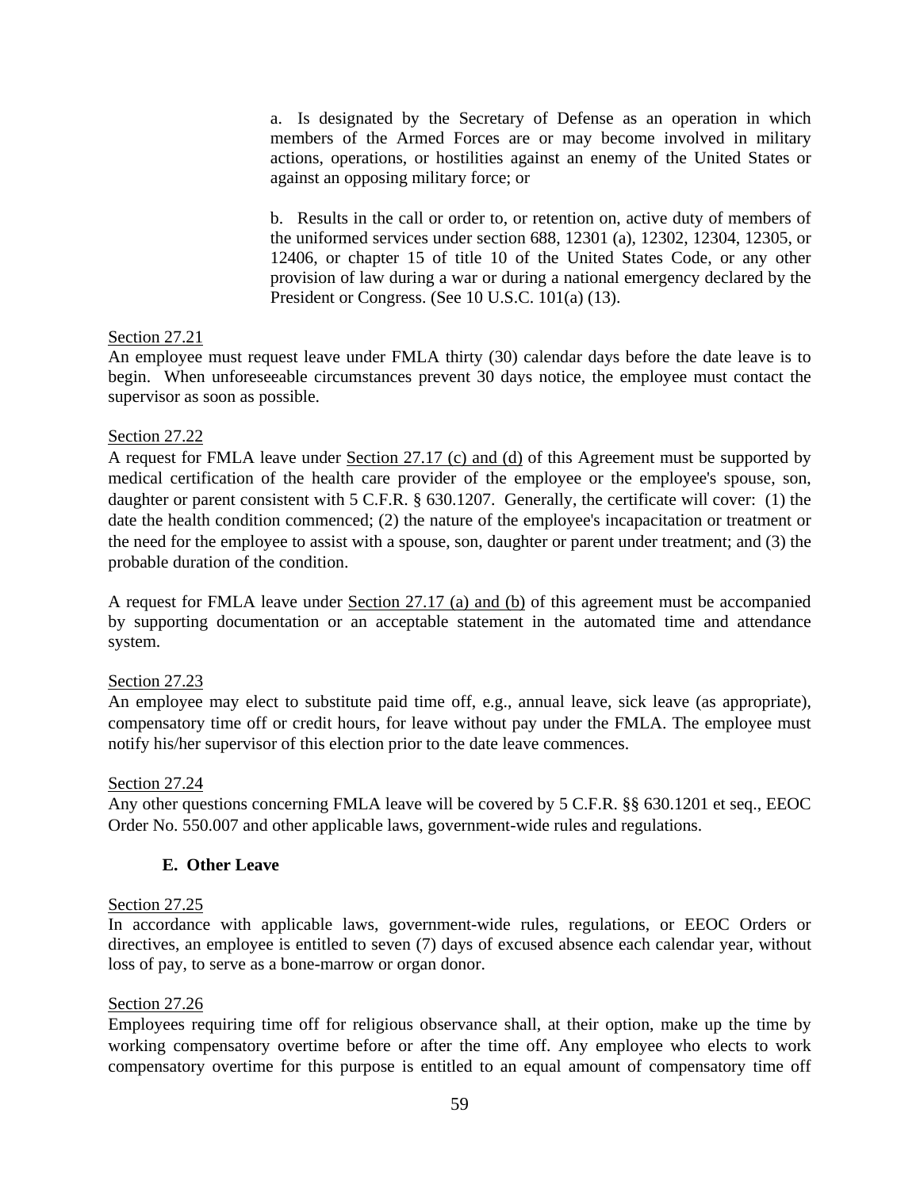a. Is designated by the Secretary of Defense as an operation in which members of the Armed Forces are or may become involved in military actions, operations, or hostilities against an enemy of the United States or against an opposing military force; or

b. Results in the call or order to, or retention on, active duty of members of the uniformed services under section 688, 12301 (a), 12302, 12304, 12305, or 12406, or chapter 15 of title 10 of the United States Code, or any other provision of law during a war or during a national emergency declared by the President or Congress. (See 10 U.S.C. 101(a) (13).

Section 27.21

An employee must request leave under FMLA thirty (30) calendar days before the date leave is to begin. When unforeseeable circumstances prevent 30 days notice, the employee must contact the supervisor as soon as possible.

Section 27.22

A request for FMLA leave under Section 27.17 (c) and (d) of this Agreement must be supported by medical certification of the health care provider of the employee or the employee's spouse, son, daughter or parent consistent with 5 C.F.R. § 630.1207. Generally, the certificate will cover: (1) the date the health condition commenced; (2) the nature of the employee's incapacitation or treatment or the need for the employee to assist with a spouse, son, daughter or parent under treatment; and (3) the probable duration of the condition.

A request for FMLA leave under Section 27.17 (a) and (b) of this agreement must be accompanied by supporting documentation or an acceptable statement in the automated time and attendance system.

Section 27.23

An employee may elect to substitute paid time off, e.g., annual leave, sick leave (as appropriate), compensatory time off or credit hours, for leave without pay under the FMLA. The employee must notify his/her supervisor of this election prior to the date leave commences.

Section 27.24

Any other questions concerning FMLA leave will be covered by 5 C.F.R. §§ 630.1201 et seq., EEOC Order No. 550.007 and other applicable laws, government-wide rules and regulations.

**E. Other Leave**

Section 27.25

In accordance with applicable laws, government-wide rules, regulations, or EEOC Orders or directives, an employee is entitled to seven (7) days of excused absence each calendar year, without loss of pay, to serve as a bone-marrow or organ donor.

Section 27.26

Employees requiring time off for religious observance shall, at their option, make up the time by working compensatory overtime before or after the time off. Any employee who elects to work compensatory overtime for this purpose is entitled to an equal amount of compensatory time off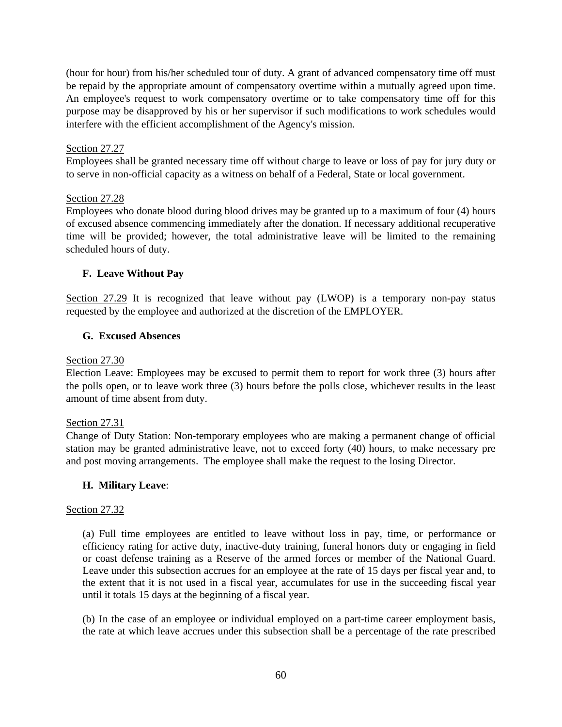(hour for hour) from his/her scheduled tour of duty. A grant of advanced compensatory time off must be repaid by the appropriate amount of compensatory overtime within a mutually agreed upon time. An employee's request to work compensatory overtime or to take compensatory time off for this purpose may be disapproved by his or her supervisor if such modifications to work schedules would interfere with the efficient accomplishment of the Agency's mission.

Section 27.27
Employees shall be granted necessary time off without charge to leave or loss of pay for jury duty or to serve in non-official capacity as a witness on behalf of a Federal, State or local government.

Section 27.28
Employees who donate blood during blood drives may be granted up to a maximum of four (4) hours of excused absence commencing immediately after the donation. If necessary additional recuperative time will be provided; however, the total administrative leave will be limited to the remaining scheduled hours of duty.

### F. Leave Without Pay

Section 27.29 It is recognized that leave without pay (LWOP) is a temporary non-pay status requested by the employee and authorized at the discretion of the EMPLOYER.

### G. Excused Absences

Section 27.30
Election Leave: Employees may be excused to permit them to report for work three (3) hours after the polls open, or to leave work three (3) hours before the polls close, whichever results in the least amount of time absent from duty.

Section 27.31
Change of Duty Station: Non-temporary employees who are making a permanent change of official station may be granted administrative leave, not to exceed forty (40) hours, to make necessary pre and post moving arrangements. The employee shall make the request to the losing Director.

### H. Military Leave:

Section 27.32

(a) Full time employees are entitled to leave without loss in pay, time, or performance or efficiency rating for active duty, inactive-duty training, funeral honors duty or engaging in field or coast defense training as a Reserve of the armed forces or member of the National Guard. Leave under this subsection accrues for an employee at the rate of 15 days per fiscal year and, to the extent that it is not used in a fiscal year, accumulates for use in the succeeding fiscal year until it totals 15 days at the beginning of a fiscal year.

(b) In the case of an employee or individual employed on a part-time career employment basis, the rate at which leave accrues under this subsection shall be a percentage of the rate prescribed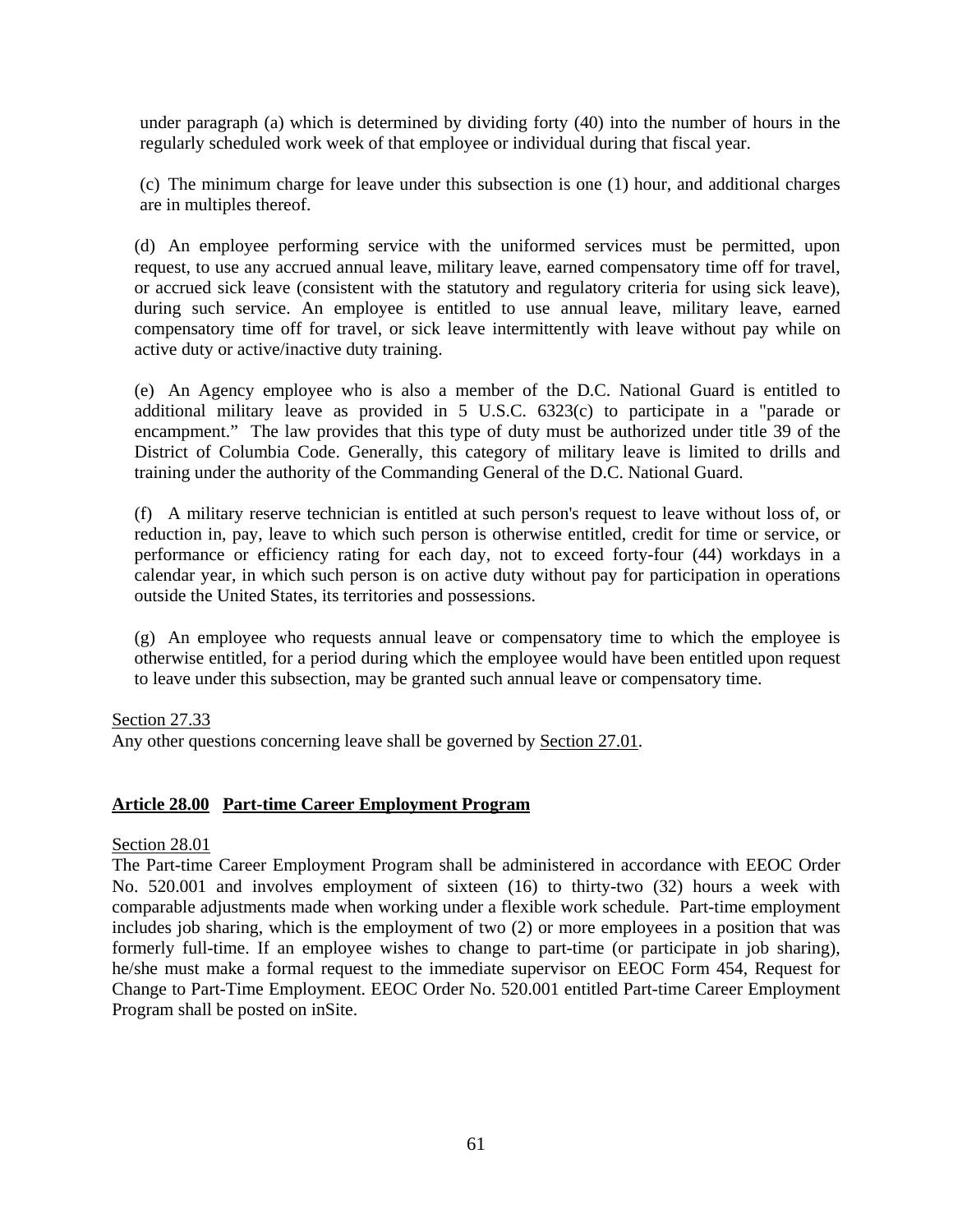under paragraph (a) which is determined by dividing forty (40) into the number of hours in the regularly scheduled work week of that employee or individual during that fiscal year.

(c) The minimum charge for leave under this subsection is one (1) hour, and additional charges are in multiples thereof.

(d) An employee performing service with the uniformed services must be permitted, upon request, to use any accrued annual leave, military leave, earned compensatory time off for travel, or accrued sick leave (consistent with the statutory and regulatory criteria for using sick leave), during such service. An employee is entitled to use annual leave, military leave, earned compensatory time off for travel, or sick leave intermittently with leave without pay while on active duty or active/inactive duty training.

(e) An Agency employee who is also a member of the D.C. National Guard is entitled to additional military leave as provided in 5 U.S.C. 6323(c) to participate in a "parade or encampment." The law provides that this type of duty must be authorized under title 39 of the District of Columbia Code. Generally, this category of military leave is limited to drills and training under the authority of the Commanding General of the D.C. National Guard.

(f) A military reserve technician is entitled at such person's request to leave without loss of, or reduction in, pay, leave to which such person is otherwise entitled, credit for time or service, or performance or efficiency rating for each day, not to exceed forty-four (44) workdays in a calendar year, in which such person is on active duty without pay for participation in operations outside the United States, its territories and possessions.

(g) An employee who requests annual leave or compensatory time to which the employee is otherwise entitled, for a period during which the employee would have been entitled upon request to leave under this subsection, may be granted such annual leave or compensatory time.

Section 27.33

Any other questions concerning leave shall be governed by Section 27.01.

## Article 28.00 Part-time Career Employment Program

Section 28.01

The Part-time Career Employment Program shall be administered in accordance with EEOC Order No. 520.001 and involves employment of sixteen (16) to thirty-two (32) hours a week with comparable adjustments made when working under a flexible work schedule. Part-time employment includes job sharing, which is the employment of two (2) or more employees in a position that was formerly full-time. If an employee wishes to change to part-time (or participate in job sharing), he/she must make a formal request to the immediate supervisor on EEOC Form 454, Request for Change to Part-Time Employment. EEOC Order No. 520.001 entitled Part-time Career Employment Program shall be posted on inSite.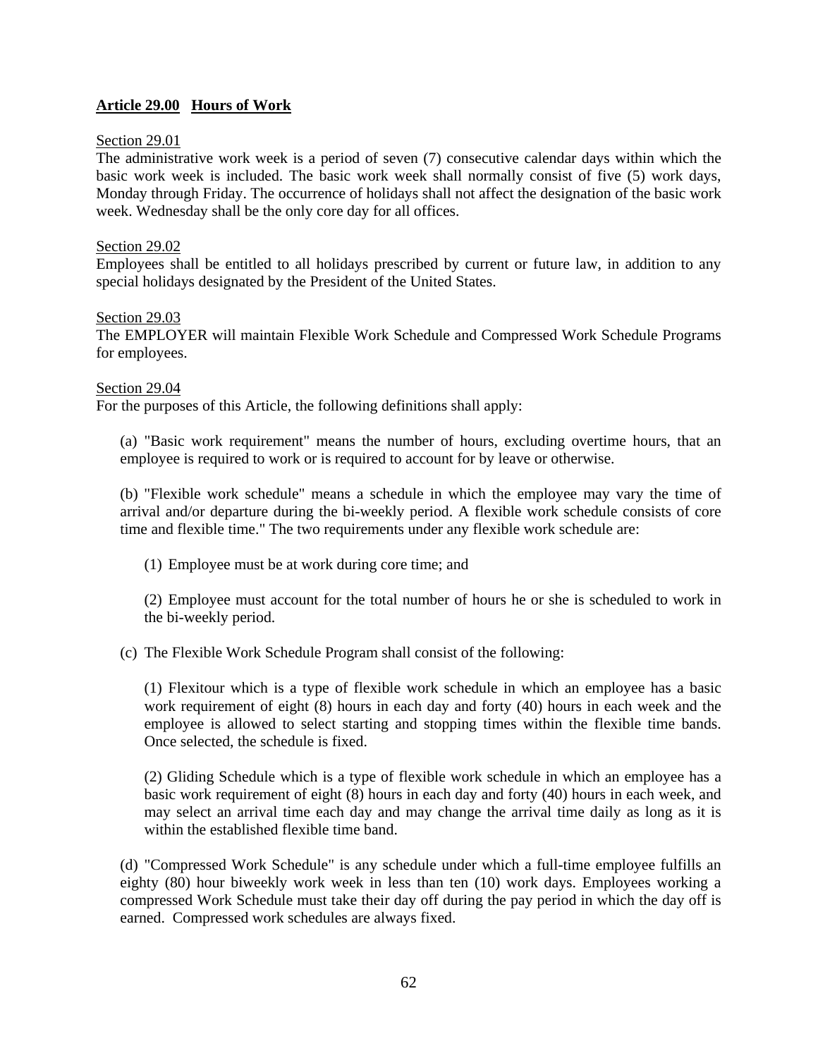## **Article 29.00 Hours of Work**

Section 29.01

The administrative work week is a period of seven (7) consecutive calendar days within which the basic work week is included. The basic work week shall normally consist of five (5) work days, Monday through Friday. The occurrence of holidays shall not affect the designation of the basic work week. Wednesday shall be the only core day for all offices.

Section 29.02

Employees shall be entitled to all holidays prescribed by current or future law, in addition to any special holidays designated by the President of the United States.

Section 29.03

The EMPLOYER will maintain Flexible Work Schedule and Compressed Work Schedule Programs for employees.

Section 29.04

For the purposes of this Article, the following definitions shall apply:

(a) "Basic work requirement" means the number of hours, excluding overtime hours, that an employee is required to work or is required to account for by leave or otherwise.

(b) "Flexible work schedule" means a schedule in which the employee may vary the time of arrival and/or departure during the bi-weekly period. A flexible work schedule consists of core time and flexible time." The two requirements under any flexible work schedule are:

(1) Employee must be at work during core time; and

(2) Employee must account for the total number of hours he or she is scheduled to work in the bi-weekly period.

(c) The Flexible Work Schedule Program shall consist of the following:

(1) Flexitour which is a type of flexible work schedule in which an employee has a basic work requirement of eight (8) hours in each day and forty (40) hours in each week and the employee is allowed to select starting and stopping times within the flexible time bands. Once selected, the schedule is fixed.

(2) Gliding Schedule which is a type of flexible work schedule in which an employee has a basic work requirement of eight (8) hours in each day and forty (40) hours in each week, and may select an arrival time each day and may change the arrival time daily as long as it is within the established flexible time band.

(d) "Compressed Work Schedule" is any schedule under which a full-time employee fulfills an eighty (80) hour biweekly work week in less than ten (10) work days. Employees working a compressed Work Schedule must take their day off during the pay period in which the day off is earned. Compressed work schedules are always fixed.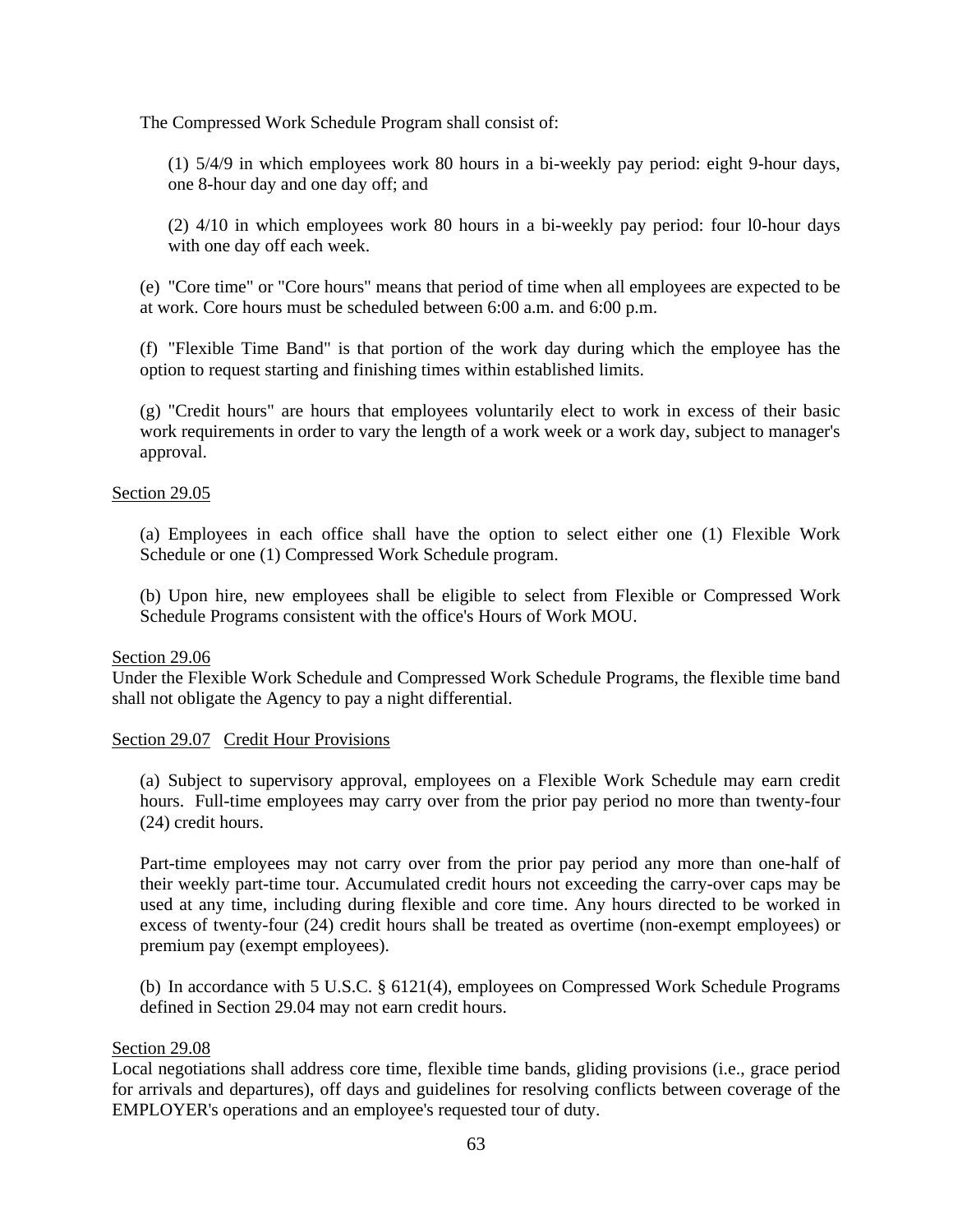The Compressed Work Schedule Program shall consist of:

(1) 5/4/9 in which employees work 80 hours in a bi-weekly pay period: eight 9-hour days, one 8-hour day and one day off; and

(2) 4/10 in which employees work 80 hours in a bi-weekly pay period: four l0-hour days with one day off each week.

(e) "Core time" or "Core hours" means that period of time when all employees are expected to be at work. Core hours must be scheduled between 6:00 a.m. and 6:00 p.m.

(f) "Flexible Time Band" is that portion of the work day during which the employee has the option to request starting and finishing times within established limits.

(g) "Credit hours" are hours that employees voluntarily elect to work in excess of their basic work requirements in order to vary the length of a work week or a work day, subject to manager's approval.

Section 29.05

(a) Employees in each office shall have the option to select either one (1) Flexible Work Schedule or one (1) Compressed Work Schedule program.

(b) Upon hire, new employees shall be eligible to select from Flexible or Compressed Work Schedule Programs consistent with the office's Hours of Work MOU.

Section 29.06

Under the Flexible Work Schedule and Compressed Work Schedule Programs, the flexible time band shall not obligate the Agency to pay a night differential.

Section 29.07 Credit Hour Provisions

(a) Subject to supervisory approval, employees on a Flexible Work Schedule may earn credit hours. Full-time employees may carry over from the prior pay period no more than twenty-four (24) credit hours.

Part-time employees may not carry over from the prior pay period any more than one-half of their weekly part-time tour. Accumulated credit hours not exceeding the carry-over caps may be used at any time, including during flexible and core time. Any hours directed to be worked in excess of twenty-four (24) credit hours shall be treated as overtime (non-exempt employees) or premium pay (exempt employees).

(b) In accordance with 5 U.S.C. § 6121(4), employees on Compressed Work Schedule Programs defined in Section 29.04 may not earn credit hours.

Section 29.08

Local negotiations shall address core time, flexible time bands, gliding provisions (i.e., grace period for arrivals and departures), off days and guidelines for resolving conflicts between coverage of the EMPLOYER's operations and an employee's requested tour of duty.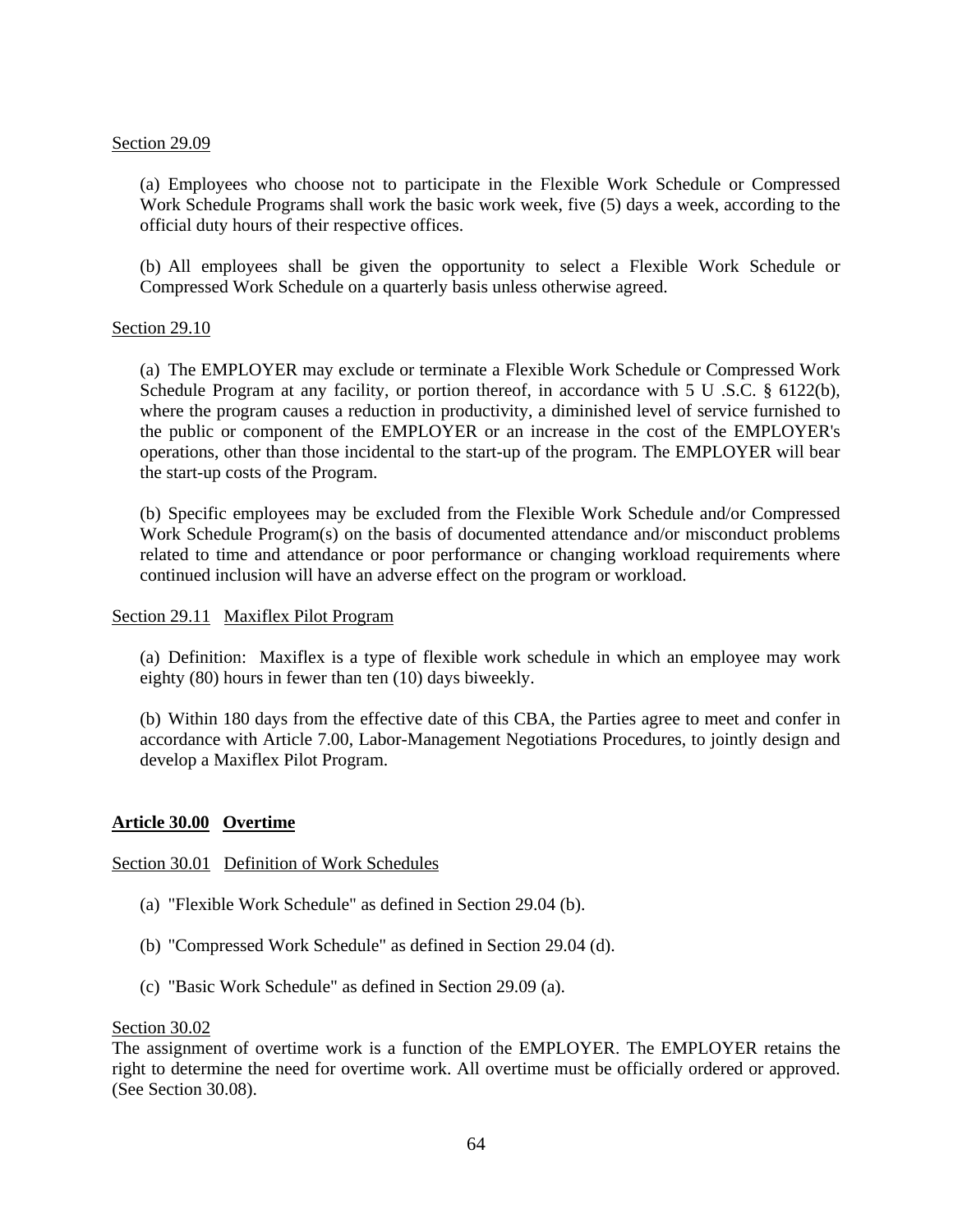Section 29.09

(a) Employees who choose not to participate in the Flexible Work Schedule or Compressed Work Schedule Programs shall work the basic work week, five (5) days a week, according to the official duty hours of their respective offices.

(b) All employees shall be given the opportunity to select a Flexible Work Schedule or Compressed Work Schedule on a quarterly basis unless otherwise agreed.

Section 29.10

(a) The EMPLOYER may exclude or terminate a Flexible Work Schedule or Compressed Work Schedule Program at any facility, or portion thereof, in accordance with 5 U .S.C. § 6122(b), where the program causes a reduction in productivity, a diminished level of service furnished to the public or component of the EMPLOYER or an increase in the cost of the EMPLOYER's operations, other than those incidental to the start-up of the program. The EMPLOYER will bear the start-up costs of the Program.

(b) Specific employees may be excluded from the Flexible Work Schedule and/or Compressed Work Schedule Program(s) on the basis of documented attendance and/or misconduct problems related to time and attendance or poor performance or changing workload requirements where continued inclusion will have an adverse effect on the program or workload.

Section 29.11 Maxiflex Pilot Program

(a) Definition: Maxiflex is a type of flexible work schedule in which an employee may work eighty (80) hours in fewer than ten (10) days biweekly.

(b) Within 180 days from the effective date of this CBA, the Parties agree to meet and confer in accordance with Article 7.00, Labor-Management Negotiations Procedures, to jointly design and develop a Maxiflex Pilot Program.

## Article 30.00 Overtime

Section 30.01 Definition of Work Schedules

(a) "Flexible Work Schedule" as defined in Section 29.04 (b).

(b) "Compressed Work Schedule" as defined in Section 29.04 (d).

(c) "Basic Work Schedule" as defined in Section 29.09 (a).

Section 30.02

The assignment of overtime work is a function of the EMPLOYER. The EMPLOYER retains the right to determine the need for overtime work. All overtime must be officially ordered or approved. (See Section 30.08).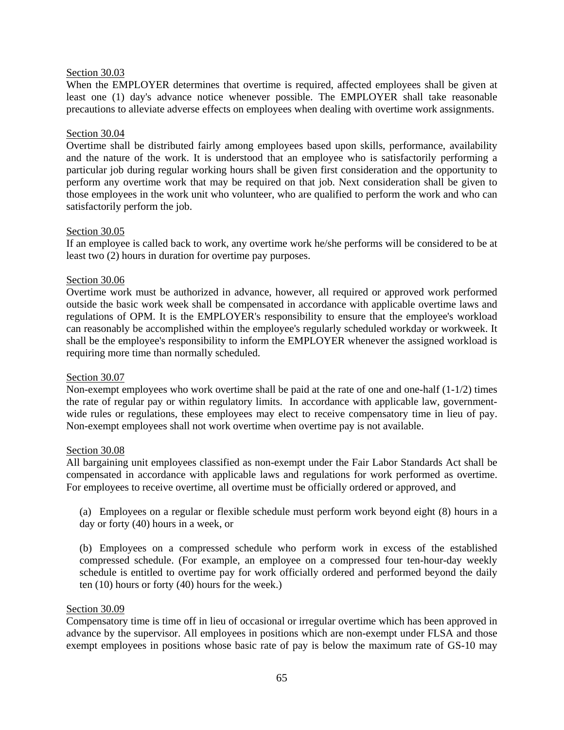Section 30.03

When the EMPLOYER determines that overtime is required, affected employees shall be given at least one (1) day's advance notice whenever possible. The EMPLOYER shall take reasonable precautions to alleviate adverse effects on employees when dealing with overtime work assignments.

Section 30.04

Overtime shall be distributed fairly among employees based upon skills, performance, availability and the nature of the work. It is understood that an employee who is satisfactorily performing a particular job during regular working hours shall be given first consideration and the opportunity to perform any overtime work that may be required on that job. Next consideration shall be given to those employees in the work unit who volunteer, who are qualified to perform the work and who can satisfactorily perform the job.

Section 30.05

If an employee is called back to work, any overtime work he/she performs will be considered to be at least two (2) hours in duration for overtime pay purposes.

Section 30.06

Overtime work must be authorized in advance, however, all required or approved work performed outside the basic work week shall be compensated in accordance with applicable overtime laws and regulations of OPM. It is the EMPLOYER's responsibility to ensure that the employee's workload can reasonably be accomplished within the employee's regularly scheduled workday or workweek. It shall be the employee's responsibility to inform the EMPLOYER whenever the assigned workload is requiring more time than normally scheduled.

Section 30.07

Non-exempt employees who work overtime shall be paid at the rate of one and one-half (1-1/2) times the rate of regular pay or within regulatory limits. In accordance with applicable law, government-wide rules or regulations, these employees may elect to receive compensatory time in lieu of pay. Non-exempt employees shall not work overtime when overtime pay is not available.

Section 30.08

All bargaining unit employees classified as non-exempt under the Fair Labor Standards Act shall be compensated in accordance with applicable laws and regulations for work performed as overtime. For employees to receive overtime, all overtime must be officially ordered or approved, and

(a) Employees on a regular or flexible schedule must perform work beyond eight (8) hours in a day or forty (40) hours in a week, or

(b) Employees on a compressed schedule who perform work in excess of the established compressed schedule. (For example, an employee on a compressed four ten-hour-day weekly schedule is entitled to overtime pay for work officially ordered and performed beyond the daily ten (10) hours or forty (40) hours for the week.)

Section 30.09

Compensatory time is time off in lieu of occasional or irregular overtime which has been approved in advance by the supervisor. All employees in positions which are non-exempt under FLSA and those exempt employees in positions whose basic rate of pay is below the maximum rate of GS-10 may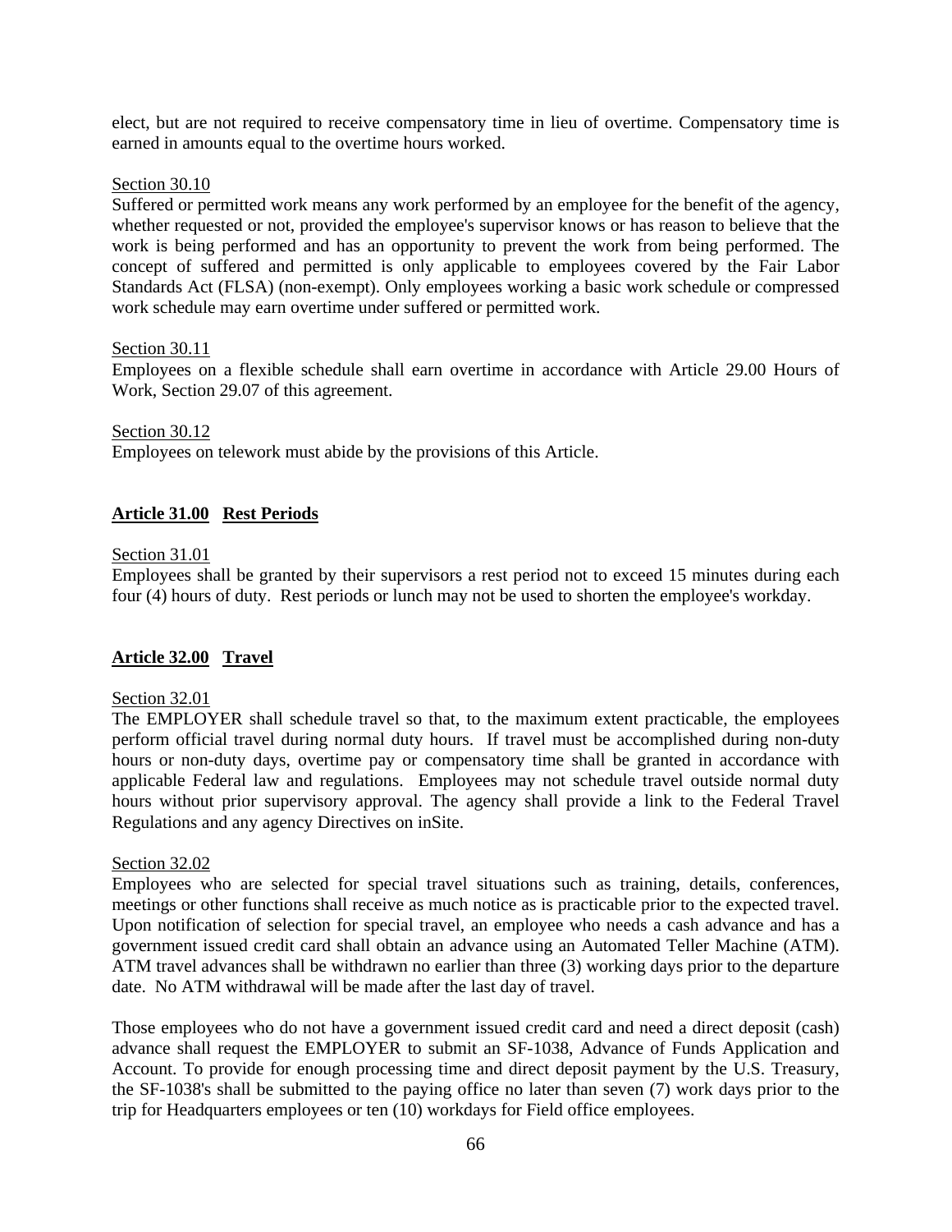elect, but are not required to receive compensatory time in lieu of overtime. Compensatory time is earned in amounts equal to the overtime hours worked.

Section 30.10

Suffered or permitted work means any work performed by an employee for the benefit of the agency, whether requested or not, provided the employee's supervisor knows or has reason to believe that the work is being performed and has an opportunity to prevent the work from being performed. The concept of suffered and permitted is only applicable to employees covered by the Fair Labor Standards Act (FLSA) (non-exempt). Only employees working a basic work schedule or compressed work schedule may earn overtime under suffered or permitted work.

Section 30.11

Employees on a flexible schedule shall earn overtime in accordance with Article 29.00 Hours of Work, Section 29.07 of this agreement.

Section 30.12

Employees on telework must abide by the provisions of this Article.

## Article 31.00 Rest Periods

Section 31.01

Employees shall be granted by their supervisors a rest period not to exceed 15 minutes during each four (4) hours of duty. Rest periods or lunch may not be used to shorten the employee's workday.

## Article 32.00 Travel

Section 32.01

The EMPLOYER shall schedule travel so that, to the maximum extent practicable, the employees perform official travel during normal duty hours. If travel must be accomplished during non-duty hours or non-duty days, overtime pay or compensatory time shall be granted in accordance with applicable Federal law and regulations. Employees may not schedule travel outside normal duty hours without prior supervisory approval. The agency shall provide a link to the Federal Travel Regulations and any agency Directives on inSite.

Section 32.02

Employees who are selected for special travel situations such as training, details, conferences, meetings or other functions shall receive as much notice as is practicable prior to the expected travel. Upon notification of selection for special travel, an employee who needs a cash advance and has a government issued credit card shall obtain an advance using an Automated Teller Machine (ATM). ATM travel advances shall be withdrawn no earlier than three (3) working days prior to the departure date. No ATM withdrawal will be made after the last day of travel.

Those employees who do not have a government issued credit card and need a direct deposit (cash) advance shall request the EMPLOYER to submit an SF-1038, Advance of Funds Application and Account. To provide for enough processing time and direct deposit payment by the U.S. Treasury, the SF-1038's shall be submitted to the paying office no later than seven (7) work days prior to the trip for Headquarters employees or ten (10) workdays for Field office employees.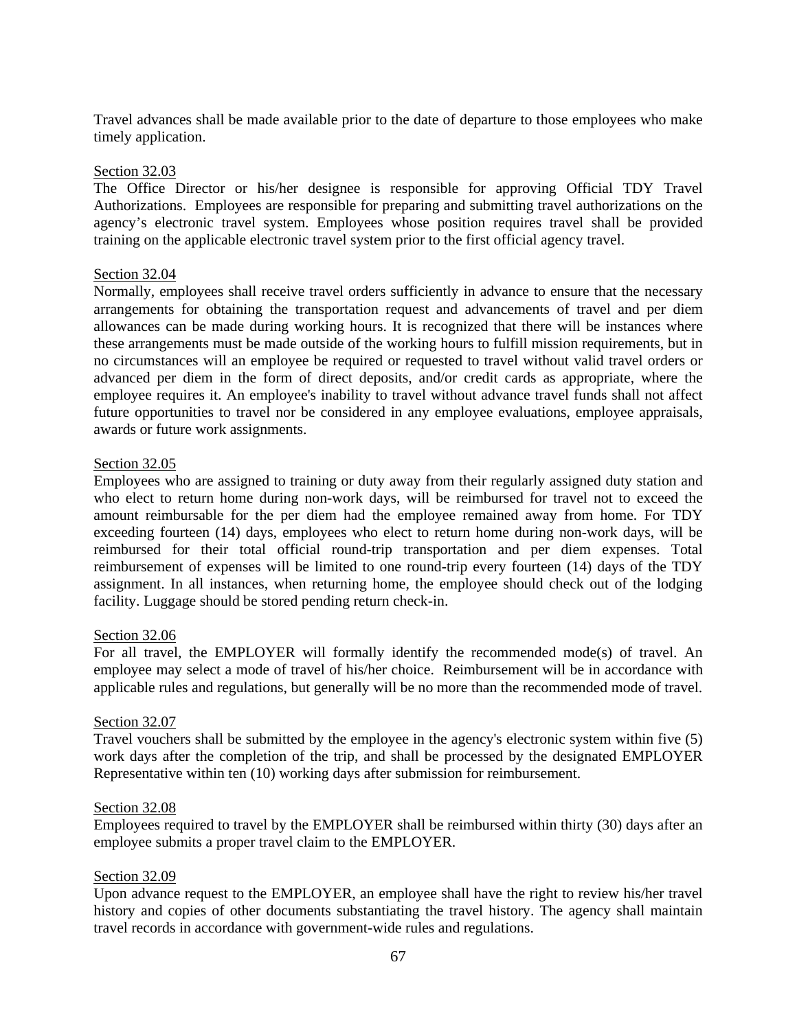Travel advances shall be made available prior to the date of departure to those employees who make timely application.

Section 32.03

The Office Director or his/her designee is responsible for approving Official TDY Travel Authorizations. Employees are responsible for preparing and submitting travel authorizations on the agency's electronic travel system. Employees whose position requires travel shall be provided training on the applicable electronic travel system prior to the first official agency travel.

Section 32.04

Normally, employees shall receive travel orders sufficiently in advance to ensure that the necessary arrangements for obtaining the transportation request and advancements of travel and per diem allowances can be made during working hours. It is recognized that there will be instances where these arrangements must be made outside of the working hours to fulfill mission requirements, but in no circumstances will an employee be required or requested to travel without valid travel orders or advanced per diem in the form of direct deposits, and/or credit cards as appropriate, where the employee requires it. An employee's inability to travel without advance travel funds shall not affect future opportunities to travel nor be considered in any employee evaluations, employee appraisals, awards or future work assignments.

Section 32.05

Employees who are assigned to training or duty away from their regularly assigned duty station and who elect to return home during non-work days, will be reimbursed for travel not to exceed the amount reimbursable for the per diem had the employee remained away from home. For TDY exceeding fourteen (14) days, employees who elect to return home during non-work days, will be reimbursed for their total official round-trip transportation and per diem expenses. Total reimbursement of expenses will be limited to one round-trip every fourteen (14) days of the TDY assignment. In all instances, when returning home, the employee should check out of the lodging facility. Luggage should be stored pending return check-in.

Section 32.06

For all travel, the EMPLOYER will formally identify the recommended mode(s) of travel. An employee may select a mode of travel of his/her choice. Reimbursement will be in accordance with applicable rules and regulations, but generally will be no more than the recommended mode of travel.

Section 32.07

Travel vouchers shall be submitted by the employee in the agency's electronic system within five (5) work days after the completion of the trip, and shall be processed by the designated EMPLOYER Representative within ten (10) working days after submission for reimbursement.

Section 32.08

Employees required to travel by the EMPLOYER shall be reimbursed within thirty (30) days after an employee submits a proper travel claim to the EMPLOYER.

Section 32.09

Upon advance request to the EMPLOYER, an employee shall have the right to review his/her travel history and copies of other documents substantiating the travel history. The agency shall maintain travel records in accordance with government-wide rules and regulations.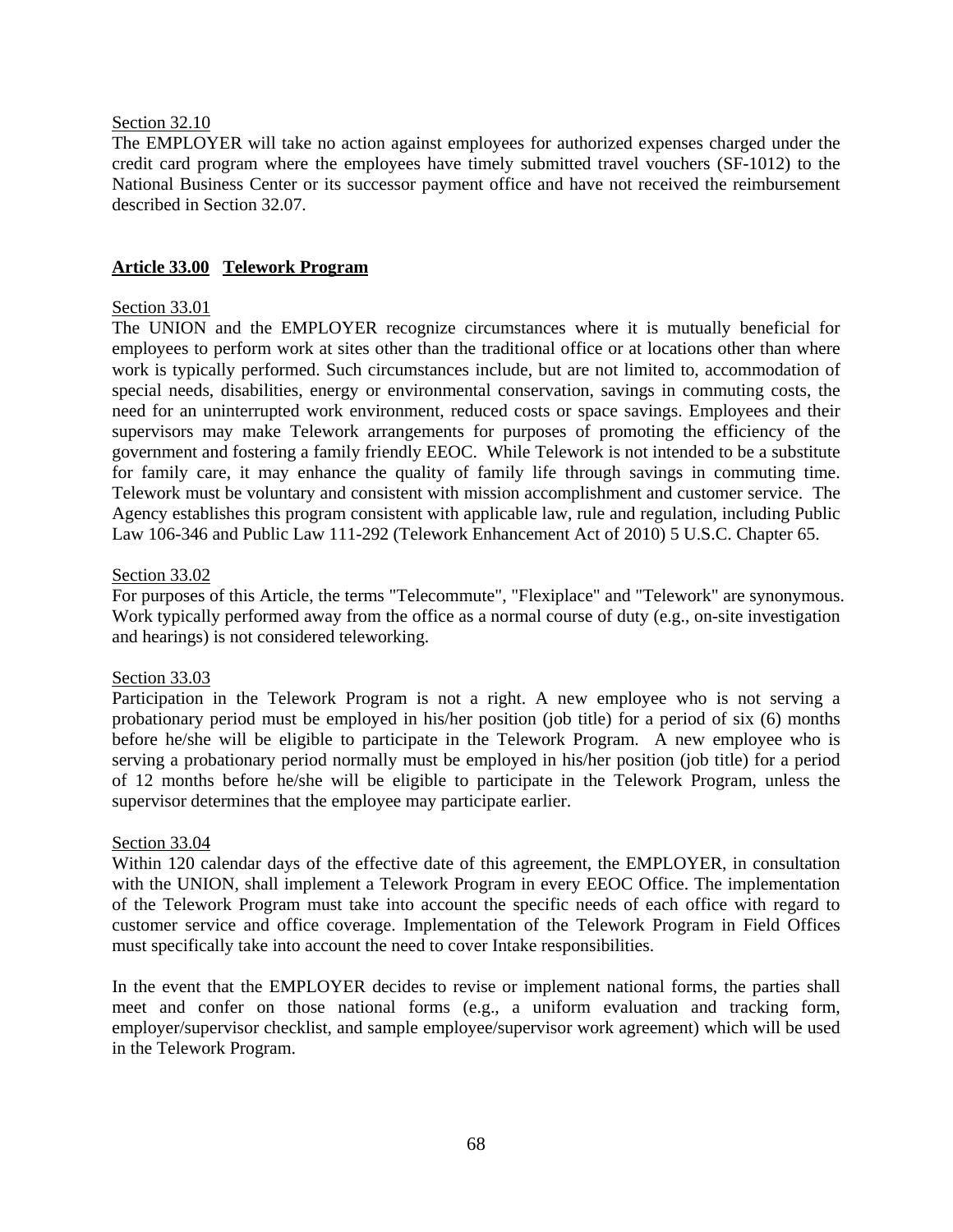Section 32.10

The EMPLOYER will take no action against employees for authorized expenses charged under the credit card program where the employees have timely submitted travel vouchers (SF-1012) to the National Business Center or its successor payment office and have not received the reimbursement described in Section 32.07.

## Article 33.00 Telework Program

Section 33.01

The UNION and the EMPLOYER recognize circumstances where it is mutually beneficial for employees to perform work at sites other than the traditional office or at locations other than where work is typically performed. Such circumstances include, but are not limited to, accommodation of special needs, disabilities, energy or environmental conservation, savings in commuting costs, the need for an uninterrupted work environment, reduced costs or space savings. Employees and their supervisors may make Telework arrangements for purposes of promoting the efficiency of the government and fostering a family friendly EEOC. While Telework is not intended to be a substitute for family care, it may enhance the quality of family life through savings in commuting time. Telework must be voluntary and consistent with mission accomplishment and customer service. The Agency establishes this program consistent with applicable law, rule and regulation, including Public Law 106-346 and Public Law 111-292 (Telework Enhancement Act of 2010) 5 U.S.C. Chapter 65.

Section 33.02

For purposes of this Article, the terms "Telecommute", "Flexiplace" and "Telework" are synonymous. Work typically performed away from the office as a normal course of duty (e.g., on-site investigation and hearings) is not considered teleworking.

Section 33.03

Participation in the Telework Program is not a right. A new employee who is not serving a probationary period must be employed in his/her position (job title) for a period of six (6) months before he/she will be eligible to participate in the Telework Program. A new employee who is serving a probationary period normally must be employed in his/her position (job title) for a period of 12 months before he/she will be eligible to participate in the Telework Program, unless the supervisor determines that the employee may participate earlier.

Section 33.04

Within 120 calendar days of the effective date of this agreement, the EMPLOYER, in consultation with the UNION, shall implement a Telework Program in every EEOC Office. The implementation of the Telework Program must take into account the specific needs of each office with regard to customer service and office coverage. Implementation of the Telework Program in Field Offices must specifically take into account the need to cover Intake responsibilities.

In the event that the EMPLOYER decides to revise or implement national forms, the parties shall meet and confer on those national forms (e.g., a uniform evaluation and tracking form, employer/supervisor checklist, and sample employee/supervisor work agreement) which will be used in the Telework Program.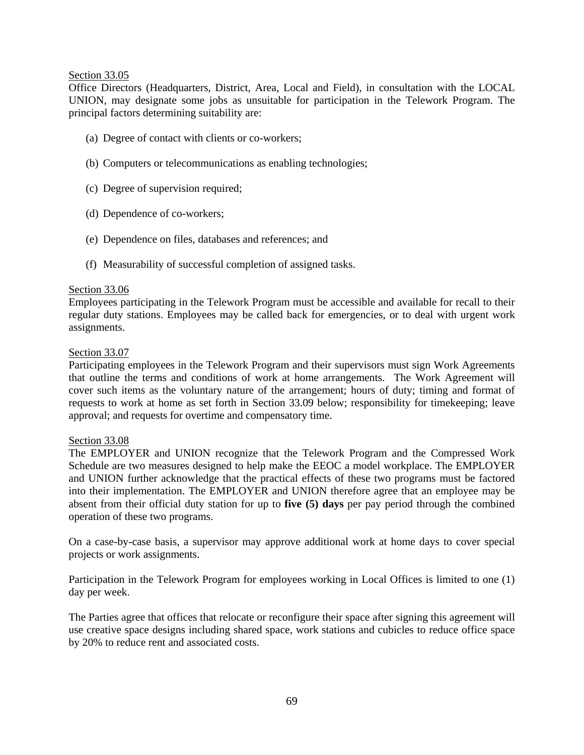Section 33.05

Office Directors (Headquarters, District, Area, Local and Field), in consultation with the LOCAL UNION, may designate some jobs as unsuitable for participation in the Telework Program. The principal factors determining suitability are:

(a) Degree of contact with clients or co-workers;

(b) Computers or telecommunications as enabling technologies;

(c) Degree of supervision required;

(d) Dependence of co-workers;

(e) Dependence on files, databases and references; and

(f) Measurability of successful completion of assigned tasks.

Section 33.06

Employees participating in the Telework Program must be accessible and available for recall to their regular duty stations. Employees may be called back for emergencies, or to deal with urgent work assignments.

Section 33.07

Participating employees in the Telework Program and their supervisors must sign Work Agreements that outline the terms and conditions of work at home arrangements. The Work Agreement will cover such items as the voluntary nature of the arrangement; hours of duty; timing and format of requests to work at home as set forth in Section 33.09 below; responsibility for timekeeping; leave approval; and requests for overtime and compensatory time.

Section 33.08

The EMPLOYER and UNION recognize that the Telework Program and the Compressed Work Schedule are two measures designed to help make the EEOC a model workplace. The EMPLOYER and UNION further acknowledge that the practical effects of these two programs must be factored into their implementation. The EMPLOYER and UNION therefore agree that an employee may be absent from their official duty station for up to **five (5) days** per pay period through the combined operation of these two programs.

On a case-by-case basis, a supervisor may approve additional work at home days to cover special projects or work assignments.

Participation in the Telework Program for employees working in Local Offices is limited to one (1) day per week.

The Parties agree that offices that relocate or reconfigure their space after signing this agreement will use creative space designs including shared space, work stations and cubicles to reduce office space by 20% to reduce rent and associated costs.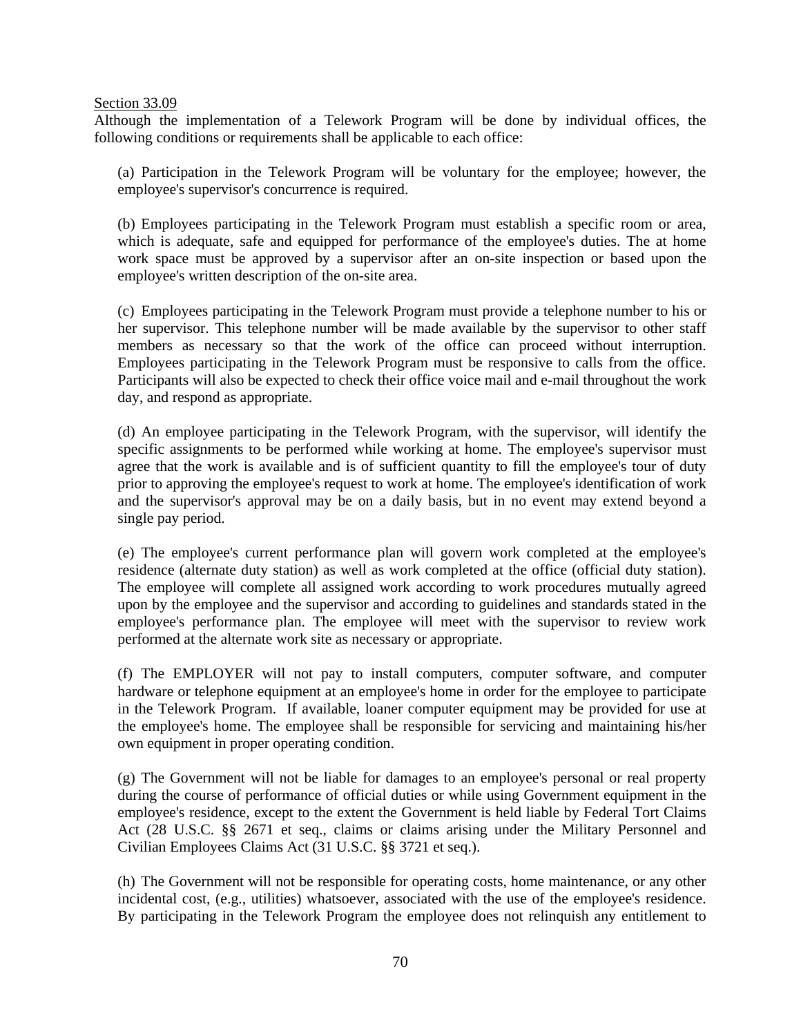<u>Section 33.09</u>

Although the implementation of a Telework Program will be done by individual offices, the following conditions or requirements shall be applicable to each office:

(a) Participation in the Telework Program will be voluntary for the employee; however, the employee's supervisor's concurrence is required.

(b) Employees participating in the Telework Program must establish a specific room or area, which is adequate, safe and equipped for performance of the employee's duties. The at home work space must be approved by a supervisor after an on-site inspection or based upon the employee's written description of the on-site area.

(c) Employees participating in the Telework Program must provide a telephone number to his or her supervisor. This telephone number will be made available by the supervisor to other staff members as necessary so that the work of the office can proceed without interruption. Employees participating in the Telework Program must be responsive to calls from the office. Participants will also be expected to check their office voice mail and e-mail throughout the work day, and respond as appropriate.

(d) An employee participating in the Telework Program, with the supervisor, will identify the specific assignments to be performed while working at home. The employee's supervisor must agree that the work is available and is of sufficient quantity to fill the employee's tour of duty prior to approving the employee's request to work at home. The employee's identification of work and the supervisor's approval may be on a daily basis, but in no event may extend beyond a single pay period.

(e) The employee's current performance plan will govern work completed at the employee's residence (alternate duty station) as well as work completed at the office (official duty station). The employee will complete all assigned work according to work procedures mutually agreed upon by the employee and the supervisor and according to guidelines and standards stated in the employee's performance plan. The employee will meet with the supervisor to review work performed at the alternate work site as necessary or appropriate.

(f) The EMPLOYER will not pay to install computers, computer software, and computer hardware or telephone equipment at an employee's home in order for the employee to participate in the Telework Program. If available, loaner computer equipment may be provided for use at the employee's home. The employee shall be responsible for servicing and maintaining his/her own equipment in proper operating condition.

(g) The Government will not be liable for damages to an employee's personal or real property during the course of performance of official duties or while using Government equipment in the employee's residence, except to the extent the Government is held liable by Federal Tort Claims Act (28 U.S.C. §§ 2671 et seq., claims or claims arising under the Military Personnel and Civilian Employees Claims Act (31 U.S.C. §§ 3721 et seq.).

(h) The Government will not be responsible for operating costs, home maintenance, or any other incidental cost, (e.g., utilities) whatsoever, associated with the use of the employee's residence. By participating in the Telework Program the employee does not relinquish any entitlement to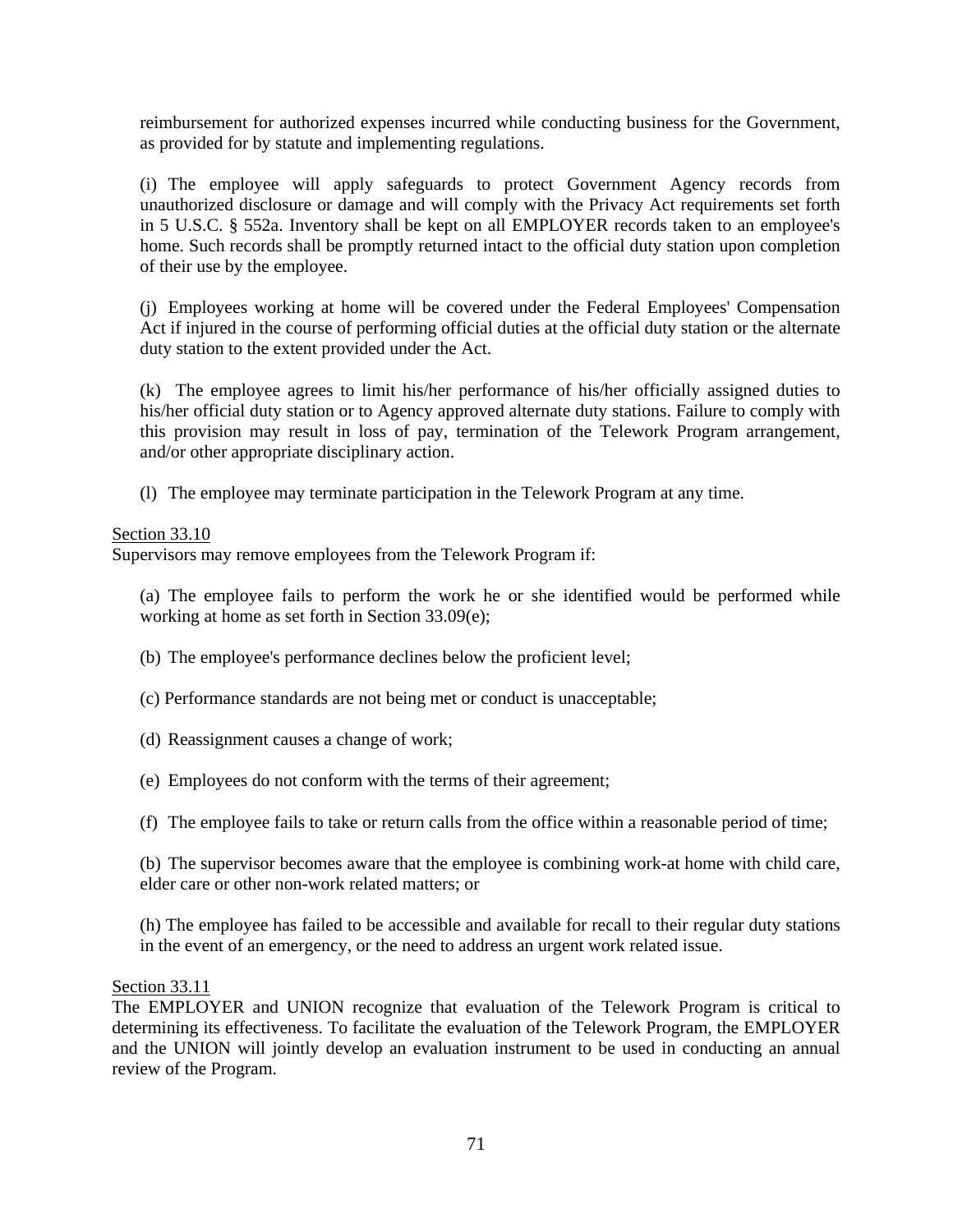reimbursement for authorized expenses incurred while conducting business for the Government, as provided for by statute and implementing regulations.

(i) The employee will apply safeguards to protect Government Agency records from unauthorized disclosure or damage and will comply with the Privacy Act requirements set forth in 5 U.S.C. § 552a. Inventory shall be kept on all EMPLOYER records taken to an employee's home. Such records shall be promptly returned intact to the official duty station upon completion of their use by the employee.

(j) Employees working at home will be covered under the Federal Employees' Compensation Act if injured in the course of performing official duties at the official duty station or the alternate duty station to the extent provided under the Act.

(k) The employee agrees to limit his/her performance of his/her officially assigned duties to his/her official duty station or to Agency approved alternate duty stations. Failure to comply with this provision may result in loss of pay, termination of the Telework Program arrangement, and/or other appropriate disciplinary action.

(l) The employee may terminate participation in the Telework Program at any time.

<u>Section 33.10</u>
Supervisors may remove employees from the Telework Program if:

(a) The employee fails to perform the work he or she identified would be performed while working at home as set forth in Section 33.09(e);

(b) The employee's performance declines below the proficient level;

(c) Performance standards are not being met or conduct is unacceptable;

(d) Reassignment causes a change of work;

(e) Employees do not conform with the terms of their agreement;

(f) The employee fails to take or return calls from the office within a reasonable period of time;

(b) The supervisor becomes aware that the employee is combining work-at home with child care, elder care or other non-work related matters; or

(h) The employee has failed to be accessible and available for recall to their regular duty stations in the event of an emergency, or the need to address an urgent work related issue.

<u>Section 33.11</u>
The EMPLOYER and UNION recognize that evaluation of the Telework Program is critical to determining its effectiveness. To facilitate the evaluation of the Telework Program, the EMPLOYER and the UNION will jointly develop an evaluation instrument to be used in conducting an annual review of the Program.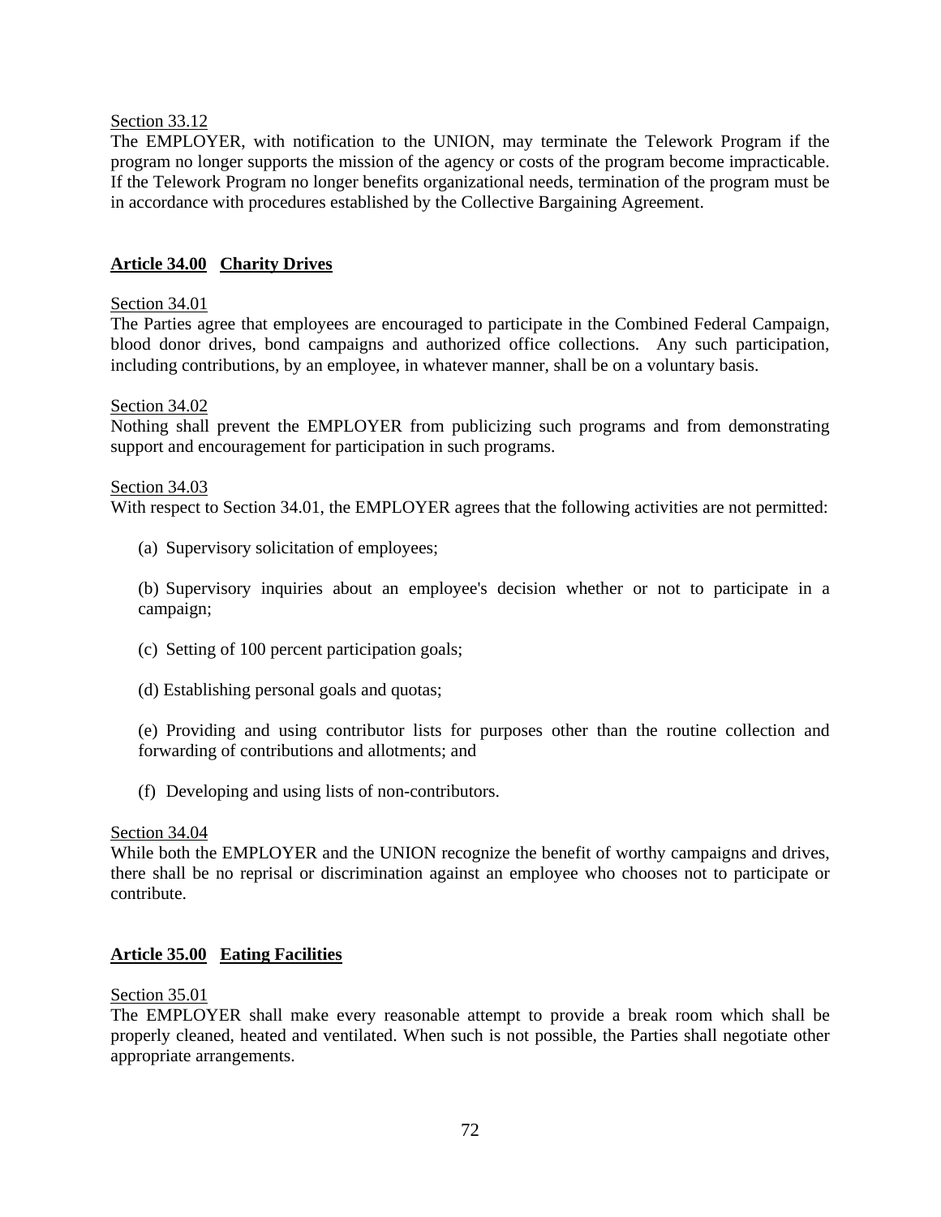Section 33.12

The EMPLOYER, with notification to the UNION, may terminate the Telework Program if the program no longer supports the mission of the agency or costs of the program become impracticable. If the Telework Program no longer benefits organizational needs, termination of the program must be in accordance with procedures established by the Collective Bargaining Agreement.

## Article 34.00 Charity Drives

Section 34.01

The Parties agree that employees are encouraged to participate in the Combined Federal Campaign, blood donor drives, bond campaigns and authorized office collections. Any such participation, including contributions, by an employee, in whatever manner, shall be on a voluntary basis.

Section 34.02

Nothing shall prevent the EMPLOYER from publicizing such programs and from demonstrating support and encouragement for participation in such programs.

Section 34.03

With respect to Section 34.01, the EMPLOYER agrees that the following activities are not permitted:

(a) Supervisory solicitation of employees;

(b) Supervisory inquiries about an employee's decision whether or not to participate in a campaign;

(c) Setting of 100 percent participation goals;

(d) Establishing personal goals and quotas;

(e) Providing and using contributor lists for purposes other than the routine collection and forwarding of contributions and allotments; and

(f) Developing and using lists of non-contributors.

Section 34.04

While both the EMPLOYER and the UNION recognize the benefit of worthy campaigns and drives, there shall be no reprisal or discrimination against an employee who chooses not to participate or contribute.

## Article 35.00 Eating Facilities

Section 35.01

The EMPLOYER shall make every reasonable attempt to provide a break room which shall be properly cleaned, heated and ventilated. When such is not possible, the Parties shall negotiate other appropriate arrangements.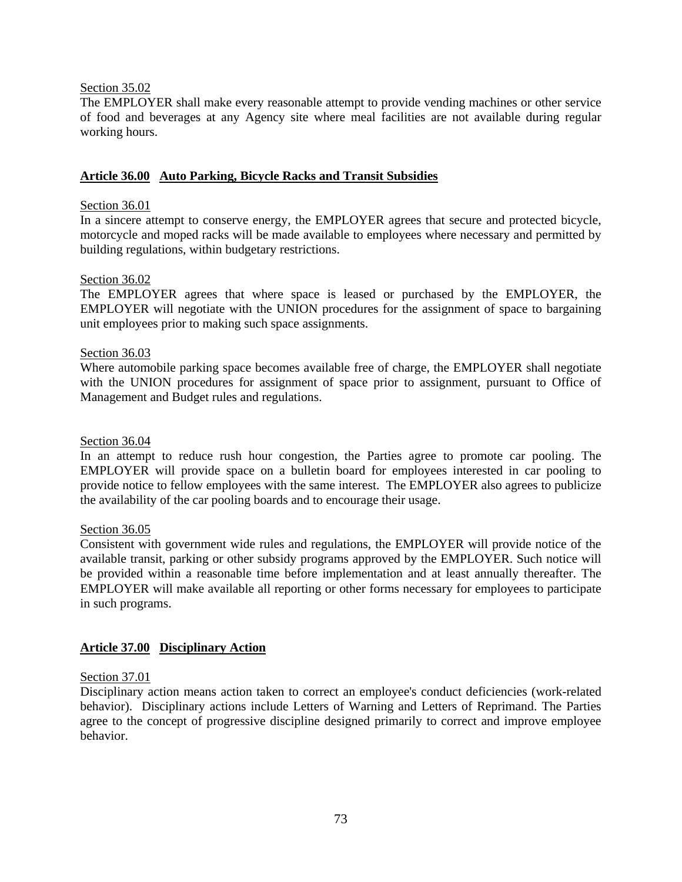Section 35.02

The EMPLOYER shall make every reasonable attempt to provide vending machines or other service of food and beverages at any Agency site where meal facilities are not available during regular working hours.

## Article 36.00 Auto Parking, Bicycle Racks and Transit Subsidies

Section 36.01

In a sincere attempt to conserve energy, the EMPLOYER agrees that secure and protected bicycle, motorcycle and moped racks will be made available to employees where necessary and permitted by building regulations, within budgetary restrictions.

Section 36.02

The EMPLOYER agrees that where space is leased or purchased by the EMPLOYER, the EMPLOYER will negotiate with the UNION procedures for the assignment of space to bargaining unit employees prior to making such space assignments.

Section 36.03

Where automobile parking space becomes available free of charge, the EMPLOYER shall negotiate with the UNION procedures for assignment of space prior to assignment, pursuant to Office of Management and Budget rules and regulations.

Section 36.04

In an attempt to reduce rush hour congestion, the Parties agree to promote car pooling. The EMPLOYER will provide space on a bulletin board for employees interested in car pooling to provide notice to fellow employees with the same interest. The EMPLOYER also agrees to publicize the availability of the car pooling boards and to encourage their usage.

Section 36.05

Consistent with government wide rules and regulations, the EMPLOYER will provide notice of the available transit, parking or other subsidy programs approved by the EMPLOYER. Such notice will be provided within a reasonable time before implementation and at least annually thereafter. The EMPLOYER will make available all reporting or other forms necessary for employees to participate in such programs.

## Article 37.00 Disciplinary Action

Section 37.01

Disciplinary action means action taken to correct an employee's conduct deficiencies (work-related behavior). Disciplinary actions include Letters of Warning and Letters of Reprimand. The Parties agree to the concept of progressive discipline designed primarily to correct and improve employee behavior.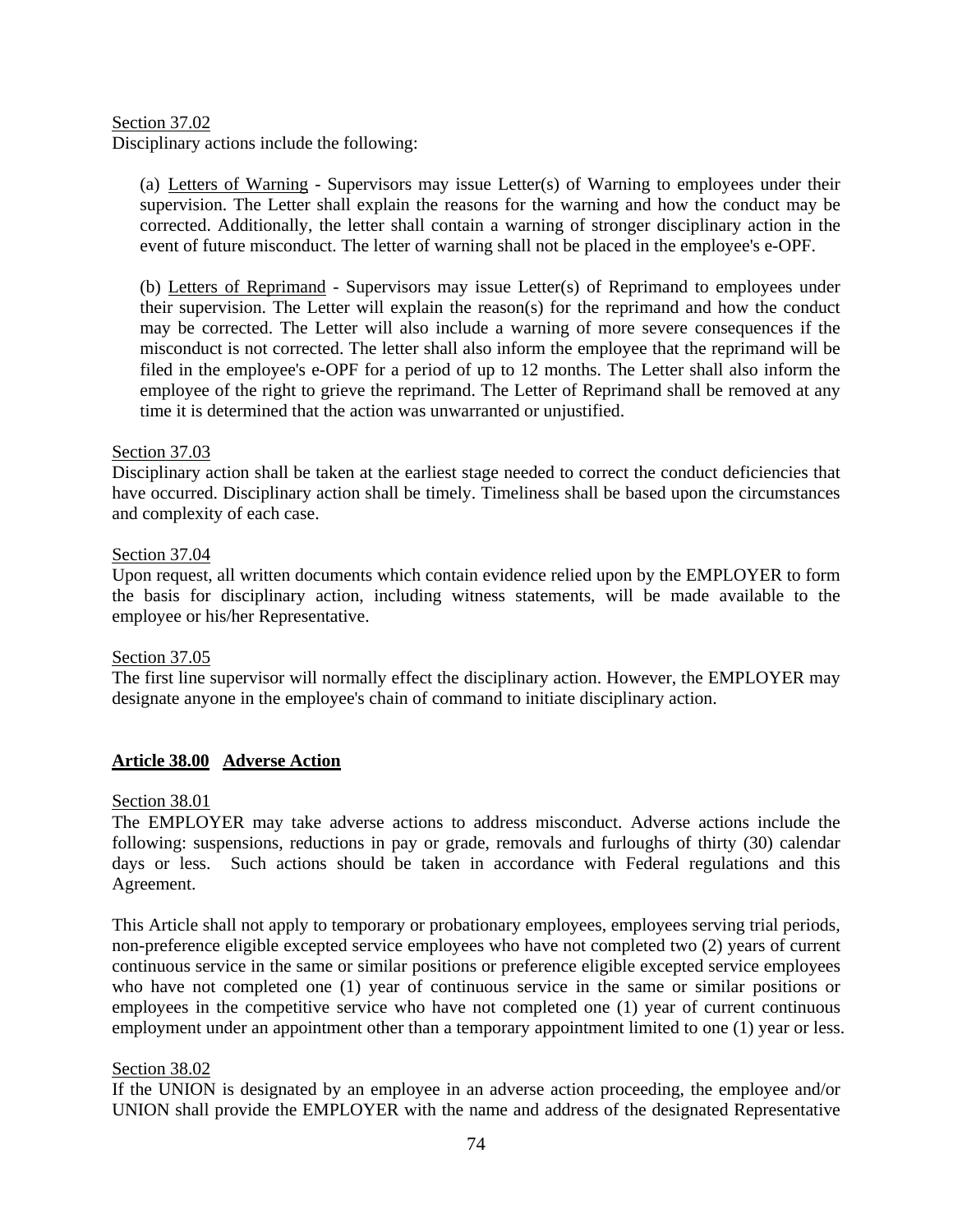Section 37.02

Disciplinary actions include the following:

(a) Letters of Warning - Supervisors may issue Letter(s) of Warning to employees under their supervision. The Letter shall explain the reasons for the warning and how the conduct may be corrected. Additionally, the letter shall contain a warning of stronger disciplinary action in the event of future misconduct. The letter of warning shall not be placed in the employee's e-OPF.

(b) Letters of Reprimand - Supervisors may issue Letter(s) of Reprimand to employees under their supervision. The Letter will explain the reason(s) for the reprimand and how the conduct may be corrected. The Letter will also include a warning of more severe consequences if the misconduct is not corrected. The letter shall also inform the employee that the reprimand will be filed in the employee's e-OPF for a period of up to 12 months. The Letter shall also inform the employee of the right to grieve the reprimand. The Letter of Reprimand shall be removed at any time it is determined that the action was unwarranted or unjustified.

Section 37.03

Disciplinary action shall be taken at the earliest stage needed to correct the conduct deficiencies that have occurred. Disciplinary action shall be timely. Timeliness shall be based upon the circumstances and complexity of each case.

Section 37.04

Upon request, all written documents which contain evidence relied upon by the EMPLOYER to form the basis for disciplinary action, including witness statements, will be made available to the employee or his/her Representative.

Section 37.05

The first line supervisor will normally effect the disciplinary action. However, the EMPLOYER may designate anyone in the employee's chain of command to initiate disciplinary action.

## Article 38.00 Adverse Action

Section 38.01

The EMPLOYER may take adverse actions to address misconduct. Adverse actions include the following: suspensions, reductions in pay or grade, removals and furloughs of thirty (30) calendar days or less. Such actions should be taken in accordance with Federal regulations and this Agreement.

This Article shall not apply to temporary or probationary employees, employees serving trial periods, non-preference eligible excepted service employees who have not completed two (2) years of current continuous service in the same or similar positions or preference eligible excepted service employees who have not completed one (1) year of continuous service in the same or similar positions or employees in the competitive service who have not completed one (1) year of current continuous employment under an appointment other than a temporary appointment limited to one (1) year or less.

Section 38.02

If the UNION is designated by an employee in an adverse action proceeding, the employee and/or UNION shall provide the EMPLOYER with the name and address of the designated Representative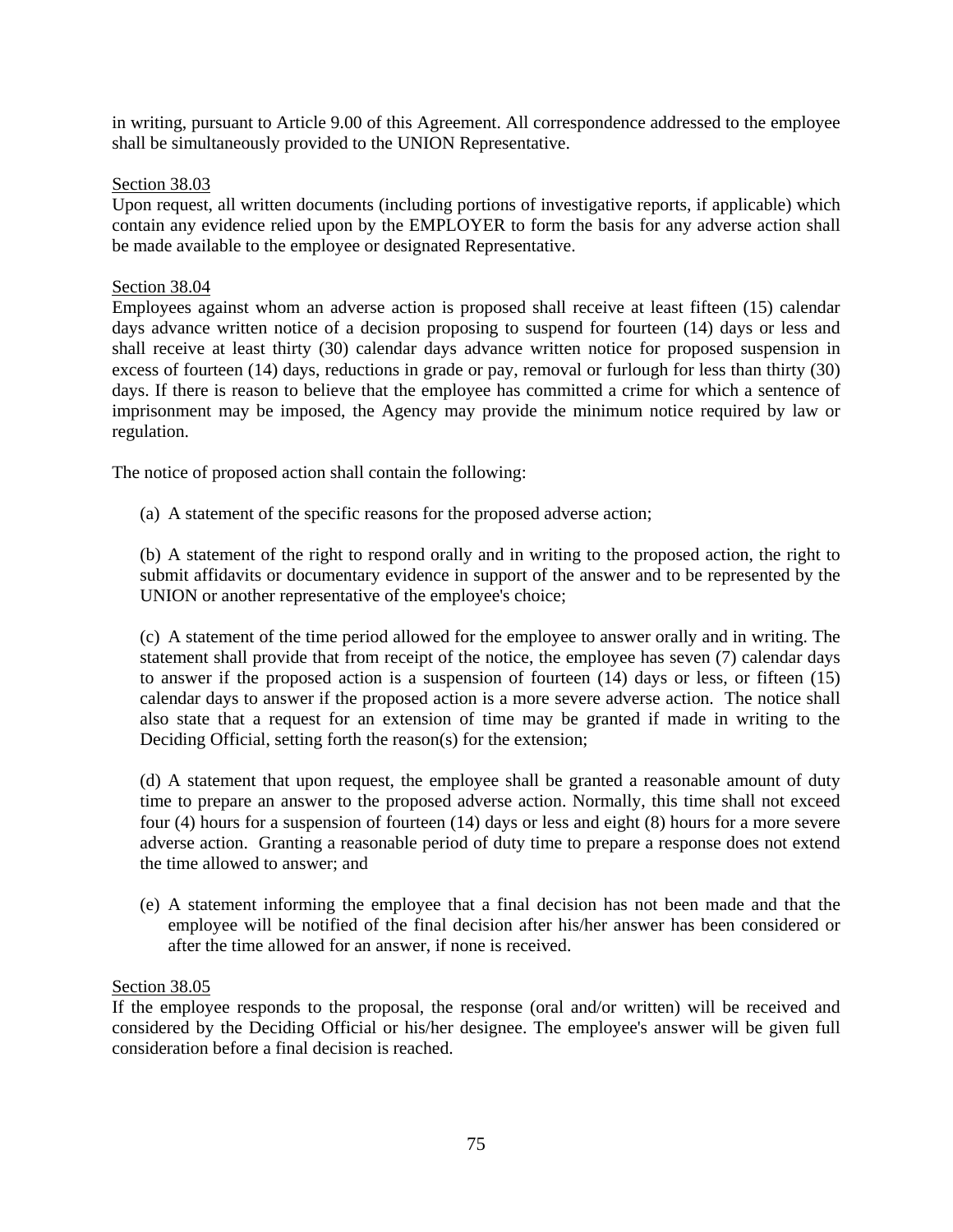in writing, pursuant to Article 9.00 of this Agreement. All correspondence addressed to the employee shall be simultaneously provided to the UNION Representative.

Section 38.03

Upon request, all written documents (including portions of investigative reports, if applicable) which contain any evidence relied upon by the EMPLOYER to form the basis for any adverse action shall be made available to the employee or designated Representative.

Section 38.04

Employees against whom an adverse action is proposed shall receive at least fifteen (15) calendar days advance written notice of a decision proposing to suspend for fourteen (14) days or less and shall receive at least thirty (30) calendar days advance written notice for proposed suspension in excess of fourteen (14) days, reductions in grade or pay, removal or furlough for less than thirty (30) days. If there is reason to believe that the employee has committed a crime for which a sentence of imprisonment may be imposed, the Agency may provide the minimum notice required by law or regulation.

The notice of proposed action shall contain the following:

(a) A statement of the specific reasons for the proposed adverse action;

(b) A statement of the right to respond orally and in writing to the proposed action, the right to submit affidavits or documentary evidence in support of the answer and to be represented by the UNION or another representative of the employee's choice;

(c) A statement of the time period allowed for the employee to answer orally and in writing. The statement shall provide that from receipt of the notice, the employee has seven (7) calendar days to answer if the proposed action is a suspension of fourteen (14) days or less, or fifteen (15) calendar days to answer if the proposed action is a more severe adverse action. The notice shall also state that a request for an extension of time may be granted if made in writing to the Deciding Official, setting forth the reason(s) for the extension;

(d) A statement that upon request, the employee shall be granted a reasonable amount of duty time to prepare an answer to the proposed adverse action. Normally, this time shall not exceed four (4) hours for a suspension of fourteen (14) days or less and eight (8) hours for a more severe adverse action. Granting a reasonable period of duty time to prepare a response does not extend the time allowed to answer; and

(e) A statement informing the employee that a final decision has not been made and that the employee will be notified of the final decision after his/her answer has been considered or after the time allowed for an answer, if none is received.

Section 38.05

If the employee responds to the proposal, the response (oral and/or written) will be received and considered by the Deciding Official or his/her designee. The employee's answer will be given full consideration before a final decision is reached.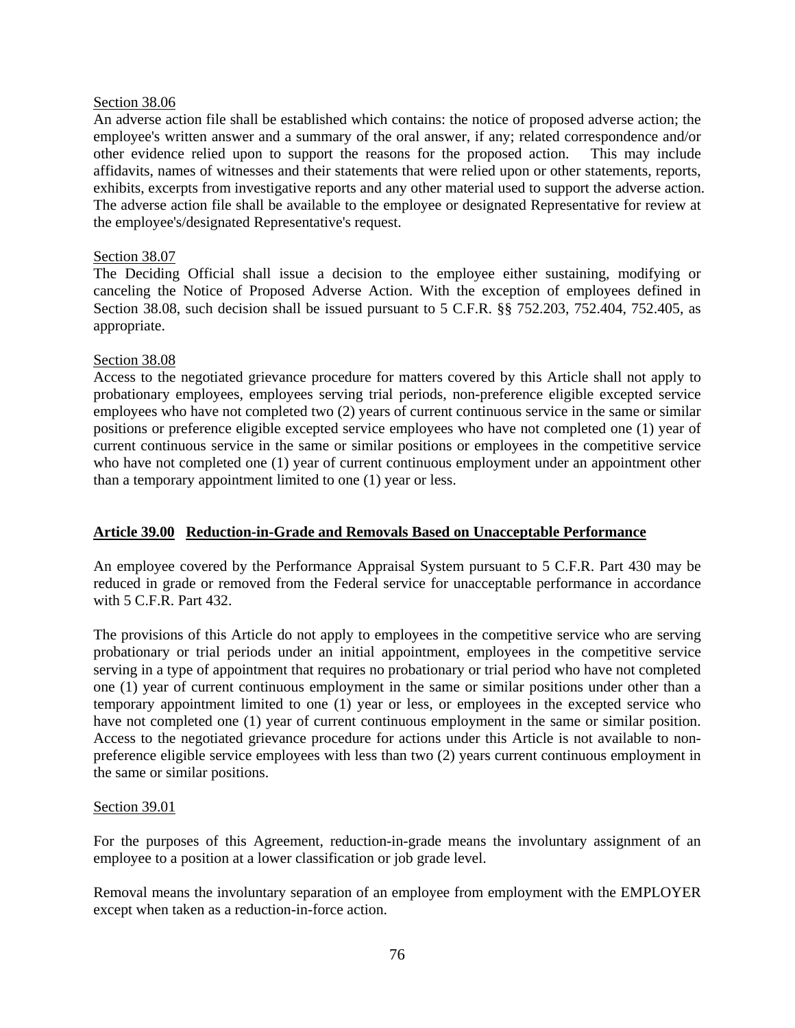Section 38.06

An adverse action file shall be established which contains: the notice of proposed adverse action; the employee's written answer and a summary of the oral answer, if any; related correspondence and/or other evidence relied upon to support the reasons for the proposed action. This may include affidavits, names of witnesses and their statements that were relied upon or other statements, reports, exhibits, excerpts from investigative reports and any other material used to support the adverse action. The adverse action file shall be available to the employee or designated Representative for review at the employee's/designated Representative's request.

Section 38.07

The Deciding Official shall issue a decision to the employee either sustaining, modifying or canceling the Notice of Proposed Adverse Action. With the exception of employees defined in Section 38.08, such decision shall be issued pursuant to 5 C.F.R. §§ 752.203, 752.404, 752.405, as appropriate.

Section 38.08

Access to the negotiated grievance procedure for matters covered by this Article shall not apply to probationary employees, employees serving trial periods, non-preference eligible excepted service employees who have not completed two (2) years of current continuous service in the same or similar positions or preference eligible excepted service employees who have not completed one (1) year of current continuous service in the same or similar positions or employees in the competitive service who have not completed one (1) year of current continuous employment under an appointment other than a temporary appointment limited to one (1) year or less.

## Article 39.00 Reduction-in-Grade and Removals Based on Unacceptable Performance

An employee covered by the Performance Appraisal System pursuant to 5 C.F.R. Part 430 may be reduced in grade or removed from the Federal service for unacceptable performance in accordance with 5 C.F.R. Part 432.

The provisions of this Article do not apply to employees in the competitive service who are serving probationary or trial periods under an initial appointment, employees in the competitive service serving in a type of appointment that requires no probationary or trial period who have not completed one (1) year of current continuous employment in the same or similar positions under other than a temporary appointment limited to one (1) year or less, or employees in the excepted service who have not completed one (1) year of current continuous employment in the same or similar position. Access to the negotiated grievance procedure for actions under this Article is not available to non-preference eligible service employees with less than two (2) years current continuous employment in the same or similar positions.

Section 39.01

For the purposes of this Agreement, reduction-in-grade means the involuntary assignment of an employee to a position at a lower classification or job grade level.

Removal means the involuntary separation of an employee from employment with the EMPLOYER except when taken as a reduction-in-force action.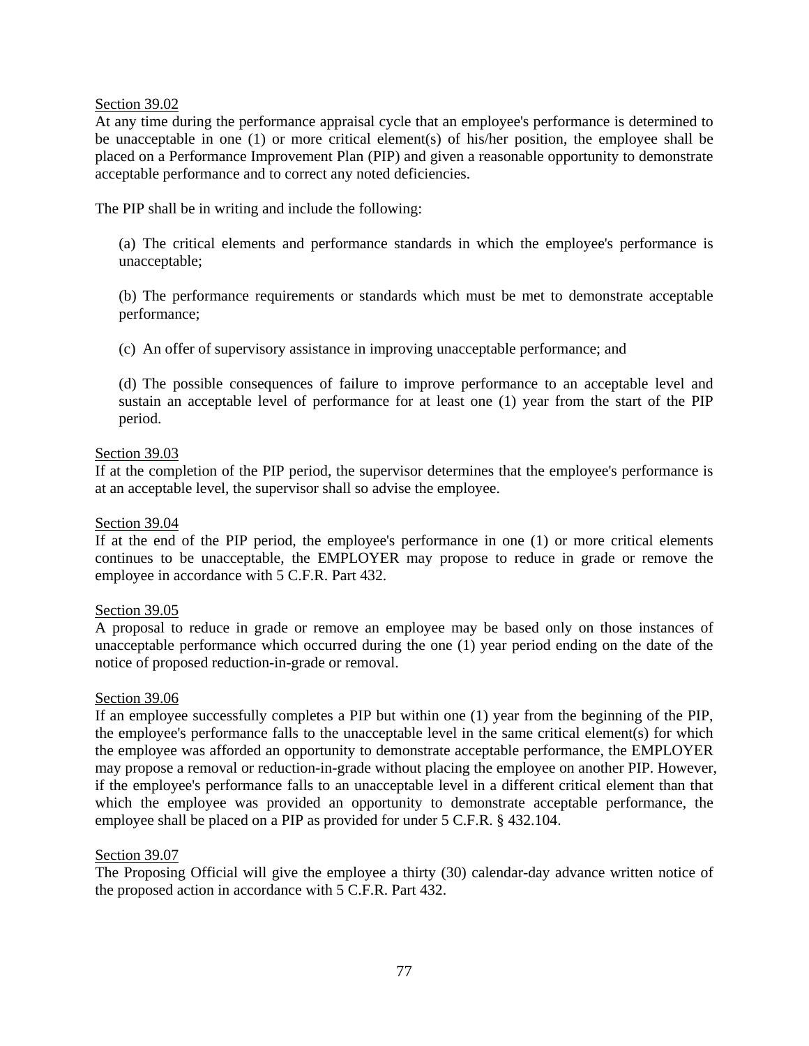Section 39.02

At any time during the performance appraisal cycle that an employee's performance is determined to be unacceptable in one (1) or more critical element(s) of his/her position, the employee shall be placed on a Performance Improvement Plan (PIP) and given a reasonable opportunity to demonstrate acceptable performance and to correct any noted deficiencies.

The PIP shall be in writing and include the following:

(a) The critical elements and performance standards in which the employee's performance is unacceptable;

(b) The performance requirements or standards which must be met to demonstrate acceptable performance;

(c) An offer of supervisory assistance in improving unacceptable performance; and

(d) The possible consequences of failure to improve performance to an acceptable level and sustain an acceptable level of performance for at least one (1) year from the start of the PIP period.

Section 39.03

If at the completion of the PIP period, the supervisor determines that the employee's performance is at an acceptable level, the supervisor shall so advise the employee.

Section 39.04

If at the end of the PIP period, the employee's performance in one (1) or more critical elements continues to be unacceptable, the EMPLOYER may propose to reduce in grade or remove the employee in accordance with 5 C.F.R. Part 432.

Section 39.05

A proposal to reduce in grade or remove an employee may be based only on those instances of unacceptable performance which occurred during the one (1) year period ending on the date of the notice of proposed reduction-in-grade or removal.

Section 39.06

If an employee successfully completes a PIP but within one (1) year from the beginning of the PIP, the employee's performance falls to the unacceptable level in the same critical element(s) for which the employee was afforded an opportunity to demonstrate acceptable performance, the EMPLOYER may propose a removal or reduction-in-grade without placing the employee on another PIP. However, if the employee's performance falls to an unacceptable level in a different critical element than that which the employee was provided an opportunity to demonstrate acceptable performance, the employee shall be placed on a PIP as provided for under 5 C.F.R. § 432.104.

Section 39.07

The Proposing Official will give the employee a thirty (30) calendar-day advance written notice of the proposed action in accordance with 5 C.F.R. Part 432.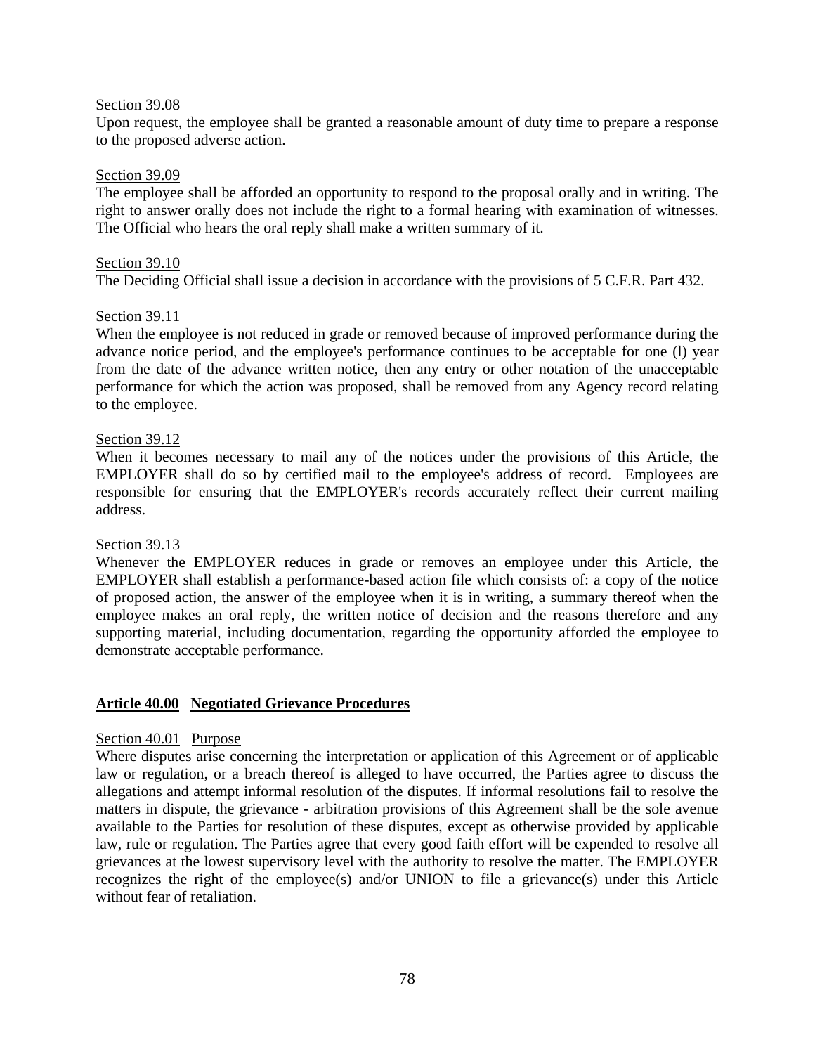Section 39.08

Upon request, the employee shall be granted a reasonable amount of duty time to prepare a response to the proposed adverse action.

Section 39.09

The employee shall be afforded an opportunity to respond to the proposal orally and in writing. The right to answer orally does not include the right to a formal hearing with examination of witnesses. The Official who hears the oral reply shall make a written summary of it.

Section 39.10

The Deciding Official shall issue a decision in accordance with the provisions of 5 C.F.R. Part 432.

Section 39.11

When the employee is not reduced in grade or removed because of improved performance during the advance notice period, and the employee's performance continues to be acceptable for one (l) year from the date of the advance written notice, then any entry or other notation of the unacceptable performance for which the action was proposed, shall be removed from any Agency record relating to the employee.

Section 39.12

When it becomes necessary to mail any of the notices under the provisions of this Article, the EMPLOYER shall do so by certified mail to the employee's address of record. Employees are responsible for ensuring that the EMPLOYER's records accurately reflect their current mailing address.

Section 39.13

Whenever the EMPLOYER reduces in grade or removes an employee under this Article, the EMPLOYER shall establish a performance-based action file which consists of: a copy of the notice of proposed action, the answer of the employee when it is in writing, a summary thereof when the employee makes an oral reply, the written notice of decision and the reasons therefore and any supporting material, including documentation, regarding the opportunity afforded the employee to demonstrate acceptable performance.

## Article 40.00 Negotiated Grievance Procedures

Section 40.01 Purpose

Where disputes arise concerning the interpretation or application of this Agreement or of applicable law or regulation, or a breach thereof is alleged to have occurred, the Parties agree to discuss the allegations and attempt informal resolution of the disputes. If informal resolutions fail to resolve the matters in dispute, the grievance - arbitration provisions of this Agreement shall be the sole avenue available to the Parties for resolution of these disputes, except as otherwise provided by applicable law, rule or regulation. The Parties agree that every good faith effort will be expended to resolve all grievances at the lowest supervisory level with the authority to resolve the matter. The EMPLOYER recognizes the right of the employee(s) and/or UNION to file a grievance(s) under this Article without fear of retaliation.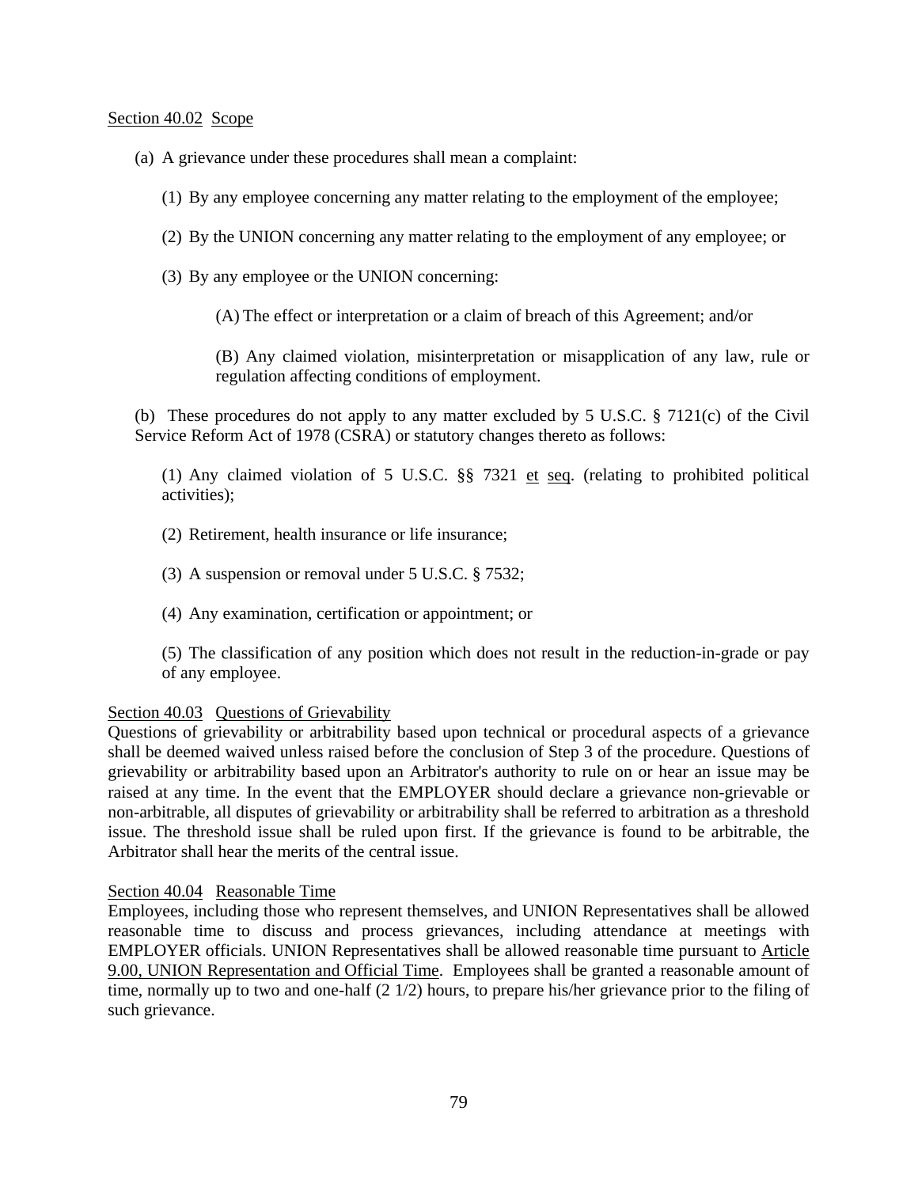Section 40.02 Scope

(a) A grievance under these procedures shall mean a complaint:

(1) By any employee concerning any matter relating to the employment of the employee;

(2) By the UNION concerning any matter relating to the employment of any employee; or

(3) By any employee or the UNION concerning:

(A) The effect or interpretation or a claim of breach of this Agreement; and/or

(B) Any claimed violation, misinterpretation or misapplication of any law, rule or regulation affecting conditions of employment.

(b) These procedures do not apply to any matter excluded by 5 U.S.C. § 7121(c) of the Civil Service Reform Act of 1978 (CSRA) or statutory changes thereto as follows:

(1) Any claimed violation of 5 U.S.C. §§ 7321 et seq. (relating to prohibited political activities);

(2) Retirement, health insurance or life insurance;

(3) A suspension or removal under 5 U.S.C. § 7532;

(4) Any examination, certification or appointment; or

(5) The classification of any position which does not result in the reduction-in-grade or pay of any employee.

Section 40.03 Questions of Grievability

Questions of grievability or arbitrability based upon technical or procedural aspects of a grievance shall be deemed waived unless raised before the conclusion of Step 3 of the procedure. Questions of grievability or arbitrability based upon an Arbitrator's authority to rule on or hear an issue may be raised at any time. In the event that the EMPLOYER should declare a grievance non-grievable or non-arbitrable, all disputes of grievability or arbitrability shall be referred to arbitration as a threshold issue. The threshold issue shall be ruled upon first. If the grievance is found to be arbitrable, the Arbitrator shall hear the merits of the central issue.

Section 40.04 Reasonable Time

Employees, including those who represent themselves, and UNION Representatives shall be allowed reasonable time to discuss and process grievances, including attendance at meetings with EMPLOYER officials. UNION Representatives shall be allowed reasonable time pursuant to Article 9.00, UNION Representation and Official Time. Employees shall be granted a reasonable amount of time, normally up to two and one-half (2 1/2) hours, to prepare his/her grievance prior to the filing of such grievance.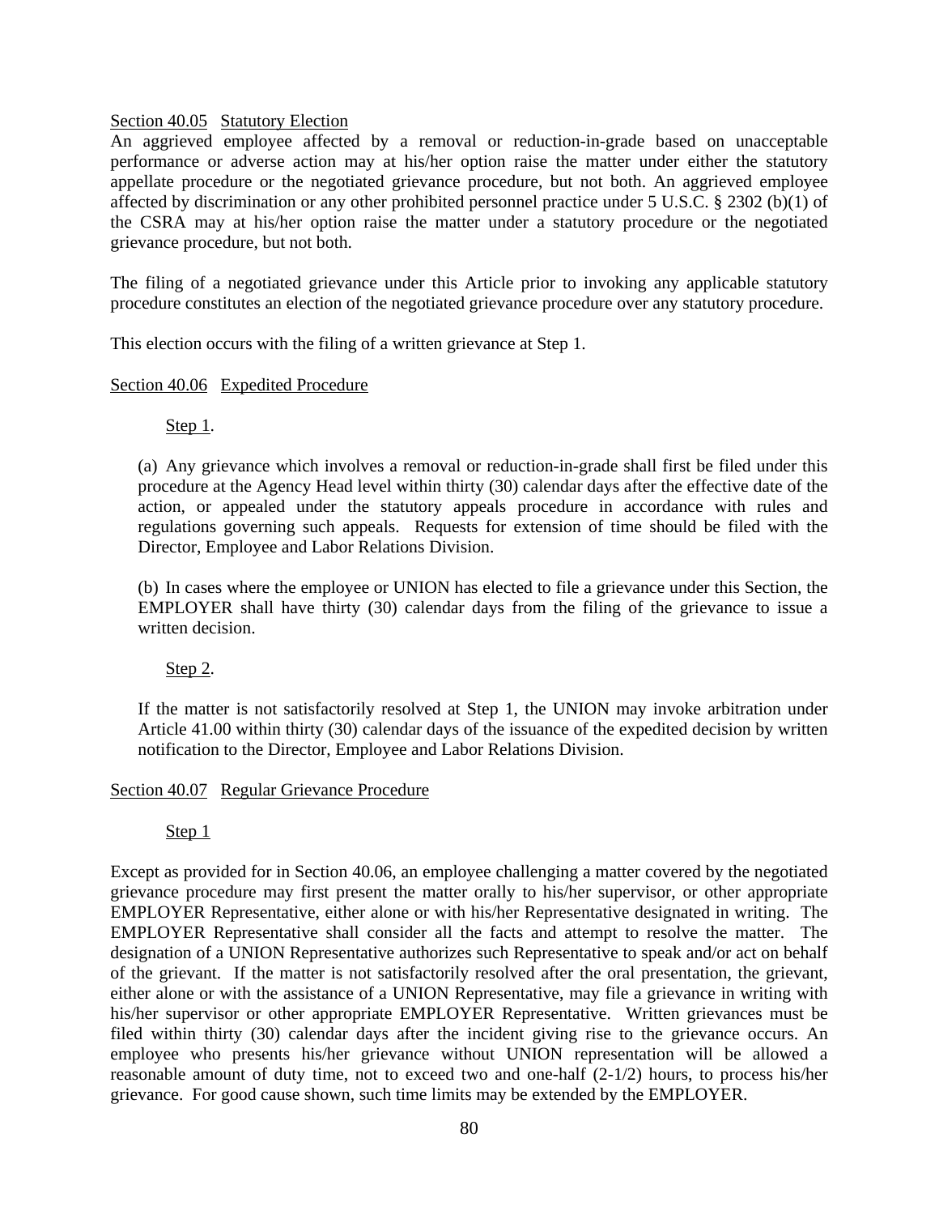Section 40.05 Statutory Election

An aggrieved employee affected by a removal or reduction-in-grade based on unacceptable performance or adverse action may at his/her option raise the matter under either the statutory appellate procedure or the negotiated grievance procedure, but not both. An aggrieved employee affected by discrimination or any other prohibited personnel practice under 5 U.S.C. § 2302 (b)(1) of the CSRA may at his/her option raise the matter under a statutory procedure or the negotiated grievance procedure, but not both.

The filing of a negotiated grievance under this Article prior to invoking any applicable statutory procedure constitutes an election of the negotiated grievance procedure over any statutory procedure.

This election occurs with the filing of a written grievance at Step 1.

Section 40.06 Expedited Procedure

Step 1.

(a) Any grievance which involves a removal or reduction-in-grade shall first be filed under this procedure at the Agency Head level within thirty (30) calendar days after the effective date of the action, or appealed under the statutory appeals procedure in accordance with rules and regulations governing such appeals. Requests for extension of time should be filed with the Director, Employee and Labor Relations Division.

(b) In cases where the employee or UNION has elected to file a grievance under this Section, the EMPLOYER shall have thirty (30) calendar days from the filing of the grievance to issue a written decision.

Step 2.

If the matter is not satisfactorily resolved at Step 1, the UNION may invoke arbitration under Article 41.00 within thirty (30) calendar days of the issuance of the expedited decision by written notification to the Director, Employee and Labor Relations Division.

Section 40.07 Regular Grievance Procedure

Step 1

Except as provided for in Section 40.06, an employee challenging a matter covered by the negotiated grievance procedure may first present the matter orally to his/her supervisor, or other appropriate EMPLOYER Representative, either alone or with his/her Representative designated in writing. The EMPLOYER Representative shall consider all the facts and attempt to resolve the matter. The designation of a UNION Representative authorizes such Representative to speak and/or act on behalf of the grievant. If the matter is not satisfactorily resolved after the oral presentation, the grievant, either alone or with the assistance of a UNION Representative, may file a grievance in writing with his/her supervisor or other appropriate EMPLOYER Representative. Written grievances must be filed within thirty (30) calendar days after the incident giving rise to the grievance occurs. An employee who presents his/her grievance without UNION representation will be allowed a reasonable amount of duty time, not to exceed two and one-half (2-1/2) hours, to process his/her grievance. For good cause shown, such time limits may be extended by the EMPLOYER.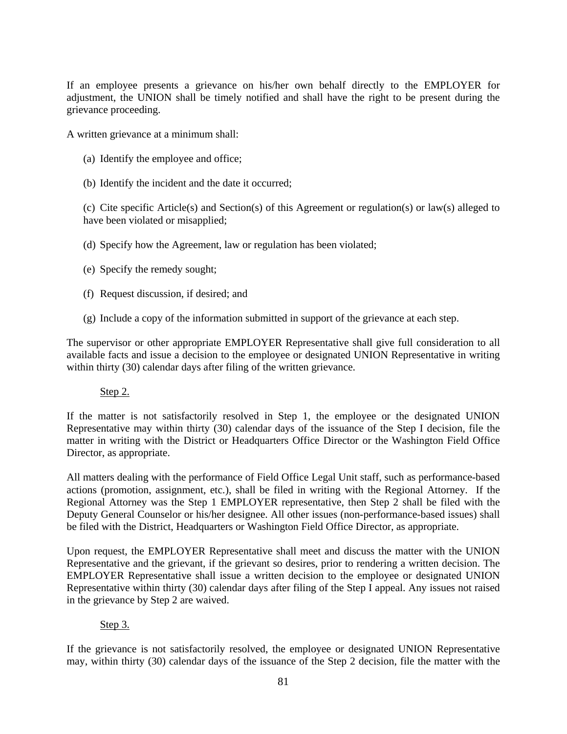If an employee presents a grievance on his/her own behalf directly to the EMPLOYER for adjustment, the UNION shall be timely notified and shall have the right to be present during the grievance proceeding.

A written grievance at a minimum shall:

(a) Identify the employee and office;

(b) Identify the incident and the date it occurred;

(c) Cite specific Article(s) and Section(s) of this Agreement or regulation(s) or law(s) alleged to have been violated or misapplied;

(d) Specify how the Agreement, law or regulation has been violated;

(e) Specify the remedy sought;

(f) Request discussion, if desired; and

(g) Include a copy of the information submitted in support of the grievance at each step.

The supervisor or other appropriate EMPLOYER Representative shall give full consideration to all available facts and issue a decision to the employee or designated UNION Representative in writing within thirty (30) calendar days after filing of the written grievance.

Step 2.

If the matter is not satisfactorily resolved in Step 1, the employee or the designated UNION Representative may within thirty (30) calendar days of the issuance of the Step I decision, file the matter in writing with the District or Headquarters Office Director or the Washington Field Office Director, as appropriate.

All matters dealing with the performance of Field Office Legal Unit staff, such as performance-based actions (promotion, assignment, etc.), shall be filed in writing with the Regional Attorney. If the Regional Attorney was the Step 1 EMPLOYER representative, then Step 2 shall be filed with the Deputy General Counselor or his/her designee. All other issues (non-performance-based issues) shall be filed with the District, Headquarters or Washington Field Office Director, as appropriate.

Upon request, the EMPLOYER Representative shall meet and discuss the matter with the UNION Representative and the grievant, if the grievant so desires, prior to rendering a written decision. The EMPLOYER Representative shall issue a written decision to the employee or designated UNION Representative within thirty (30) calendar days after filing of the Step I appeal. Any issues not raised in the grievance by Step 2 are waived.

Step 3.

If the grievance is not satisfactorily resolved, the employee or designated UNION Representative may, within thirty (30) calendar days of the issuance of the Step 2 decision, file the matter with the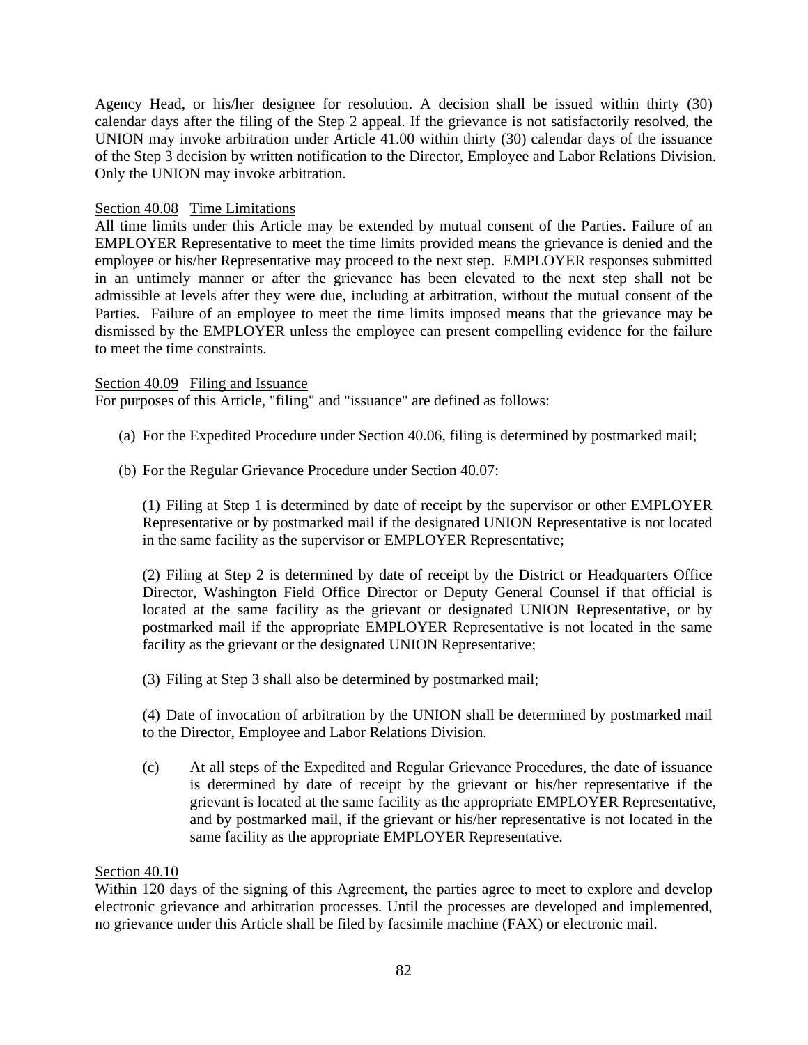Agency Head, or his/her designee for resolution. A decision shall be issued within thirty (30) calendar days after the filing of the Step 2 appeal. If the grievance is not satisfactorily resolved, the UNION may invoke arbitration under Article 41.00 within thirty (30) calendar days of the issuance of the Step 3 decision by written notification to the Director, Employee and Labor Relations Division. Only the UNION may invoke arbitration.

Section 40.08 Time Limitations

All time limits under this Article may be extended by mutual consent of the Parties. Failure of an EMPLOYER Representative to meet the time limits provided means the grievance is denied and the employee or his/her Representative may proceed to the next step. EMPLOYER responses submitted in an untimely manner or after the grievance has been elevated to the next step shall not be admissible at levels after they were due, including at arbitration, without the mutual consent of the Parties. Failure of an employee to meet the time limits imposed means that the grievance may be dismissed by the EMPLOYER unless the employee can present compelling evidence for the failure to meet the time constraints.

Section 40.09 Filing and Issuance

For purposes of this Article, "filing" and "issuance" are defined as follows:

(a) For the Expedited Procedure under Section 40.06, filing is determined by postmarked mail;

(b) For the Regular Grievance Procedure under Section 40.07:

(1) Filing at Step 1 is determined by date of receipt by the supervisor or other EMPLOYER Representative or by postmarked mail if the designated UNION Representative is not located in the same facility as the supervisor or EMPLOYER Representative;

(2) Filing at Step 2 is determined by date of receipt by the District or Headquarters Office Director, Washington Field Office Director or Deputy General Counsel if that official is located at the same facility as the grievant or designated UNION Representative, or by postmarked mail if the appropriate EMPLOYER Representative is not located in the same facility as the grievant or the designated UNION Representative;

(3) Filing at Step 3 shall also be determined by postmarked mail;

(4) Date of invocation of arbitration by the UNION shall be determined by postmarked mail to the Director, Employee and Labor Relations Division.

(c) At all steps of the Expedited and Regular Grievance Procedures, the date of issuance is determined by date of receipt by the grievant or his/her representative if the grievant is located at the same facility as the appropriate EMPLOYER Representative, and by postmarked mail, if the grievant or his/her representative is not located in the same facility as the appropriate EMPLOYER Representative.

Section 40.10

Within 120 days of the signing of this Agreement, the parties agree to meet to explore and develop electronic grievance and arbitration processes. Until the processes are developed and implemented, no grievance under this Article shall be filed by facsimile machine (FAX) or electronic mail.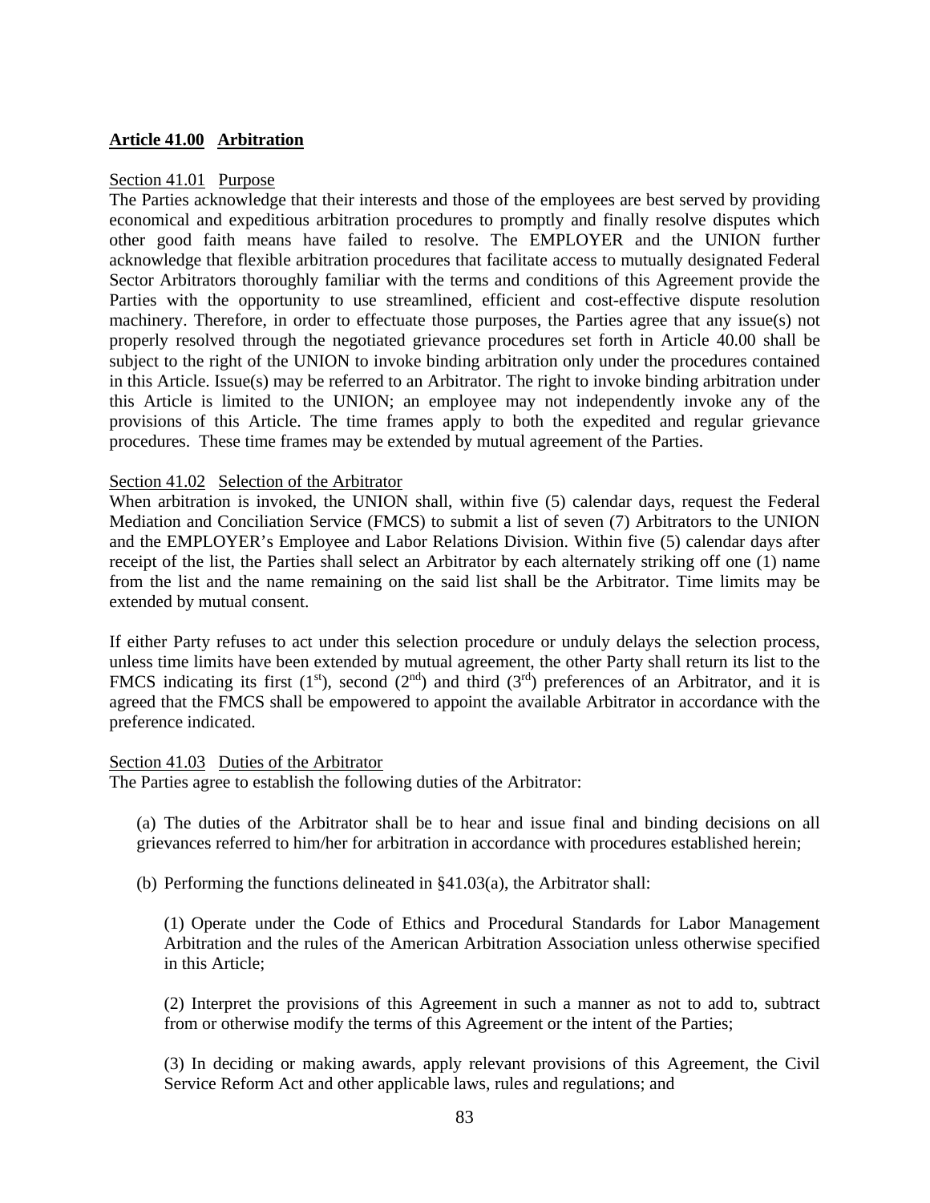**Article 41.00 Arbitration**

Section 41.01 Purpose

The Parties acknowledge that their interests and those of the employees are best served by providing economical and expeditious arbitration procedures to promptly and finally resolve disputes which other good faith means have failed to resolve. The EMPLOYER and the UNION further acknowledge that flexible arbitration procedures that facilitate access to mutually designated Federal Sector Arbitrators thoroughly familiar with the terms and conditions of this Agreement provide the Parties with the opportunity to use streamlined, efficient and cost-effective dispute resolution machinery. Therefore, in order to effectuate those purposes, the Parties agree that any issue(s) not properly resolved through the negotiated grievance procedures set forth in Article 40.00 shall be subject to the right of the UNION to invoke binding arbitration only under the procedures contained in this Article. Issue(s) may be referred to an Arbitrator. The right to invoke binding arbitration under this Article is limited to the UNION; an employee may not independently invoke any of the provisions of this Article. The time frames apply to both the expedited and regular grievance procedures. These time frames may be extended by mutual agreement of the Parties.

Section 41.02 Selection of the Arbitrator

When arbitration is invoked, the UNION shall, within five (5) calendar days, request the Federal Mediation and Conciliation Service (FMCS) to submit a list of seven (7) Arbitrators to the UNION and the EMPLOYER's Employee and Labor Relations Division. Within five (5) calendar days after receipt of the list, the Parties shall select an Arbitrator by each alternately striking off one (1) name from the list and the name remaining on the said list shall be the Arbitrator. Time limits may be extended by mutual consent.

If either Party refuses to act under this selection procedure or unduly delays the selection process, unless time limits have been extended by mutual agreement, the other Party shall return its list to the FMCS indicating its first (1st), second (2nd) and third (3rd) preferences of an Arbitrator, and it is agreed that the FMCS shall be empowered to appoint the available Arbitrator in accordance with the preference indicated.

Section 41.03 Duties of the Arbitrator

The Parties agree to establish the following duties of the Arbitrator:

(a) The duties of the Arbitrator shall be to hear and issue final and binding decisions on all grievances referred to him/her for arbitration in accordance with procedures established herein;

(b) Performing the functions delineated in §41.03(a), the Arbitrator shall:

(1) Operate under the Code of Ethics and Procedural Standards for Labor Management Arbitration and the rules of the American Arbitration Association unless otherwise specified in this Article;

(2) Interpret the provisions of this Agreement in such a manner as not to add to, subtract from or otherwise modify the terms of this Agreement or the intent of the Parties;

(3) In deciding or making awards, apply relevant provisions of this Agreement, the Civil Service Reform Act and other applicable laws, rules and regulations; and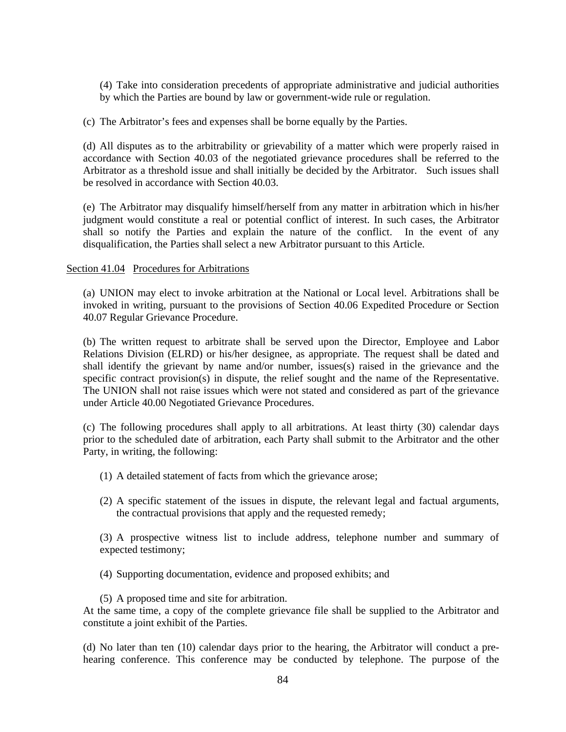(4) Take into consideration precedents of appropriate administrative and judicial authorities by which the Parties are bound by law or government-wide rule or regulation.

(c) The Arbitrator's fees and expenses shall be borne equally by the Parties.

(d) All disputes as to the arbitrability or grievability of a matter which were properly raised in accordance with Section 40.03 of the negotiated grievance procedures shall be referred to the Arbitrator as a threshold issue and shall initially be decided by the Arbitrator. Such issues shall be resolved in accordance with Section 40.03.

(e) The Arbitrator may disqualify himself/herself from any matter in arbitration which in his/her judgment would constitute a real or potential conflict of interest. In such cases, the Arbitrator shall so notify the Parties and explain the nature of the conflict. In the event of any disqualification, the Parties shall select a new Arbitrator pursuant to this Article.

Section 41.04 Procedures for Arbitrations

(a) UNION may elect to invoke arbitration at the National or Local level. Arbitrations shall be invoked in writing, pursuant to the provisions of Section 40.06 Expedited Procedure or Section 40.07 Regular Grievance Procedure.

(b) The written request to arbitrate shall be served upon the Director, Employee and Labor Relations Division (ELRD) or his/her designee, as appropriate. The request shall be dated and shall identify the grievant by name and/or number, issues(s) raised in the grievance and the specific contract provision(s) in dispute, the relief sought and the name of the Representative. The UNION shall not raise issues which were not stated and considered as part of the grievance under Article 40.00 Negotiated Grievance Procedures.

(c) The following procedures shall apply to all arbitrations. At least thirty (30) calendar days prior to the scheduled date of arbitration, each Party shall submit to the Arbitrator and the other Party, in writing, the following:

(1) A detailed statement of facts from which the grievance arose;

(2) A specific statement of the issues in dispute, the relevant legal and factual arguments, the contractual provisions that apply and the requested remedy;

(3) A prospective witness list to include address, telephone number and summary of expected testimony;

(4) Supporting documentation, evidence and proposed exhibits; and

(5) A proposed time and site for arbitration.

At the same time, a copy of the complete grievance file shall be supplied to the Arbitrator and constitute a joint exhibit of the Parties.

(d) No later than ten (10) calendar days prior to the hearing, the Arbitrator will conduct a pre-hearing conference. This conference may be conducted by telephone. The purpose of the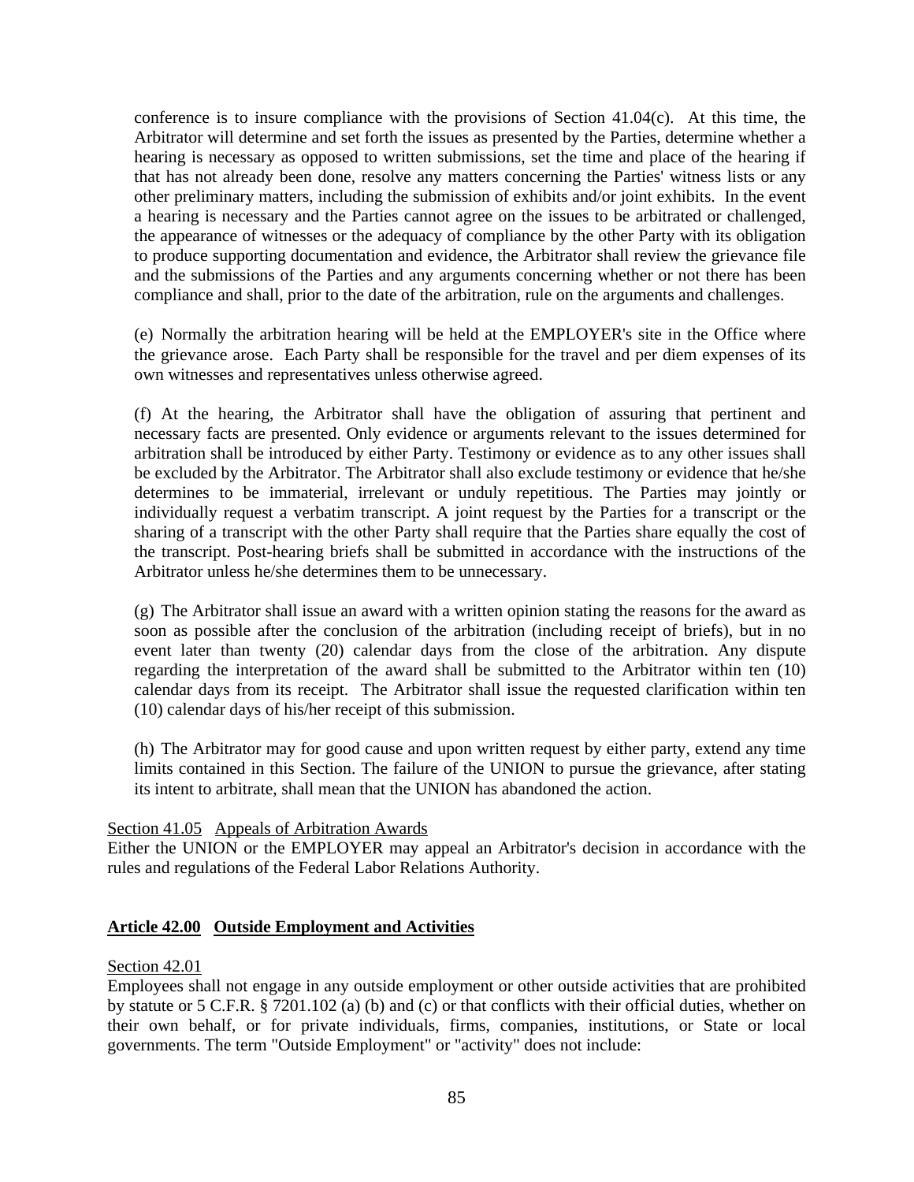conference is to insure compliance with the provisions of Section 41.04(c). At this time, the Arbitrator will determine and set forth the issues as presented by the Parties, determine whether a hearing is necessary as opposed to written submissions, set the time and place of the hearing if that has not already been done, resolve any matters concerning the Parties' witness lists or any other preliminary matters, including the submission of exhibits and/or joint exhibits. In the event a hearing is necessary and the Parties cannot agree on the issues to be arbitrated or challenged, the appearance of witnesses or the adequacy of compliance by the other Party with its obligation to produce supporting documentation and evidence, the Arbitrator shall review the grievance file and the submissions of the Parties and any arguments concerning whether or not there has been compliance and shall, prior to the date of the arbitration, rule on the arguments and challenges.

(e) Normally the arbitration hearing will be held at the EMPLOYER's site in the Office where the grievance arose. Each Party shall be responsible for the travel and per diem expenses of its own witnesses and representatives unless otherwise agreed.

(f) At the hearing, the Arbitrator shall have the obligation of assuring that pertinent and necessary facts are presented. Only evidence or arguments relevant to the issues determined for arbitration shall be introduced by either Party. Testimony or evidence as to any other issues shall be excluded by the Arbitrator. The Arbitrator shall also exclude testimony or evidence that he/she determines to be immaterial, irrelevant or unduly repetitious. The Parties may jointly or individually request a verbatim transcript. A joint request by the Parties for a transcript or the sharing of a transcript with the other Party shall require that the Parties share equally the cost of the transcript. Post-hearing briefs shall be submitted in accordance with the instructions of the Arbitrator unless he/she determines them to be unnecessary.

(g) The Arbitrator shall issue an award with a written opinion stating the reasons for the award as soon as possible after the conclusion of the arbitration (including receipt of briefs), but in no event later than twenty (20) calendar days from the close of the arbitration. Any dispute regarding the interpretation of the award shall be submitted to the Arbitrator within ten (10) calendar days from its receipt. The Arbitrator shall issue the requested clarification within ten (10) calendar days of his/her receipt of this submission.

(h) The Arbitrator may for good cause and upon written request by either party, extend any time limits contained in this Section. The failure of the UNION to pursue the grievance, after stating its intent to arbitrate, shall mean that the UNION has abandoned the action.

Section 41.05 Appeals of Arbitration Awards

Either the UNION or the EMPLOYER may appeal an Arbitrator's decision in accordance with the rules and regulations of the Federal Labor Relations Authority.

## **Article 42.00 Outside Employment and Activities**

Section 42.01

Employees shall not engage in any outside employment or other outside activities that are prohibited by statute or 5 C.F.R. § 7201.102 (a) (b) and (c) or that conflicts with their official duties, whether on their own behalf, or for private individuals, firms, companies, institutions, or State or local governments. The term "Outside Employment" or "activity" does not include: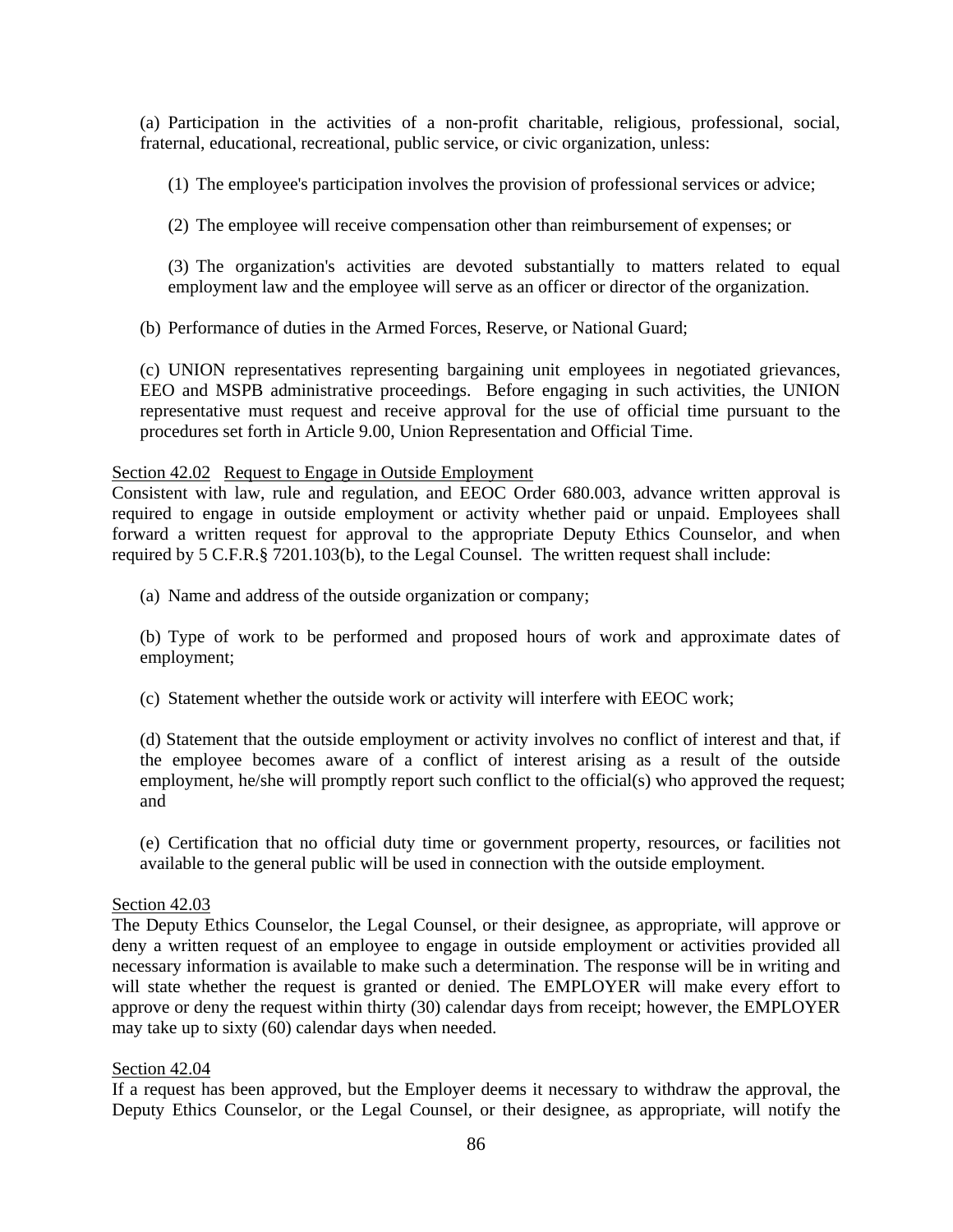(a) Participation in the activities of a non-profit charitable, religious, professional, social, fraternal, educational, recreational, public service, or civic organization, unless:

(1) The employee's participation involves the provision of professional services or advice;

(2) The employee will receive compensation other than reimbursement of expenses; or

(3) The organization's activities are devoted substantially to matters related to equal employment law and the employee will serve as an officer or director of the organization.

(b) Performance of duties in the Armed Forces, Reserve, or National Guard;

(c) UNION representatives representing bargaining unit employees in negotiated grievances, EEO and MSPB administrative proceedings. Before engaging in such activities, the UNION representative must request and receive approval for the use of official time pursuant to the procedures set forth in Article 9.00, Union Representation and Official Time.

Section 42.02 Request to Engage in Outside Employment

Consistent with law, rule and regulation, and EEOC Order 680.003, advance written approval is required to engage in outside employment or activity whether paid or unpaid. Employees shall forward a written request for approval to the appropriate Deputy Ethics Counselor, and when required by 5 C.F.R.§ 7201.103(b), to the Legal Counsel. The written request shall include:

(a) Name and address of the outside organization or company;

(b) Type of work to be performed and proposed hours of work and approximate dates of employment;

(c) Statement whether the outside work or activity will interfere with EEOC work;

(d) Statement that the outside employment or activity involves no conflict of interest and that, if the employee becomes aware of a conflict of interest arising as a result of the outside employment, he/she will promptly report such conflict to the official(s) who approved the request; and

(e) Certification that no official duty time or government property, resources, or facilities not available to the general public will be used in connection with the outside employment.

Section 42.03

The Deputy Ethics Counselor, the Legal Counsel, or their designee, as appropriate, will approve or deny a written request of an employee to engage in outside employment or activities provided all necessary information is available to make such a determination. The response will be in writing and will state whether the request is granted or denied. The EMPLOYER will make every effort to approve or deny the request within thirty (30) calendar days from receipt; however, the EMPLOYER may take up to sixty (60) calendar days when needed.

Section 42.04

If a request has been approved, but the Employer deems it necessary to withdraw the approval, the Deputy Ethics Counselor, or the Legal Counsel, or their designee, as appropriate, will notify the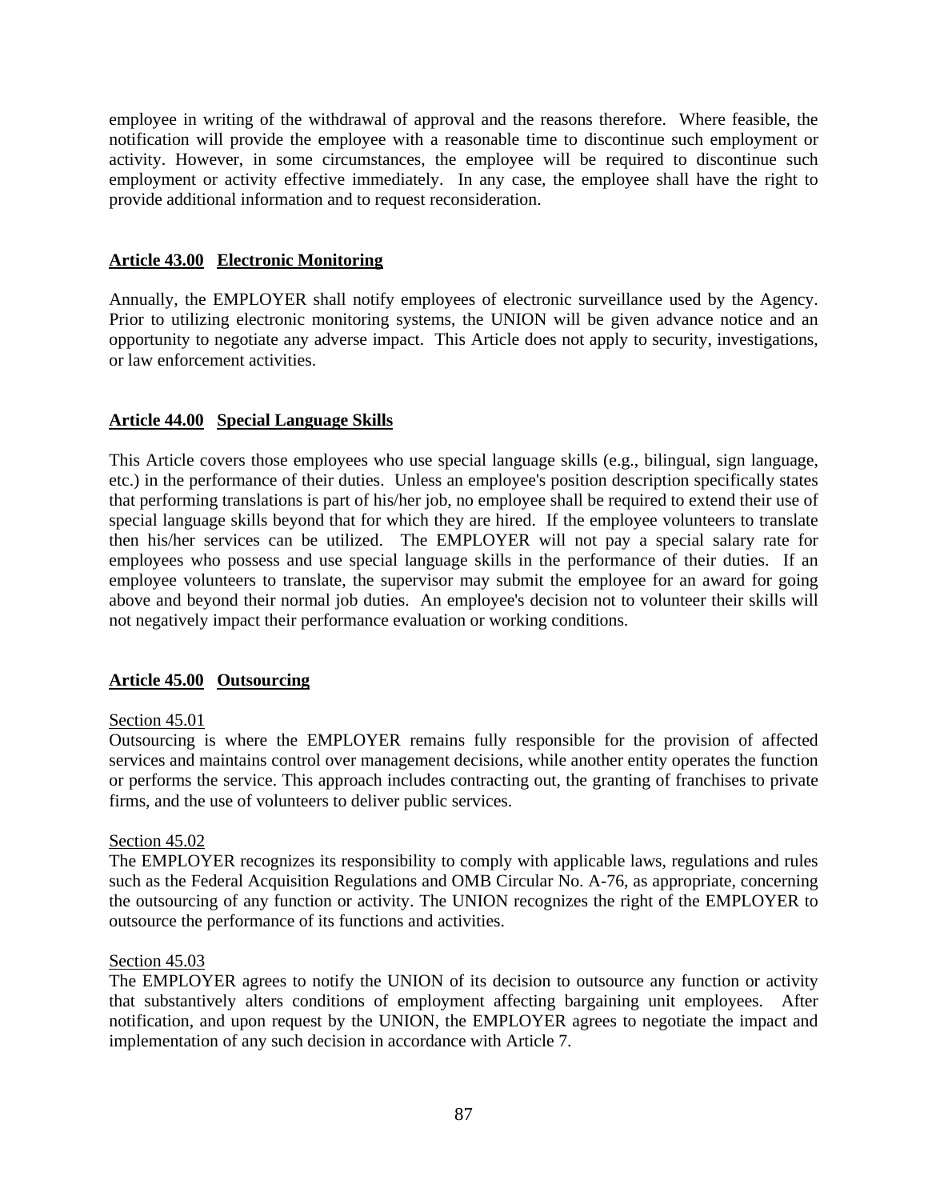employee in writing of the withdrawal of approval and the reasons therefore. Where feasible, the notification will provide the employee with a reasonable time to discontinue such employment or activity. However, in some circumstances, the employee will be required to discontinue such employment or activity effective immediately. In any case, the employee shall have the right to provide additional information and to request reconsideration.

## Article 43.00 Electronic Monitoring

Annually, the EMPLOYER shall notify employees of electronic surveillance used by the Agency. Prior to utilizing electronic monitoring systems, the UNION will be given advance notice and an opportunity to negotiate any adverse impact. This Article does not apply to security, investigations, or law enforcement activities.

## Article 44.00 Special Language Skills

This Article covers those employees who use special language skills (e.g., bilingual, sign language, etc.) in the performance of their duties. Unless an employee's position description specifically states that performing translations is part of his/her job, no employee shall be required to extend their use of special language skills beyond that for which they are hired. If the employee volunteers to translate then his/her services can be utilized. The EMPLOYER will not pay a special salary rate for employees who possess and use special language skills in the performance of their duties. If an employee volunteers to translate, the supervisor may submit the employee for an award for going above and beyond their normal job duties. An employee's decision not to volunteer their skills will not negatively impact their performance evaluation or working conditions.

## Article 45.00 Outsourcing

Section 45.01

Outsourcing is where the EMPLOYER remains fully responsible for the provision of affected services and maintains control over management decisions, while another entity operates the function or performs the service. This approach includes contracting out, the granting of franchises to private firms, and the use of volunteers to deliver public services.

Section 45.02

The EMPLOYER recognizes its responsibility to comply with applicable laws, regulations and rules such as the Federal Acquisition Regulations and OMB Circular No. A-76, as appropriate, concerning the outsourcing of any function or activity. The UNION recognizes the right of the EMPLOYER to outsource the performance of its functions and activities.

Section 45.03

The EMPLOYER agrees to notify the UNION of its decision to outsource any function or activity that substantively alters conditions of employment affecting bargaining unit employees. After notification, and upon request by the UNION, the EMPLOYER agrees to negotiate the impact and implementation of any such decision in accordance with Article 7.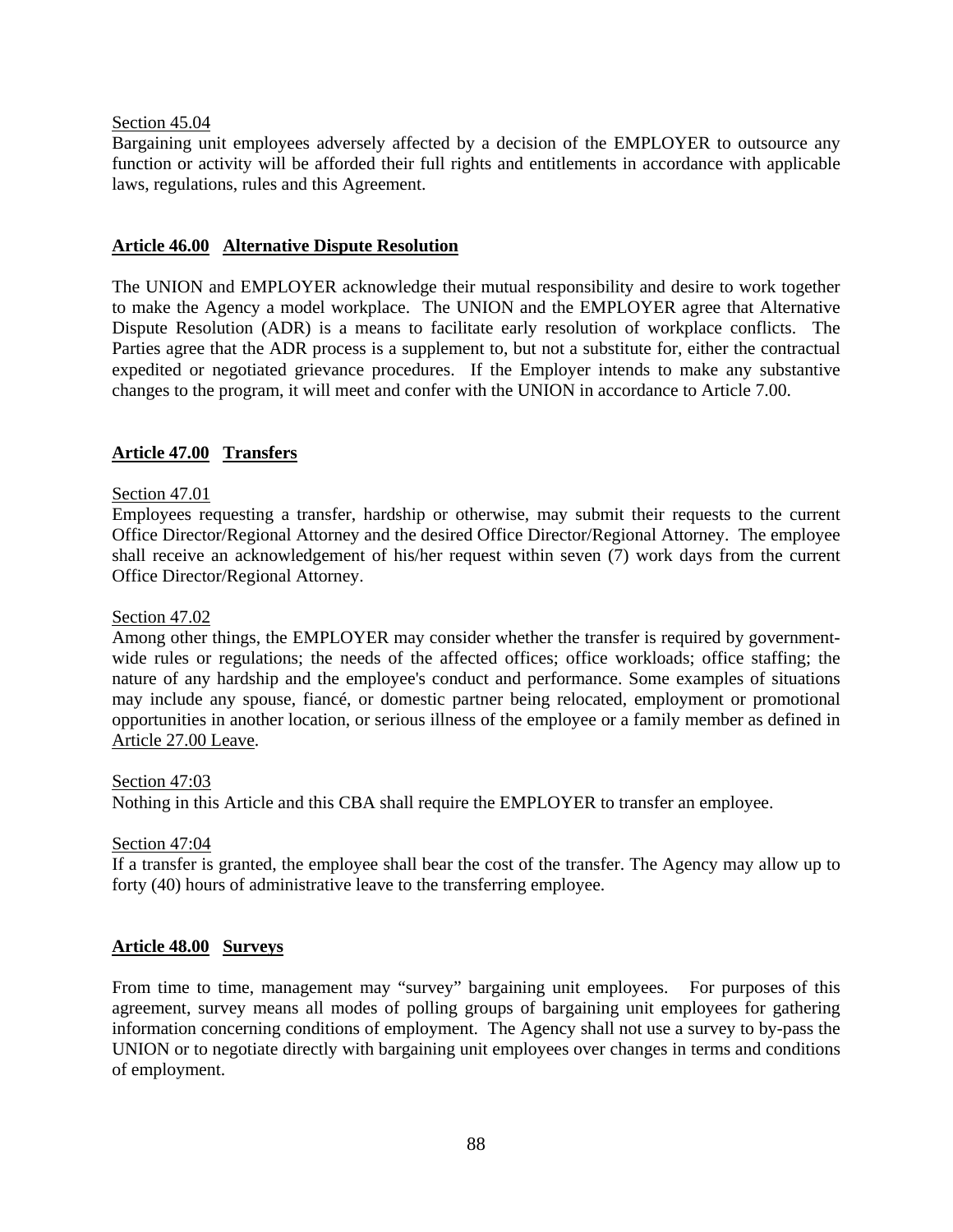Section 45.04

Bargaining unit employees adversely affected by a decision of the EMPLOYER to outsource any function or activity will be afforded their full rights and entitlements in accordance with applicable laws, regulations, rules and this Agreement.

## **Article 46.00 Alternative Dispute Resolution**

The UNION and EMPLOYER acknowledge their mutual responsibility and desire to work together to make the Agency a model workplace. The UNION and the EMPLOYER agree that Alternative Dispute Resolution (ADR) is a means to facilitate early resolution of workplace conflicts. The Parties agree that the ADR process is a supplement to, but not a substitute for, either the contractual expedited or negotiated grievance procedures. If the Employer intends to make any substantive changes to the program, it will meet and confer with the UNION in accordance to Article 7.00.

## **Article 47.00 Transfers**

Section 47.01

Employees requesting a transfer, hardship or otherwise, may submit their requests to the current Office Director/Regional Attorney and the desired Office Director/Regional Attorney. The employee shall receive an acknowledgement of his/her request within seven (7) work days from the current Office Director/Regional Attorney.

Section 47.02

Among other things, the EMPLOYER may consider whether the transfer is required by government-wide rules or regulations; the needs of the affected offices; office workloads; office staffing; the nature of any hardship and the employee's conduct and performance. Some examples of situations may include any spouse, fiancé, or domestic partner being relocated, employment or promotional opportunities in another location, or serious illness of the employee or a family member as defined in Article 27.00 Leave.

Section 47:03

Nothing in this Article and this CBA shall require the EMPLOYER to transfer an employee.

Section 47:04

If a transfer is granted, the employee shall bear the cost of the transfer. The Agency may allow up to forty (40) hours of administrative leave to the transferring employee.

## **Article 48.00 Surveys**

From time to time, management may "survey" bargaining unit employees. For purposes of this agreement, survey means all modes of polling groups of bargaining unit employees for gathering information concerning conditions of employment. The Agency shall not use a survey to by-pass the UNION or to negotiate directly with bargaining unit employees over changes in terms and conditions of employment.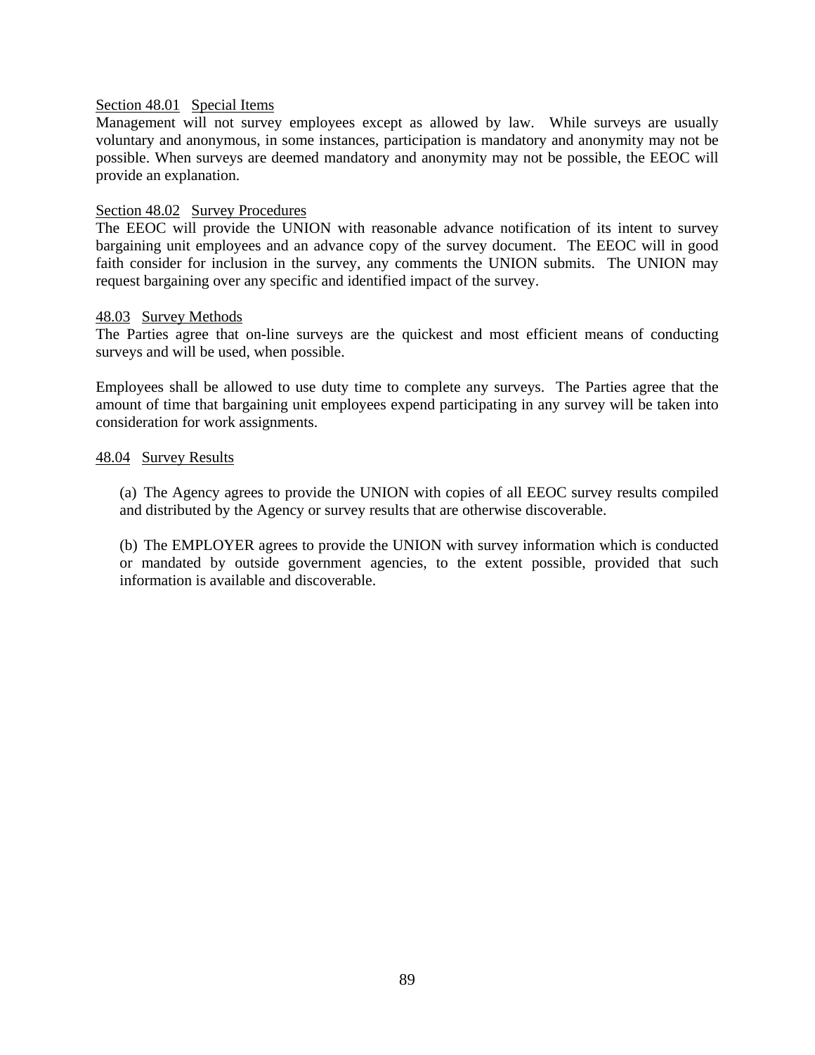Section 48.01 Special Items
Management will not survey employees except as allowed by law. While surveys are usually voluntary and anonymous, in some instances, participation is mandatory and anonymity may not be possible. When surveys are deemed mandatory and anonymity may not be possible, the EEOC will provide an explanation.

Section 48.02 Survey Procedures
The EEOC will provide the UNION with reasonable advance notification of its intent to survey bargaining unit employees and an advance copy of the survey document. The EEOC will in good faith consider for inclusion in the survey, any comments the UNION submits. The UNION may request bargaining over any specific and identified impact of the survey.

48.03 Survey Methods
The Parties agree that on-line surveys are the quickest and most efficient means of conducting surveys and will be used, when possible.

Employees shall be allowed to use duty time to complete any surveys. The Parties agree that the amount of time that bargaining unit employees expend participating in any survey will be taken into consideration for work assignments.

48.04 Survey Results

(a) The Agency agrees to provide the UNION with copies of all EEOC survey results compiled and distributed by the Agency or survey results that are otherwise discoverable.

(b) The EMPLOYER agrees to provide the UNION with survey information which is conducted or mandated by outside government agencies, to the extent possible, provided that such information is available and discoverable.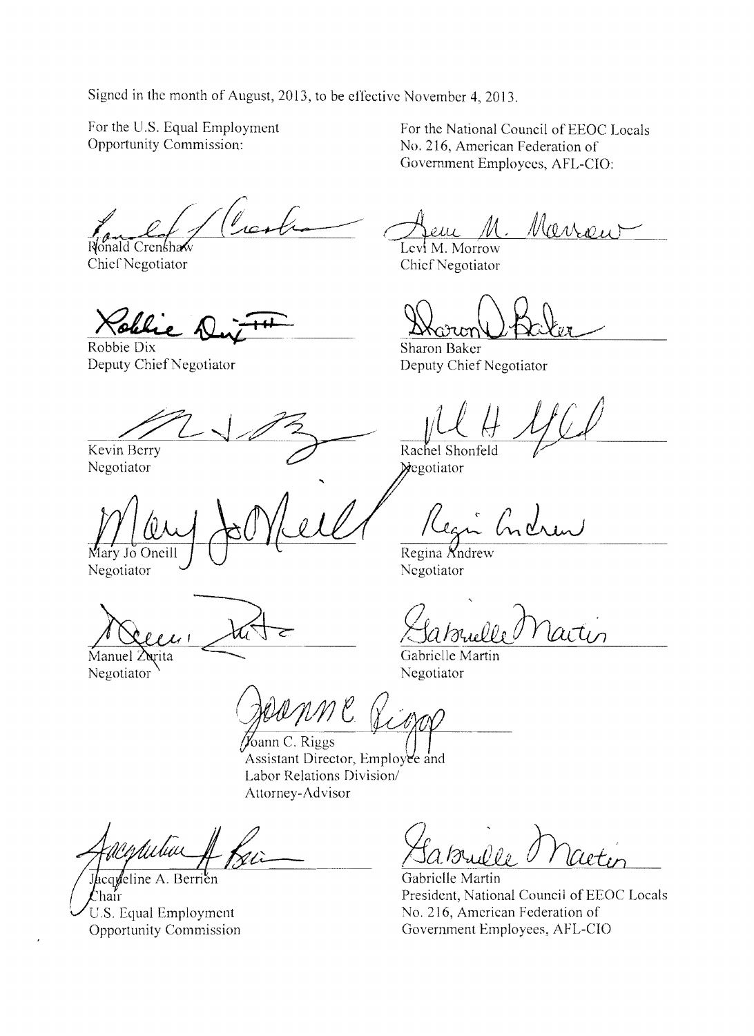Signed in the month of August, 2013, to be effective November 4, 2013.

For the U.S. Equal Employment Opportunity Commission:

Ronald Crenshaw
Chief Negotiator

Robbie Dix
Deputy Chief Negotiator

Kevin Berry
Negotiator

Mary Jo Oneill
Negotiator

Manuel Zurita
Negotiator

For the National Council of EEOC Locals No. 216, American Federation of Government Employees, AFL-CIO:

Levi M. Morrow
Chief Negotiator

Sharon Baker
Deputy Chief Negotiator

Rachel Shonfeld
Negotiator

Regina Andrew
Negotiator

Gabrielle Martin
Negotiator

Joann C. Riggs
Assistant Director, Employee and Labor Relations Division/ Attorney-Advisor

Jacqueline A. Berrien
Chair
U.S. Equal Employment Opportunity Commission

Gabrielle Martin
President, National Council of EEOC Locals No. 216, American Federation of Government Employees, AFL-CIO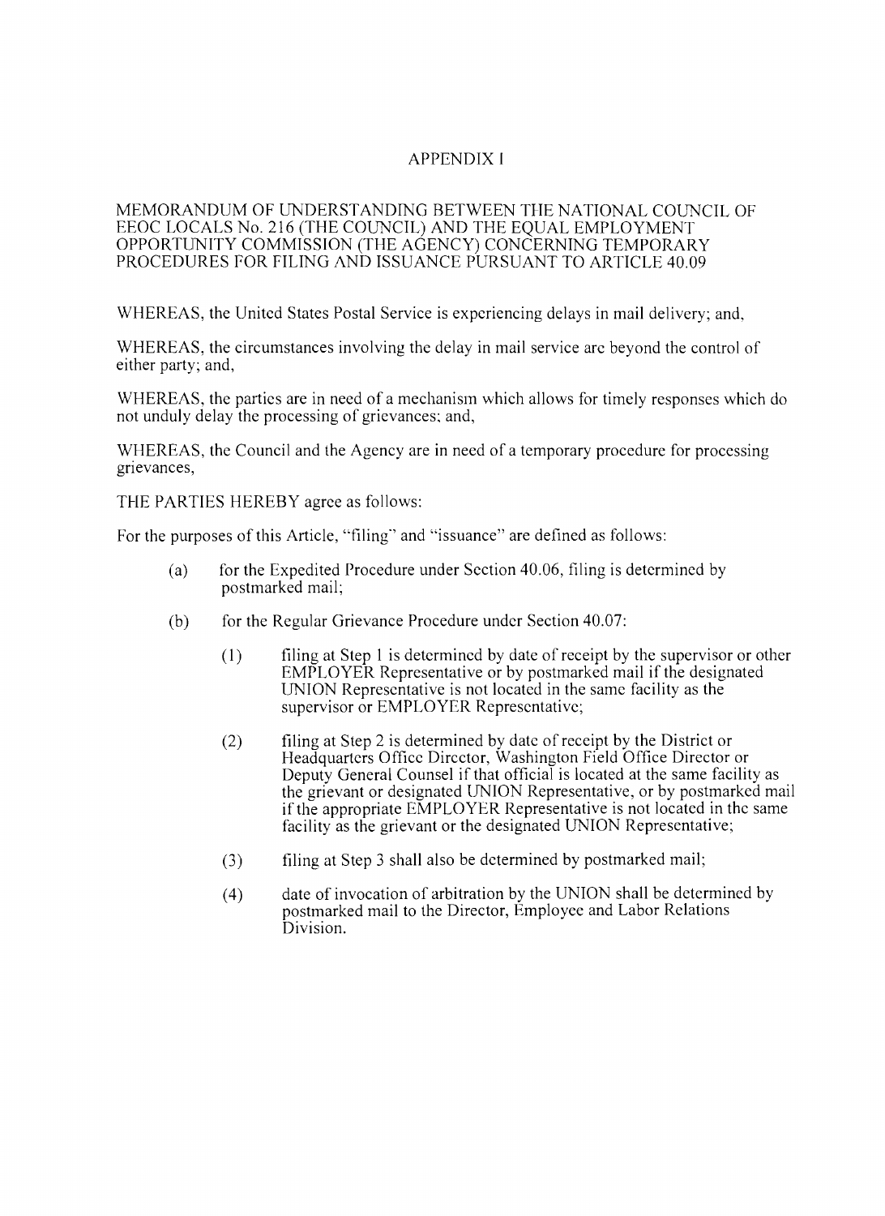# APPENDIX I

MEMORANDUM OF UNDERSTANDING BETWEEN THE NATIONAL COUNCIL OF EEOC LOCALS No. 216 (THE COUNCIL) AND THE EQUAL EMPLOYMENT OPPORTUNITY COMMISSION (THE AGENCY) CONCERNING TEMPORARY PROCEDURES FOR FILING AND ISSUANCE PURSUANT TO ARTICLE 40.09

WHEREAS, the United States Postal Service is experiencing delays in mail delivery; and,

WHEREAS, the circumstances involving the delay in mail service are beyond the control of either party; and,

WHEREAS, the parties are in need of a mechanism which allows for timely responses which do not unduly delay the processing of grievances; and,

WHEREAS, the Council and the Agency are in need of a temporary procedure for processing grievances,

THE PARTIES HEREBY agree as follows:

For the purposes of this Article, "filing" and "issuance" are defined as follows:

(a) for the Expedited Procedure under Section 40.06, filing is determined by postmarked mail;

(b) for the Regular Grievance Procedure under Section 40.07:

   (1) filing at Step 1 is determined by date of receipt by the supervisor or other EMPLOYER Representative or by postmarked mail if the designated UNION Representative is not located in the same facility as the supervisor or EMPLOYER Representative;

   (2) filing at Step 2 is determined by date of receipt by the District or Headquarters Office Director, Washington Field Office Director or Deputy General Counsel if that official is located at the same facility as the grievant or designated UNION Representative, or by postmarked mail if the appropriate EMPLOYER Representative is not located in the same facility as the grievant or the designated UNION Representative;

   (3) filing at Step 3 shall also be determined by postmarked mail;

   (4) date of invocation of arbitration by the UNION shall be determined by postmarked mail to the Director, Employee and Labor Relations Division.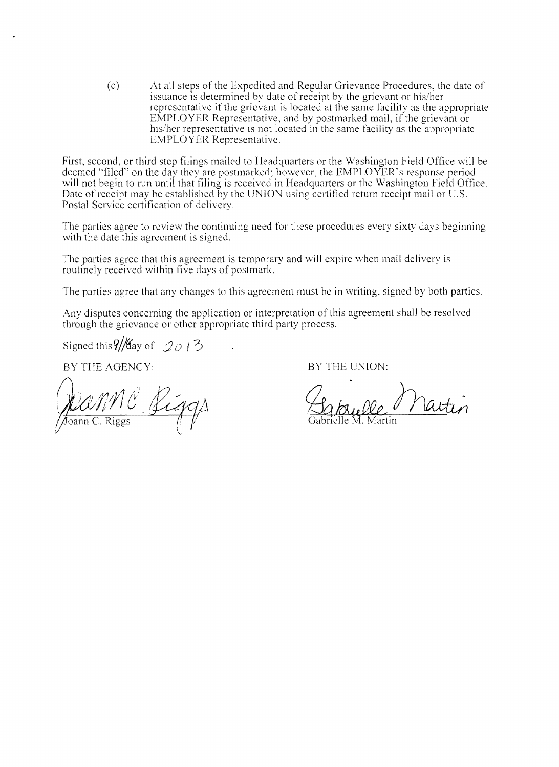(c) At all steps of the Expedited and Regular Grievance Procedures, the date of issuance is determined by date of receipt by the grievant or his/her representative if the grievant is located at the same facility as the appropriate EMPLOYER Representative, and by postmarked mail, if the grievant or his/her representative is not located in the same facility as the appropriate EMPLOYER Representative.

First, second, or third step filings mailed to Headquarters or the Washington Field Office will be deemed "filed" on the day they are postmarked; however, the EMPLOYER's response period will not begin to run until that filing is received in Headquarters or the Washington Field Office. Date of receipt may be established by the UNION using certified return receipt mail or U.S. Postal Service certification of delivery.

The parties agree to review the continuing need for these procedures every sixty days beginning with the date this agreement is signed.

The parties agree that this agreement is temporary and will expire when mail delivery is routinely received within five days of postmark.

The parties agree that any changes to this agreement must be in writing, signed by both parties.

Any disputes concerning the application or interpretation of this agreement shall be resolved through the grievance or other appropriate third party process.

Signed this 4/16 day of 2013.

BY THE AGENCY:

Joann C. Riggs

BY THE UNION:

Gabrielle M. Martin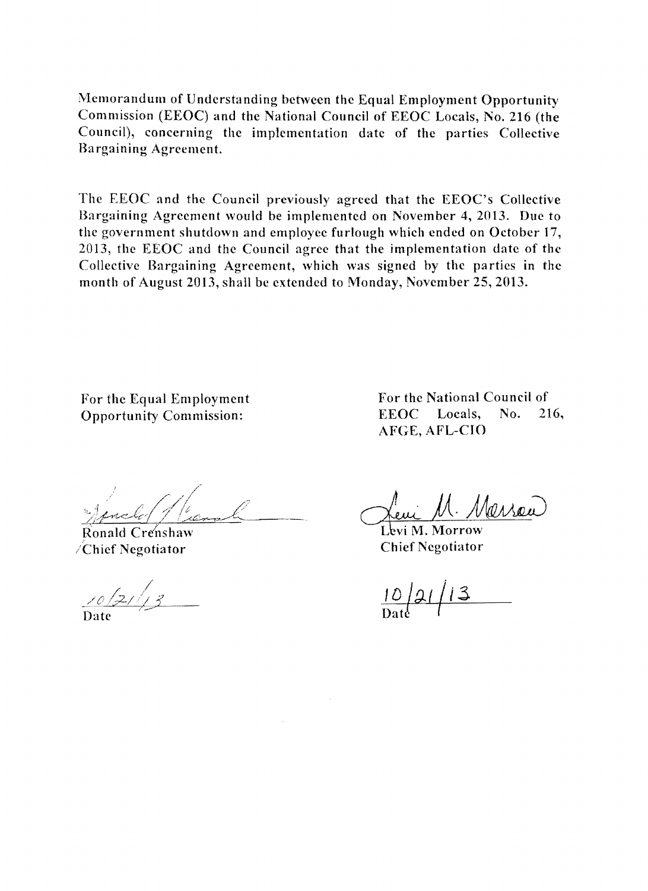Memorandum of Understanding between the Equal Employment Opportunity Commission (EEOC) and the National Council of EEOC Locals, No. 216 (the Council), concerning the implementation date of the parties Collective Bargaining Agreement.

The EEOC and the Council previously agreed that the EEOC's Collective Bargaining Agreement would be implemented on November 4, 2013. Due to the government shutdown and employee furlough which ended on October 17, 2013, the EEOC and the Council agree that the implementation date of the Collective Bargaining Agreement, which was signed by the parties in the month of August 2013, shall be extended to Monday, November 25, 2013.

For the Equal Employment Opportunity Commission:

Ronald Crenshaw
Chief Negotiator

10/21/13
Date

For the National Council of EEOC Locals, No. 216, AFGE, AFL-CIO

Levi M. Morrow
Chief Negotiator

10/21/13
Date